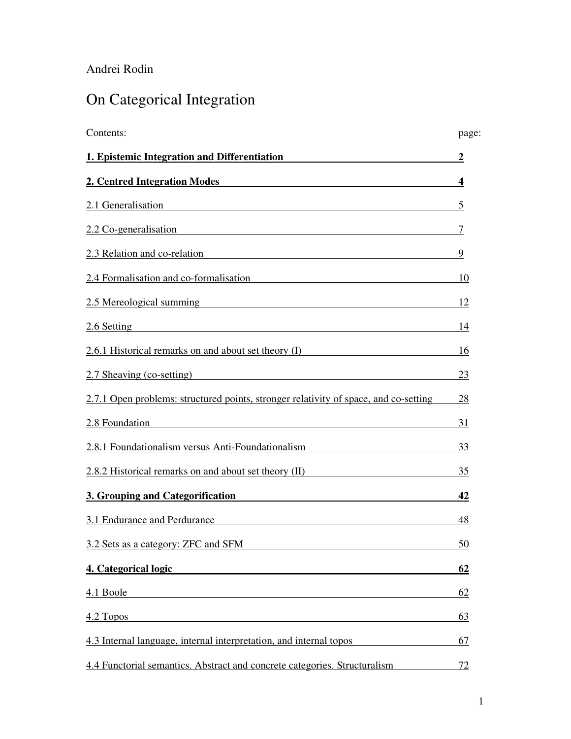Andrei Rodin

# On Categorical Integration

| Contents: | page: |
|---|---|
| **1. Epistemic Integration and Differentiation** | **2** |
| **2. Centred Integration Modes** | **4** |
| 2.1 Generalisation | 5 |
| 2.2 Co-generalisation | 7 |
| 2.3 Relation and co-relation | 9 |
| 2.4 Formalisation and co-formalisation | 10 |
| 2.5 Mereological summing | 12 |
| 2.6 Setting | 14 |
| 2.6.1 Historical remarks on and about set theory (I) | 16 |
| 2.7 Sheaving (co-setting) | 23 |
| 2.7.1 Open problems: structured points, stronger relativity of space, and co-setting | 28 |
| 2.8 Foundation | 31 |
| 2.8.1 Foundationalism versus Anti-Foundationalism | 33 |
| 2.8.2 Historical remarks on and about set theory (II) | 35 |
| **3. Grouping and Categorification** | **42** |
| 3.1 Endurance and Perdurance | 48 |
| 3.2 Sets as a category: ZFC and SFM | 50 |
| **4. Categorical logic** | **62** |
| 4.1 Boole | 62 |
| 4.2 Topos | 63 |
| 4.3 Internal language, internal interpretation, and internal topos | 67 |
| 4.4 Functorial semantics. Abstract and concrete categories. Structuralism | 72 |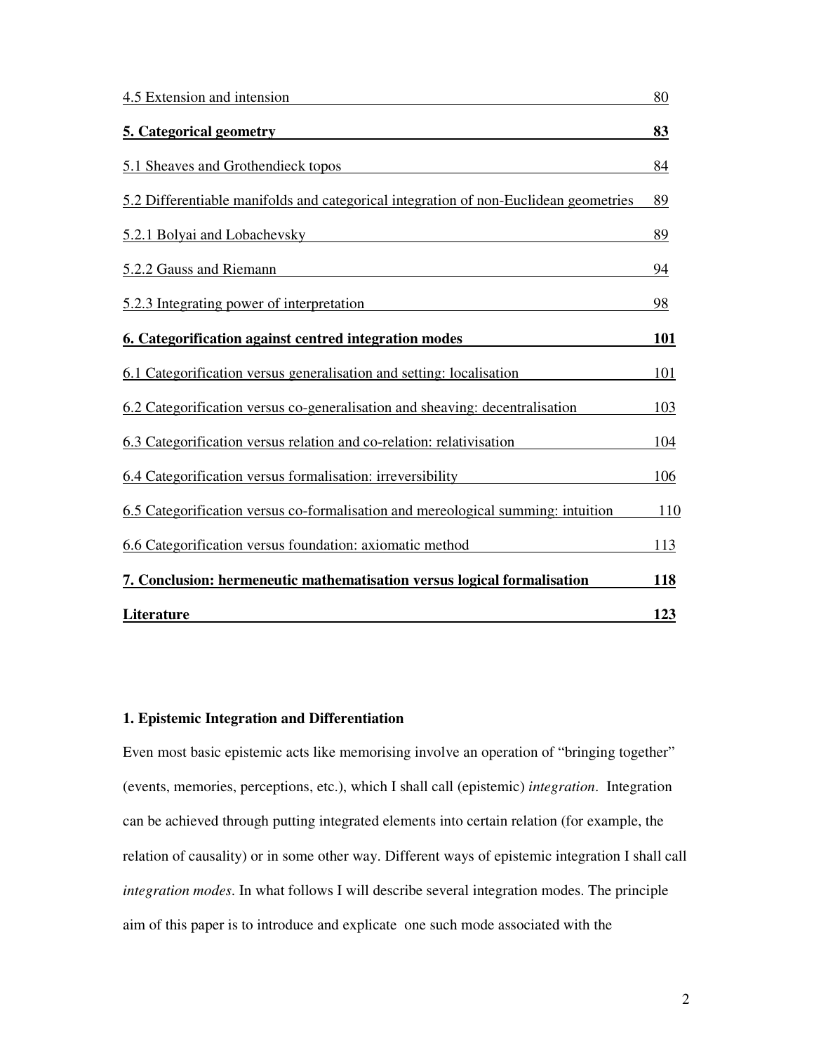4.5 Extension and intension 80

**5. Categorical geometry 83**

5.1 Sheaves and Grothendieck topos 84

5.2 Differentiable manifolds and categorical integration of non-Euclidean geometries 89

5.2.1 Bolyai and Lobachevsky 89

5.2.2 Gauss and Riemann 94

5.2.3 Integrating power of interpretation 98

**6. Categorification against centred integration modes 101**

6.1 Categorification versus generalisation and setting: localisation 101

6.2 Categorification versus co-generalisation and sheaving: decentralisation 103

6.3 Categorification versus relation and co-relation: relativisation 104

6.4 Categorification versus formalisation: irreversibility 106

6.5 Categorification versus co-formalisation and mereological summing: intuition 110

6.6 Categorification versus foundation: axiomatic method 113

**7. Conclusion: hermeneutic mathematisation versus logical formalisation 118**

**Literature 123**

## 1. Epistemic Integration and Differentiation

Even most basic epistemic acts like memorising involve an operation of "bringing together" (events, memories, perceptions, etc.), which I shall call (epistemic) *integration*. Integration can be achieved through putting integrated elements into certain relation (for example, the relation of causality) or in some other way. Different ways of epistemic integration I shall call *integration modes*. In what follows I will describe several integration modes. The principle aim of this paper is to introduce and explicate one such mode associated with the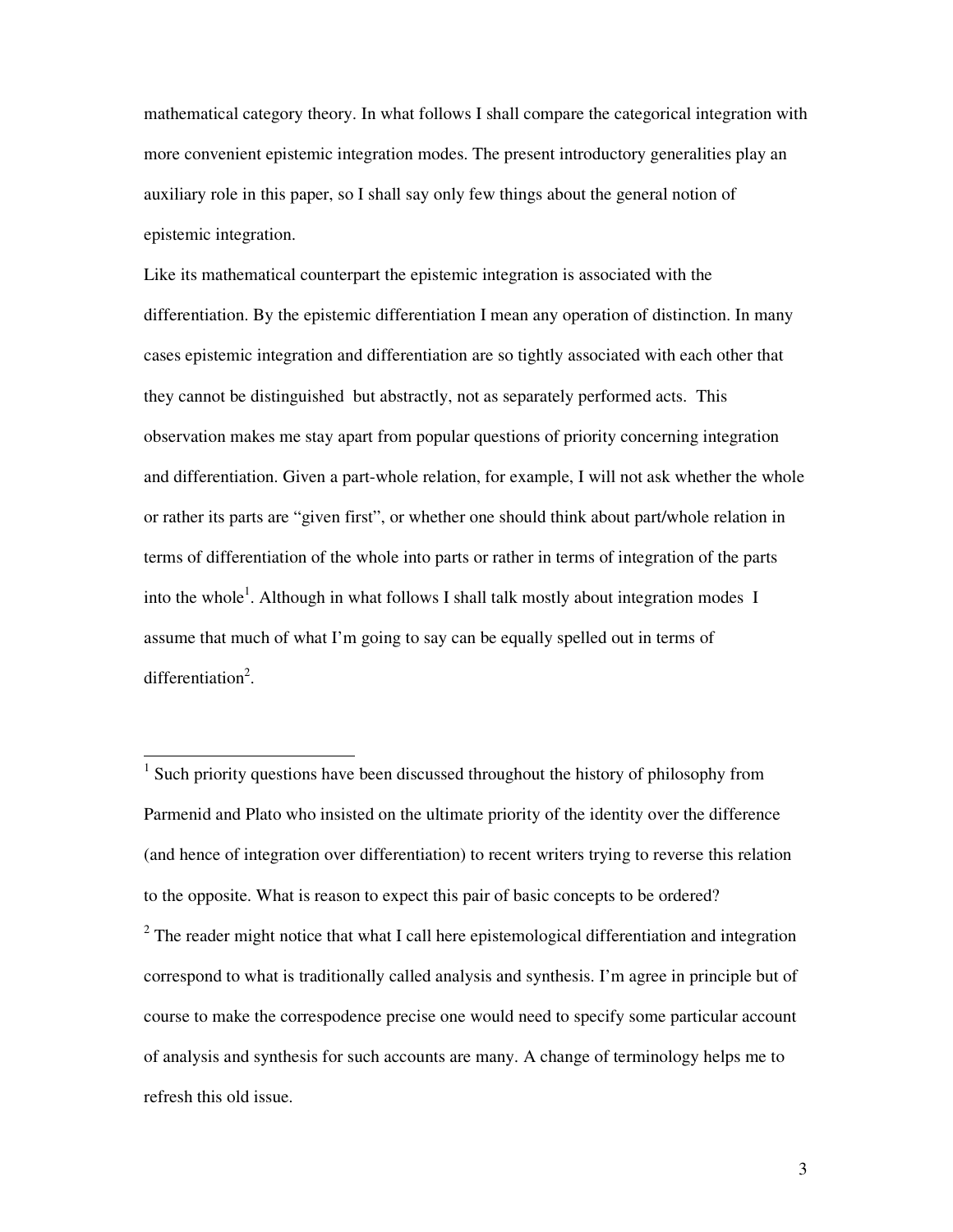mathematical category theory. In what follows I shall compare the categorical integration with more convenient epistemic integration modes. The present introductory generalities play an auxiliary role in this paper, so I shall say only few things about the general notion of epistemic integration.

Like its mathematical counterpart the epistemic integration is associated with the differentiation. By the epistemic differentiation I mean any operation of distinction. In many cases epistemic integration and differentiation are so tightly associated with each other that they cannot be distinguished but abstractly, not as separately performed acts. This observation makes me stay apart from popular questions of priority concerning integration and differentiation. Given a part-whole relation, for example, I will not ask whether the whole or rather its parts are "given first", or whether one should think about part/whole relation in terms of differentiation of the whole into parts or rather in terms of integration of the parts into the whole[1]. Although in what follows I shall talk mostly about integration modes I assume that much of what I'm going to say can be equally spelled out in terms of differentiation[2].

---

[1] Such priority questions have been discussed throughout the history of philosophy from Parmenid and Plato who insisted on the ultimate priority of the identity over the difference (and hence of integration over differentiation) to recent writers trying to reverse this relation to the opposite. What is reason to expect this pair of basic concepts to be ordered?

[2] The reader might notice that what I call here epistemological differentiation and integration correspond to what is traditionally called analysis and synthesis. I'm agree in principle but of course to make the correspodence precise one would need to specify some particular account of analysis and synthesis for such accounts are many. A change of terminology helps me to refresh this old issue.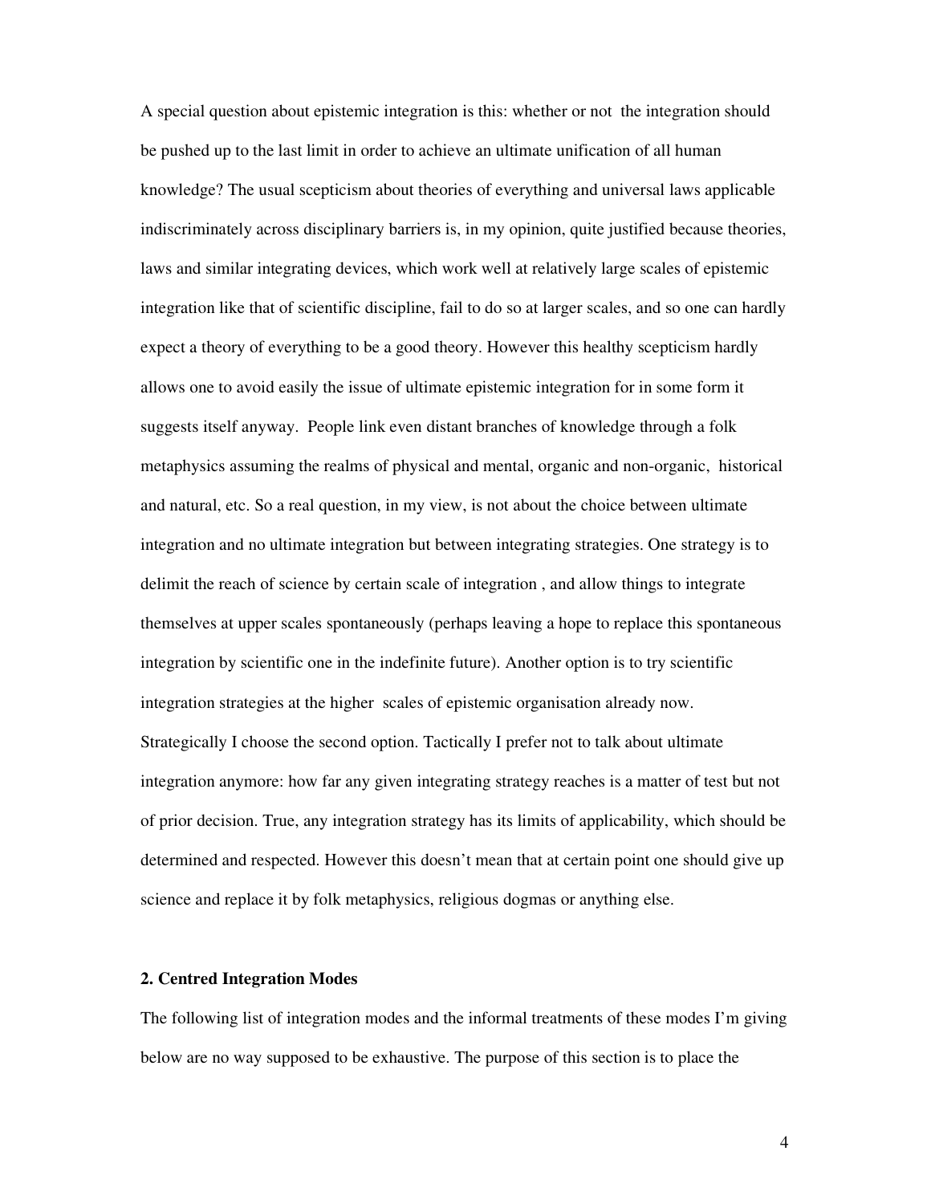A special question about epistemic integration is this: whether or not the integration should be pushed up to the last limit in order to achieve an ultimate unification of all human knowledge? The usual scepticism about theories of everything and universal laws applicable indiscriminately across disciplinary barriers is, in my opinion, quite justified because theories, laws and similar integrating devices, which work well at relatively large scales of epistemic integration like that of scientific discipline, fail to do so at larger scales, and so one can hardly expect a theory of everything to be a good theory. However this healthy scepticism hardly allows one to avoid easily the issue of ultimate epistemic integration for in some form it suggests itself anyway. People link even distant branches of knowledge through a folk metaphysics assuming the realms of physical and mental, organic and non-organic, historical and natural, etc. So a real question, in my view, is not about the choice between ultimate integration and no ultimate integration but between integrating strategies. One strategy is to delimit the reach of science by certain scale of integration , and allow things to integrate themselves at upper scales spontaneously (perhaps leaving a hope to replace this spontaneous integration by scientific one in the indefinite future). Another option is to try scientific integration strategies at the higher scales of epistemic organisation already now. Strategically I choose the second option. Tactically I prefer not to talk about ultimate integration anymore: how far any given integrating strategy reaches is a matter of test but not of prior decision. True, any integration strategy has its limits of applicability, which should be determined and respected. However this doesn't mean that at certain point one should give up science and replace it by folk metaphysics, religious dogmas or anything else.

## 2. Centred Integration Modes

The following list of integration modes and the informal treatments of these modes I'm giving below are no way supposed to be exhaustive. The purpose of this section is to place the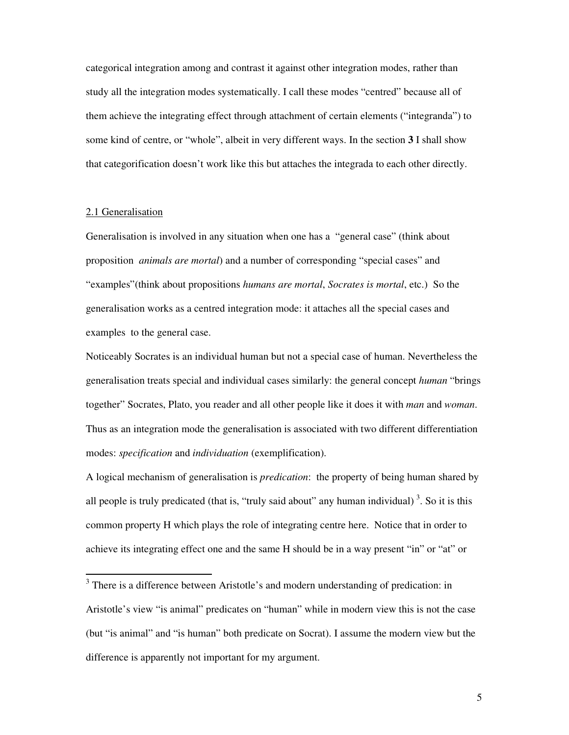categorical integration among and contrast it against other integration modes, rather than study all the integration modes systematically. I call these modes "centred" because all of them achieve the integrating effect through attachment of certain elements ("integranda") to some kind of centre, or "whole", albeit in very different ways. In the section **3** I shall show that categorification doesn't work like this but attaches the integrada to each other directly.

## 2.1 Generalisation

Generalisation is involved in any situation when one has a "general case" (think about proposition *animals are mortal*) and a number of corresponding "special cases" and "examples"(think about propositions *humans are mortal*, *Socrates is mortal*, etc.) So the generalisation works as a centred integration mode: it attaches all the special cases and examples to the general case.

Noticeably Socrates is an individual human but not a special case of human. Nevertheless the generalisation treats special and individual cases similarly: the general concept *human* "brings together" Socrates, Plato, you reader and all other people like it does it with *man* and *woman*. Thus as an integration mode the generalisation is associated with two different differentiation modes: *specification* and *individuation* (exemplification).

A logical mechanism of generalisation is *predication*: the property of being human shared by all people is truly predicated (that is, "truly said about" any human individual) [3]. So it is this common property H which plays the role of integrating centre here. Notice that in order to achieve its integrating effect one and the same H should be in a way present "in" or "at" or

[3] There is a difference between Aristotle's and modern understanding of predication: in Aristotle's view "is animal" predicates on "human" while in modern view this is not the case (but "is animal" and "is human" both predicate on Socrat). I assume the modern view but the difference is apparently not important for my argument.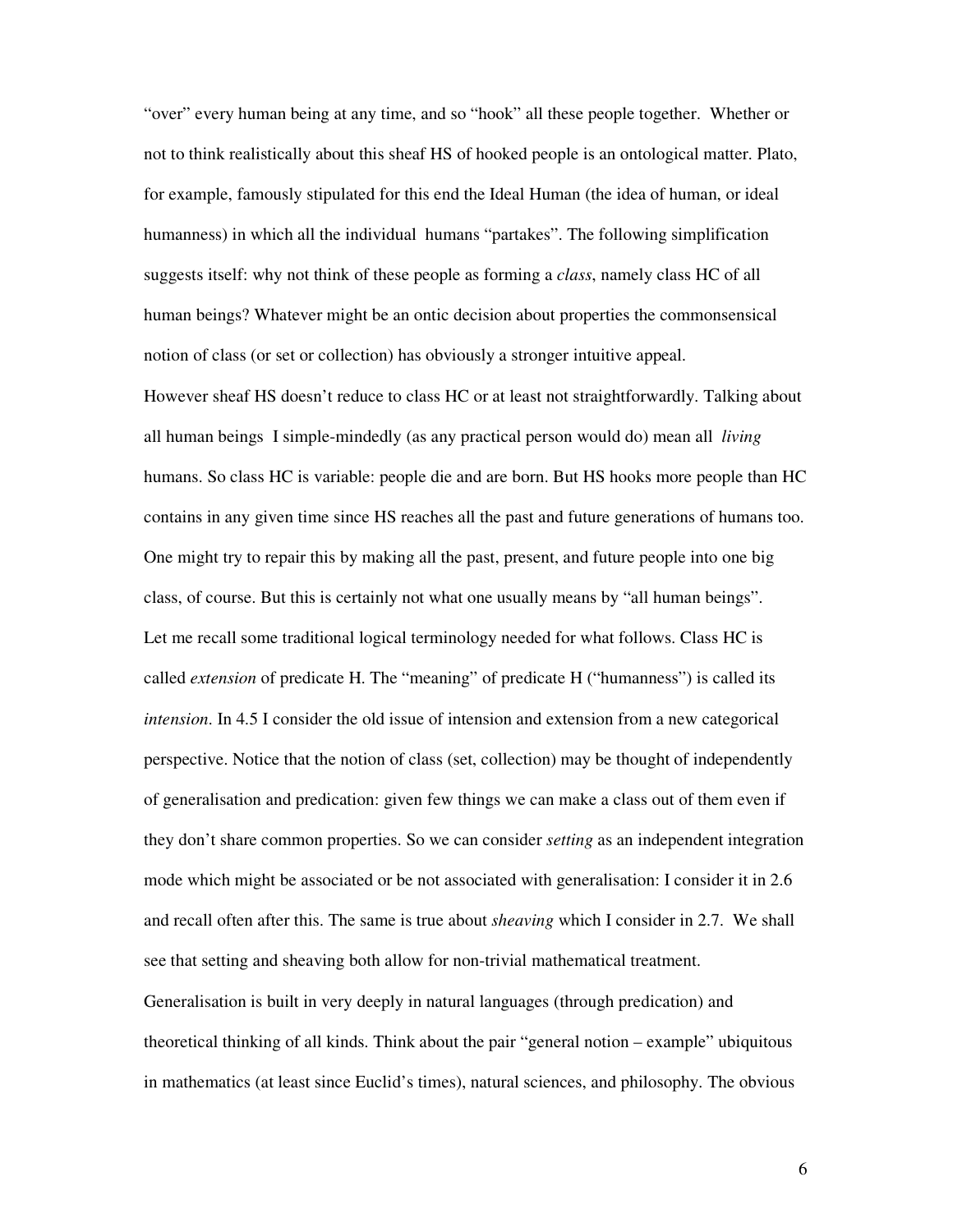"over" every human being at any time, and so "hook" all these people together. Whether or not to think realistically about this sheaf HS of hooked people is an ontological matter. Plato, for example, famously stipulated for this end the Ideal Human (the idea of human, or ideal humanness) in which all the individual humans "partakes". The following simplification suggests itself: why not think of these people as forming a *class*, namely class HC of all human beings? Whatever might be an ontic decision about properties the commonsensical notion of class (or set or collection) has obviously a stronger intuitive appeal.

However sheaf HS doesn't reduce to class HC or at least not straightforwardly. Talking about all human beings I simple-mindedly (as any practical person would do) mean all *living* humans. So class HC is variable: people die and are born. But HS hooks more people than HC contains in any given time since HS reaches all the past and future generations of humans too. One might try to repair this by making all the past, present, and future people into one big class, of course. But this is certainly not what one usually means by "all human beings".

Let me recall some traditional logical terminology needed for what follows. Class HC is called *extension* of predicate H. The "meaning" of predicate H ("humanness") is called its *intension*. In 4.5 I consider the old issue of intension and extension from a new categorical perspective. Notice that the notion of class (set, collection) may be thought of independently of generalisation and predication: given few things we can make a class out of them even if they don't share common properties. So we can consider *setting* as an independent integration mode which might be associated or be not associated with generalisation: I consider it in 2.6 and recall often after this. The same is true about *sheaving* which I consider in 2.7. We shall see that setting and sheaving both allow for non-trivial mathematical treatment.

Generalisation is built in very deeply in natural languages (through predication) and theoretical thinking of all kinds. Think about the pair "general notion – example" ubiquitous in mathematics (at least since Euclid's times), natural sciences, and philosophy. The obvious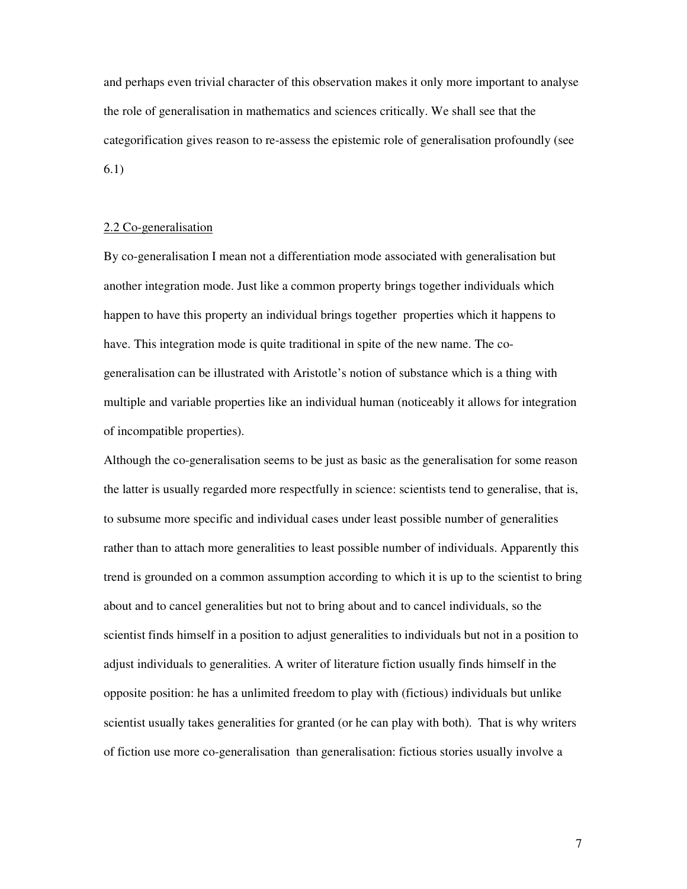and perhaps even trivial character of this observation makes it only more important to analyse the role of generalisation in mathematics and sciences critically. We shall see that the categorification gives reason to re-assess the epistemic role of generalisation profoundly (see 6.1)

## 2.2 Co-generalisation

By co-generalisation I mean not a differentiation mode associated with generalisation but another integration mode. Just like a common property brings together individuals which happen to have this property an individual brings together properties which it happens to have. This integration mode is quite traditional in spite of the new name. The co-generalisation can be illustrated with Aristotle's notion of substance which is a thing with multiple and variable properties like an individual human (noticeably it allows for integration of incompatible properties).

Although the co-generalisation seems to be just as basic as the generalisation for some reason the latter is usually regarded more respectfully in science: scientists tend to generalise, that is, to subsume more specific and individual cases under least possible number of generalities rather than to attach more generalities to least possible number of individuals. Apparently this trend is grounded on a common assumption according to which it is up to the scientist to bring about and to cancel generalities but not to bring about and to cancel individuals, so the scientist finds himself in a position to adjust generalities to individuals but not in a position to adjust individuals to generalities. A writer of literature fiction usually finds himself in the opposite position: he has a unlimited freedom to play with (fictious) individuals but unlike scientist usually takes generalities for granted (or he can play with both). That is why writers of fiction use more co-generalisation than generalisation: fictious stories usually involve a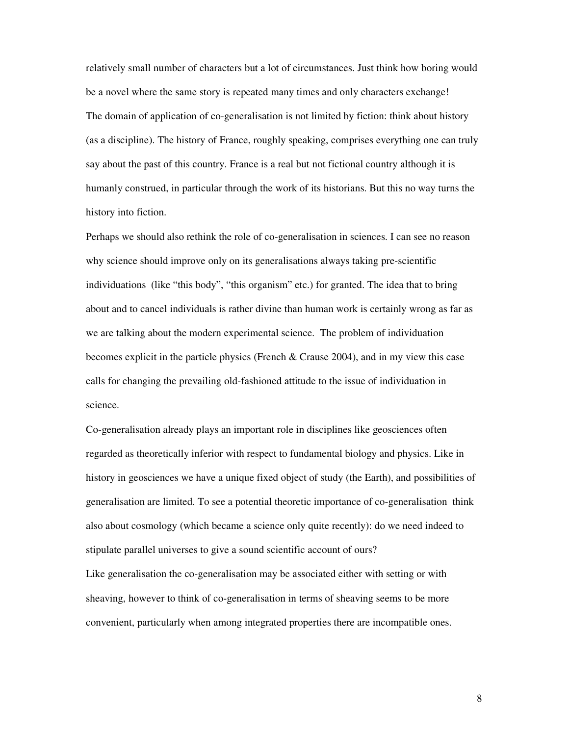relatively small number of characters but a lot of circumstances. Just think how boring would be a novel where the same story is repeated many times and only characters exchange!

The domain of application of co-generalisation is not limited by fiction: think about history (as a discipline). The history of France, roughly speaking, comprises everything one can truly say about the past of this country. France is a real but not fictional country although it is humanly construed, in particular through the work of its historians. But this no way turns the history into fiction.

Perhaps we should also rethink the role of co-generalisation in sciences. I can see no reason why science should improve only on its generalisations always taking pre-scientific individuations (like "this body", "this organism" etc.) for granted. The idea that to bring about and to cancel individuals is rather divine than human work is certainly wrong as far as we are talking about the modern experimental science. The problem of individuation becomes explicit in the particle physics (French & Crause 2004), and in my view this case calls for changing the prevailing old-fashioned attitude to the issue of individuation in science.

Co-generalisation already plays an important role in disciplines like geosciences often regarded as theoretically inferior with respect to fundamental biology and physics. Like in history in geosciences we have a unique fixed object of study (the Earth), and possibilities of generalisation are limited. To see a potential theoretic importance of co-generalisation think also about cosmology (which became a science only quite recently): do we need indeed to stipulate parallel universes to give a sound scientific account of ours?

Like generalisation the co-generalisation may be associated either with setting or with sheaving, however to think of co-generalisation in terms of sheaving seems to be more convenient, particularly when among integrated properties there are incompatible ones.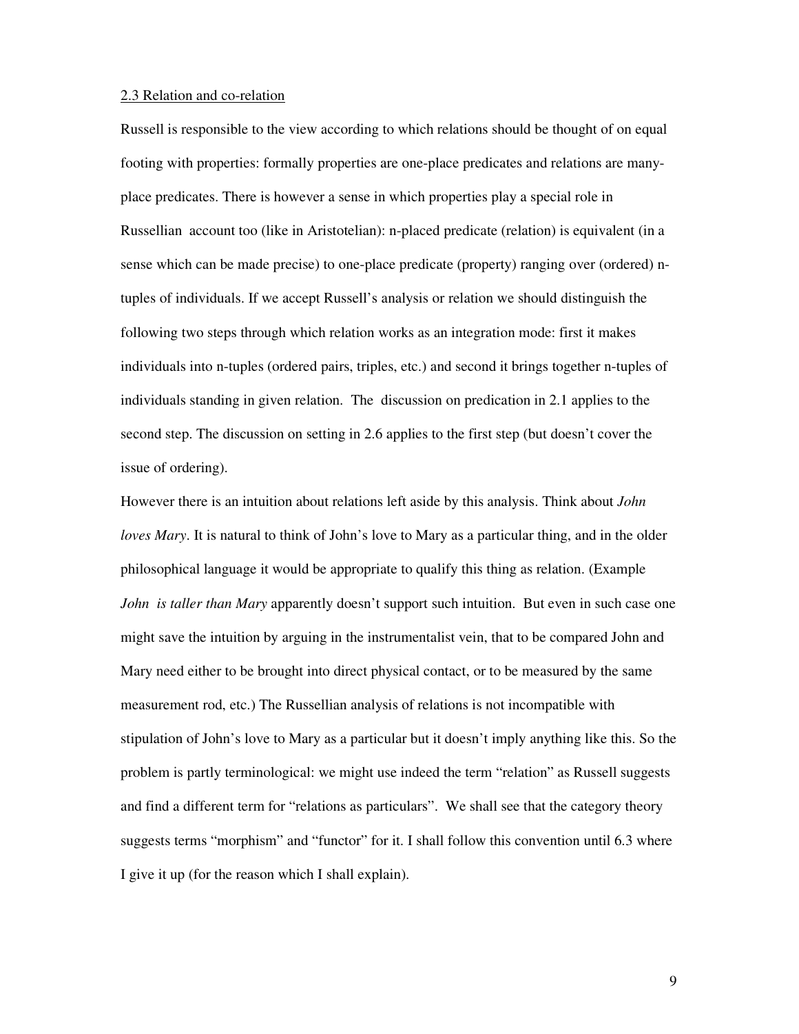## 2.3 Relation and co-relation

Russell is responsible to the view according to which relations should be thought of on equal footing with properties: formally properties are one-place predicates and relations are many-place predicates. There is however a sense in which properties play a special role in Russellian account too (like in Aristotelian): n-placed predicate (relation) is equivalent (in a sense which can be made precise) to one-place predicate (property) ranging over (ordered) n-tuples of individuals. If we accept Russell's analysis or relation we should distinguish the following two steps through which relation works as an integration mode: first it makes individuals into n-tuples (ordered pairs, triples, etc.) and second it brings together n-tuples of individuals standing in given relation. The discussion on predication in 2.1 applies to the second step. The discussion on setting in 2.6 applies to the first step (but doesn't cover the issue of ordering).

However there is an intuition about relations left aside by this analysis. Think about *John loves Mary*. It is natural to think of John's love to Mary as a particular thing, and in the older philosophical language it would be appropriate to qualify this thing as relation. (Example *John is taller than Mary* apparently doesn't support such intuition. But even in such case one might save the intuition by arguing in the instrumentalist vein, that to be compared John and Mary need either to be brought into direct physical contact, or to be measured by the same measurement rod, etc.) The Russellian analysis of relations is not incompatible with stipulation of John's love to Mary as a particular but it doesn't imply anything like this. So the problem is partly terminological: we might use indeed the term "relation" as Russell suggests and find a different term for "relations as particulars". We shall see that the category theory suggests terms "morphism" and "functor" for it. I shall follow this convention until 6.3 where I give it up (for the reason which I shall explain).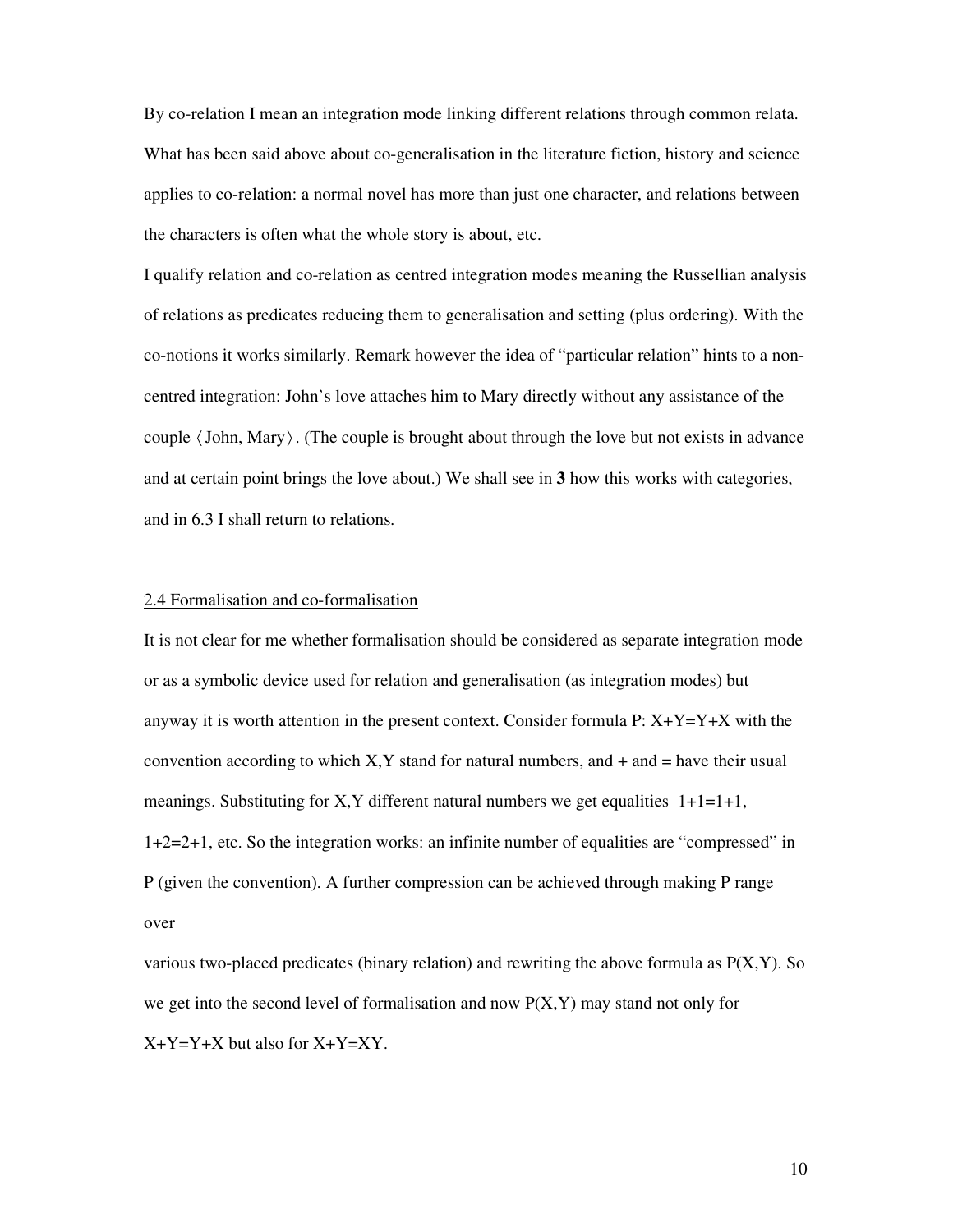By co-relation I mean an integration mode linking different relations through common relata. What has been said above about co-generalisation in the literature fiction, history and science applies to co-relation: a normal novel has more than just one character, and relations between the characters is often what the whole story is about, etc.

I qualify relation and co-relation as centred integration modes meaning the Russellian analysis of relations as predicates reducing them to generalisation and setting (plus ordering). With the co-notions it works similarly. Remark however the idea of "particular relation" hints to a non-centred integration: John's love attaches him to Mary directly without any assistance of the couple $\langle$John, Mary$\rangle$. (The couple is brought about through the love but not exists in advance and at certain point brings the love about.) We shall see in **3** how this works with categories, and in 6.3 I shall return to relations.

## 2.4 Formalisation and co-formalisation

It is not clear for me whether formalisation should be considered as separate integration mode or as a symbolic device used for relation and generalisation (as integration modes) but anyway it is worth attention in the present context. Consider formula P: $X+Y=Y+X$ with the convention according to which X,Y stand for natural numbers, and + and = have their usual meanings. Substituting for X,Y different natural numbers we get equalities $1+1=1+1$, $1+2=2+1$, etc. So the integration works: an infinite number of equalities are "compressed" in P (given the convention). A further compression can be achieved through making P range over

various two-placed predicates (binary relation) and rewriting the above formula as $P(X,Y)$. So we get into the second level of formalisation and now $P(X,Y)$ may stand not only for $X+Y=Y+X$ but also for $X+Y=XY$.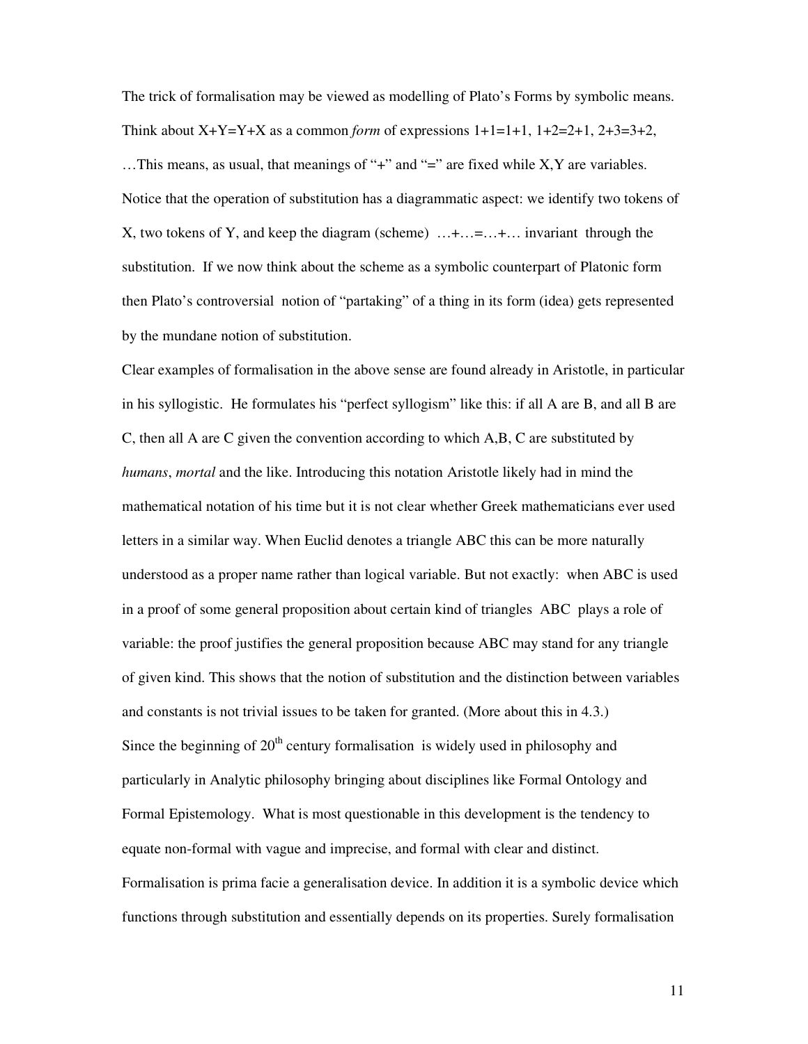The trick of formalisation may be viewed as modelling of Plato's Forms by symbolic means. Think about $X+Y=Y+X$ as a common *form* of expressions $1+1=1+1$, $1+2=2+1$, $2+3=3+2$, …This means, as usual, that meanings of "+" and "=" are fixed while X,Y are variables. Notice that the operation of substitution has a diagrammatic aspect: we identify two tokens of X, two tokens of Y, and keep the diagram (scheme) …+…=…+… invariant through the substitution. If we now think about the scheme as a symbolic counterpart of Platonic form then Plato's controversial notion of "partaking" of a thing in its form (idea) gets represented by the mundane notion of substitution.

Clear examples of formalisation in the above sense are found already in Aristotle, in particular in his syllogistic. He formulates his "perfect syllogism" like this: if all A are B, and all B are C, then all A are C given the convention according to which A,B, C are substituted by *humans*, *mortal* and the like. Introducing this notation Aristotle likely had in mind the mathematical notation of his time but it is not clear whether Greek mathematicians ever used letters in a similar way. When Euclid denotes a triangle ABC this can be more naturally understood as a proper name rather than logical variable. But not exactly: when ABC is used in a proof of some general proposition about certain kind of triangles ABC plays a role of variable: the proof justifies the general proposition because ABC may stand for any triangle of given kind. This shows that the notion of substitution and the distinction between variables and constants is not trivial issues to be taken for granted. (More about this in 4.3.)

Since the beginning of 20th century formalisation is widely used in philosophy and particularly in Analytic philosophy bringing about disciplines like Formal Ontology and Formal Epistemology. What is most questionable in this development is the tendency to equate non-formal with vague and imprecise, and formal with clear and distinct.

Formalisation is prima facie a generalisation device. In addition it is a symbolic device which functions through substitution and essentially depends on its properties. Surely formalisation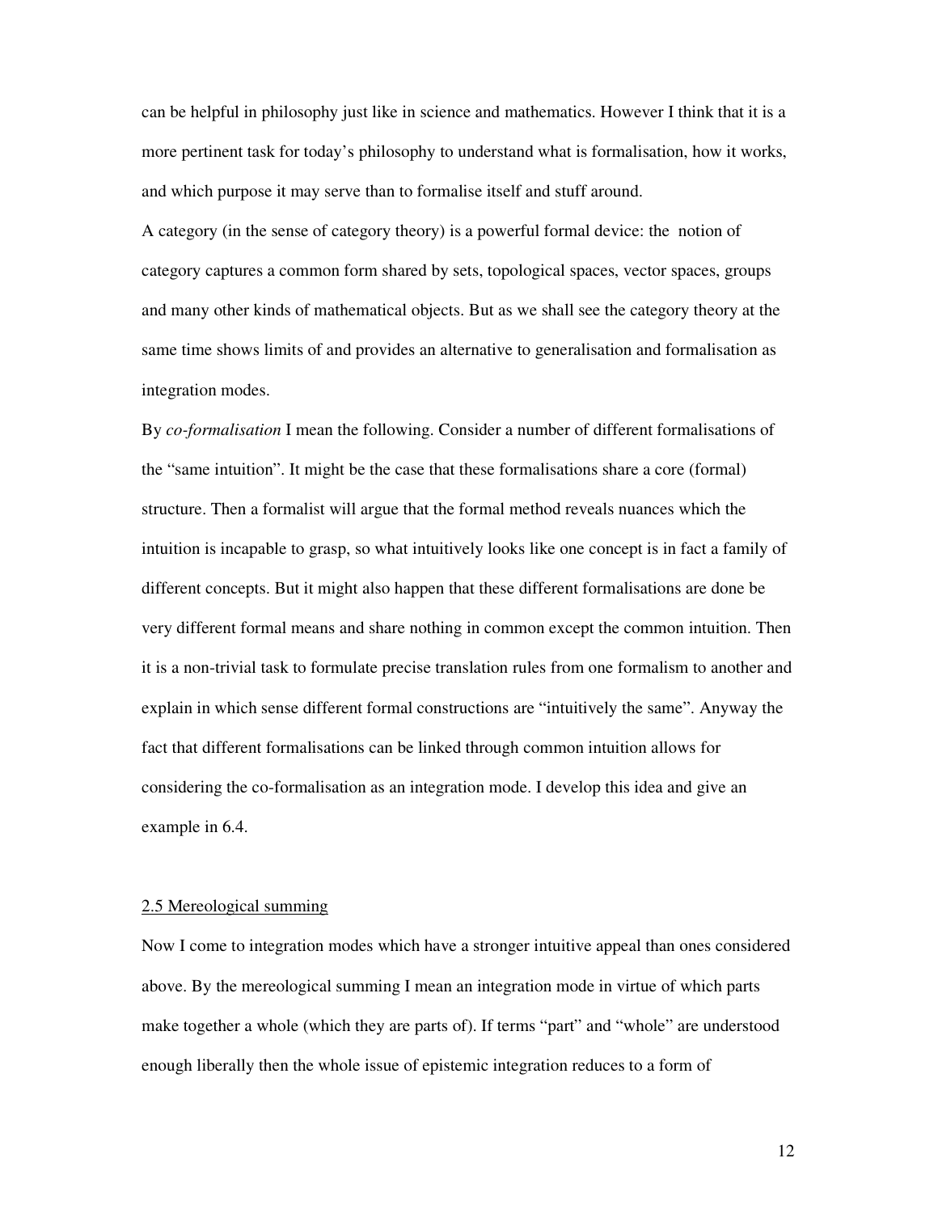can be helpful in philosophy just like in science and mathematics. However I think that it is a more pertinent task for today's philosophy to understand what is formalisation, how it works, and which purpose it may serve than to formalise itself and stuff around.

A category (in the sense of category theory) is a powerful formal device: the notion of category captures a common form shared by sets, topological spaces, vector spaces, groups and many other kinds of mathematical objects. But as we shall see the category theory at the same time shows limits of and provides an alternative to generalisation and formalisation as integration modes.

By *co-formalisation* I mean the following. Consider a number of different formalisations of the "same intuition". It might be the case that these formalisations share a core (formal) structure. Then a formalist will argue that the formal method reveals nuances which the intuition is incapable to grasp, so what intuitively looks like one concept is in fact a family of different concepts. But it might also happen that these different formalisations are done be very different formal means and share nothing in common except the common intuition. Then it is a non-trivial task to formulate precise translation rules from one formalism to another and explain in which sense different formal constructions are "intuitively the same". Anyway the fact that different formalisations can be linked through common intuition allows for considering the co-formalisation as an integration mode. I develop this idea and give an example in 6.4.

## 2.5 Mereological summing

Now I come to integration modes which have a stronger intuitive appeal than ones considered above. By the mereological summing I mean an integration mode in virtue of which parts make together a whole (which they are parts of). If terms "part" and "whole" are understood enough liberally then the whole issue of epistemic integration reduces to a form of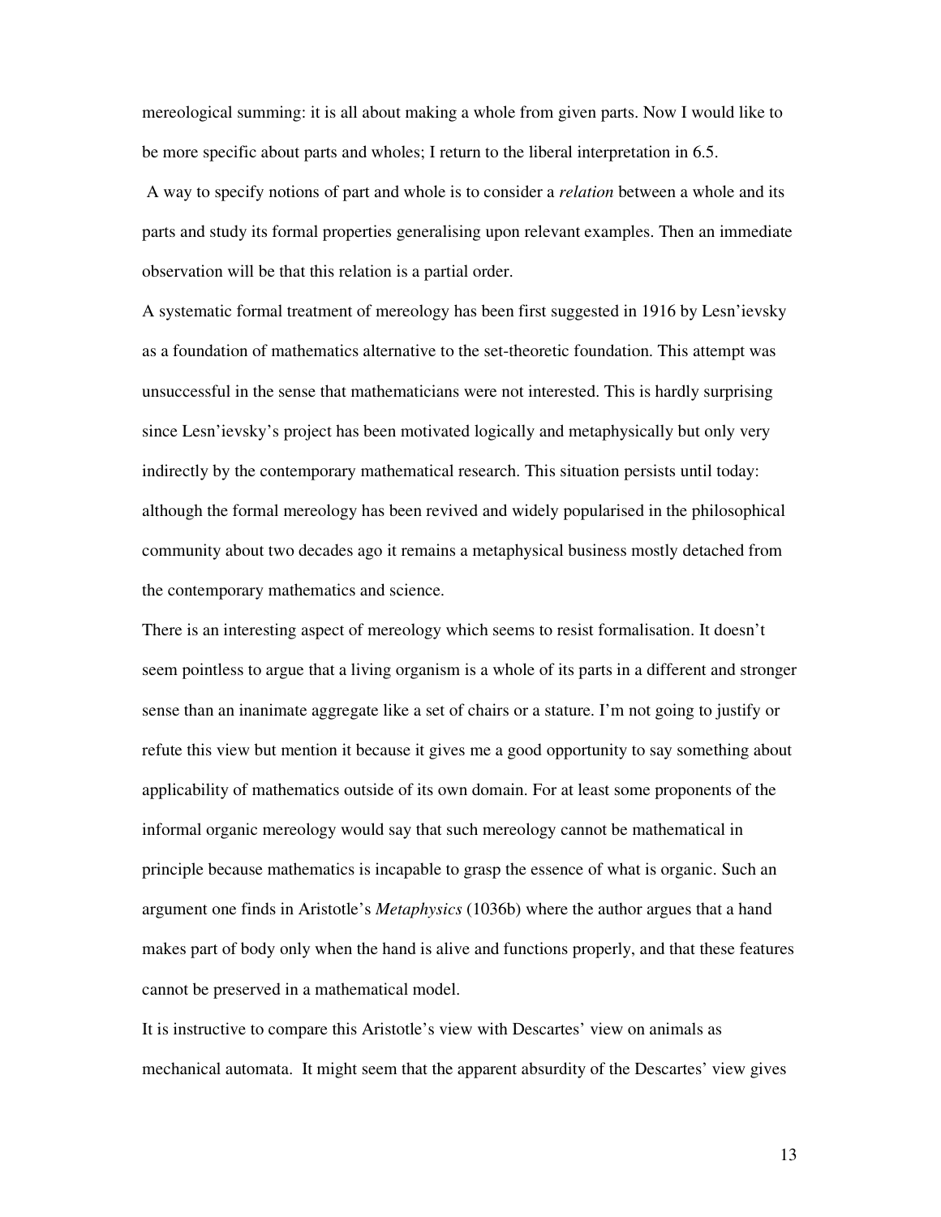mereological summing: it is all about making a whole from given parts. Now I would like to be more specific about parts and wholes; I return to the liberal interpretation in 6.5.

A way to specify notions of part and whole is to consider a *relation* between a whole and its parts and study its formal properties generalising upon relevant examples. Then an immediate observation will be that this relation is a partial order.

A systematic formal treatment of mereology has been first suggested in 1916 by Lesn'ievsky as a foundation of mathematics alternative to the set-theoretic foundation. This attempt was unsuccessful in the sense that mathematicians were not interested. This is hardly surprising since Lesn'ievsky's project has been motivated logically and metaphysically but only very indirectly by the contemporary mathematical research. This situation persists until today: although the formal mereology has been revived and widely popularised in the philosophical community about two decades ago it remains a metaphysical business mostly detached from the contemporary mathematics and science.

There is an interesting aspect of mereology which seems to resist formalisation. It doesn't seem pointless to argue that a living organism is a whole of its parts in a different and stronger sense than an inanimate aggregate like a set of chairs or a stature. I'm not going to justify or refute this view but mention it because it gives me a good opportunity to say something about applicability of mathematics outside of its own domain. For at least some proponents of the informal organic mereology would say that such mereology cannot be mathematical in principle because mathematics is incapable to grasp the essence of what is organic. Such an argument one finds in Aristotle's *Metaphysics* (1036b) where the author argues that a hand makes part of body only when the hand is alive and functions properly, and that these features cannot be preserved in a mathematical model.

It is instructive to compare this Aristotle's view with Descartes' view on animals as mechanical automata. It might seem that the apparent absurdity of the Descartes' view gives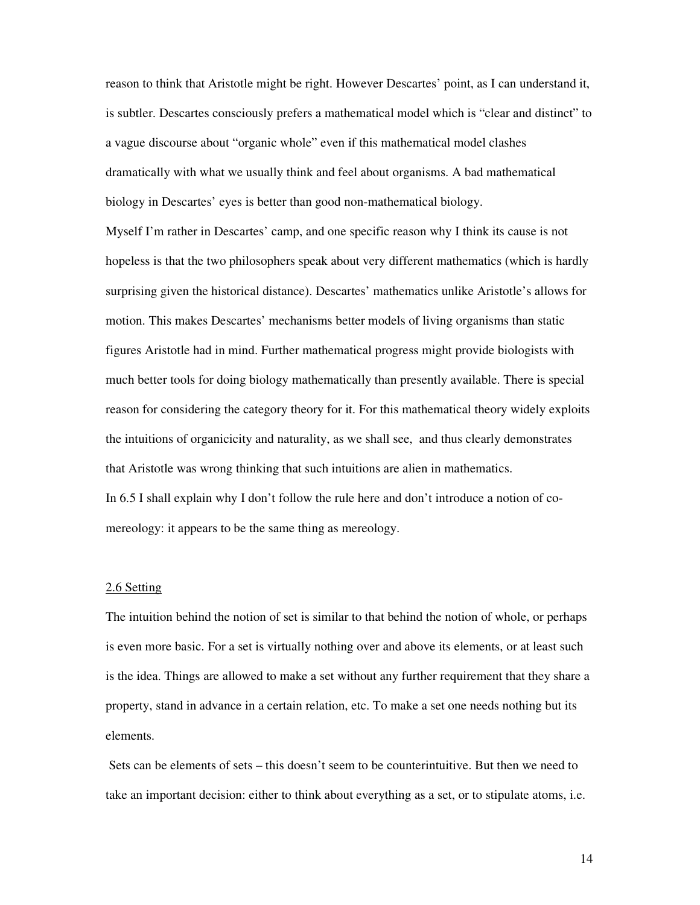reason to think that Aristotle might be right. However Descartes' point, as I can understand it, is subtler. Descartes consciously prefers a mathematical model which is "clear and distinct" to a vague discourse about "organic whole" even if this mathematical model clashes dramatically with what we usually think and feel about organisms. A bad mathematical biology in Descartes' eyes is better than good non-mathematical biology.

Myself I'm rather in Descartes' camp, and one specific reason why I think its cause is not hopeless is that the two philosophers speak about very different mathematics (which is hardly surprising given the historical distance). Descartes' mathematics unlike Aristotle's allows for motion. This makes Descartes' mechanisms better models of living organisms than static figures Aristotle had in mind. Further mathematical progress might provide biologists with much better tools for doing biology mathematically than presently available. There is special reason for considering the category theory for it. For this mathematical theory widely exploits the intuitions of organicicity and naturality, as we shall see, and thus clearly demonstrates that Aristotle was wrong thinking that such intuitions are alien in mathematics.

In 6.5 I shall explain why I don't follow the rule here and don't introduce a notion of co-mereology: it appears to be the same thing as mereology.

## 2.6 Setting

The intuition behind the notion of set is similar to that behind the notion of whole, or perhaps is even more basic. For a set is virtually nothing over and above its elements, or at least such is the idea. Things are allowed to make a set without any further requirement that they share a property, stand in advance in a certain relation, etc. To make a set one needs nothing but its elements.

Sets can be elements of sets – this doesn't seem to be counterintuitive. But then we need to take an important decision: either to think about everything as a set, or to stipulate atoms, i.e.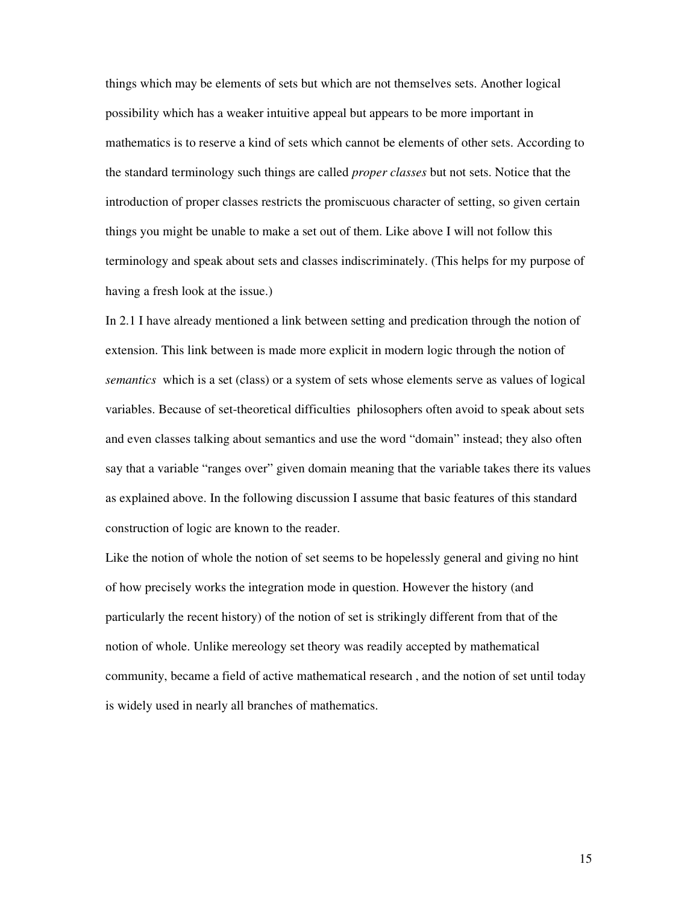things which may be elements of sets but which are not themselves sets. Another logical possibility which has a weaker intuitive appeal but appears to be more important in mathematics is to reserve a kind of sets which cannot be elements of other sets. According to the standard terminology such things are called *proper classes* but not sets. Notice that the introduction of proper classes restricts the promiscuous character of setting, so given certain things you might be unable to make a set out of them. Like above I will not follow this terminology and speak about sets and classes indiscriminately. (This helps for my purpose of having a fresh look at the issue.)

In 2.1 I have already mentioned a link between setting and predication through the notion of extension. This link between is made more explicit in modern logic through the notion of *semantics* which is a set (class) or a system of sets whose elements serve as values of logical variables. Because of set-theoretical difficulties philosophers often avoid to speak about sets and even classes talking about semantics and use the word "domain" instead; they also often say that a variable "ranges over" given domain meaning that the variable takes there its values as explained above. In the following discussion I assume that basic features of this standard construction of logic are known to the reader.

Like the notion of whole the notion of set seems to be hopelessly general and giving no hint of how precisely works the integration mode in question. However the history (and particularly the recent history) of the notion of set is strikingly different from that of the notion of whole. Unlike mereology set theory was readily accepted by mathematical community, became a field of active mathematical research , and the notion of set until today is widely used in nearly all branches of mathematics.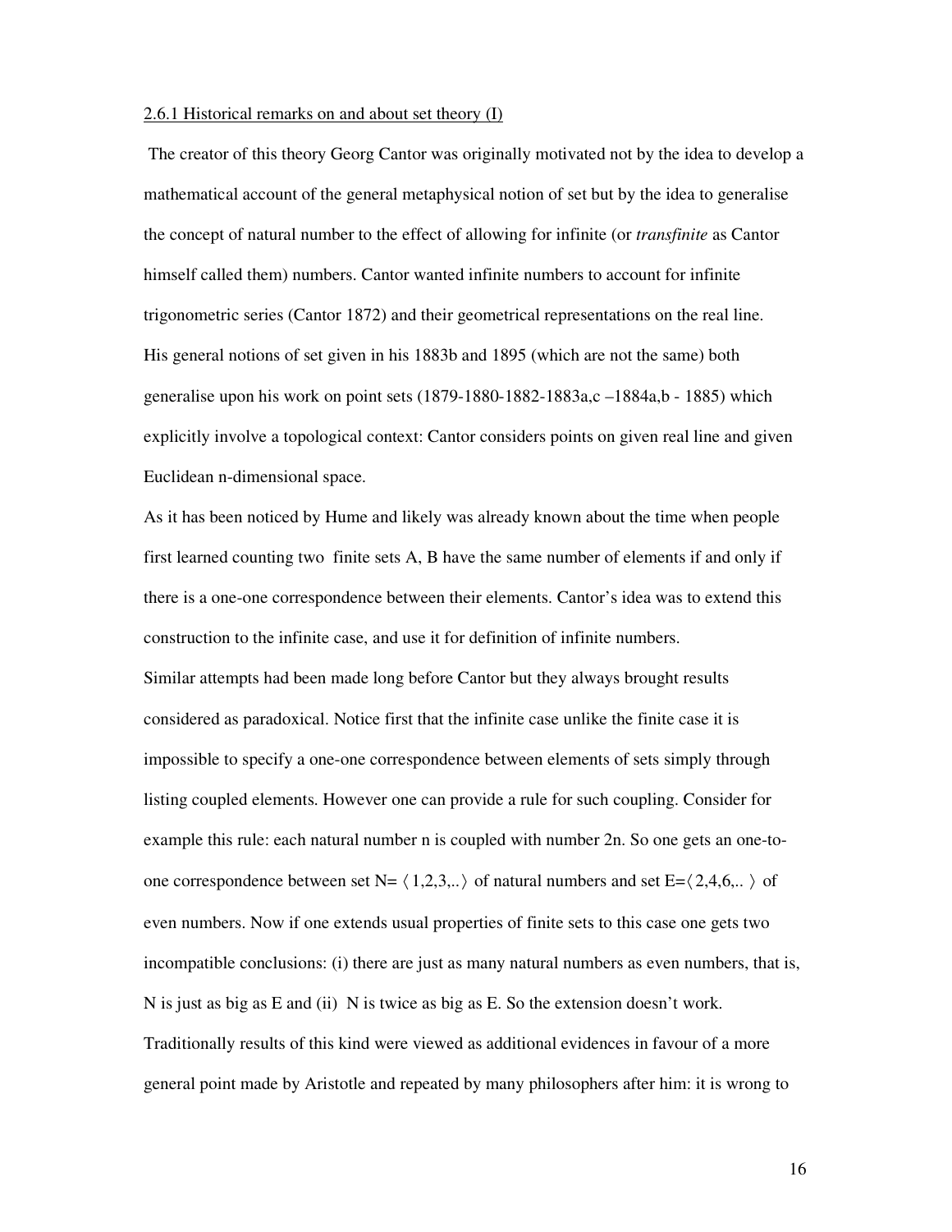2.6.1 Historical remarks on and about set theory (I)

The creator of this theory Georg Cantor was originally motivated not by the idea to develop a mathematical account of the general metaphysical notion of set but by the idea to generalise the concept of natural number to the effect of allowing for infinite (or *transfinite* as Cantor himself called them) numbers. Cantor wanted infinite numbers to account for infinite trigonometric series (Cantor 1872) and their geometrical representations on the real line. His general notions of set given in his 1883b and 1895 (which are not the same) both generalise upon his work on point sets (1879-1880-1882-1883a,c –1884a,b - 1885) which explicitly involve a topological context: Cantor considers points on given real line and given Euclidean n-dimensional space.

As it has been noticed by Hume and likely was already known about the time when people first learned counting two finite sets A, B have the same number of elements if and only if there is a one-one correspondence between their elements. Cantor's idea was to extend this construction to the infinite case, and use it for definition of infinite numbers.

Similar attempts had been made long before Cantor but they always brought results considered as paradoxical. Notice first that the infinite case unlike the finite case it is impossible to specify a one-one correspondence between elements of sets simply through listing coupled elements. However one can provide a rule for such coupling. Consider for example this rule: each natural number n is coupled with number 2n. So one gets an one-to-one correspondence between set N= $\langle 1,2,3,.. \rangle$ of natural numbers and set E=$\langle 2,4,6,.. \rangle$ of even numbers. Now if one extends usual properties of finite sets to this case one gets two incompatible conclusions: (i) there are just as many natural numbers as even numbers, that is, N is just as big as E and (ii) N is twice as big as E. So the extension doesn't work.

Traditionally results of this kind were viewed as additional evidences in favour of a more general point made by Aristotle and repeated by many philosophers after him: it is wrong to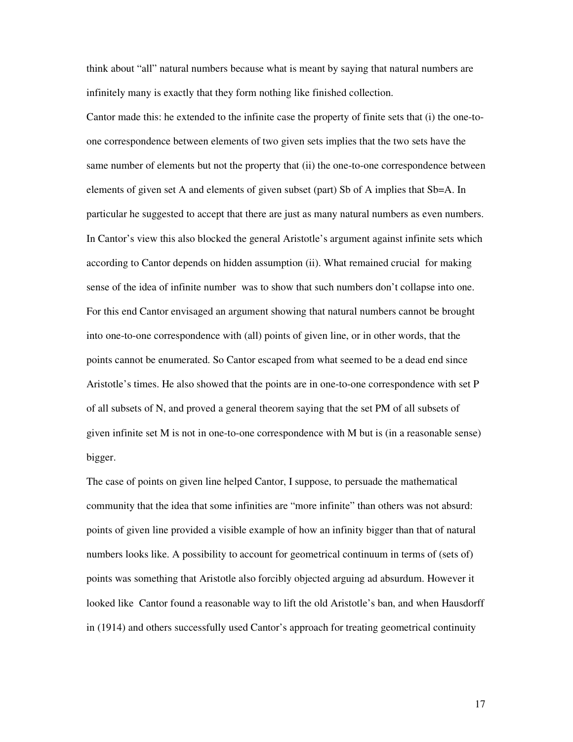think about “all” natural numbers because what is meant by saying that natural numbers are infinitely many is exactly that they form nothing like finished collection.

Cantor made this: he extended to the infinite case the property of finite sets that (i) the one-to-one correspondence between elements of two given sets implies that the two sets have the same number of elements but not the property that (ii) the one-to-one correspondence between elements of given set A and elements of given subset (part) Sb of A implies that Sb=A. In particular he suggested to accept that there are just as many natural numbers as even numbers. In Cantor’s view this also blocked the general Aristotle’s argument against infinite sets which according to Cantor depends on hidden assumption (ii). What remained crucial for making sense of the idea of infinite number was to show that such numbers don’t collapse into one. For this end Cantor envisaged an argument showing that natural numbers cannot be brought into one-to-one correspondence with (all) points of given line, or in other words, that the points cannot be enumerated. So Cantor escaped from what seemed to be a dead end since Aristotle’s times. He also showed that the points are in one-to-one correspondence with set P of all subsets of N, and proved a general theorem saying that the set PM of all subsets of given infinite set M is not in one-to-one correspondence with M but is (in a reasonable sense) bigger.

The case of points on given line helped Cantor, I suppose, to persuade the mathematical community that the idea that some infinities are “more infinite” than others was not absurd: points of given line provided a visible example of how an infinity bigger than that of natural numbers looks like. A possibility to account for geometrical continuum in terms of (sets of) points was something that Aristotle also forcibly objected arguing ad absurdum. However it looked like Cantor found a reasonable way to lift the old Aristotle’s ban, and when Hausdorff in (1914) and others successfully used Cantor’s approach for treating geometrical continuity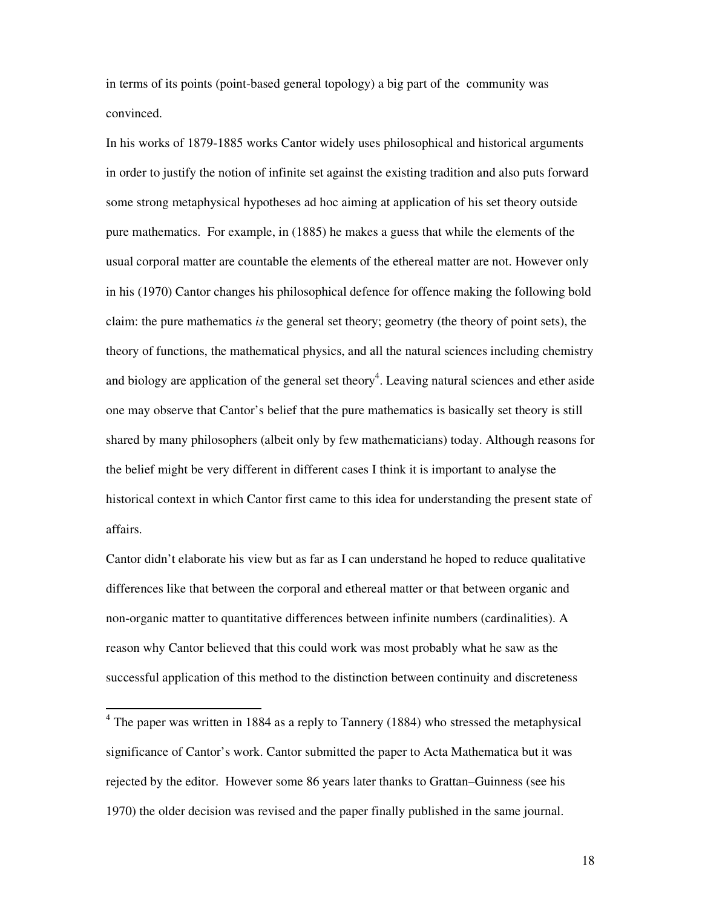in terms of its points (point-based general topology) a big part of the community was convinced.

In his works of 1879-1885 works Cantor widely uses philosophical and historical arguments in order to justify the notion of infinite set against the existing tradition and also puts forward some strong metaphysical hypotheses ad hoc aiming at application of his set theory outside pure mathematics. For example, in (1885) he makes a guess that while the elements of the usual corporal matter are countable the elements of the ethereal matter are not. However only in his (1970) Cantor changes his philosophical defence for offence making the following bold claim: the pure mathematics *is* the general set theory; geometry (the theory of point sets), the theory of functions, the mathematical physics, and all the natural sciences including chemistry and biology are application of the general set theory[4]. Leaving natural sciences and ether aside one may observe that Cantor's belief that the pure mathematics is basically set theory is still shared by many philosophers (albeit only by few mathematicians) today. Although reasons for the belief might be very different in different cases I think it is important to analyse the historical context in which Cantor first came to this idea for understanding the present state of affairs.

Cantor didn't elaborate his view but as far as I can understand he hoped to reduce qualitative differences like that between the corporal and ethereal matter or that between organic and non-organic matter to quantitative differences between infinite numbers (cardinalities). A reason why Cantor believed that this could work was most probably what he saw as the successful application of this method to the distinction between continuity and discreteness

---

[4] The paper was written in 1884 as a reply to Tannery (1884) who stressed the metaphysical significance of Cantor's work. Cantor submitted the paper to Acta Mathematica but it was rejected by the editor. However some 86 years later thanks to Grattan–Guinness (see his 1970) the older decision was revised and the paper finally published in the same journal.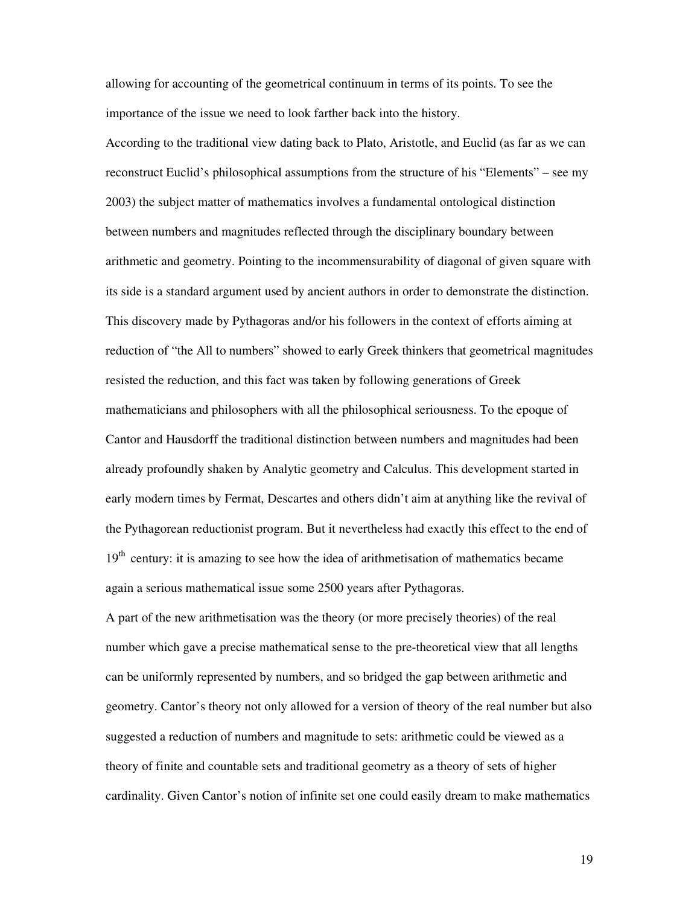allowing for accounting of the geometrical continuum in terms of its points. To see the importance of the issue we need to look farther back into the history.

According to the traditional view dating back to Plato, Aristotle, and Euclid (as far as we can reconstruct Euclid's philosophical assumptions from the structure of his "Elements" – see my 2003) the subject matter of mathematics involves a fundamental ontological distinction between numbers and magnitudes reflected through the disciplinary boundary between arithmetic and geometry. Pointing to the incommensurability of diagonal of given square with its side is a standard argument used by ancient authors in order to demonstrate the distinction. This discovery made by Pythagoras and/or his followers in the context of efforts aiming at reduction of "the All to numbers" showed to early Greek thinkers that geometrical magnitudes resisted the reduction, and this fact was taken by following generations of Greek mathematicians and philosophers with all the philosophical seriousness. To the epoque of Cantor and Hausdorff the traditional distinction between numbers and magnitudes had been already profoundly shaken by Analytic geometry and Calculus. This development started in early modern times by Fermat, Descartes and others didn't aim at anything like the revival of the Pythagorean reductionist program. But it nevertheless had exactly this effect to the end of 19th century: it is amazing to see how the idea of arithmetisation of mathematics became again a serious mathematical issue some 2500 years after Pythagoras.

A part of the new arithmetisation was the theory (or more precisely theories) of the real number which gave a precise mathematical sense to the pre-theoretical view that all lengths can be uniformly represented by numbers, and so bridged the gap between arithmetic and geometry. Cantor's theory not only allowed for a version of theory of the real number but also suggested a reduction of numbers and magnitude to sets: arithmetic could be viewed as a theory of finite and countable sets and traditional geometry as a theory of sets of higher cardinality. Given Cantor's notion of infinite set one could easily dream to make mathematics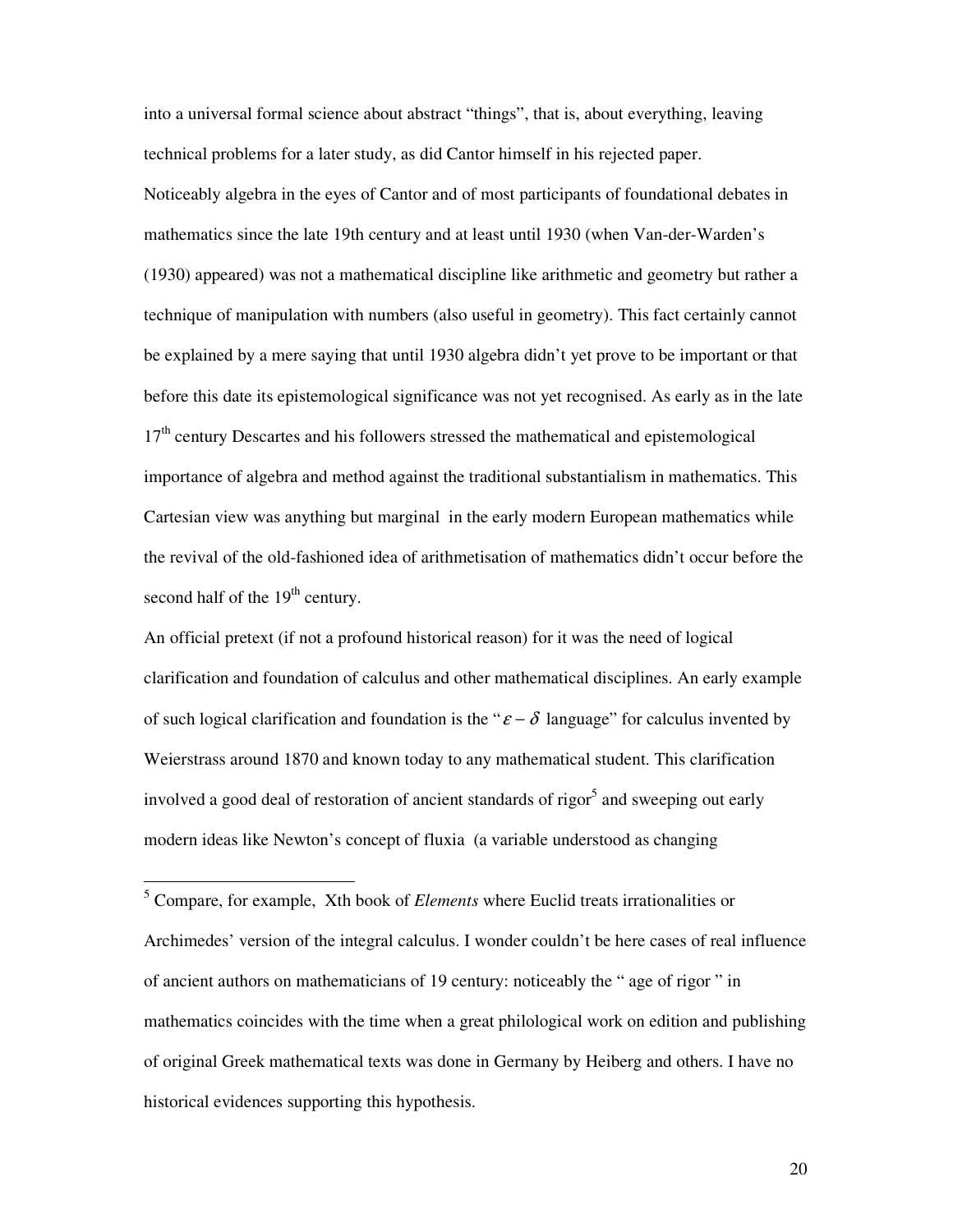into a universal formal science about abstract “things”, that is, about everything, leaving technical problems for a later study, as did Cantor himself in his rejected paper.

Noticeably algebra in the eyes of Cantor and of most participants of foundational debates in mathematics since the late 19th century and at least until 1930 (when Van-der-Warden’s (1930) appeared) was not a mathematical discipline like arithmetic and geometry but rather a technique of manipulation with numbers (also useful in geometry). This fact certainly cannot be explained by a mere saying that until 1930 algebra didn’t yet prove to be important or that before this date its epistemological significance was not yet recognised. As early as in the late 17th century Descartes and his followers stressed the mathematical and epistemological importance of algebra and method against the traditional substantialism in mathematics. This Cartesian view was anything but marginal in the early modern European mathematics while the revival of the old-fashioned idea of arithmetisation of mathematics didn’t occur before the second half of the 19th century.

An official pretext (if not a profound historical reason) for it was the need of logical clarification and foundation of calculus and other mathematical disciplines. An early example of such logical clarification and foundation is the “$\varepsilon - \delta$ language” for calculus invented by Weierstrass around 1870 and known today to any mathematical student. This clarification involved a good deal of restoration of ancient standards of rigor[5] and sweeping out early modern ideas like Newton’s concept of fluxia (a variable understood as changing

---

[5] Compare, for example, Xth book of *Elements* where Euclid treats irrationalities or Archimedes’ version of the integral calculus. I wonder couldn’t be here cases of real influence of ancient authors on mathematicians of 19 century: noticeably the “ age of rigor ” in mathematics coincides with the time when a great philological work on edition and publishing of original Greek mathematical texts was done in Germany by Heiberg and others. I have no historical evidences supporting this hypothesis.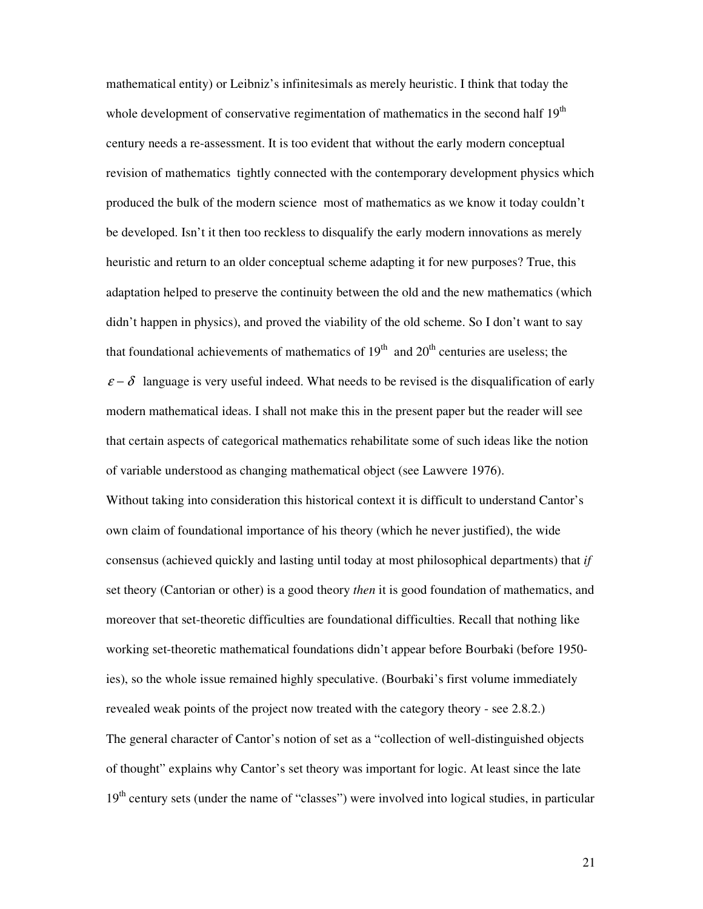mathematical entity) or Leibniz's infinitesimals as merely heuristic. I think that today the whole development of conservative regimentation of mathematics in the second half 19th century needs a re-assessment. It is too evident that without the early modern conceptual revision of mathematics tightly connected with the contemporary development physics which produced the bulk of the modern science most of mathematics as we know it today couldn't be developed. Isn't it then too reckless to disqualify the early modern innovations as merely heuristic and return to an older conceptual scheme adapting it for new purposes? True, this adaptation helped to preserve the continuity between the old and the new mathematics (which didn't happen in physics), and proved the viability of the old scheme. So I don't want to say that foundational achievements of mathematics of 19th and 20th centuries are useless; the $\varepsilon - \delta$ language is very useful indeed. What needs to be revised is the disqualification of early modern mathematical ideas. I shall not make this in the present paper but the reader will see that certain aspects of categorical mathematics rehabilitate some of such ideas like the notion of variable understood as changing mathematical object (see Lawvere 1976).

Without taking into consideration this historical context it is difficult to understand Cantor's own claim of foundational importance of his theory (which he never justified), the wide consensus (achieved quickly and lasting until today at most philosophical departments) that *if* set theory (Cantorian or other) is a good theory *then* it is good foundation of mathematics, and moreover that set-theoretic difficulties are foundational difficulties. Recall that nothing like working set-theoretic mathematical foundations didn't appear before Bourbaki (before 1950-ies), so the whole issue remained highly speculative. (Bourbaki's first volume immediately revealed weak points of the project now treated with the category theory - see 2.8.2.)

The general character of Cantor's notion of set as a "collection of well-distinguished objects of thought" explains why Cantor's set theory was important for logic. At least since the late 19th century sets (under the name of "classes") were involved into logical studies, in particular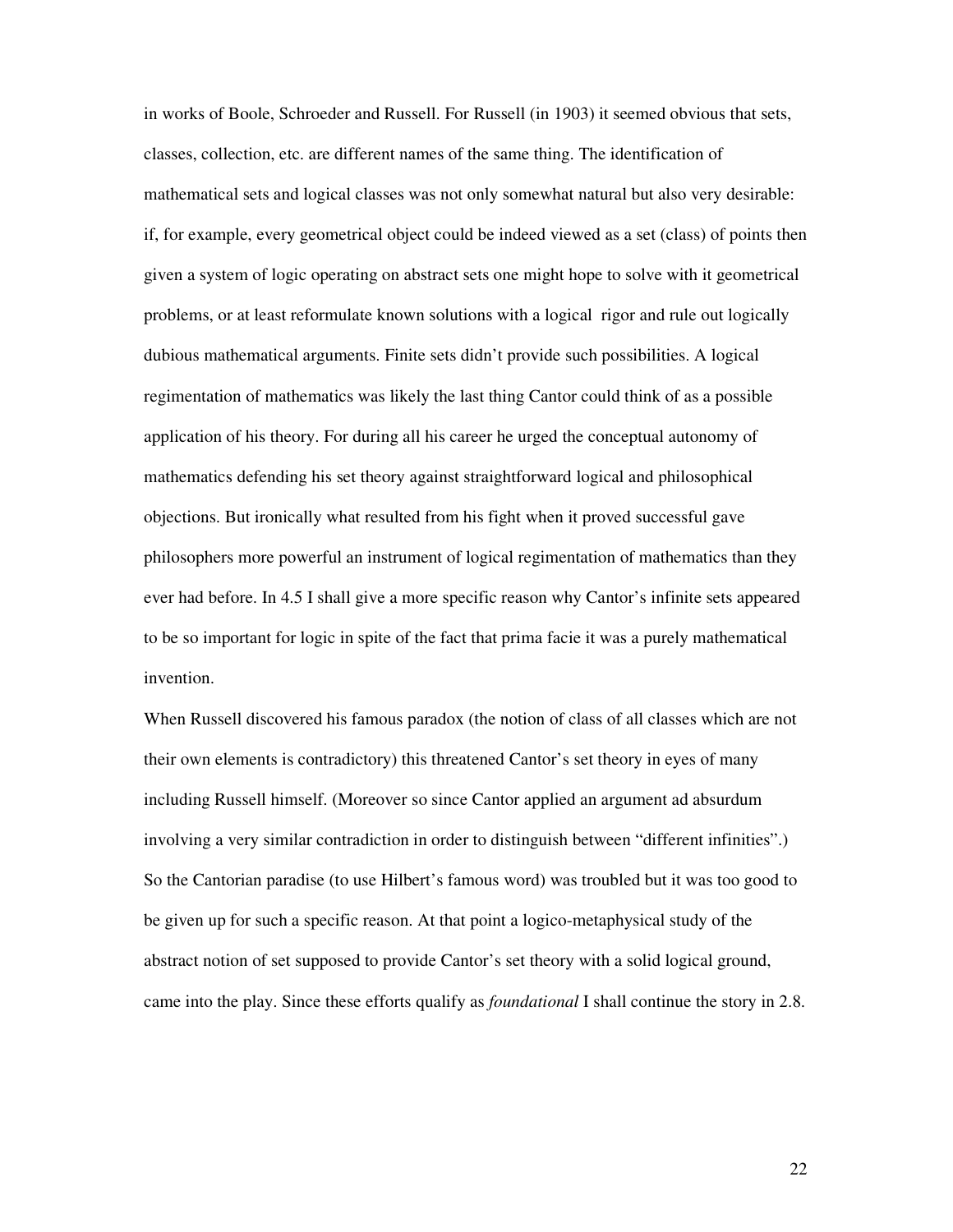in works of Boole, Schroeder and Russell. For Russell (in 1903) it seemed obvious that sets, classes, collection, etc. are different names of the same thing. The identification of mathematical sets and logical classes was not only somewhat natural but also very desirable: if, for example, every geometrical object could be indeed viewed as a set (class) of points then given a system of logic operating on abstract sets one might hope to solve with it geometrical problems, or at least reformulate known solutions with a logical rigor and rule out logically dubious mathematical arguments. Finite sets didn't provide such possibilities. A logical regimentation of mathematics was likely the last thing Cantor could think of as a possible application of his theory. For during all his career he urged the conceptual autonomy of mathematics defending his set theory against straightforward logical and philosophical objections. But ironically what resulted from his fight when it proved successful gave philosophers more powerful an instrument of logical regimentation of mathematics than they ever had before. In 4.5 I shall give a more specific reason why Cantor's infinite sets appeared to be so important for logic in spite of the fact that prima facie it was a purely mathematical invention.

When Russell discovered his famous paradox (the notion of class of all classes which are not their own elements is contradictory) this threatened Cantor's set theory in eyes of many including Russell himself. (Moreover so since Cantor applied an argument ad absurdum involving a very similar contradiction in order to distinguish between "different infinities".) So the Cantorian paradise (to use Hilbert's famous word) was troubled but it was too good to be given up for such a specific reason. At that point a logico-metaphysical study of the abstract notion of set supposed to provide Cantor's set theory with a solid logical ground, came into the play. Since these efforts qualify as *foundational* I shall continue the story in 2.8.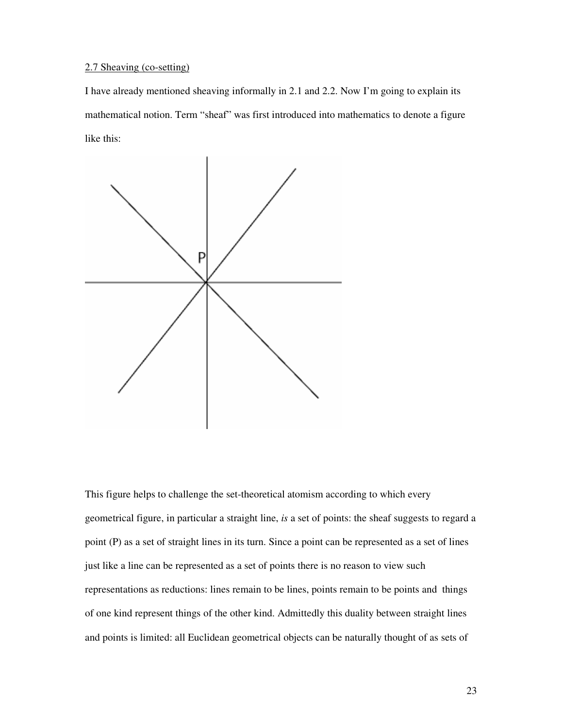2.7 Sheaving (co-setting)

I have already mentioned sheaving informally in 2.1 and 2.2. Now I'm going to explain its mathematical notion. Term "sheaf" was first introduced into mathematics to denote a figure like this:

This figure helps to challenge the set-theoretical atomism according to which every geometrical figure, in particular a straight line, *is* a set of points: the sheaf suggests to regard a point (P) as a set of straight lines in its turn. Since a point can be represented as a set of lines just like a line can be represented as a set of points there is no reason to view such representations as reductions: lines remain to be lines, points remain to be points and things of one kind represent things of the other kind. Admittedly this duality between straight lines and points is limited: all Euclidean geometrical objects can be naturally thought of as sets of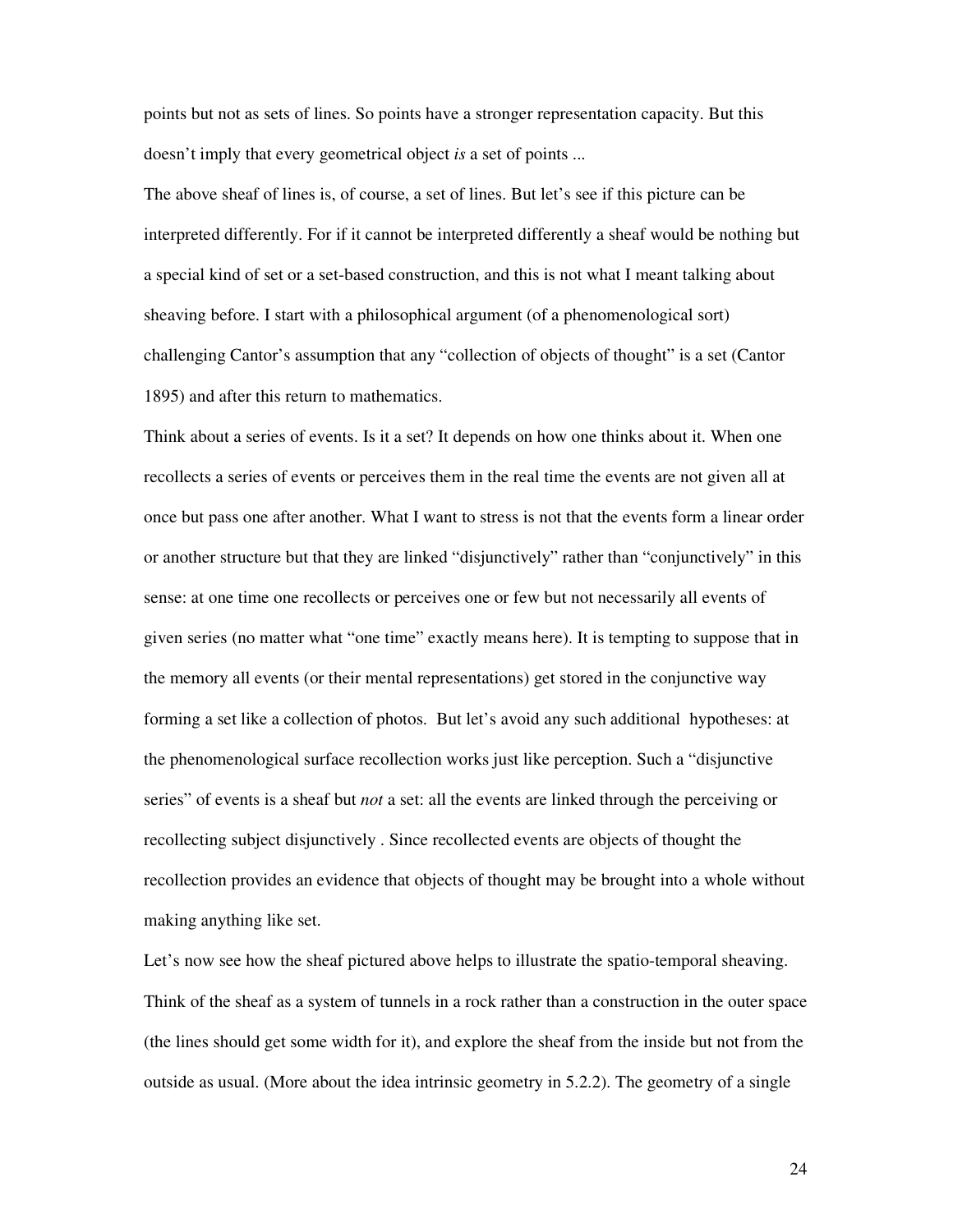points but not as sets of lines. So points have a stronger representation capacity. But this doesn't imply that every geometrical object *is* a set of points ...

The above sheaf of lines is, of course, a set of lines. But let's see if this picture can be interpreted differently. For if it cannot be interpreted differently a sheaf would be nothing but a special kind of set or a set-based construction, and this is not what I meant talking about sheaving before. I start with a philosophical argument (of a phenomenological sort) challenging Cantor's assumption that any "collection of objects of thought" is a set (Cantor 1895) and after this return to mathematics.

Think about a series of events. Is it a set? It depends on how one thinks about it. When one recollects a series of events or perceives them in the real time the events are not given all at once but pass one after another. What I want to stress is not that the events form a linear order or another structure but that they are linked "disjunctively" rather than "conjunctively" in this sense: at one time one recollects or perceives one or few but not necessarily all events of given series (no matter what "one time" exactly means here). It is tempting to suppose that in the memory all events (or their mental representations) get stored in the conjunctive way forming a set like a collection of photos. But let's avoid any such additional hypotheses: at the phenomenological surface recollection works just like perception. Such a "disjunctive series" of events is a sheaf but *not* a set: all the events are linked through the perceiving or recollecting subject disjunctively . Since recollected events are objects of thought the recollection provides an evidence that objects of thought may be brought into a whole without making anything like set.

Let's now see how the sheaf pictured above helps to illustrate the spatio-temporal sheaving. Think of the sheaf as a system of tunnels in a rock rather than a construction in the outer space (the lines should get some width for it), and explore the sheaf from the inside but not from the outside as usual. (More about the idea intrinsic geometry in 5.2.2). The geometry of a single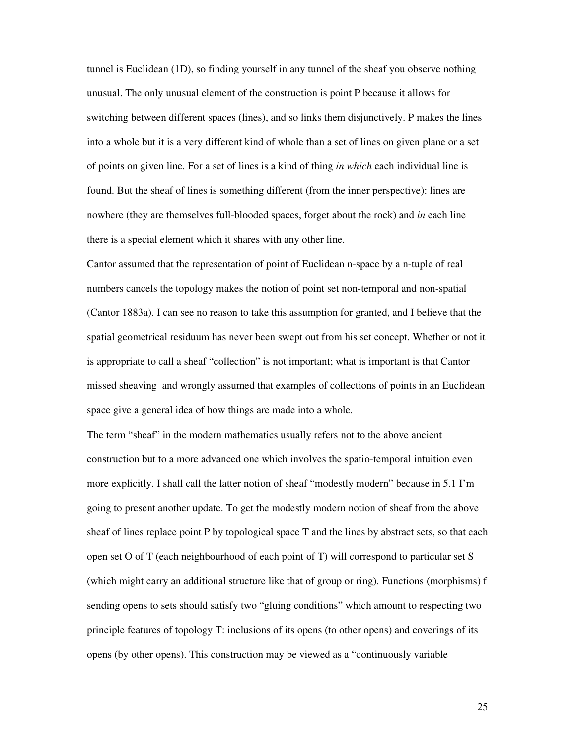tunnel is Euclidean (1D), so finding yourself in any tunnel of the sheaf you observe nothing unusual. The only unusual element of the construction is point P because it allows for switching between different spaces (lines), and so links them disjunctively. P makes the lines into a whole but it is a very different kind of whole than a set of lines on given plane or a set of points on given line. For a set of lines is a kind of thing *in which* each individual line is found. But the sheaf of lines is something different (from the inner perspective): lines are nowhere (they are themselves full-blooded spaces, forget about the rock) and *in* each line there is a special element which it shares with any other line.

Cantor assumed that the representation of point of Euclidean n-space by a n-tuple of real numbers cancels the topology makes the notion of point set non-temporal and non-spatial (Cantor 1883a). I can see no reason to take this assumption for granted, and I believe that the spatial geometrical residuum has never been swept out from his set concept. Whether or not it is appropriate to call a sheaf "collection" is not important; what is important is that Cantor missed sheaving  and wrongly assumed that examples of collections of points in an Euclidean space give a general idea of how things are made into a whole.

The term "sheaf" in the modern mathematics usually refers not to the above ancient construction but to a more advanced one which involves the spatio-temporal intuition even more explicitly. I shall call the latter notion of sheaf "modestly modern" because in 5.1 I'm going to present another update. To get the modestly modern notion of sheaf from the above sheaf of lines replace point P by topological space T and the lines by abstract sets, so that each open set O of T (each neighbourhood of each point of T) will correspond to particular set S (which might carry an additional structure like that of group or ring). Functions (morphisms) f sending opens to sets should satisfy two "gluing conditions" which amount to respecting two principle features of topology T: inclusions of its opens (to other opens) and coverings of its opens (by other opens). This construction may be viewed as a "continuously variable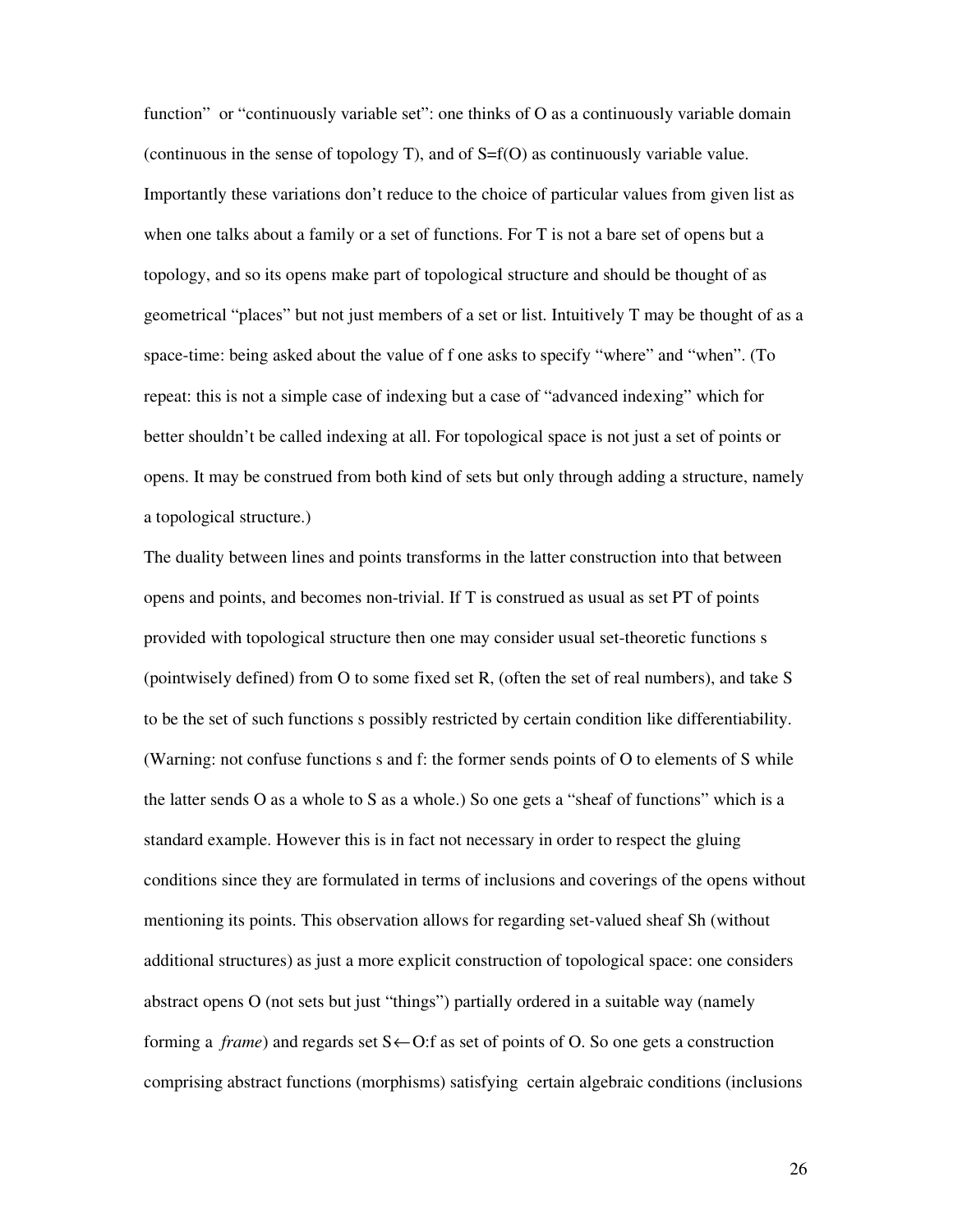function" or "continuously variable set": one thinks of O as a continuously variable domain (continuous in the sense of topology T), and of $S=f(O)$ as continuously variable value. Importantly these variations don't reduce to the choice of particular values from given list as when one talks about a family or a set of functions. For T is not a bare set of opens but a topology, and so its opens make part of topological structure and should be thought of as geometrical "places" but not just members of a set or list. Intuitively T may be thought of as a space-time: being asked about the value of f one asks to specify "where" and "when". (To repeat: this is not a simple case of indexing but a case of "advanced indexing" which for better shouldn't be called indexing at all. For topological space is not just a set of points or opens. It may be construed from both kind of sets but only through adding a structure, namely a topological structure.)

The duality between lines and points transforms in the latter construction into that between opens and points, and becomes non-trivial. If T is construed as usual as set PT of points provided with topological structure then one may consider usual set-theoretic functions s (pointwisely defined) from O to some fixed set R, (often the set of real numbers), and take S to be the set of such functions s possibly restricted by certain condition like differentiability. (Warning: not confuse functions s and f: the former sends points of O to elements of S while the latter sends O as a whole to S as a whole.) So one gets a "sheaf of functions" which is a standard example. However this is in fact not necessary in order to respect the gluing conditions since they are formulated in terms of inclusions and coverings of the opens without mentioning its points. This observation allows for regarding set-valued sheaf Sh (without additional structures) as just a more explicit construction of topological space: one considers abstract opens O (not sets but just "things") partially ordered in a suitable way (namely forming a *frame*) and regards set $S \leftarrow O{:}f$ as set of points of O. So one gets a construction comprising abstract functions (morphisms) satisfying certain algebraic conditions (inclusions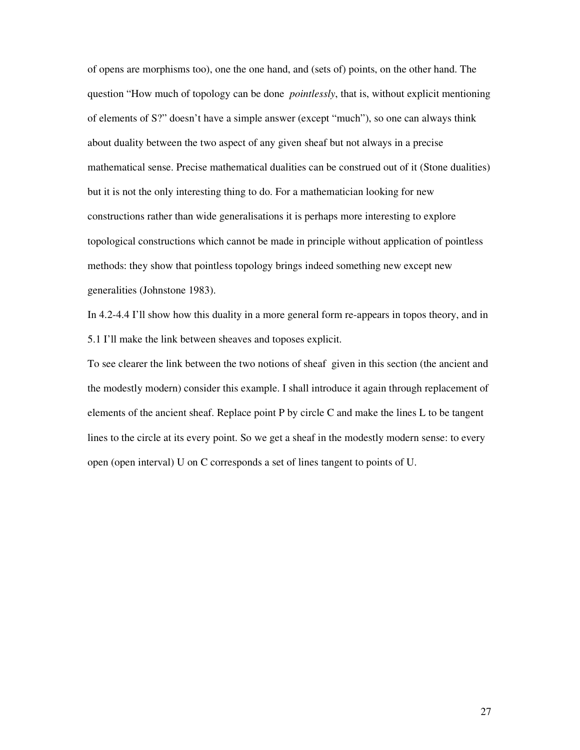of opens are morphisms too), one the one hand, and (sets of) points, on the other hand. The question "How much of topology can be done *pointlessly*, that is, without explicit mentioning of elements of S?" doesn't have a simple answer (except "much"), so one can always think about duality between the two aspect of any given sheaf but not always in a precise mathematical sense. Precise mathematical dualities can be construed out of it (Stone dualities) but it is not the only interesting thing to do. For a mathematician looking for new constructions rather than wide generalisations it is perhaps more interesting to explore topological constructions which cannot be made in principle without application of pointless methods: they show that pointless topology brings indeed something new except new generalities (Johnstone 1983).

In 4.2-4.4 I'll show how this duality in a more general form re-appears in topos theory, and in 5.1 I'll make the link between sheaves and toposes explicit.

To see clearer the link between the two notions of sheaf given in this section (the ancient and the modestly modern) consider this example. I shall introduce it again through replacement of elements of the ancient sheaf. Replace point P by circle C and make the lines L to be tangent lines to the circle at its every point. So we get a sheaf in the modestly modern sense: to every open (open interval) U on C corresponds a set of lines tangent to points of U.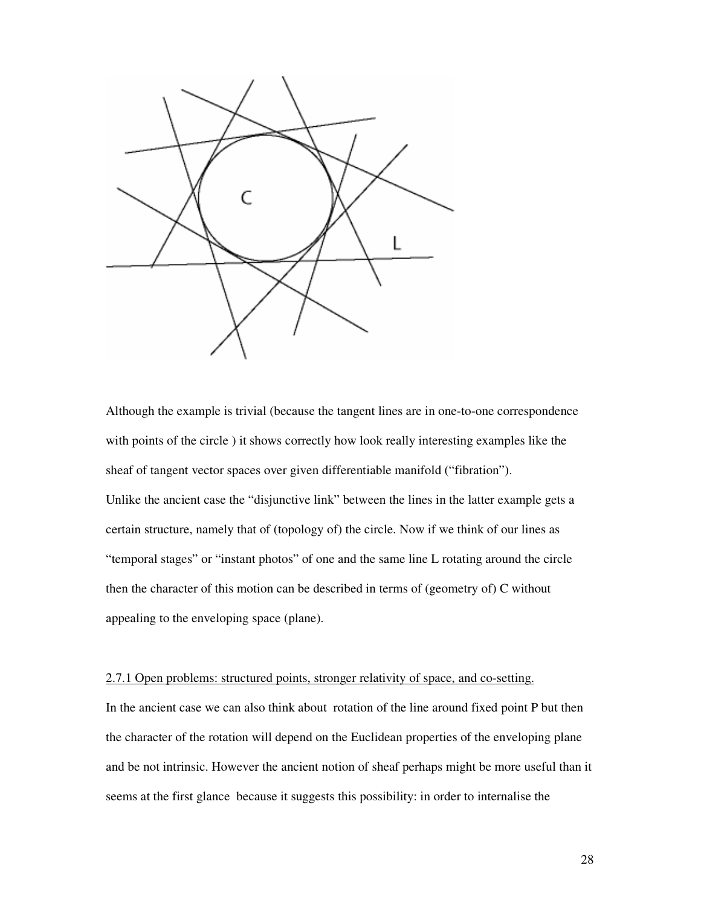Although the example is trivial (because the tangent lines are in one-to-one correspondence with points of the circle ) it shows correctly how look really interesting examples like the sheaf of tangent vector spaces over given differentiable manifold ("fibration").
Unlike the ancient case the "disjunctive link" between the lines in the latter example gets a certain structure, namely that of (topology of) the circle. Now if we think of our lines as "temporal stages" or "instant photos" of one and the same line L rotating around the circle then the character of this motion can be described in terms of (geometry of) C without appealing to the enveloping space (plane).

2.7.1 Open problems: structured points, stronger relativity of space, and co-setting.

In the ancient case we can also think about rotation of the line around fixed point P but then the character of the rotation will depend on the Euclidean properties of the enveloping plane and be not intrinsic. However the ancient notion of sheaf perhaps might be more useful than it seems at the first glance because it suggests this possibility: in order to internalise the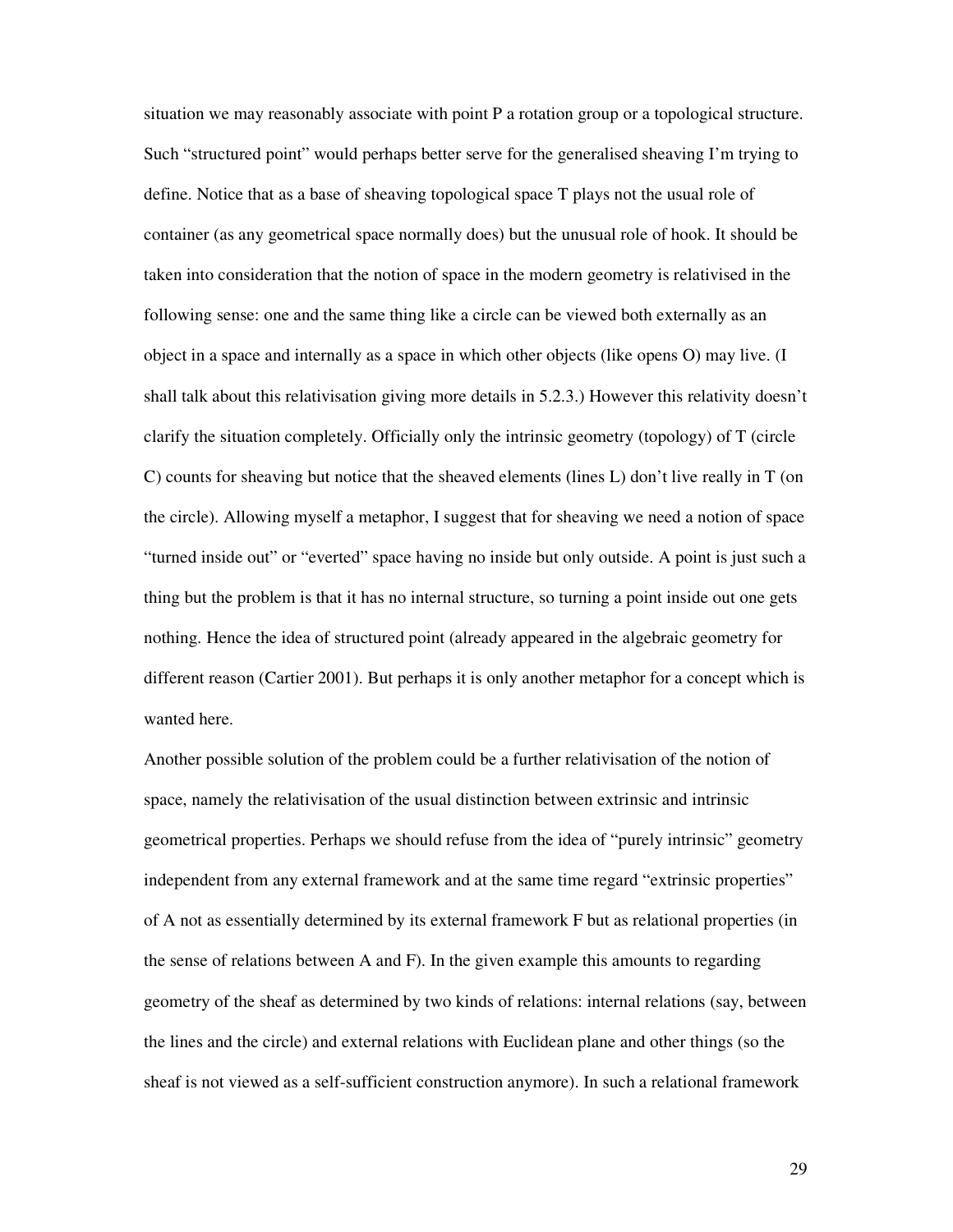situation we may reasonably associate with point P a rotation group or a topological structure. Such "structured point" would perhaps better serve for the generalised sheaving I'm trying to define. Notice that as a base of sheaving topological space T plays not the usual role of container (as any geometrical space normally does) but the unusual role of hook. It should be taken into consideration that the notion of space in the modern geometry is relativised in the following sense: one and the same thing like a circle can be viewed both externally as an object in a space and internally as a space in which other objects (like opens O) may live. (I shall talk about this relativisation giving more details in 5.2.3.) However this relativity doesn't clarify the situation completely. Officially only the intrinsic geometry (topology) of T (circle C) counts for sheaving but notice that the sheaved elements (lines L) don't live really in T (on the circle). Allowing myself a metaphor, I suggest that for sheaving we need a notion of space "turned inside out" or "everted" space having no inside but only outside. A point is just such a thing but the problem is that it has no internal structure, so turning a point inside out one gets nothing. Hence the idea of structured point (already appeared in the algebraic geometry for different reason (Cartier 2001). But perhaps it is only another metaphor for a concept which is wanted here.

Another possible solution of the problem could be a further relativisation of the notion of space, namely the relativisation of the usual distinction between extrinsic and intrinsic geometrical properties. Perhaps we should refuse from the idea of "purely intrinsic" geometry independent from any external framework and at the same time regard "extrinsic properties" of A not as essentially determined by its external framework F but as relational properties (in the sense of relations between A and F). In the given example this amounts to regarding geometry of the sheaf as determined by two kinds of relations: internal relations (say, between the lines and the circle) and external relations with Euclidean plane and other things (so the sheaf is not viewed as a self-sufficient construction anymore). In such a relational framework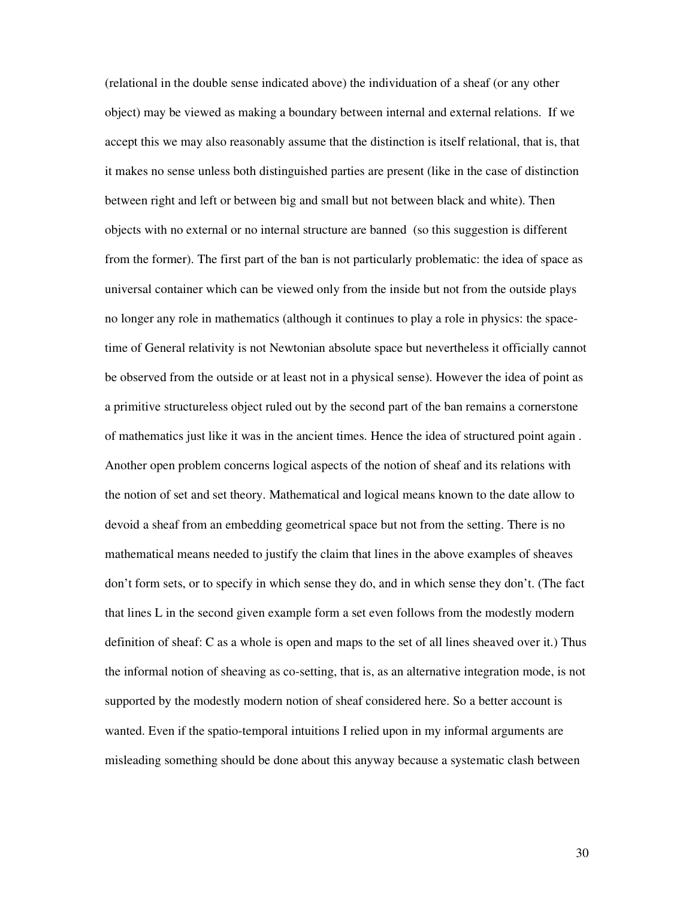(relational in the double sense indicated above) the individuation of a sheaf (or any other object) may be viewed as making a boundary between internal and external relations. If we accept this we may also reasonably assume that the distinction is itself relational, that is, that it makes no sense unless both distinguished parties are present (like in the case of distinction between right and left or between big and small but not between black and white). Then objects with no external or no internal structure are banned (so this suggestion is different from the former). The first part of the ban is not particularly problematic: the idea of space as universal container which can be viewed only from the inside but not from the outside plays no longer any role in mathematics (although it continues to play a role in physics: the space-time of General relativity is not Newtonian absolute space but nevertheless it officially cannot be observed from the outside or at least not in a physical sense). However the idea of point as a primitive structureless object ruled out by the second part of the ban remains a cornerstone of mathematics just like it was in the ancient times. Hence the idea of structured point again . Another open problem concerns logical aspects of the notion of sheaf and its relations with the notion of set and set theory. Mathematical and logical means known to the date allow to devoid a sheaf from an embedding geometrical space but not from the setting. There is no mathematical means needed to justify the claim that lines in the above examples of sheaves don't form sets, or to specify in which sense they do, and in which sense they don't. (The fact that lines L in the second given example form a set even follows from the modestly modern definition of sheaf: C as a whole is open and maps to the set of all lines sheaved over it.) Thus the informal notion of sheaving as co-setting, that is, as an alternative integration mode, is not supported by the modestly modern notion of sheaf considered here. So a better account is wanted. Even if the spatio-temporal intuitions I relied upon in my informal arguments are misleading something should be done about this anyway because a systematic clash between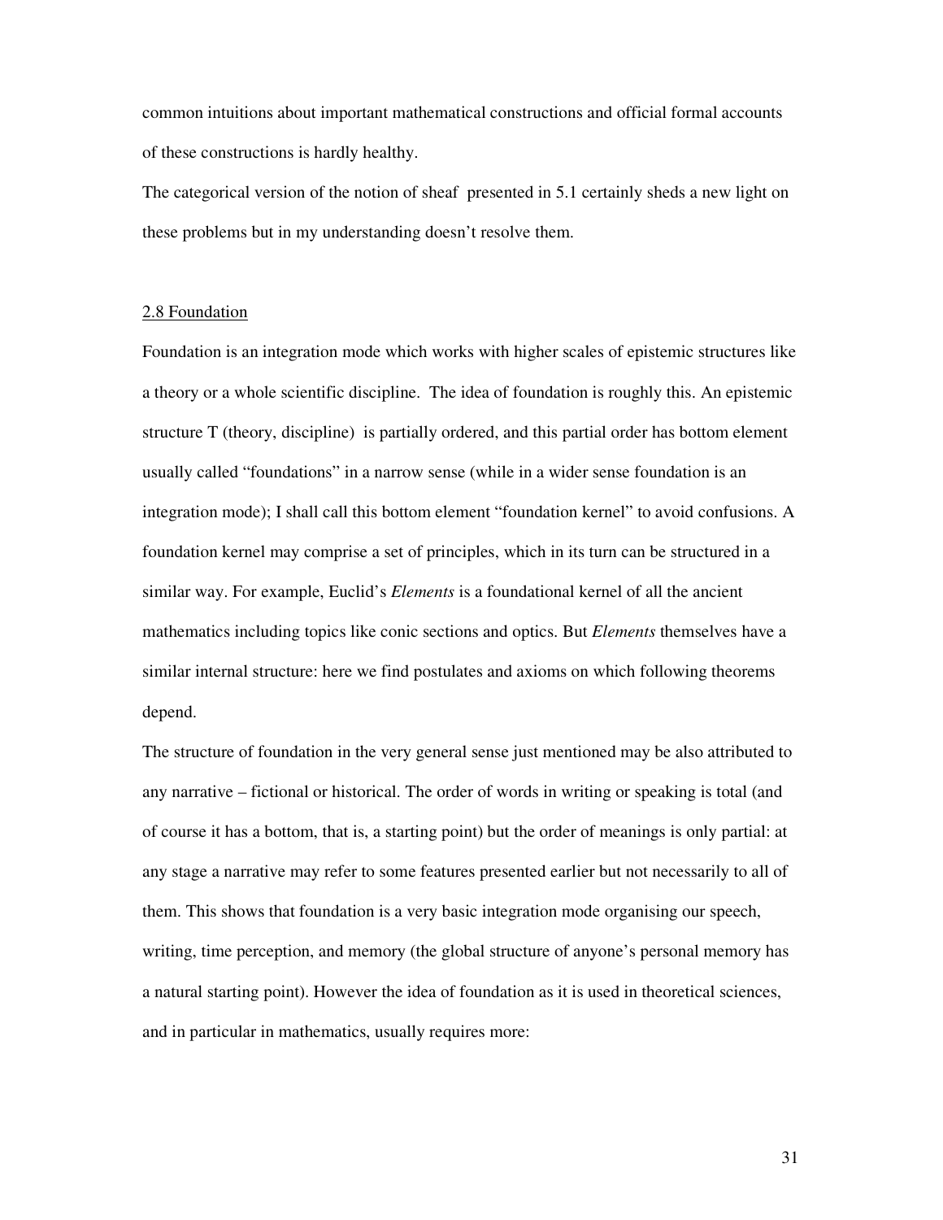common intuitions about important mathematical constructions and official formal accounts of these constructions is hardly healthy.

The categorical version of the notion of sheaf presented in 5.1 certainly sheds a new light on these problems but in my understanding doesn't resolve them.

## 2.8 Foundation

Foundation is an integration mode which works with higher scales of epistemic structures like a theory or a whole scientific discipline. The idea of foundation is roughly this. An epistemic structure T (theory, discipline) is partially ordered, and this partial order has bottom element usually called "foundations" in a narrow sense (while in a wider sense foundation is an integration mode); I shall call this bottom element "foundation kernel" to avoid confusions. A foundation kernel may comprise a set of principles, which in its turn can be structured in a similar way. For example, Euclid's *Elements* is a foundational kernel of all the ancient mathematics including topics like conic sections and optics. But *Elements* themselves have a similar internal structure: here we find postulates and axioms on which following theorems depend.

The structure of foundation in the very general sense just mentioned may be also attributed to any narrative – fictional or historical. The order of words in writing or speaking is total (and of course it has a bottom, that is, a starting point) but the order of meanings is only partial: at any stage a narrative may refer to some features presented earlier but not necessarily to all of them. This shows that foundation is a very basic integration mode organising our speech, writing, time perception, and memory (the global structure of anyone's personal memory has a natural starting point). However the idea of foundation as it is used in theoretical sciences, and in particular in mathematics, usually requires more: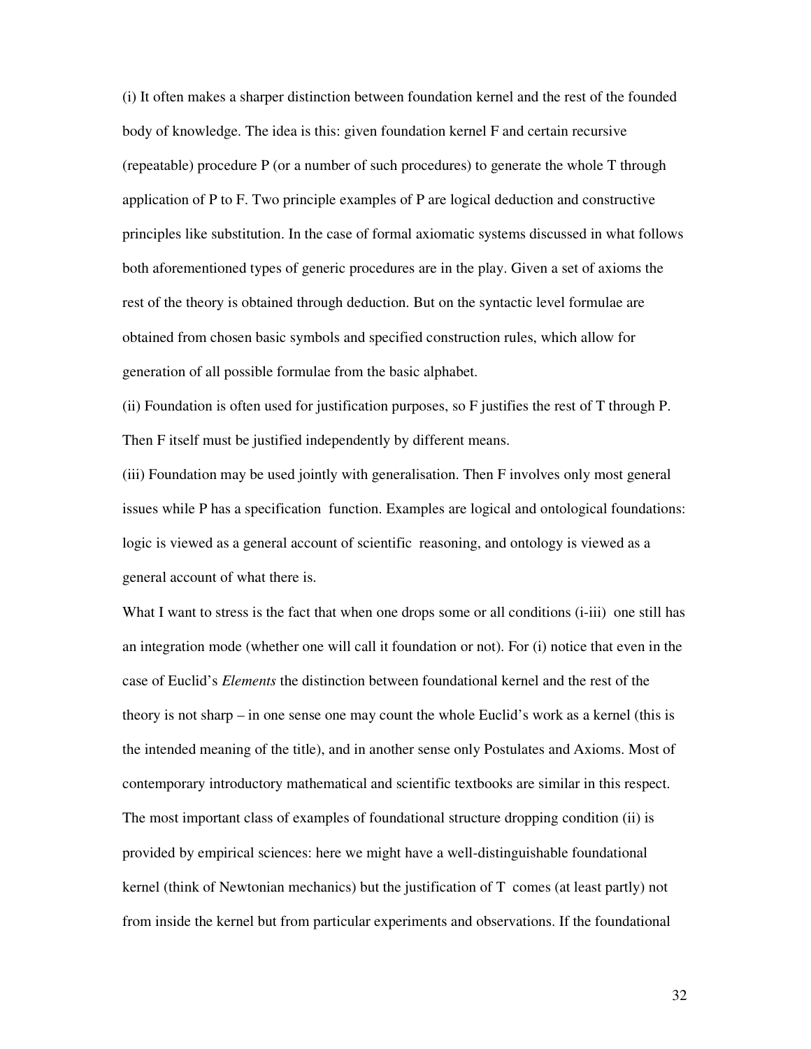(i) It often makes a sharper distinction between foundation kernel and the rest of the founded body of knowledge. The idea is this: given foundation kernel F and certain recursive (repeatable) procedure P (or a number of such procedures) to generate the whole T through application of P to F. Two principle examples of P are logical deduction and constructive principles like substitution. In the case of formal axiomatic systems discussed in what follows both aforementioned types of generic procedures are in the play. Given a set of axioms the rest of the theory is obtained through deduction. But on the syntactic level formulae are obtained from chosen basic symbols and specified construction rules, which allow for generation of all possible formulae from the basic alphabet.

(ii) Foundation is often used for justification purposes, so F justifies the rest of T through P. Then F itself must be justified independently by different means.

(iii) Foundation may be used jointly with generalisation. Then F involves only most general issues while P has a specification function. Examples are logical and ontological foundations: logic is viewed as a general account of scientific reasoning, and ontology is viewed as a general account of what there is.

What I want to stress is the fact that when one drops some or all conditions (i-iii) one still has an integration mode (whether one will call it foundation or not). For (i) notice that even in the case of Euclid's *Elements* the distinction between foundational kernel and the rest of the theory is not sharp – in one sense one may count the whole Euclid's work as a kernel (this is the intended meaning of the title), and in another sense only Postulates and Axioms. Most of contemporary introductory mathematical and scientific textbooks are similar in this respect. The most important class of examples of foundational structure dropping condition (ii) is provided by empirical sciences: here we might have a well-distinguishable foundational kernel (think of Newtonian mechanics) but the justification of T comes (at least partly) not from inside the kernel but from particular experiments and observations. If the foundational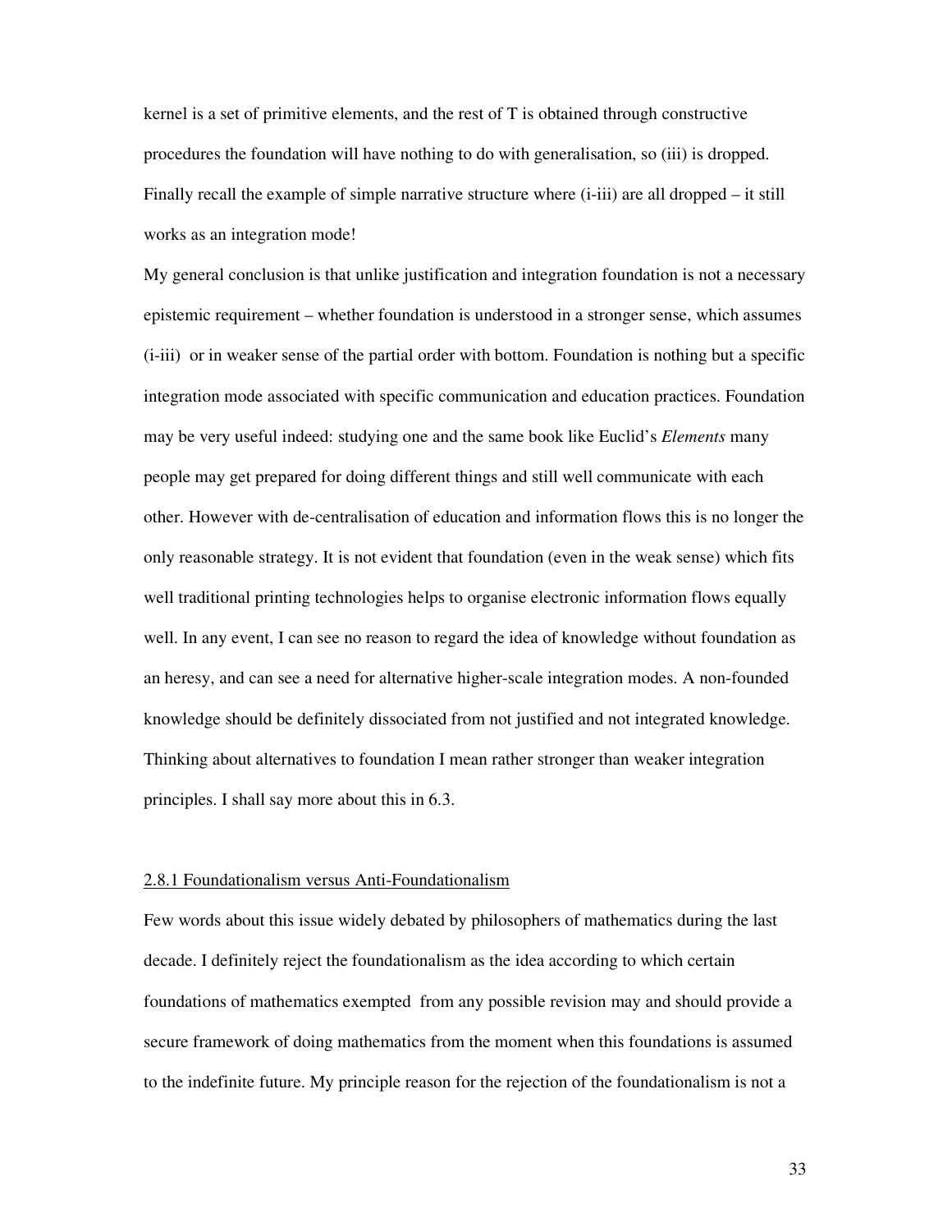kernel is a set of primitive elements, and the rest of T is obtained through constructive procedures the foundation will have nothing to do with generalisation, so (iii) is dropped. Finally recall the example of simple narrative structure where (i-iii) are all dropped – it still works as an integration mode!

My general conclusion is that unlike justification and integration foundation is not a necessary epistemic requirement – whether foundation is understood in a stronger sense, which assumes (i-iii) or in weaker sense of the partial order with bottom. Foundation is nothing but a specific integration mode associated with specific communication and education practices. Foundation may be very useful indeed: studying one and the same book like Euclid's *Elements* many people may get prepared for doing different things and still well communicate with each other. However with de-centralisation of education and information flows this is no longer the only reasonable strategy. It is not evident that foundation (even in the weak sense) which fits well traditional printing technologies helps to organise electronic information flows equally well. In any event, I can see no reason to regard the idea of knowledge without foundation as an heresy, and can see a need for alternative higher-scale integration modes. A non-founded knowledge should be definitely dissociated from not justified and not integrated knowledge. Thinking about alternatives to foundation I mean rather stronger than weaker integration principles. I shall say more about this in 6.3.

### 2.8.1 Foundationalism versus Anti-Foundationalism

Few words about this issue widely debated by philosophers of mathematics during the last decade. I definitely reject the foundationalism as the idea according to which certain foundations of mathematics exempted from any possible revision may and should provide a secure framework of doing mathematics from the moment when this foundations is assumed to the indefinite future. My principle reason for the rejection of the foundationalism is not a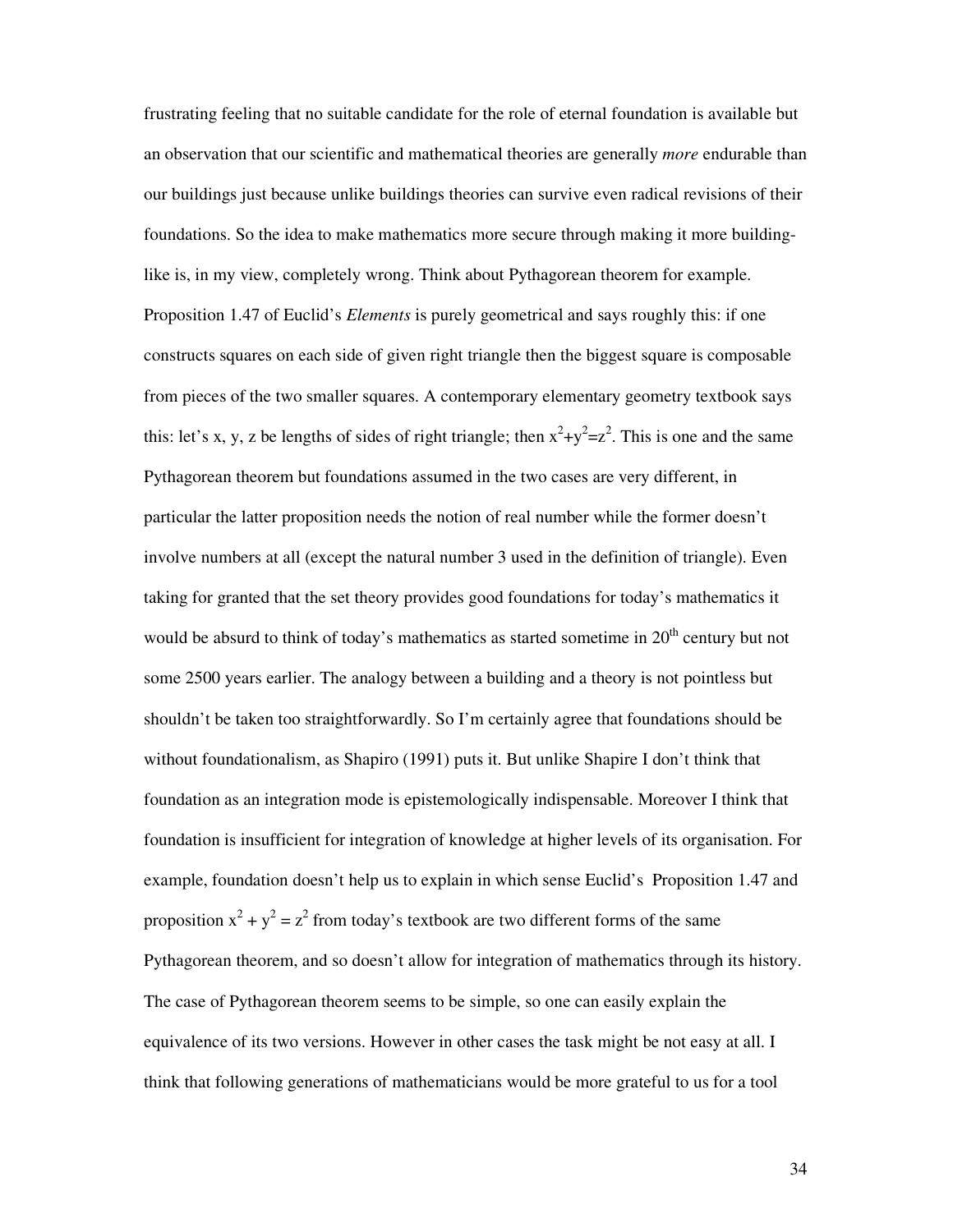frustrating feeling that no suitable candidate for the role of eternal foundation is available but an observation that our scientific and mathematical theories are generally *more* endurable than our buildings just because unlike buildings theories can survive even radical revisions of their foundations. So the idea to make mathematics more secure through making it more building-like is, in my view, completely wrong. Think about Pythagorean theorem for example. Proposition 1.47 of Euclid's *Elements* is purely geometrical and says roughly this: if one constructs squares on each side of given right triangle then the biggest square is composable from pieces of the two smaller squares. A contemporary elementary geometry textbook says this: let's x, y, z be lengths of sides of right triangle; then $x^2+y^2=z^2$. This is one and the same Pythagorean theorem but foundations assumed in the two cases are very different, in particular the latter proposition needs the notion of real number while the former doesn't involve numbers at all (except the natural number 3 used in the definition of triangle). Even taking for granted that the set theory provides good foundations for today's mathematics it would be absurd to think of today's mathematics as started sometime in 20th century but not some 2500 years earlier. The analogy between a building and a theory is not pointless but shouldn't be taken too straightforwardly. So I'm certainly agree that foundations should be without foundationalism, as Shapiro (1991) puts it. But unlike Shapire I don't think that foundation as an integration mode is epistemologically indispensable. Moreover I think that foundation is insufficient for integration of knowledge at higher levels of its organisation. For example, foundation doesn't help us to explain in which sense Euclid's Proposition 1.47 and proposition $x^2 + y^2 = z^2$ from today's textbook are two different forms of the same Pythagorean theorem, and so doesn't allow for integration of mathematics through its history. The case of Pythagorean theorem seems to be simple, so one can easily explain the equivalence of its two versions. However in other cases the task might be not easy at all. I think that following generations of mathematicians would be more grateful to us for a tool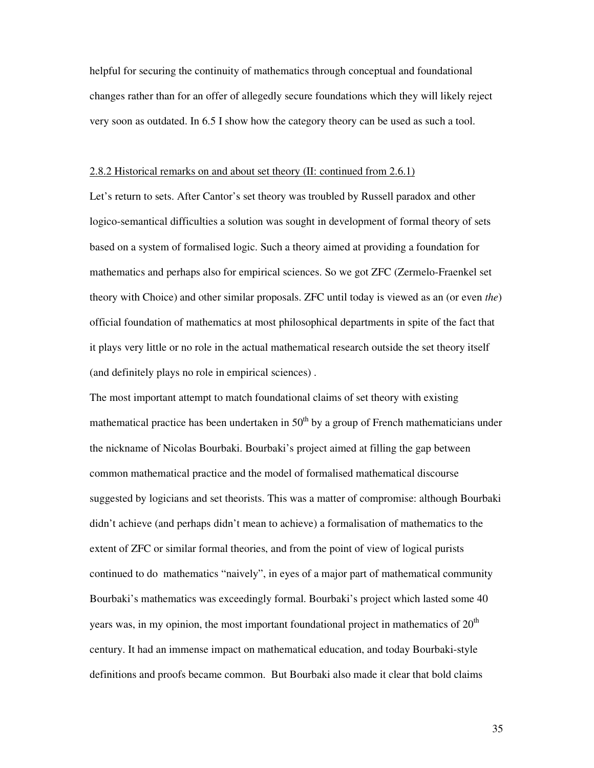helpful for securing the continuity of mathematics through conceptual and foundational changes rather than for an offer of allegedly secure foundations which they will likely reject very soon as outdated. In 6.5 I show how the category theory can be used as such a tool.

### 2.8.2 Historical remarks on and about set theory (II: continued from 2.6.1)

Let's return to sets. After Cantor's set theory was troubled by Russell paradox and other logico-semantical difficulties a solution was sought in development of formal theory of sets based on a system of formalised logic. Such a theory aimed at providing a foundation for mathematics and perhaps also for empirical sciences. So we got ZFC (Zermelo-Fraenkel set theory with Choice) and other similar proposals. ZFC until today is viewed as an (or even *the*) official foundation of mathematics at most philosophical departments in spite of the fact that it plays very little or no role in the actual mathematical research outside the set theory itself (and definitely plays no role in empirical sciences) .

The most important attempt to match foundational claims of set theory with existing mathematical practice has been undertaken in 50th by a group of French mathematicians under the nickname of Nicolas Bourbaki. Bourbaki's project aimed at filling the gap between common mathematical practice and the model of formalised mathematical discourse suggested by logicians and set theorists. This was a matter of compromise: although Bourbaki didn't achieve (and perhaps didn't mean to achieve) a formalisation of mathematics to the extent of ZFC or similar formal theories, and from the point of view of logical purists continued to do mathematics "naively", in eyes of a major part of mathematical community Bourbaki's mathematics was exceedingly formal. Bourbaki's project which lasted some 40 years was, in my opinion, the most important foundational project in mathematics of 20th century. It had an immense impact on mathematical education, and today Bourbaki-style definitions and proofs became common. But Bourbaki also made it clear that bold claims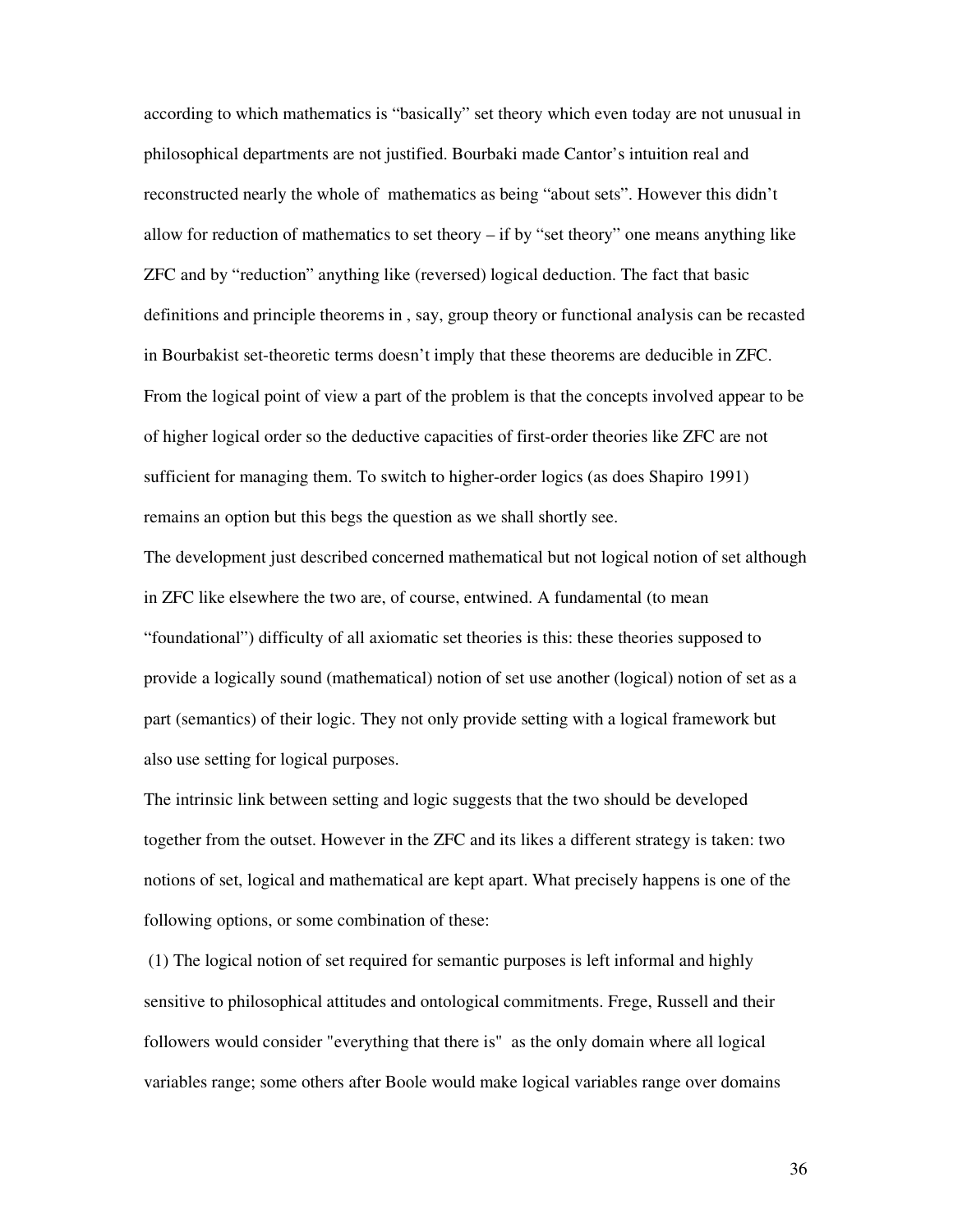according to which mathematics is "basically" set theory which even today are not unusual in philosophical departments are not justified. Bourbaki made Cantor's intuition real and reconstructed nearly the whole of mathematics as being "about sets". However this didn't allow for reduction of mathematics to set theory – if by "set theory" one means anything like ZFC and by "reduction" anything like (reversed) logical deduction. The fact that basic definitions and principle theorems in , say, group theory or functional analysis can be recasted in Bourbakist set-theoretic terms doesn't imply that these theorems are deducible in ZFC. From the logical point of view a part of the problem is that the concepts involved appear to be of higher logical order so the deductive capacities of first-order theories like ZFC are not sufficient for managing them. To switch to higher-order logics (as does Shapiro 1991) remains an option but this begs the question as we shall shortly see.

The development just described concerned mathematical but not logical notion of set although in ZFC like elsewhere the two are, of course, entwined. A fundamental (to mean "foundational") difficulty of all axiomatic set theories is this: these theories supposed to provide a logically sound (mathematical) notion of set use another (logical) notion of set as a part (semantics) of their logic. They not only provide setting with a logical framework but also use setting for logical purposes.

The intrinsic link between setting and logic suggests that the two should be developed together from the outset. However in the ZFC and its likes a different strategy is taken: two notions of set, logical and mathematical are kept apart. What precisely happens is one of the following options, or some combination of these:

(1) The logical notion of set required for semantic purposes is left informal and highly sensitive to philosophical attitudes and ontological commitments. Frege, Russell and their followers would consider "everything that there is" as the only domain where all logical variables range; some others after Boole would make logical variables range over domains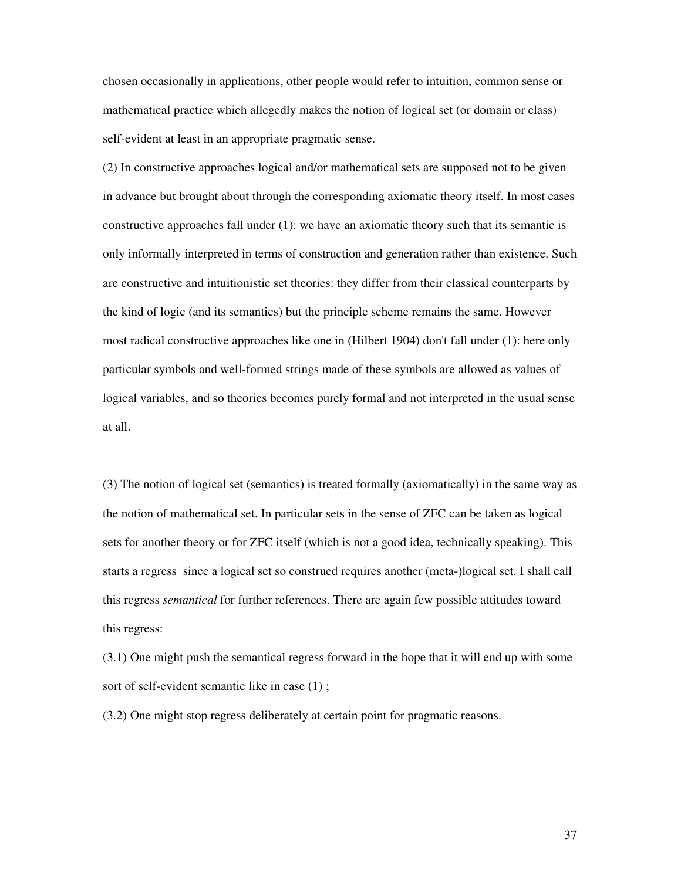chosen occasionally in applications, other people would refer to intuition, common sense or mathematical practice which allegedly makes the notion of logical set (or domain or class) self-evident at least in an appropriate pragmatic sense.

(2) In constructive approaches logical and/or mathematical sets are supposed not to be given in advance but brought about through the corresponding axiomatic theory itself. In most cases constructive approaches fall under (1): we have an axiomatic theory such that its semantic is only informally interpreted in terms of construction and generation rather than existence. Such are constructive and intuitionistic set theories: they differ from their classical counterparts by the kind of logic (and its semantics) but the principle scheme remains the same. However most radical constructive approaches like one in (Hilbert 1904) don't fall under (1): here only particular symbols and well-formed strings made of these symbols are allowed as values of logical variables, and so theories becomes purely formal and not interpreted in the usual sense at all.

(3) The notion of logical set (semantics) is treated formally (axiomatically) in the same way as the notion of mathematical set. In particular sets in the sense of ZFC can be taken as logical sets for another theory or for ZFC itself (which is not a good idea, technically speaking). This starts a regress since a logical set so construed requires another (meta-)logical set. I shall call this regress *semantical* for further references. There are again few possible attitudes toward this regress:

(3.1) One might push the semantical regress forward in the hope that it will end up with some sort of self-evident semantic like in case (1) ;

(3.2) One might stop regress deliberately at certain point for pragmatic reasons.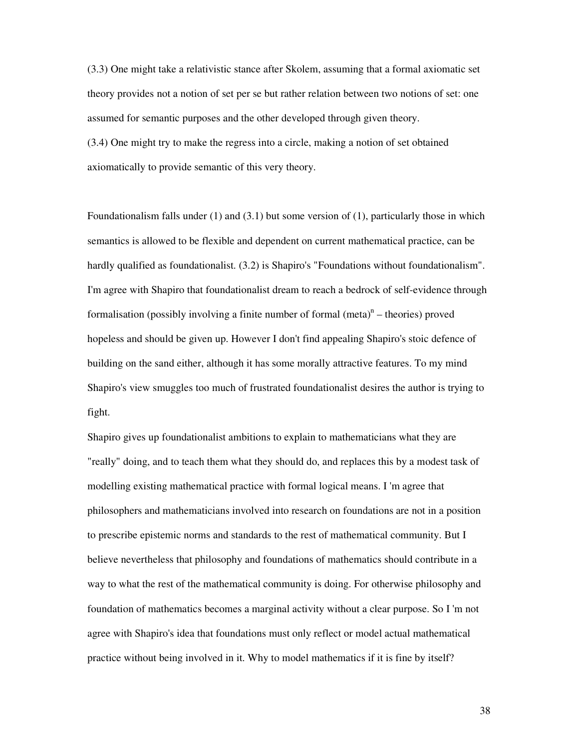(3.3) One might take a relativistic stance after Skolem, assuming that a formal axiomatic set theory provides not a notion of set per se but rather relation between two notions of set: one assumed for semantic purposes and the other developed through given theory.

(3.4) One might try to make the regress into a circle, making a notion of set obtained axiomatically to provide semantic of this very theory.

Foundationalism falls under (1) and (3.1) but some version of (1), particularly those in which semantics is allowed to be flexible and dependent on current mathematical practice, can be hardly qualified as foundationalist. (3.2) is Shapiro's "Foundations without foundationalism". I'm agree with Shapiro that foundationalist dream to reach a bedrock of self-evidence through formalisation (possibly involving a finite number of formal $(\text{meta})^n$ – theories) proved hopeless and should be given up. However I don't find appealing Shapiro's stoic defence of building on the sand either, although it has some morally attractive features. To my mind Shapiro's view smuggles too much of frustrated foundationalist desires the author is trying to fight.

Shapiro gives up foundationalist ambitions to explain to mathematicians what they are "really" doing, and to teach them what they should do, and replaces this by a modest task of modelling existing mathematical practice with formal logical means. I 'm agree that philosophers and mathematicians involved into research on foundations are not in a position to prescribe epistemic norms and standards to the rest of mathematical community. But I believe nevertheless that philosophy and foundations of mathematics should contribute in a way to what the rest of the mathematical community is doing. For otherwise philosophy and foundation of mathematics becomes a marginal activity without a clear purpose. So I 'm not agree with Shapiro's idea that foundations must only reflect or model actual mathematical practice without being involved in it. Why to model mathematics if it is fine by itself?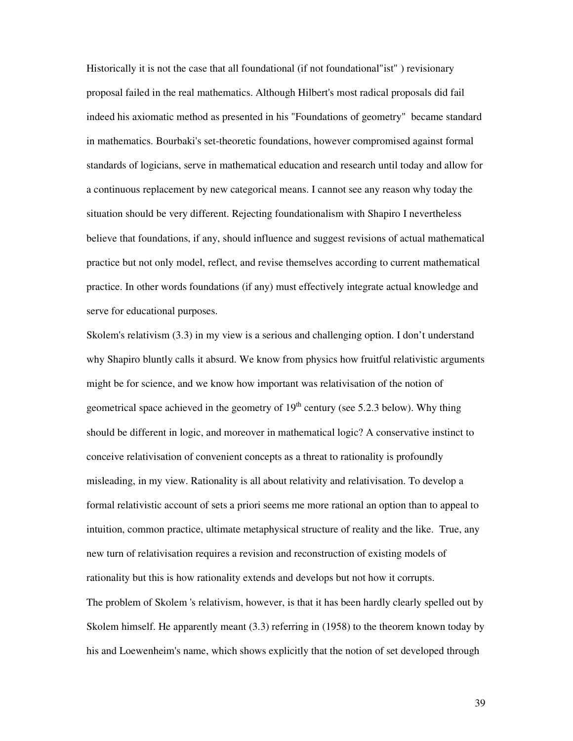Historically it is not the case that all foundational (if not foundational"ist" ) revisionary proposal failed in the real mathematics. Although Hilbert's most radical proposals did fail indeed his axiomatic method as presented in his "Foundations of geometry" became standard in mathematics. Bourbaki's set-theoretic foundations, however compromised against formal standards of logicians, serve in mathematical education and research until today and allow for a continuous replacement by new categorical means. I cannot see any reason why today the situation should be very different. Rejecting foundationalism with Shapiro I nevertheless believe that foundations, if any, should influence and suggest revisions of actual mathematical practice but not only model, reflect, and revise themselves according to current mathematical practice. In other words foundations (if any) must effectively integrate actual knowledge and serve for educational purposes.

Skolem's relativism (3.3) in my view is a serious and challenging option. I don't understand why Shapiro bluntly calls it absurd. We know from physics how fruitful relativistic arguments might be for science, and we know how important was relativisation of the notion of geometrical space achieved in the geometry of 19th century (see 5.2.3 below). Why thing should be different in logic, and moreover in mathematical logic? A conservative instinct to conceive relativisation of convenient concepts as a threat to rationality is profoundly misleading, in my view. Rationality is all about relativity and relativisation. To develop a formal relativistic account of sets a priori seems me more rational an option than to appeal to intuition, common practice, ultimate metaphysical structure of reality and the like. True, any new turn of relativisation requires a revision and reconstruction of existing models of rationality but this is how rationality extends and develops but not how it corrupts.

The problem of Skolem 's relativism, however, is that it has been hardly clearly spelled out by Skolem himself. He apparently meant (3.3) referring in (1958) to the theorem known today by his and Loewenheim's name, which shows explicitly that the notion of set developed through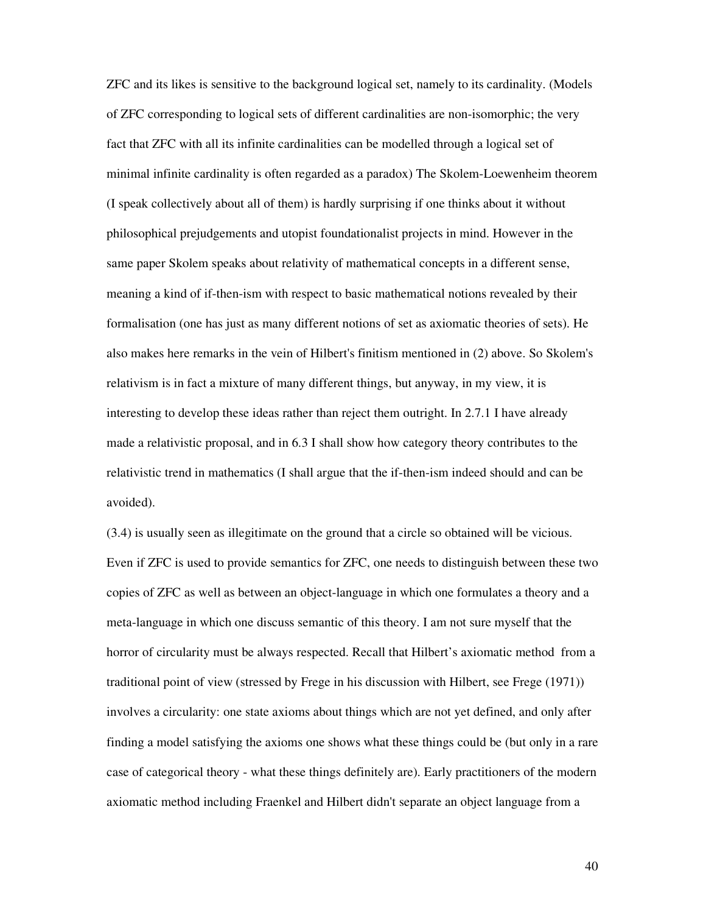ZFC and its likes is sensitive to the background logical set, namely to its cardinality. (Models of ZFC corresponding to logical sets of different cardinalities are non-isomorphic; the very fact that ZFC with all its infinite cardinalities can be modelled through a logical set of minimal infinite cardinality is often regarded as a paradox) The Skolem-Loewenheim theorem (I speak collectively about all of them) is hardly surprising if one thinks about it without philosophical prejudgements and utopist foundationalist projects in mind. However in the same paper Skolem speaks about relativity of mathematical concepts in a different sense, meaning a kind of if-then-ism with respect to basic mathematical notions revealed by their formalisation (one has just as many different notions of set as axiomatic theories of sets). He also makes here remarks in the vein of Hilbert's finitism mentioned in (2) above. So Skolem's relativism is in fact a mixture of many different things, but anyway, in my view, it is interesting to develop these ideas rather than reject them outright. In 2.7.1 I have already made a relativistic proposal, and in 6.3 I shall show how category theory contributes to the relativistic trend in mathematics (I shall argue that the if-then-ism indeed should and can be avoided).

(3.4) is usually seen as illegitimate on the ground that a circle so obtained will be vicious. Even if ZFC is used to provide semantics for ZFC, one needs to distinguish between these two copies of ZFC as well as between an object-language in which one formulates a theory and a meta-language in which one discuss semantic of this theory. I am not sure myself that the horror of circularity must be always respected. Recall that Hilbert's axiomatic method from a traditional point of view (stressed by Frege in his discussion with Hilbert, see Frege (1971)) involves a circularity: one state axioms about things which are not yet defined, and only after finding a model satisfying the axioms one shows what these things could be (but only in a rare case of categorical theory - what these things definitely are). Early practitioners of the modern axiomatic method including Fraenkel and Hilbert didn't separate an object language from a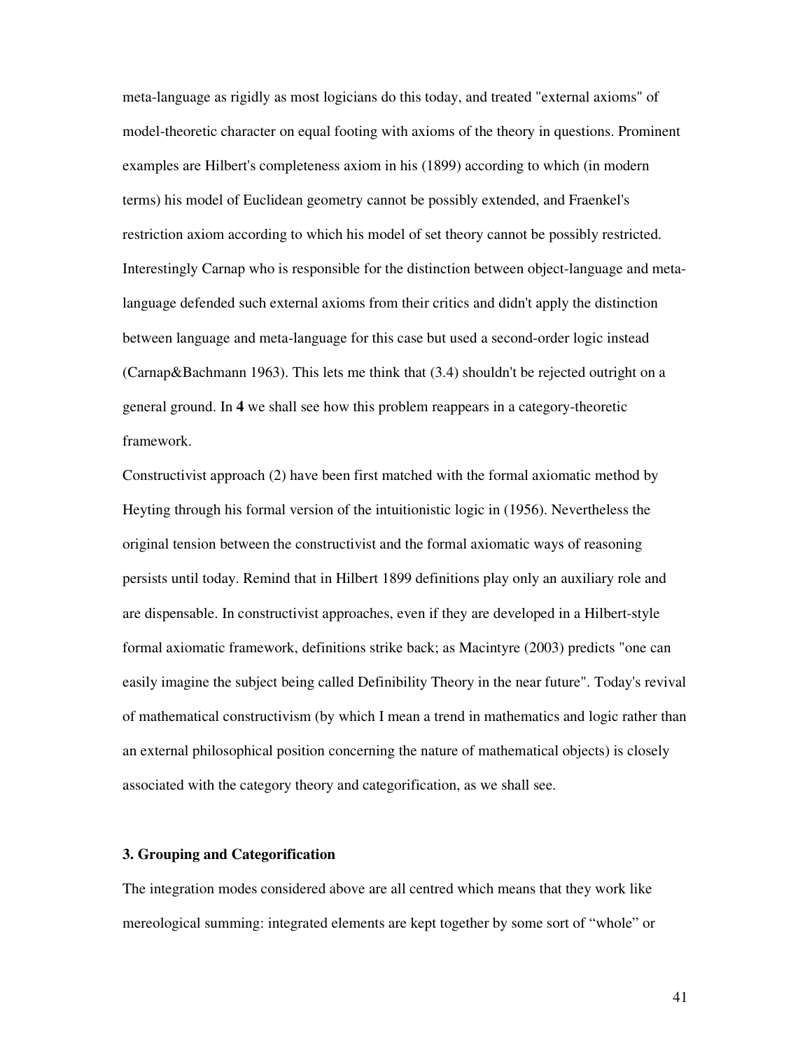meta-language as rigidly as most logicians do this today, and treated "external axioms" of model-theoretic character on equal footing with axioms of the theory in questions. Prominent examples are Hilbert's completeness axiom in his (1899) according to which (in modern terms) his model of Euclidean geometry cannot be possibly extended, and Fraenkel's restriction axiom according to which his model of set theory cannot be possibly restricted. Interestingly Carnap who is responsible for the distinction between object-language and meta-language defended such external axioms from their critics and didn't apply the distinction between language and meta-language for this case but used a second-order logic instead (Carnap&Bachmann 1963). This lets me think that (3.4) shouldn't be rejected outright on a general ground. In **4** we shall see how this problem reappears in a category-theoretic framework.

Constructivist approach (2) have been first matched with the formal axiomatic method by Heyting through his formal version of the intuitionistic logic in (1956). Nevertheless the original tension between the constructivist and the formal axiomatic ways of reasoning persists until today. Remind that in Hilbert 1899 definitions play only an auxiliary role and are dispensable. In constructivist approaches, even if they are developed in a Hilbert-style formal axiomatic framework, definitions strike back; as Macintyre (2003) predicts "one can easily imagine the subject being called Definibility Theory in the near future". Today's revival of mathematical constructivism (by which I mean a trend in mathematics and logic rather than an external philosophical position concerning the nature of mathematical objects) is closely associated with the category theory and categorification, as we shall see.

### 3. Grouping and Categorification

The integration modes considered above are all centred which means that they work like mereological summing: integrated elements are kept together by some sort of "whole" or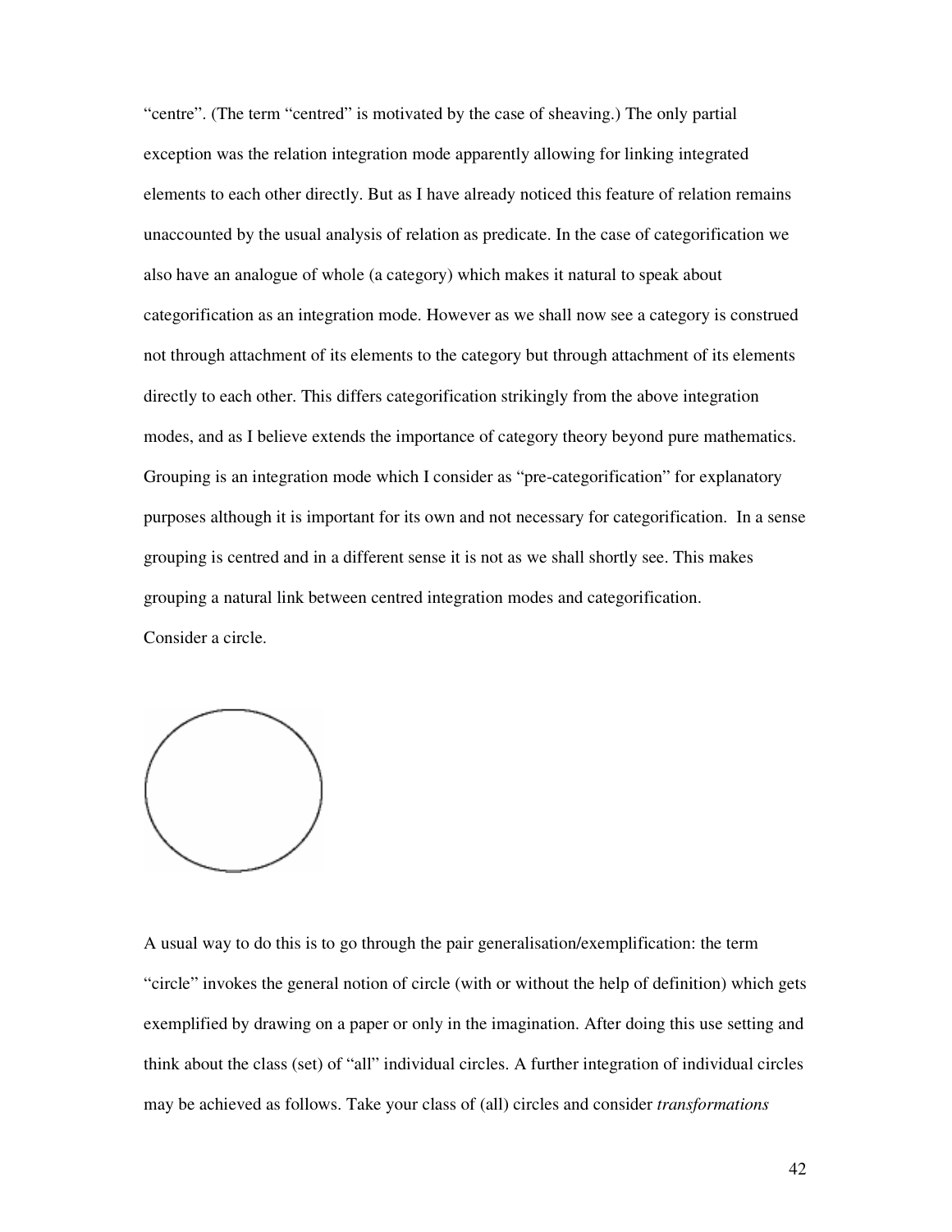"centre". (The term "centred" is motivated by the case of sheaving.) The only partial exception was the relation integration mode apparently allowing for linking integrated elements to each other directly. But as I have already noticed this feature of relation remains unaccounted by the usual analysis of relation as predicate. In the case of categorification we also have an analogue of whole (a category) which makes it natural to speak about categorification as an integration mode. However as we shall now see a category is construed not through attachment of its elements to the category but through attachment of its elements directly to each other. This differs categorification strikingly from the above integration modes, and as I believe extends the importance of category theory beyond pure mathematics. Grouping is an integration mode which I consider as "pre-categorification" for explanatory purposes although it is important for its own and not necessary for categorification. In a sense grouping is centred and in a different sense it is not as we shall shortly see. This makes grouping a natural link between centred integration modes and categorification.

Consider a circle.

A usual way to do this is to go through the pair generalisation/exemplification: the term "circle" invokes the general notion of circle (with or without the help of definition) which gets exemplified by drawing on a paper or only in the imagination. After doing this use setting and think about the class (set) of "all" individual circles. A further integration of individual circles may be achieved as follows. Take your class of (all) circles and consider *transformations*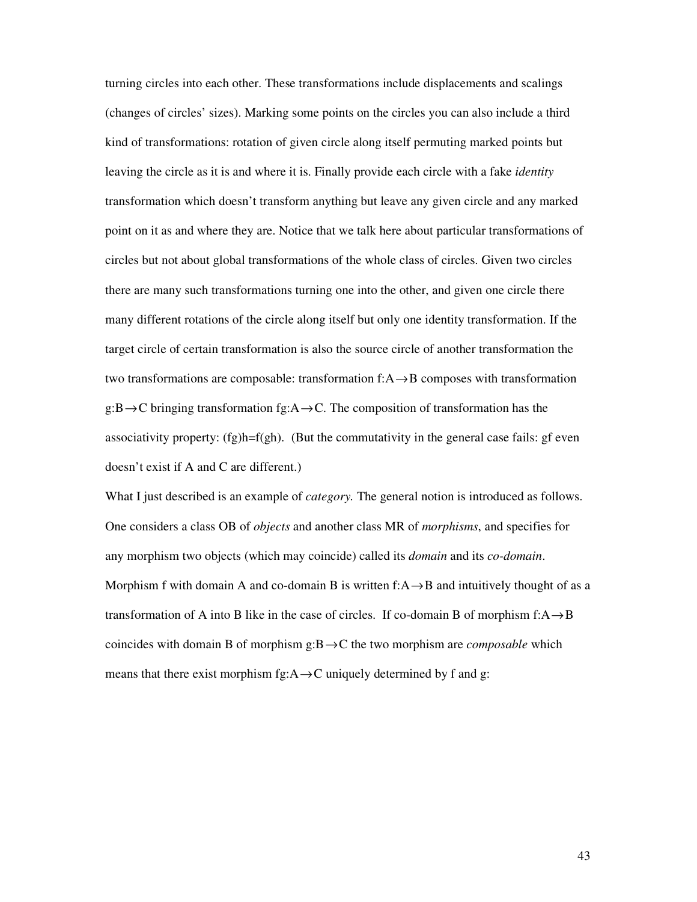turning circles into each other. These transformations include displacements and scalings (changes of circles' sizes). Marking some points on the circles you can also include a third kind of transformations: rotation of given circle along itself permuting marked points but leaving the circle as it is and where it is. Finally provide each circle with a fake *identity* transformation which doesn't transform anything but leave any given circle and any marked point on it as and where they are. Notice that we talk here about particular transformations of circles but not about global transformations of the whole class of circles. Given two circles there are many such transformations turning one into the other, and given one circle there many different rotations of the circle along itself but only one identity transformation. If the target circle of certain transformation is also the source circle of another transformation the two transformations are composable: transformation $f:A\rightarrow B$ composes with transformation $g:B\rightarrow C$ bringing transformation $fg:A\rightarrow C$. The composition of transformation has the associativity property: $(fg)h=f(gh)$. (But the commutativity in the general case fails: gf even doesn't exist if A and C are different.)

What I just described is an example of *category.* The general notion is introduced as follows. One considers a class OB of *objects* and another class MR of *morphisms*, and specifies for any morphism two objects (which may coincide) called its *domain* and its *co-domain*. Morphism f with domain A and co-domain B is written $f:A\rightarrow B$ and intuitively thought of as a transformation of A into B like in the case of circles. If co-domain B of morphism $f:A\rightarrow B$ coincides with domain B of morphism $g:B\rightarrow C$ the two morphism are *composable* which means that there exist morphism $fg:A\rightarrow C$ uniquely determined by f and g: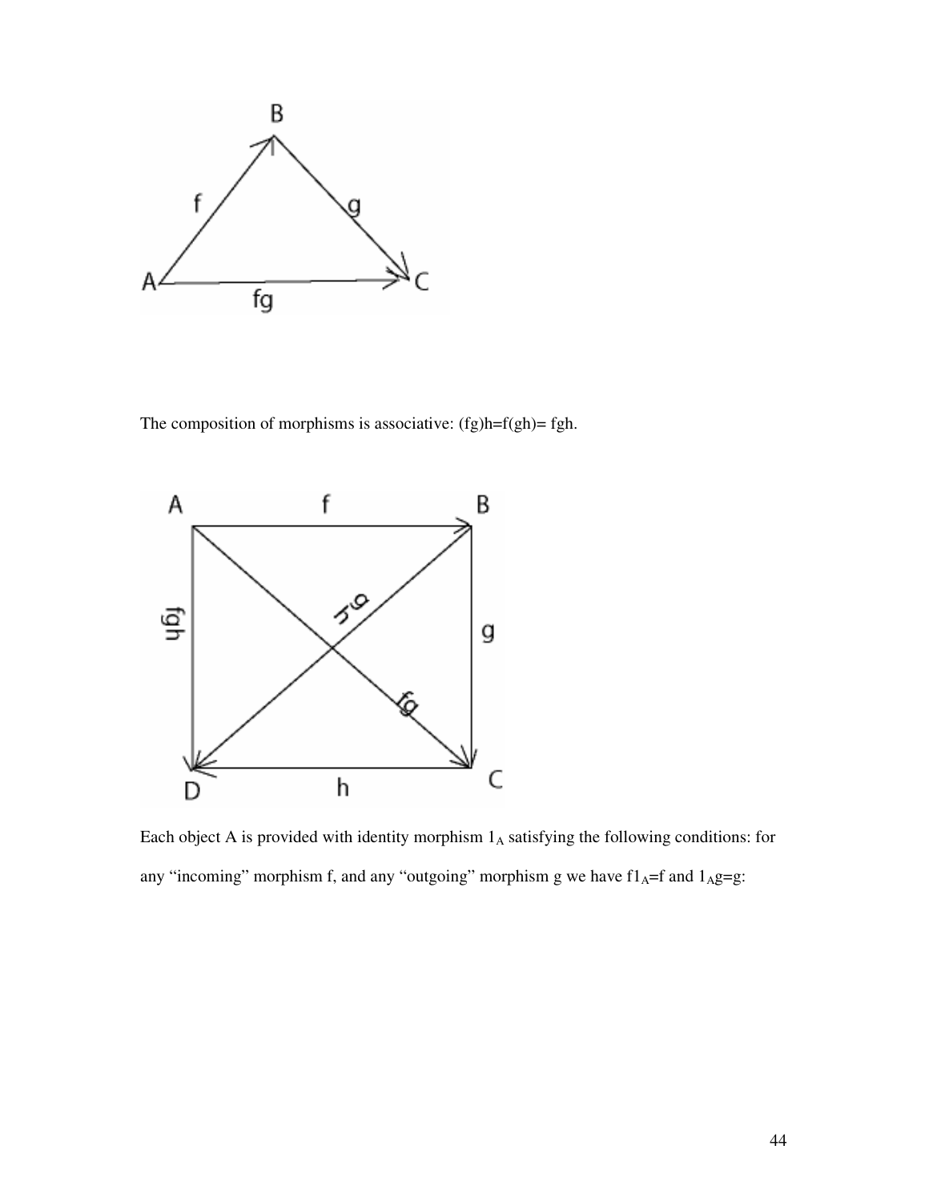The composition of morphisms is associative: $(fg)h=f(gh)= fgh$.

Each object A is provided with identity morphism $1_A$ satisfying the following conditions: for any “incoming” morphism f, and any “outgoing” morphism g we have $f1_A=f$ and $1_Ag=g$: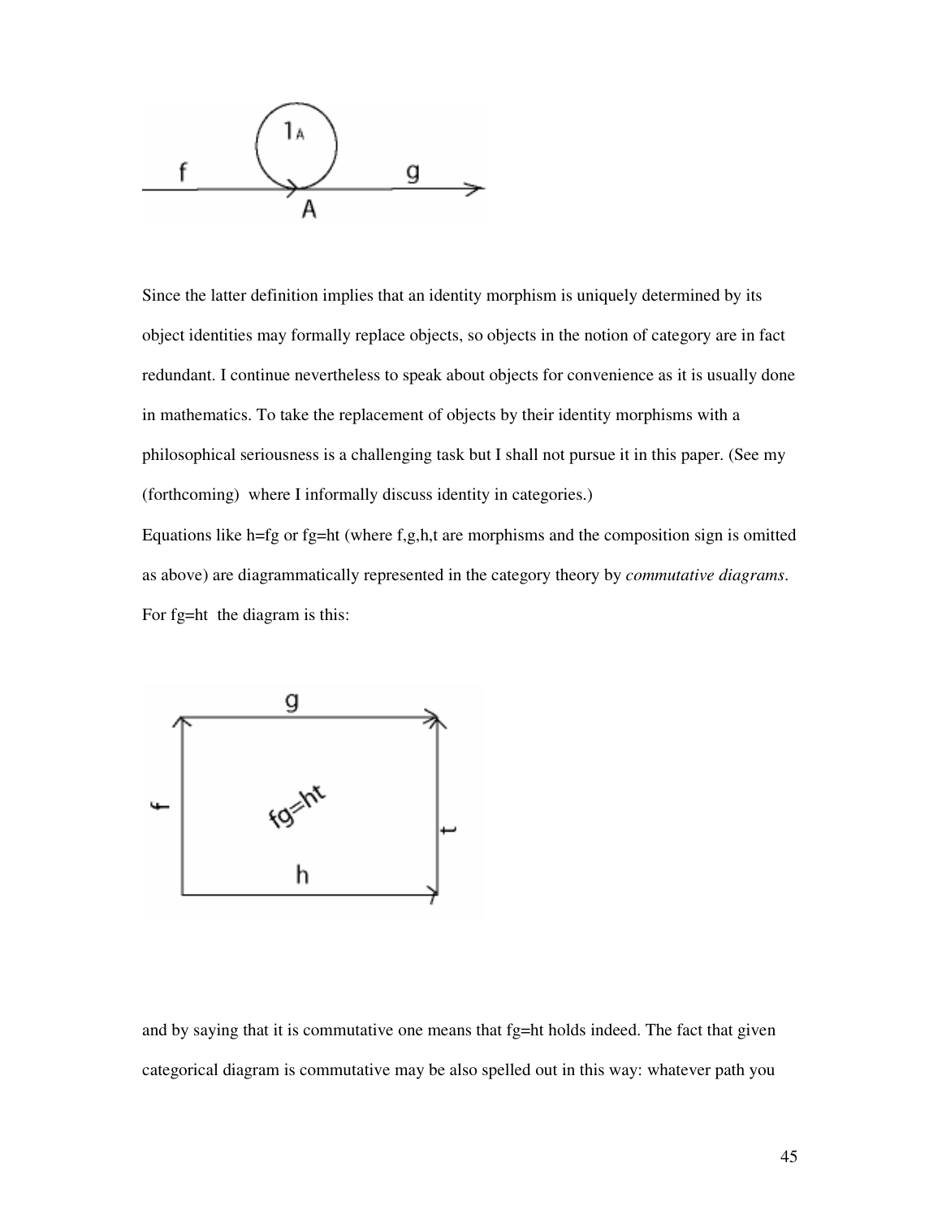Since the latter definition implies that an identity morphism is uniquely determined by its object identities may formally replace objects, so objects in the notion of category are in fact redundant. I continue nevertheless to speak about objects for convenience as it is usually done in mathematics. To take the replacement of objects by their identity morphisms with a philosophical seriousness is a challenging task but I shall not pursue it in this paper. (See my (forthcoming) where I informally discuss identity in categories.)

Equations like h=fg or fg=ht (where f,g,h,t are morphisms and the composition sign is omitted as above) are diagrammatically represented in the category theory by *commutative diagrams*. For fg=ht the diagram is this:

and by saying that it is commutative one means that fg=ht holds indeed. The fact that given categorical diagram is commutative may be also spelled out in this way: whatever path you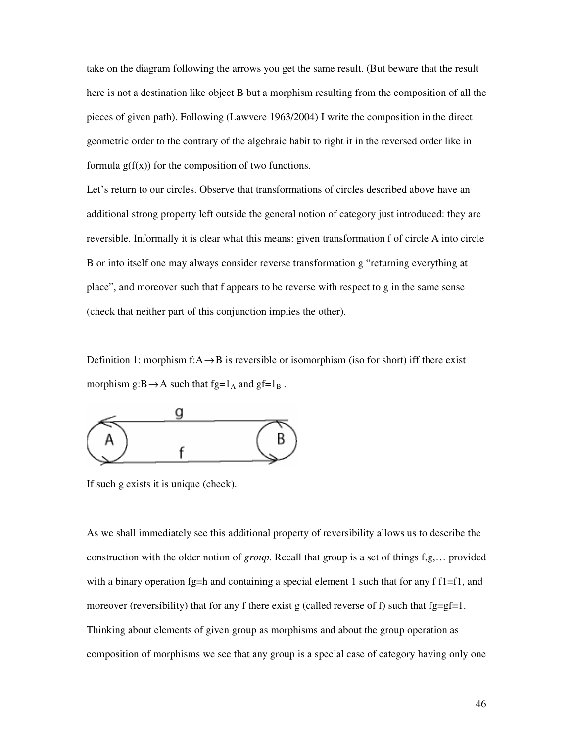take on the diagram following the arrows you get the same result. (But beware that the result here is not a destination like object B but a morphism resulting from the composition of all the pieces of given path). Following (Lawvere 1963/2004) I write the composition in the direct geometric order to the contrary of the algebraic habit to right it in the reversed order like in formula $g(f(x))$ for the composition of two functions.

Let's return to our circles. Observe that transformations of circles described above have an additional strong property left outside the general notion of category just introduced: they are reversible. Informally it is clear what this means: given transformation f of circle A into circle B or into itself one may always consider reverse transformation g "returning everything at place", and moreover such that f appears to be reverse with respect to g in the same sense (check that neither part of this conjunction implies the other).

Definition 1: morphism $f:A \rightarrow B$ is reversible or isomorphism (iso for short) iff there exist morphism $g:B \rightarrow A$ such that $fg=1_A$ and $gf=1_B$ .

If such g exists it is unique (check).

As we shall immediately see this additional property of reversibility allows us to describe the construction with the older notion of *group*. Recall that group is a set of things f,g,… provided with a binary operation $fg=h$ and containing a special element 1 such that for any f $f1=f1$, and moreover (reversibility) that for any f there exist g (called reverse of f) such that $fg=gf=1$. Thinking about elements of given group as morphisms and about the group operation as composition of morphisms we see that any group is a special case of category having only one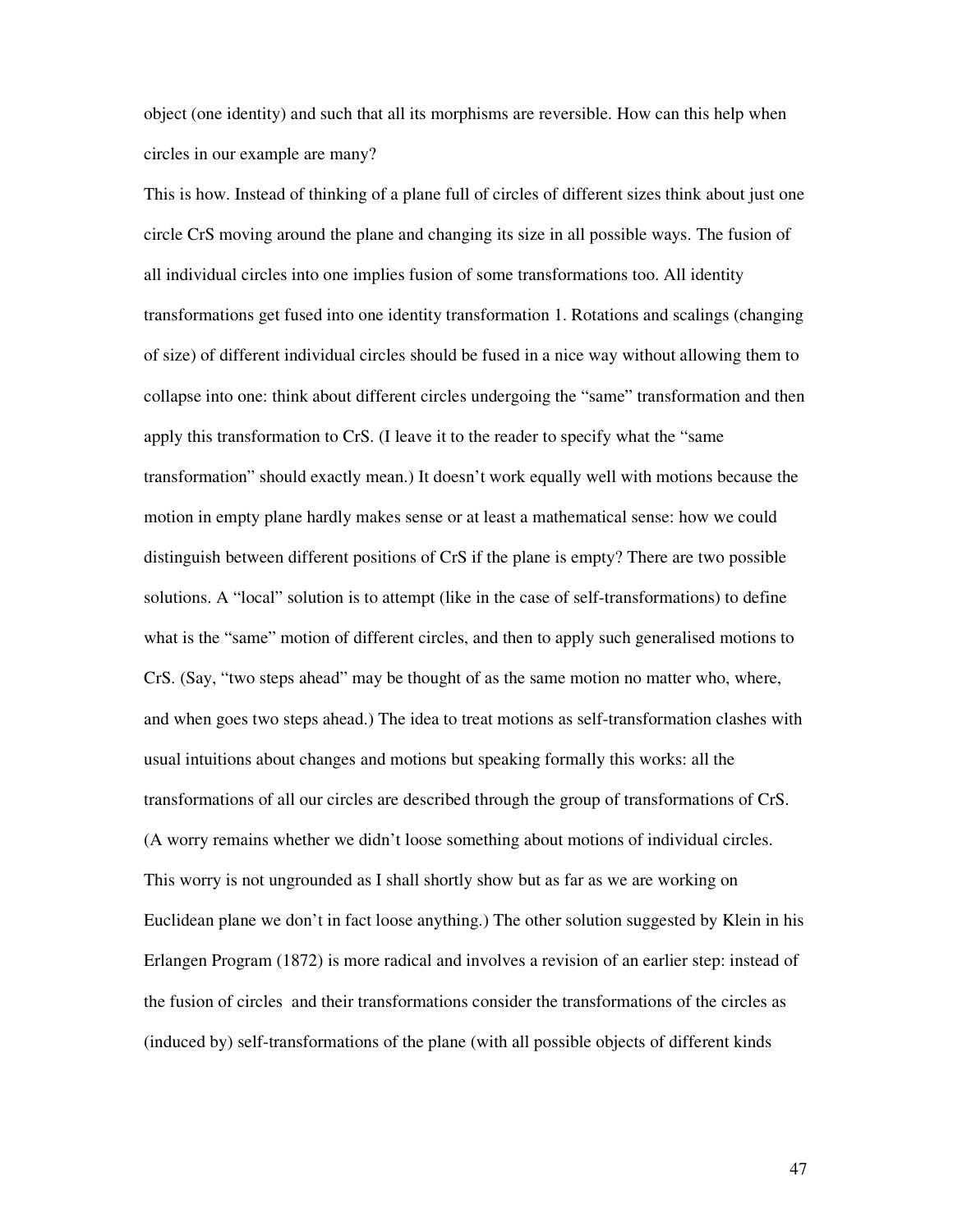object (one identity) and such that all its morphisms are reversible. How can this help when circles in our example are many?

This is how. Instead of thinking of a plane full of circles of different sizes think about just one circle CrS moving around the plane and changing its size in all possible ways. The fusion of all individual circles into one implies fusion of some transformations too. All identity transformations get fused into one identity transformation 1. Rotations and scalings (changing of size) of different individual circles should be fused in a nice way without allowing them to collapse into one: think about different circles undergoing the "same" transformation and then apply this transformation to CrS. (I leave it to the reader to specify what the "same transformation" should exactly mean.) It doesn't work equally well with motions because the motion in empty plane hardly makes sense or at least a mathematical sense: how we could distinguish between different positions of CrS if the plane is empty? There are two possible solutions. A "local" solution is to attempt (like in the case of self-transformations) to define what is the "same" motion of different circles, and then to apply such generalised motions to CrS. (Say, "two steps ahead" may be thought of as the same motion no matter who, where, and when goes two steps ahead.) The idea to treat motions as self-transformation clashes with usual intuitions about changes and motions but speaking formally this works: all the transformations of all our circles are described through the group of transformations of CrS. (A worry remains whether we didn't loose something about motions of individual circles. This worry is not ungrounded as I shall shortly show but as far as we are working on Euclidean plane we don't in fact loose anything.) The other solution suggested by Klein in his Erlangen Program (1872) is more radical and involves a revision of an earlier step: instead of the fusion of circles and their transformations consider the transformations of the circles as (induced by) self-transformations of the plane (with all possible objects of different kinds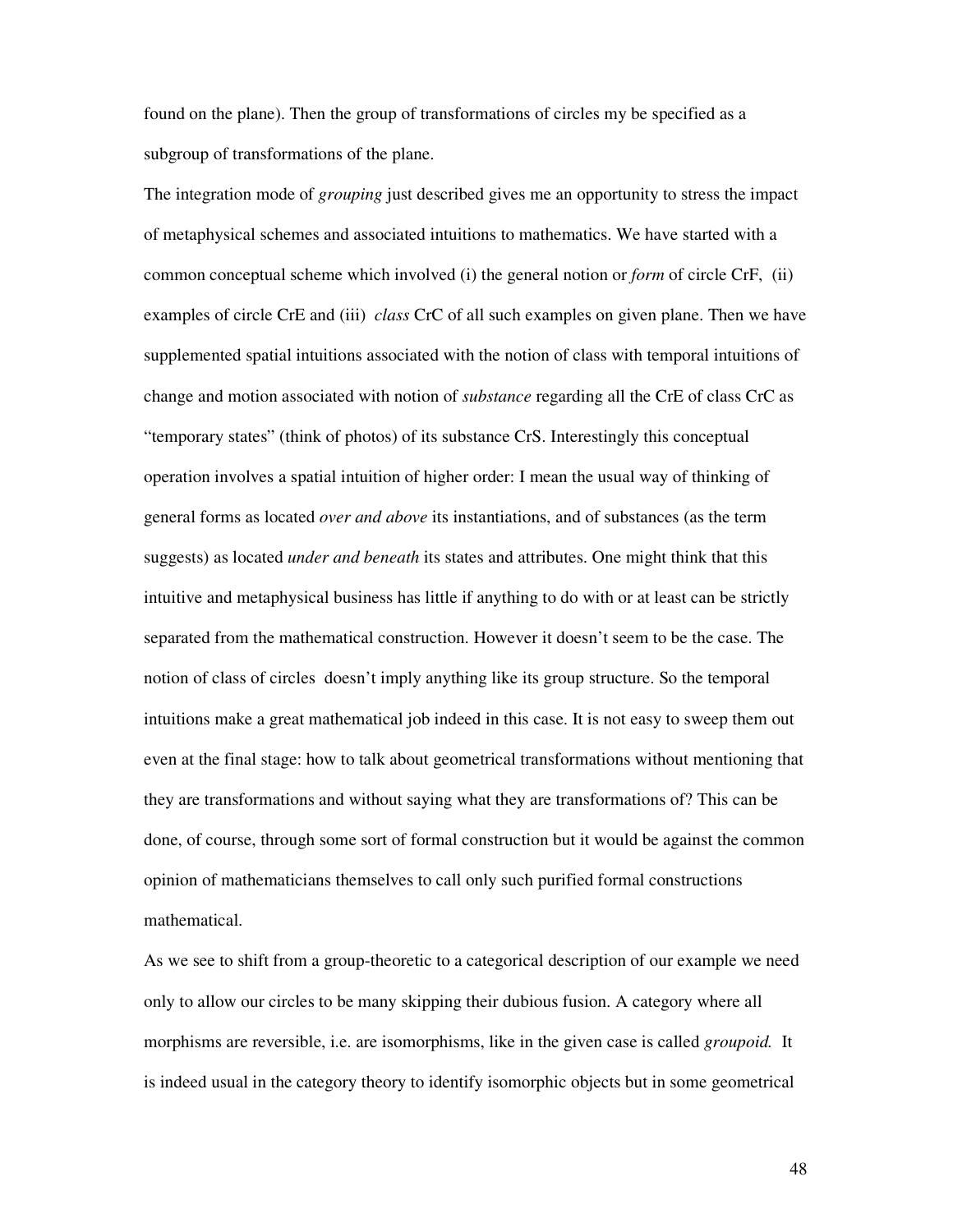found on the plane). Then the group of transformations of circles my be specified as a subgroup of transformations of the plane.

The integration mode of *grouping* just described gives me an opportunity to stress the impact of metaphysical schemes and associated intuitions to mathematics. We have started with a common conceptual scheme which involved (i) the general notion or *form* of circle CrF, (ii) examples of circle CrE and (iii) *class* CrC of all such examples on given plane. Then we have supplemented spatial intuitions associated with the notion of class with temporal intuitions of change and motion associated with notion of *substance* regarding all the CrE of class CrC as "temporary states" (think of photos) of its substance CrS. Interestingly this conceptual operation involves a spatial intuition of higher order: I mean the usual way of thinking of general forms as located *over and above* its instantiations, and of substances (as the term suggests) as located *under and beneath* its states and attributes. One might think that this intuitive and metaphysical business has little if anything to do with or at least can be strictly separated from the mathematical construction. However it doesn't seem to be the case. The notion of class of circles doesn't imply anything like its group structure. So the temporal intuitions make a great mathematical job indeed in this case. It is not easy to sweep them out even at the final stage: how to talk about geometrical transformations without mentioning that they are transformations and without saying what they are transformations of? This can be done, of course, through some sort of formal construction but it would be against the common opinion of mathematicians themselves to call only such purified formal constructions mathematical.

As we see to shift from a group-theoretic to a categorical description of our example we need only to allow our circles to be many skipping their dubious fusion. A category where all morphisms are reversible, i.e. are isomorphisms, like in the given case is called *groupoid.* It is indeed usual in the category theory to identify isomorphic objects but in some geometrical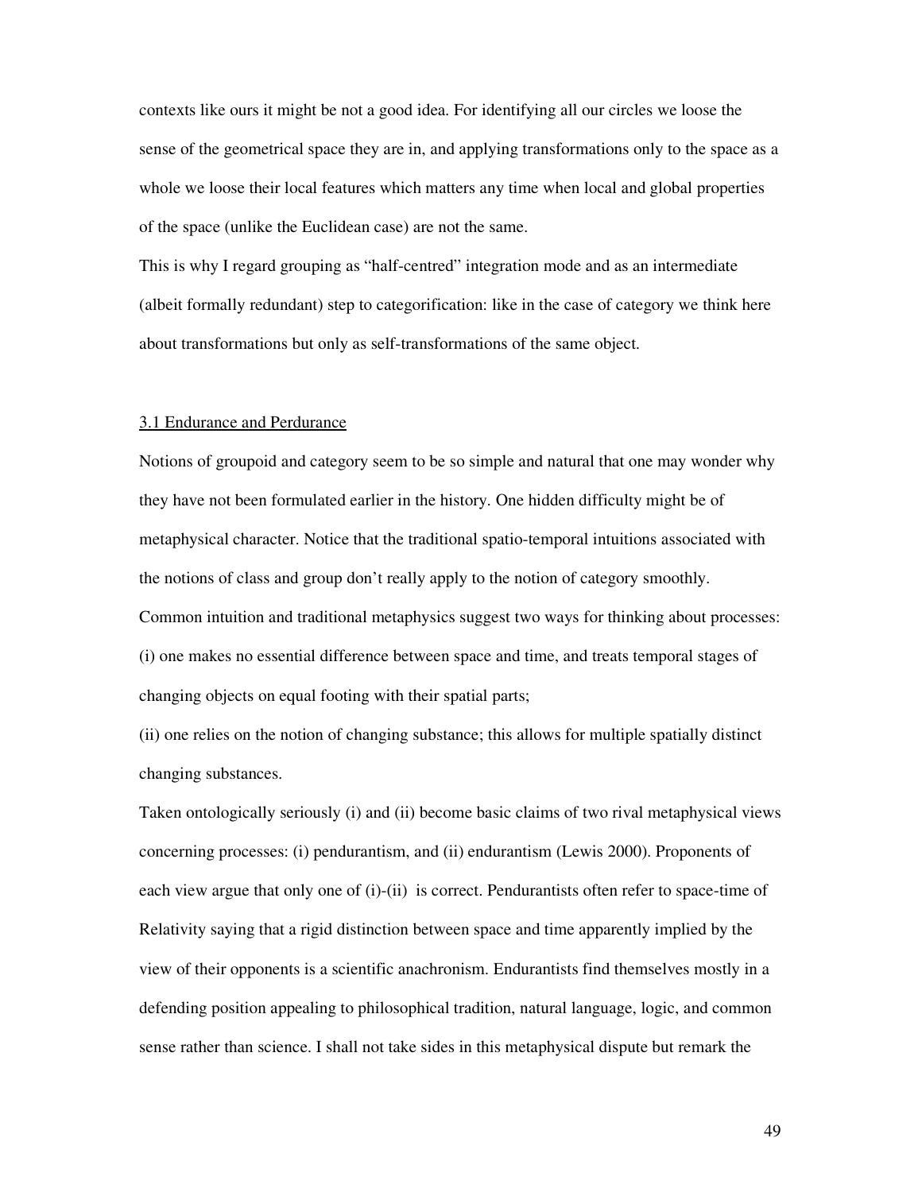contexts like ours it might be not a good idea. For identifying all our circles we loose the sense of the geometrical space they are in, and applying transformations only to the space as a whole we loose their local features which matters any time when local and global properties of the space (unlike the Euclidean case) are not the same.

This is why I regard grouping as "half-centred" integration mode and as an intermediate (albeit formally redundant) step to categorification: like in the case of category we think here about transformations but only as self-transformations of the same object.

### 3.1 Endurance and Perdurance

Notions of groupoid and category seem to be so simple and natural that one may wonder why they have not been formulated earlier in the history. One hidden difficulty might be of metaphysical character. Notice that the traditional spatio-temporal intuitions associated with the notions of class and group don't really apply to the notion of category smoothly.

Common intuition and traditional metaphysics suggest two ways for thinking about processes:

(i) one makes no essential difference between space and time, and treats temporal stages of changing objects on equal footing with their spatial parts;

(ii) one relies on the notion of changing substance; this allows for multiple spatially distinct changing substances.

Taken ontologically seriously (i) and (ii) become basic claims of two rival metaphysical views concerning processes: (i) pendurantism, and (ii) endurantism (Lewis 2000). Proponents of each view argue that only one of (i)-(ii) is correct. Pendurantists often refer to space-time of Relativity saying that a rigid distinction between space and time apparently implied by the view of their opponents is a scientific anachronism. Endurantists find themselves mostly in a defending position appealing to philosophical tradition, natural language, logic, and common sense rather than science. I shall not take sides in this metaphysical dispute but remark the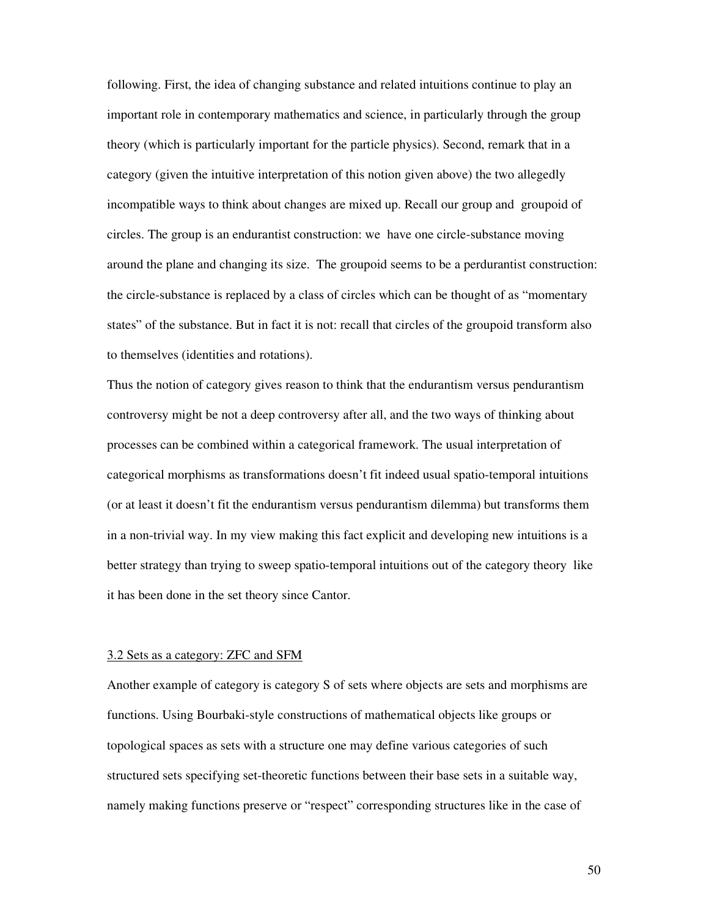following. First, the idea of changing substance and related intuitions continue to play an important role in contemporary mathematics and science, in particularly through the group theory (which is particularly important for the particle physics). Second, remark that in a category (given the intuitive interpretation of this notion given above) the two allegedly incompatible ways to think about changes are mixed up. Recall our group and groupoid of circles. The group is an endurantist construction: we have one circle-substance moving around the plane and changing its size. The groupoid seems to be a perdurantist construction: the circle-substance is replaced by a class of circles which can be thought of as "momentary states" of the substance. But in fact it is not: recall that circles of the groupoid transform also to themselves (identities and rotations).

Thus the notion of category gives reason to think that the endurantism versus pendurantism controversy might be not a deep controversy after all, and the two ways of thinking about processes can be combined within a categorical framework. The usual interpretation of categorical morphisms as transformations doesn't fit indeed usual spatio-temporal intuitions (or at least it doesn't fit the endurantism versus pendurantism dilemma) but transforms them in a non-trivial way. In my view making this fact explicit and developing new intuitions is a better strategy than trying to sweep spatio-temporal intuitions out of the category theory like it has been done in the set theory since Cantor.

### 3.2 Sets as a category: ZFC and SFM

Another example of category is category S of sets where objects are sets and morphisms are functions. Using Bourbaki-style constructions of mathematical objects like groups or topological spaces as sets with a structure one may define various categories of such structured sets specifying set-theoretic functions between their base sets in a suitable way, namely making functions preserve or "respect" corresponding structures like in the case of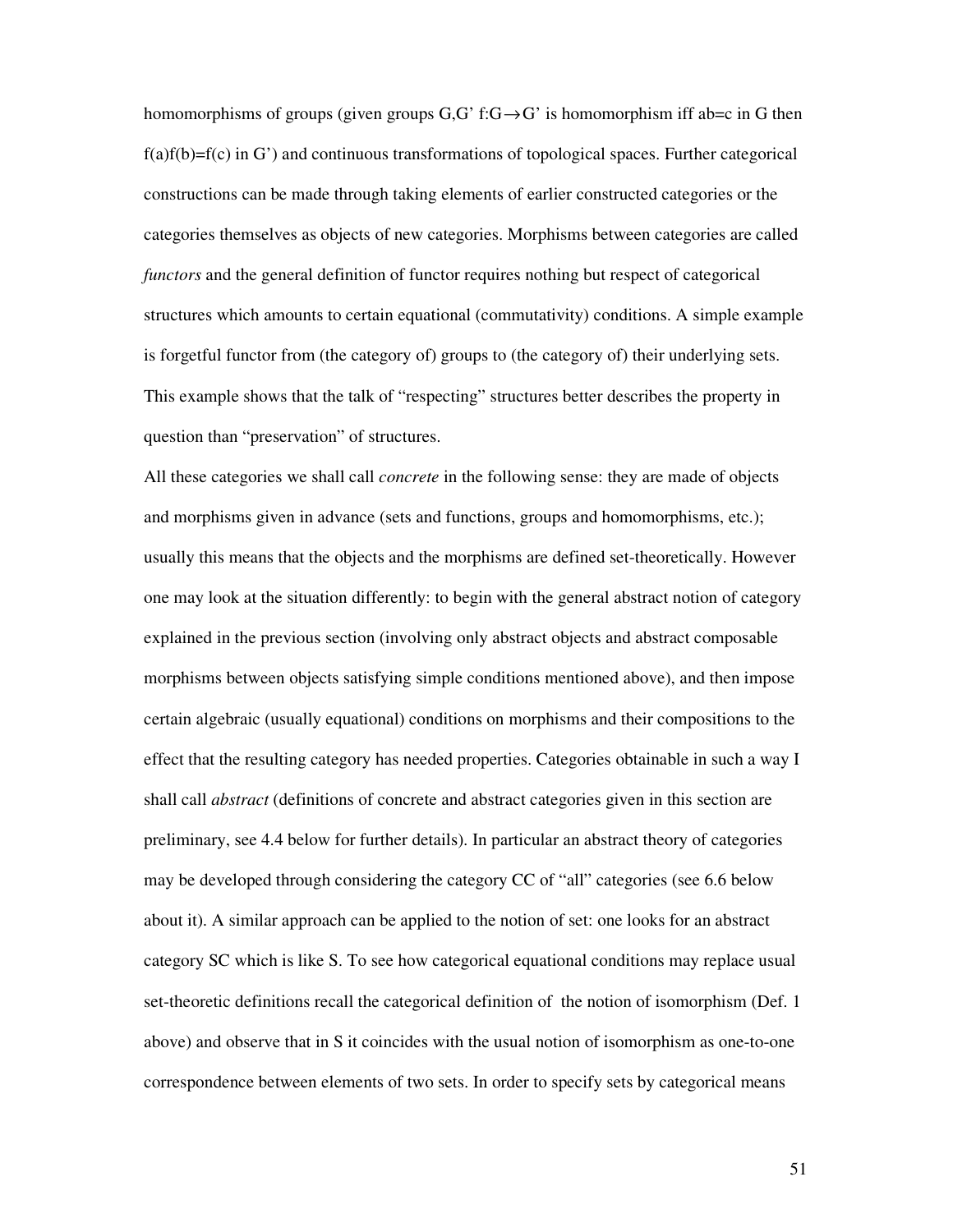homomorphisms of groups (given groups G,G' $f:G \rightarrow G'$ is homomorphism iff ab=c in G then f(a)f(b)=f(c) in G') and continuous transformations of topological spaces. Further categorical constructions can be made through taking elements of earlier constructed categories or the categories themselves as objects of new categories. Morphisms between categories are called *functors* and the general definition of functor requires nothing but respect of categorical structures which amounts to certain equational (commutativity) conditions. A simple example is forgetful functor from (the category of) groups to (the category of) their underlying sets. This example shows that the talk of "respecting" structures better describes the property in question than "preservation" of structures.

All these categories we shall call *concrete* in the following sense: they are made of objects and morphisms given in advance (sets and functions, groups and homomorphisms, etc.); usually this means that the objects and the morphisms are defined set-theoretically. However one may look at the situation differently: to begin with the general abstract notion of category explained in the previous section (involving only abstract objects and abstract composable morphisms between objects satisfying simple conditions mentioned above), and then impose certain algebraic (usually equational) conditions on morphisms and their compositions to the effect that the resulting category has needed properties. Categories obtainable in such a way I shall call *abstract* (definitions of concrete and abstract categories given in this section are preliminary, see 4.4 below for further details). In particular an abstract theory of categories may be developed through considering the category CC of "all" categories (see 6.6 below about it). A similar approach can be applied to the notion of set: one looks for an abstract category SC which is like S. To see how categorical equational conditions may replace usual set-theoretic definitions recall the categorical definition of the notion of isomorphism (Def. 1 above) and observe that in S it coincides with the usual notion of isomorphism as one-to-one correspondence between elements of two sets. In order to specify sets by categorical means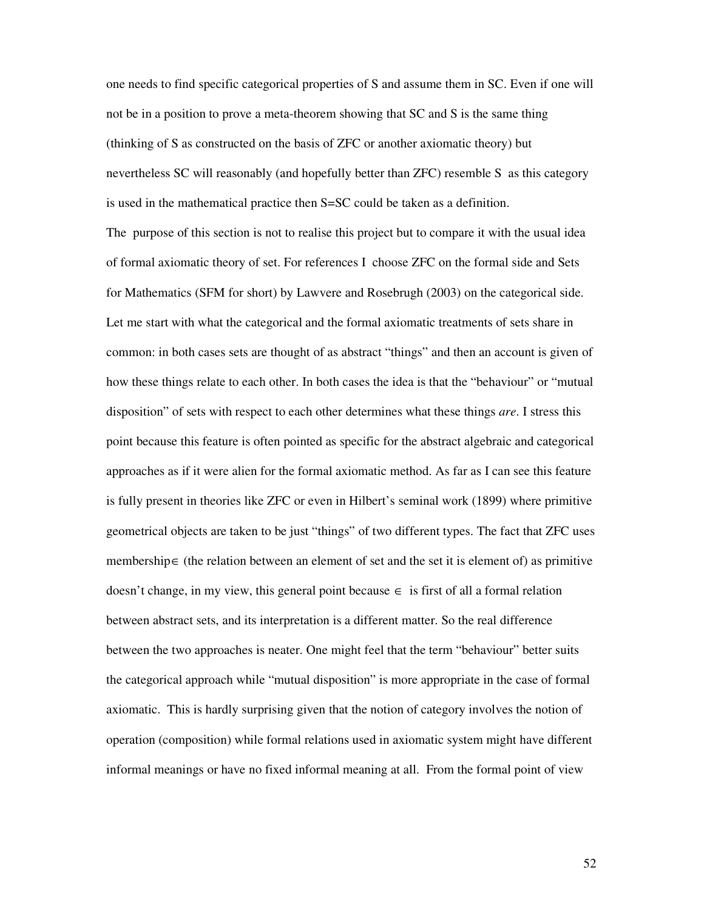one needs to find specific categorical properties of S and assume them in SC. Even if one will not be in a position to prove a meta-theorem showing that SC and S is the same thing (thinking of S as constructed on the basis of ZFC or another axiomatic theory) but nevertheless SC will reasonably (and hopefully better than ZFC) resemble S as this category is used in the mathematical practice then S=SC could be taken as a definition.

The purpose of this section is not to realise this project but to compare it with the usual idea of formal axiomatic theory of set. For references I choose ZFC on the formal side and Sets for Mathematics (SFM for short) by Lawvere and Rosebrugh (2003) on the categorical side. Let me start with what the categorical and the formal axiomatic treatments of sets share in common: in both cases sets are thought of as abstract "things" and then an account is given of how these things relate to each other. In both cases the idea is that the "behaviour" or "mutual disposition" of sets with respect to each other determines what these things *are*. I stress this point because this feature is often pointed as specific for the abstract algebraic and categorical approaches as if it were alien for the formal axiomatic method. As far as I can see this feature is fully present in theories like ZFC or even in Hilbert's seminal work (1899) where primitive geometrical objects are taken to be just "things" of two different types. The fact that ZFC uses membership $\in$ (the relation between an element of set and the set it is element of) as primitive doesn't change, in my view, this general point because $\in$ is first of all a formal relation between abstract sets, and its interpretation is a different matter. So the real difference between the two approaches is neater. One might feel that the term "behaviour" better suits the categorical approach while "mutual disposition" is more appropriate in the case of formal axiomatic. This is hardly surprising given that the notion of category involves the notion of operation (composition) while formal relations used in axiomatic system might have different informal meanings or have no fixed informal meaning at all. From the formal point of view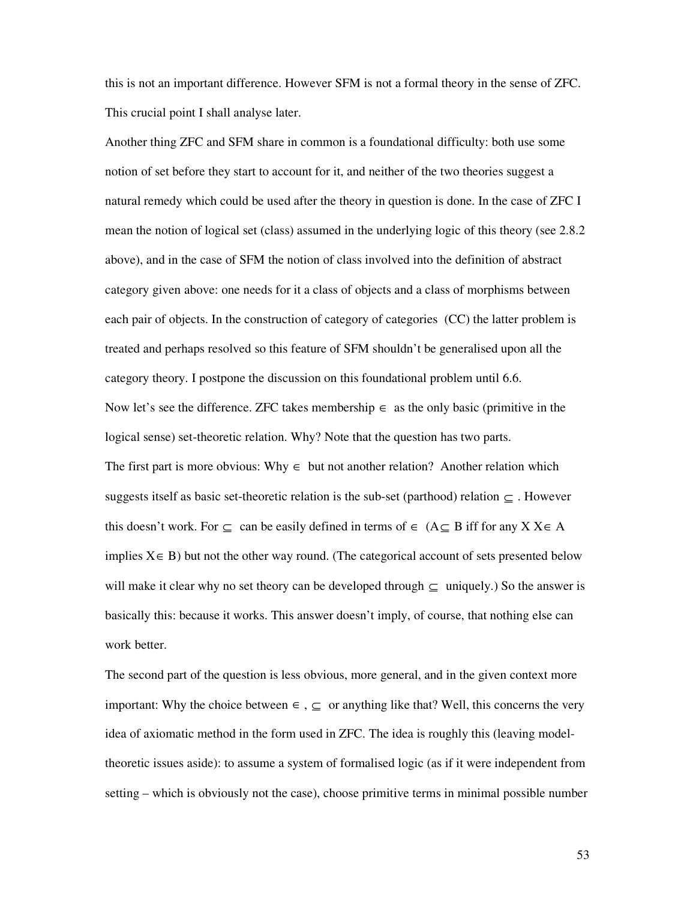this is not an important difference. However SFM is not a formal theory in the sense of ZFC. This crucial point I shall analyse later.

Another thing ZFC and SFM share in common is a foundational difficulty: both use some notion of set before they start to account for it, and neither of the two theories suggest a natural remedy which could be used after the theory in question is done. In the case of ZFC I mean the notion of logical set (class) assumed in the underlying logic of this theory (see 2.8.2 above), and in the case of SFM the notion of class involved into the definition of abstract category given above: one needs for it a class of objects and a class of morphisms between each pair of objects. In the construction of category of categories (CC) the latter problem is treated and perhaps resolved so this feature of SFM shouldn't be generalised upon all the category theory. I postpone the discussion on this foundational problem until 6.6.

Now let's see the difference. ZFC takes membership $\in$ as the only basic (primitive in the logical sense) set-theoretic relation. Why? Note that the question has two parts.

The first part is more obvious: Why $\in$ but not another relation? Another relation which suggests itself as basic set-theoretic relation is the sub-set (parthood) relation $\subseteq$. However this doesn't work. For $\subseteq$ can be easily defined in terms of $\in$ ($A \subseteq B$ iff for any X $X \in A$ implies $X \in B$) but not the other way round. (The categorical account of sets presented below will make it clear why no set theory can be developed through $\subseteq$ uniquely.) So the answer is basically this: because it works. This answer doesn't imply, of course, that nothing else can work better.

The second part of the question is less obvious, more general, and in the given context more important: Why the choice between $\in$, $\subseteq$ or anything like that? Well, this concerns the very idea of axiomatic method in the form used in ZFC. The idea is roughly this (leaving model-theoretic issues aside): to assume a system of formalised logic (as if it were independent from setting – which is obviously not the case), choose primitive terms in minimal possible number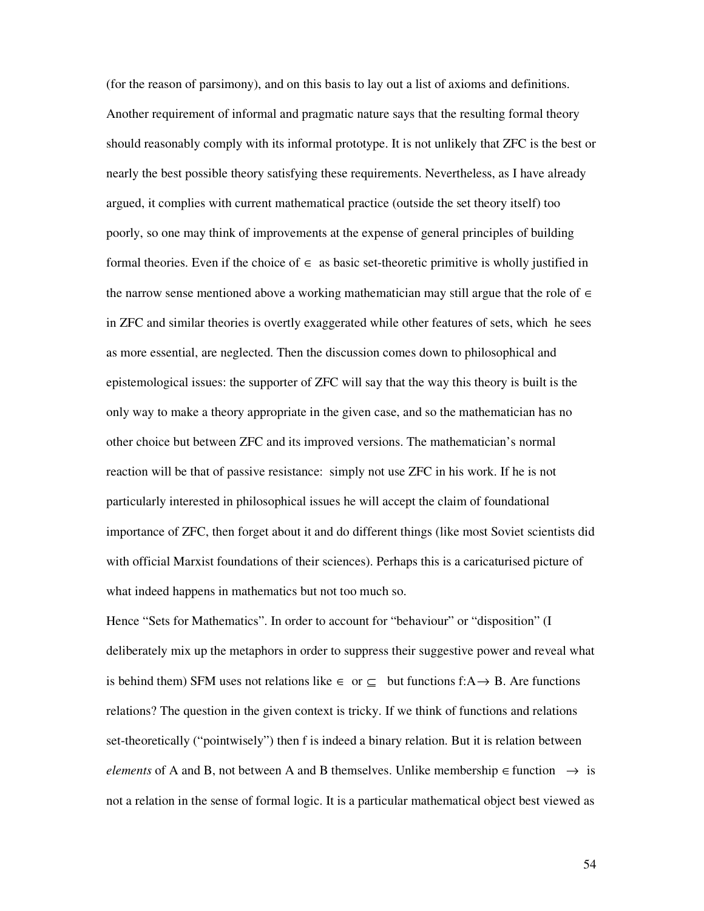(for the reason of parsimony), and on this basis to lay out a list of axioms and definitions. Another requirement of informal and pragmatic nature says that the resulting formal theory should reasonably comply with its informal prototype. It is not unlikely that ZFC is the best or nearly the best possible theory satisfying these requirements. Nevertheless, as I have already argued, it complies with current mathematical practice (outside the set theory itself) too poorly, so one may think of improvements at the expense of general principles of building formal theories. Even if the choice of $\in$ as basic set-theoretic primitive is wholly justified in the narrow sense mentioned above a working mathematician may still argue that the role of $\in$ in ZFC and similar theories is overtly exaggerated while other features of sets, which he sees as more essential, are neglected. Then the discussion comes down to philosophical and epistemological issues: the supporter of ZFC will say that the way this theory is built is the only way to make a theory appropriate in the given case, and so the mathematician has no other choice but between ZFC and its improved versions. The mathematician's normal reaction will be that of passive resistance: simply not use ZFC in his work. If he is not particularly interested in philosophical issues he will accept the claim of foundational importance of ZFC, then forget about it and do different things (like most Soviet scientists did with official Marxist foundations of their sciences). Perhaps this is a caricaturised picture of what indeed happens in mathematics but not too much so.

Hence "Sets for Mathematics". In order to account for "behaviour" or "disposition" (I deliberately mix up the metaphors in order to suppress their suggestive power and reveal what is behind them) SFM uses not relations like $\in$ or $\subseteq$ but functions $f{:}A \rightarrow B$. Are functions relations? The question in the given context is tricky. If we think of functions and relations set-theoretically ("pointwisely") then f is indeed a binary relation. But it is relation between *elements* of A and B, not between A and B themselves. Unlike membership $\in$ function $\rightarrow$ is not a relation in the sense of formal logic. It is a particular mathematical object best viewed as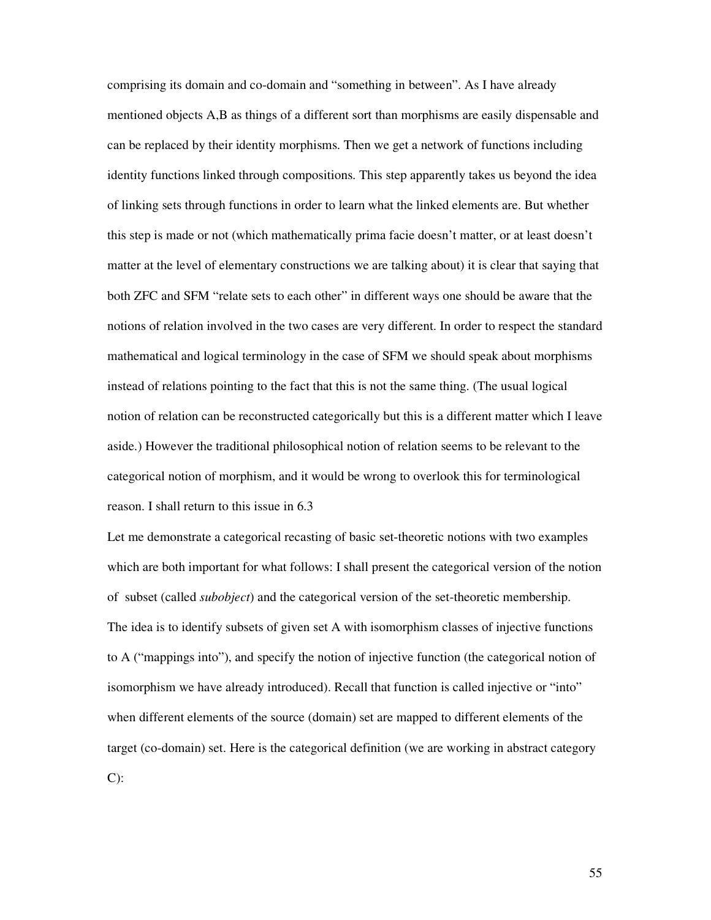comprising its domain and co-domain and "something in between". As I have already mentioned objects A,B as things of a different sort than morphisms are easily dispensable and can be replaced by their identity morphisms. Then we get a network of functions including identity functions linked through compositions. This step apparently takes us beyond the idea of linking sets through functions in order to learn what the linked elements are. But whether this step is made or not (which mathematically prima facie doesn't matter, or at least doesn't matter at the level of elementary constructions we are talking about) it is clear that saying that both ZFC and SFM "relate sets to each other" in different ways one should be aware that the notions of relation involved in the two cases are very different. In order to respect the standard mathematical and logical terminology in the case of SFM we should speak about morphisms instead of relations pointing to the fact that this is not the same thing. (The usual logical notion of relation can be reconstructed categorically but this is a different matter which I leave aside.) However the traditional philosophical notion of relation seems to be relevant to the categorical notion of morphism, and it would be wrong to overlook this for terminological reason. I shall return to this issue in 6.3

Let me demonstrate a categorical recasting of basic set-theoretic notions with two examples which are both important for what follows: I shall present the categorical version of the notion of subset (called *subobject*) and the categorical version of the set-theoretic membership. The idea is to identify subsets of given set A with isomorphism classes of injective functions to A ("mappings into"), and specify the notion of injective function (the categorical notion of isomorphism we have already introduced). Recall that function is called injective or "into" when different elements of the source (domain) set are mapped to different elements of the target (co-domain) set. Here is the categorical definition (we are working in abstract category C):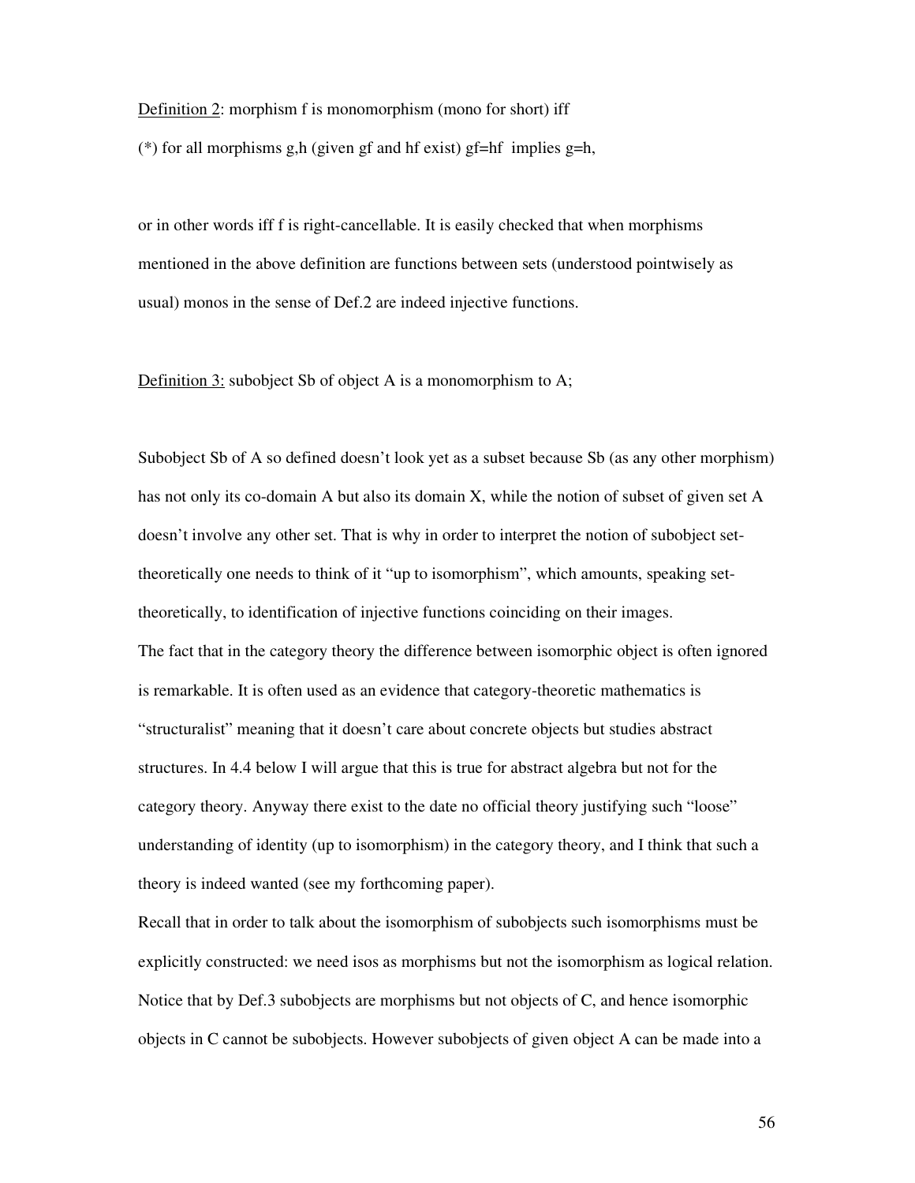<u>Definition 2</u>: morphism f is monomorphism (mono for short) iff

(*) for all morphisms g,h (given gf and hf exist) gf=hf implies g=h,

or in other words iff f is right-cancellable. It is easily checked that when morphisms mentioned in the above definition are functions between sets (understood pointwisely as usual) monos in the sense of Def.2 are indeed injective functions.

<u>Definition 3:</u> subobject Sb of object A is a monomorphism to A;

Subobject Sb of A so defined doesn't look yet as a subset because Sb (as any other morphism) has not only its co-domain A but also its domain X, while the notion of subset of given set A doesn't involve any other set. That is why in order to interpret the notion of subobject set-theoretically one needs to think of it "up to isomorphism", which amounts, speaking set-theoretically, to identification of injective functions coinciding on their images.

The fact that in the category theory the difference between isomorphic object is often ignored is remarkable. It is often used as an evidence that category-theoretic mathematics is "structuralist" meaning that it doesn't care about concrete objects but studies abstract structures. In 4.4 below I will argue that this is true for abstract algebra but not for the category theory. Anyway there exist to the date no official theory justifying such "loose" understanding of identity (up to isomorphism) in the category theory, and I think that such a theory is indeed wanted (see my forthcoming paper).

Recall that in order to talk about the isomorphism of subobjects such isomorphisms must be explicitly constructed: we need isos as morphisms but not the isomorphism as logical relation. Notice that by Def.3 subobjects are morphisms but not objects of C, and hence isomorphic objects in C cannot be subobjects. However subobjects of given object A can be made into a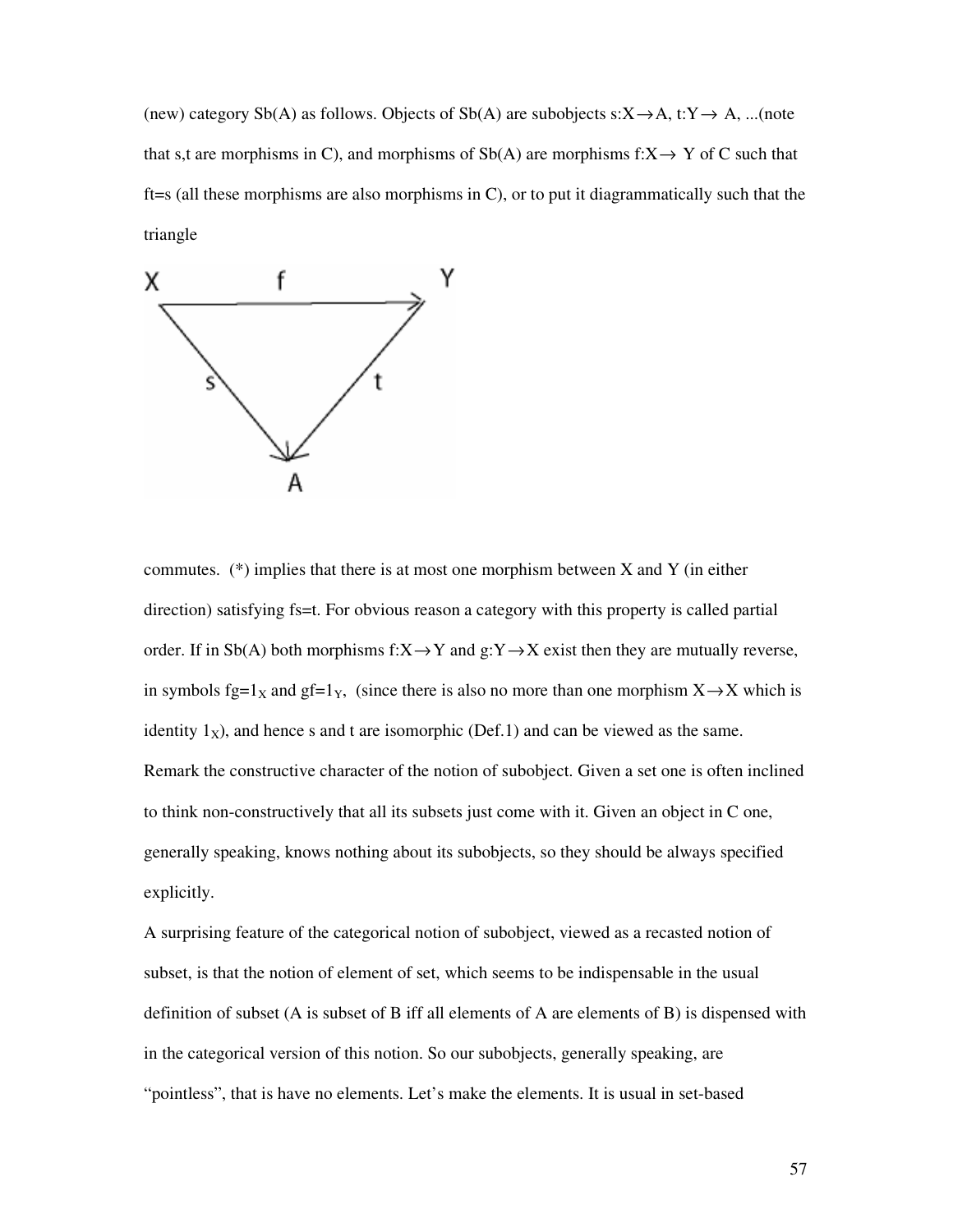(new) category Sb(A) as follows. Objects of Sb(A) are subobjects $s:X\to A$, $t:Y\to A$, ...(note that s,t are morphisms in C), and morphisms of Sb(A) are morphisms $f:X\to Y$ of C such that $ft=s$ (all these morphisms are also morphisms in C), or to put it diagrammatically such that the triangle

$$\begin{array}{ccc} X & \xrightarrow{f} & Y \\ & {\scriptstyle s}\searrow \quad \swarrow{\scriptstyle t} & \\ & A & \end{array}$$

commutes. (*) implies that there is at most one morphism between X and Y (in either direction) satisfying $fs=t$. For obvious reason a category with this property is called partial order. If in Sb(A) both morphisms $f:X\to Y$ and $g:Y\to X$ exist then they are mutually reverse, in symbols $fg=1_X$ and $gf=1_Y$, (since there is also no more than one morphism $X\to X$ which is identity $1_X$), and hence s and t are isomorphic (Def.1) and can be viewed as the same.

Remark the constructive character of the notion of subobject. Given a set one is often inclined to think non-constructively that all its subsets just come with it. Given an object in C one, generally speaking, knows nothing about its subobjects, so they should be always specified explicitly.

A surprising feature of the categorical notion of subobject, viewed as a recasted notion of subset, is that the notion of element of set, which seems to be indispensable in the usual definition of subset (A is subset of B iff all elements of A are elements of B) is dispensed with in the categorical version of this notion. So our subobjects, generally speaking, are "pointless", that is have no elements. Let's make the elements. It is usual in set-based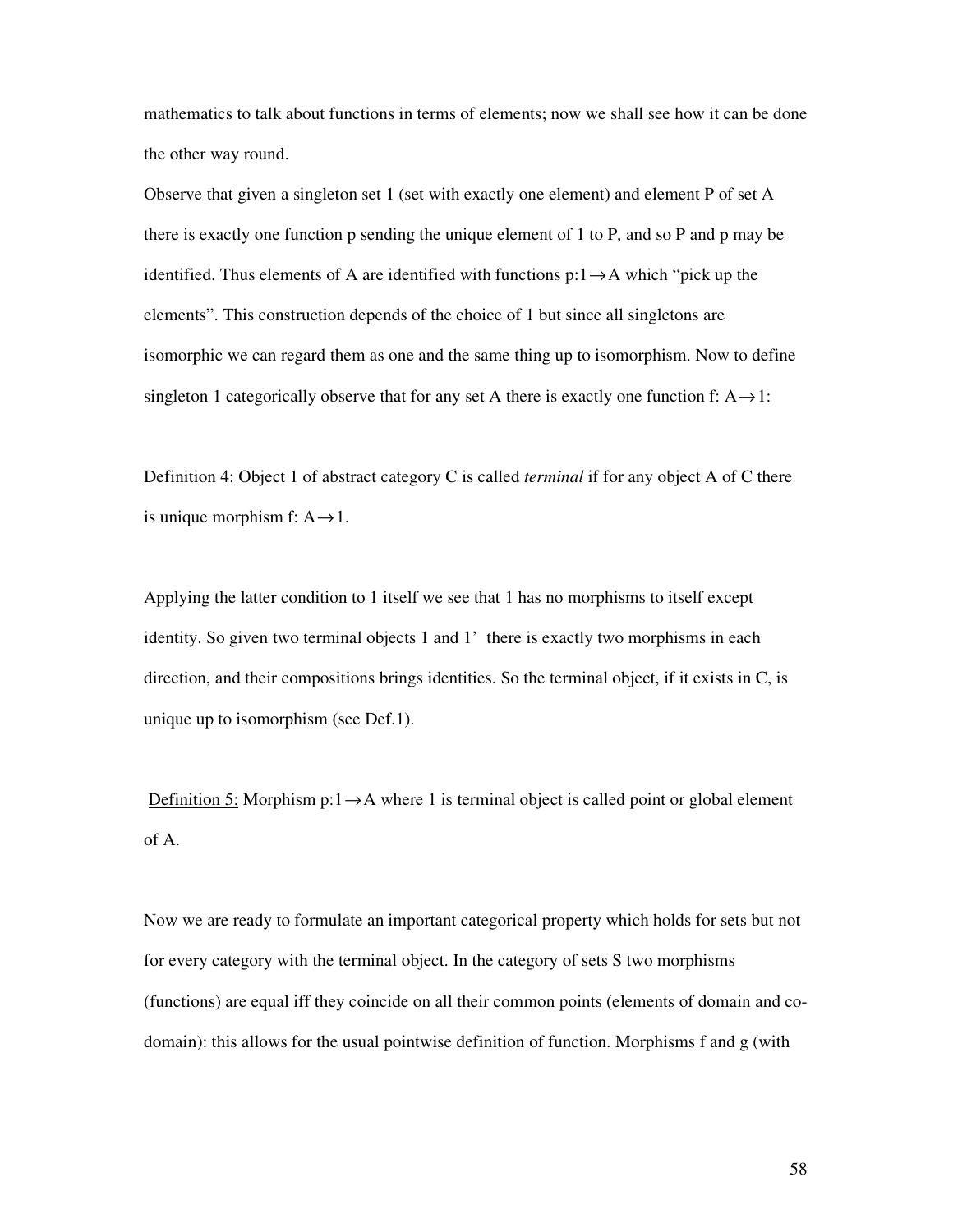mathematics to talk about functions in terms of elements; now we shall see how it can be done the other way round.

Observe that given a singleton set 1 (set with exactly one element) and element P of set A there is exactly one function p sending the unique element of 1 to P, and so P and p may be identified. Thus elements of A are identified with functions $p:1\rightarrow A$ which "pick up the elements". This construction depends of the choice of 1 but since all singletons are isomorphic we can regard them as one and the same thing up to isomorphism. Now to define singleton 1 categorically observe that for any set A there is exactly one function $f: A\rightarrow 1$:

<u>Definition 4:</u> Object 1 of abstract category C is called *terminal* if for any object A of C there is unique morphism $f: A\rightarrow 1$.

Applying the latter condition to 1 itself we see that 1 has no morphisms to itself except identity. So given two terminal objects 1 and 1' there is exactly two morphisms in each direction, and their compositions brings identities. So the terminal object, if it exists in C, is unique up to isomorphism (see Def.1).

<u>Definition 5:</u> Morphism $p:1\rightarrow A$ where 1 is terminal object is called point or global element of A.

Now we are ready to formulate an important categorical property which holds for sets but not for every category with the terminal object. In the category of sets S two morphisms (functions) are equal iff they coincide on all their common points (elements of domain and co-domain): this allows for the usual pointwise definition of function. Morphisms f and g (with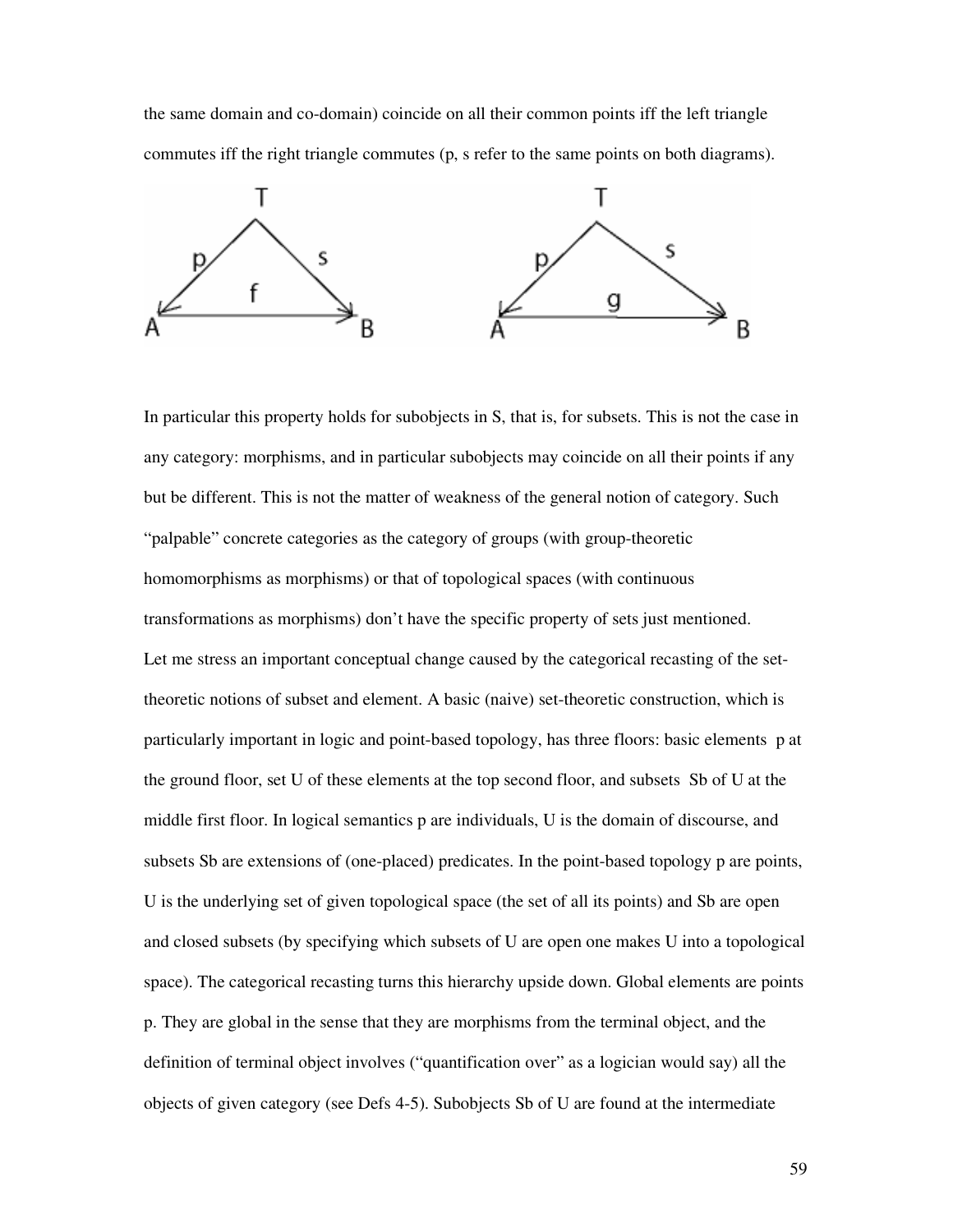the same domain and co-domain) coincide on all their common points iff the left triangle commutes iff the right triangle commutes (p, s refer to the same points on both diagrams).

In particular this property holds for subobjects in S, that is, for subsets. This is not the case in any category: morphisms, and in particular subobjects may coincide on all their points if any but be different. This is not the matter of weakness of the general notion of category. Such "palpable" concrete categories as the category of groups (with group-theoretic homomorphisms as morphisms) or that of topological spaces (with continuous transformations as morphisms) don't have the specific property of sets just mentioned.

Let me stress an important conceptual change caused by the categorical recasting of the set-theoretic notions of subset and element. A basic (naive) set-theoretic construction, which is particularly important in logic and point-based topology, has three floors: basic elements p at the ground floor, set U of these elements at the top second floor, and subsets Sb of U at the middle first floor. In logical semantics p are individuals, U is the domain of discourse, and subsets Sb are extensions of (one-placed) predicates. In the point-based topology p are points, U is the underlying set of given topological space (the set of all its points) and Sb are open and closed subsets (by specifying which subsets of U are open one makes U into a topological space). The categorical recasting turns this hierarchy upside down. Global elements are points p. They are global in the sense that they are morphisms from the terminal object, and the definition of terminal object involves ("quantification over" as a logician would say) all the objects of given category (see Defs 4-5). Subobjects Sb of U are found at the intermediate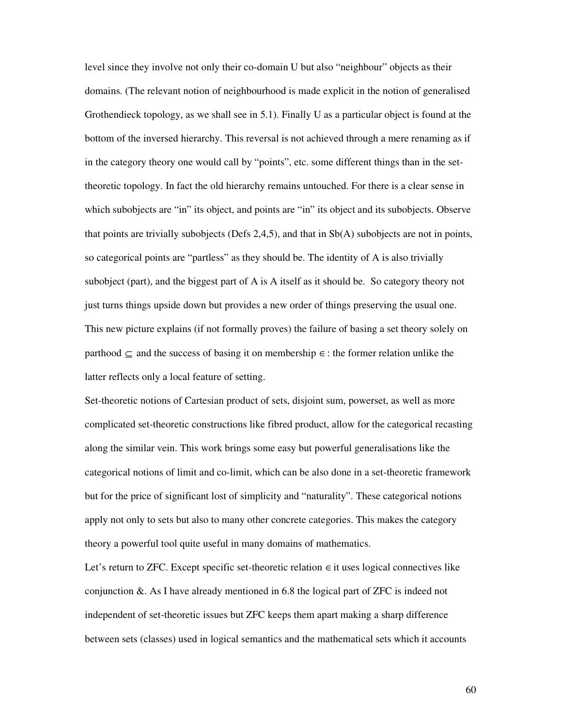level since they involve not only their co-domain U but also “neighbour” objects as their domains. (The relevant notion of neighbourhood is made explicit in the notion of generalised Grothendieck topology, as we shall see in 5.1). Finally U as a particular object is found at the bottom of the inversed hierarchy. This reversal is not achieved through a mere renaming as if in the category theory one would call by “points”, etc. some different things than in the set-theoretic topology. In fact the old hierarchy remains untouched. For there is a clear sense in which subobjects are “in” its object, and points are “in” its object and its subobjects. Observe that points are trivially subobjects (Defs 2,4,5), and that in Sb(A) subobjects are not in points, so categorical points are “partless” as they should be. The identity of A is also trivially subobject (part), and the biggest part of A is A itself as it should be. So category theory not just turns things upside down but provides a new order of things preserving the usual one. This new picture explains (if not formally proves) the failure of basing a set theory solely on parthood $\subseteq$ and the success of basing it on membership $\in$ : the former relation unlike the latter reflects only a local feature of setting.

Set-theoretic notions of Cartesian product of sets, disjoint sum, powerset, as well as more complicated set-theoretic constructions like fibred product, allow for the categorical recasting along the similar vein. This work brings some easy but powerful generalisations like the categorical notions of limit and co-limit, which can be also done in a set-theoretic framework but for the price of significant lost of simplicity and “naturality”. These categorical notions apply not only to sets but also to many other concrete categories. This makes the category theory a powerful tool quite useful in many domains of mathematics.

Let’s return to ZFC. Except specific set-theoretic relation $\in$ it uses logical connectives like conjunction &. As I have already mentioned in 6.8 the logical part of ZFC is indeed not independent of set-theoretic issues but ZFC keeps them apart making a sharp difference between sets (classes) used in logical semantics and the mathematical sets which it accounts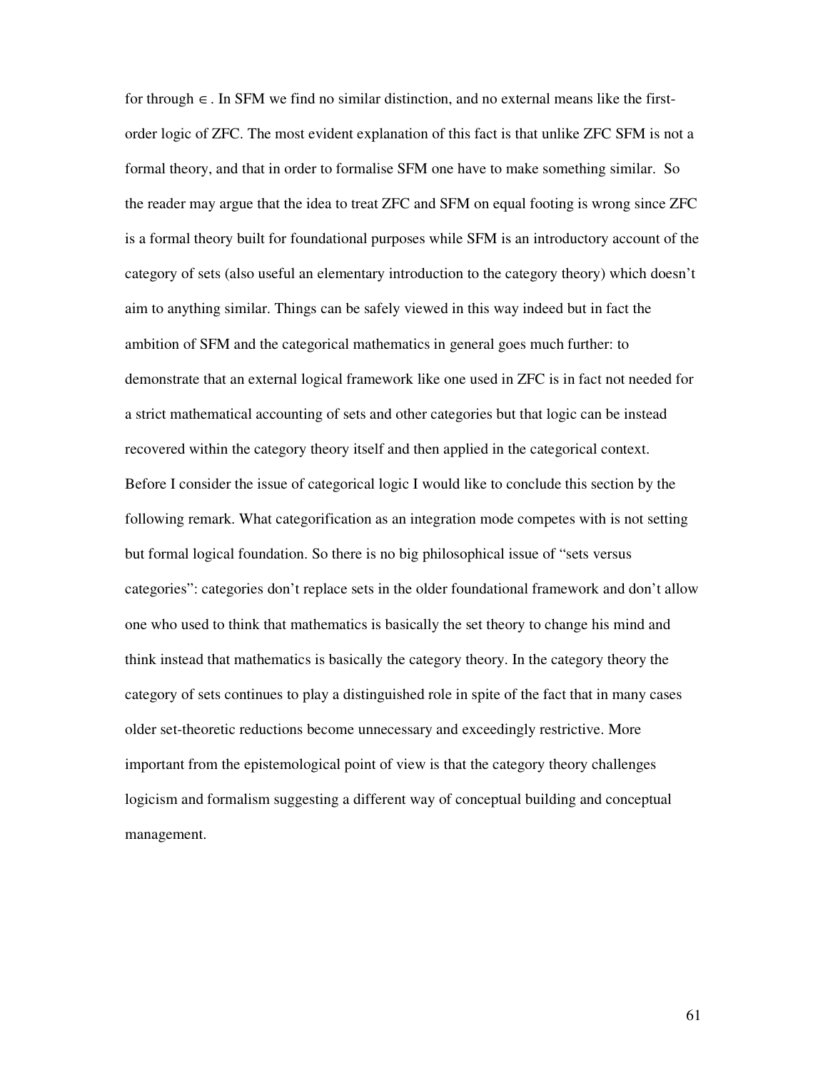for through $\in$ . In SFM we find no similar distinction, and no external means like the first-order logic of ZFC. The most evident explanation of this fact is that unlike ZFC SFM is not a formal theory, and that in order to formalise SFM one have to make something similar. So the reader may argue that the idea to treat ZFC and SFM on equal footing is wrong since ZFC is a formal theory built for foundational purposes while SFM is an introductory account of the category of sets (also useful an elementary introduction to the category theory) which doesn't aim to anything similar. Things can be safely viewed in this way indeed but in fact the ambition of SFM and the categorical mathematics in general goes much further: to demonstrate that an external logical framework like one used in ZFC is in fact not needed for a strict mathematical accounting of sets and other categories but that logic can be instead recovered within the category theory itself and then applied in the categorical context.

Before I consider the issue of categorical logic I would like to conclude this section by the following remark. What categorification as an integration mode competes with is not setting but formal logical foundation. So there is no big philosophical issue of "sets versus categories": categories don't replace sets in the older foundational framework and don't allow one who used to think that mathematics is basically the set theory to change his mind and think instead that mathematics is basically the category theory. In the category theory the category of sets continues to play a distinguished role in spite of the fact that in many cases older set-theoretic reductions become unnecessary and exceedingly restrictive. More important from the epistemological point of view is that the category theory challenges logicism and formalism suggesting a different way of conceptual building and conceptual management.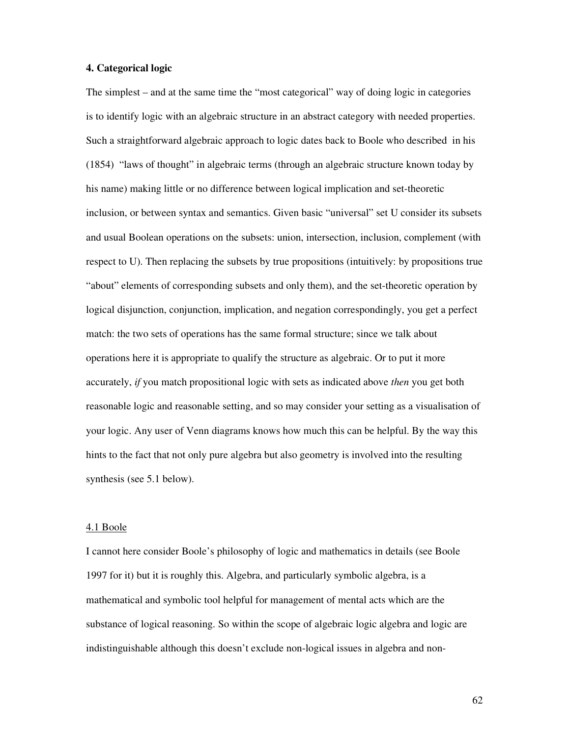## 4. Categorical logic

The simplest – and at the same time the "most categorical" way of doing logic in categories is to identify logic with an algebraic structure in an abstract category with needed properties. Such a straightforward algebraic approach to logic dates back to Boole who described in his (1854) "laws of thought" in algebraic terms (through an algebraic structure known today by his name) making little or no difference between logical implication and set-theoretic inclusion, or between syntax and semantics. Given basic "universal" set U consider its subsets and usual Boolean operations on the subsets: union, intersection, inclusion, complement (with respect to U). Then replacing the subsets by true propositions (intuitively: by propositions true "about" elements of corresponding subsets and only them), and the set-theoretic operation by logical disjunction, conjunction, implication, and negation correspondingly, you get a perfect match: the two sets of operations has the same formal structure; since we talk about operations here it is appropriate to qualify the structure as algebraic. Or to put it more accurately, *if* you match propositional logic with sets as indicated above *then* you get both reasonable logic and reasonable setting, and so may consider your setting as a visualisation of your logic. Any user of Venn diagrams knows how much this can be helpful. By the way this hints to the fact that not only pure algebra but also geometry is involved into the resulting synthesis (see 5.1 below).

### 4.1 Boole

I cannot here consider Boole's philosophy of logic and mathematics in details (see Boole 1997 for it) but it is roughly this. Algebra, and particularly symbolic algebra, is a mathematical and symbolic tool helpful for management of mental acts which are the substance of logical reasoning. So within the scope of algebraic logic algebra and logic are indistinguishable although this doesn't exclude non-logical issues in algebra and non-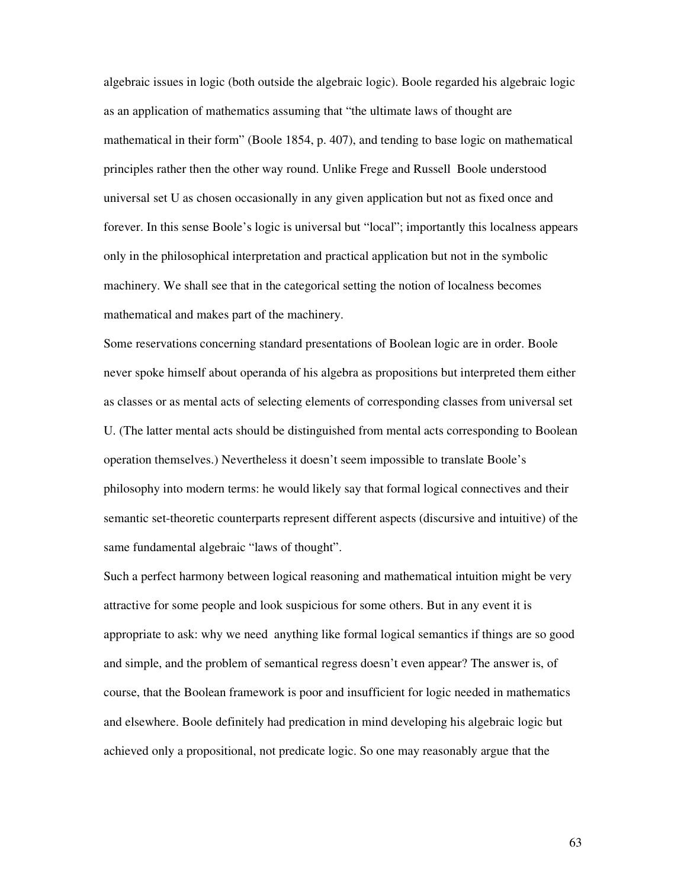algebraic issues in logic (both outside the algebraic logic). Boole regarded his algebraic logic as an application of mathematics assuming that "the ultimate laws of thought are mathematical in their form" (Boole 1854, p. 407), and tending to base logic on mathematical principles rather then the other way round. Unlike Frege and Russell Boole understood universal set U as chosen occasionally in any given application but not as fixed once and forever. In this sense Boole's logic is universal but "local"; importantly this localness appears only in the philosophical interpretation and practical application but not in the symbolic machinery. We shall see that in the categorical setting the notion of localness becomes mathematical and makes part of the machinery.

Some reservations concerning standard presentations of Boolean logic are in order. Boole never spoke himself about operanda of his algebra as propositions but interpreted them either as classes or as mental acts of selecting elements of corresponding classes from universal set U. (The latter mental acts should be distinguished from mental acts corresponding to Boolean operation themselves.) Nevertheless it doesn't seem impossible to translate Boole's philosophy into modern terms: he would likely say that formal logical connectives and their semantic set-theoretic counterparts represent different aspects (discursive and intuitive) of the same fundamental algebraic "laws of thought".

Such a perfect harmony between logical reasoning and mathematical intuition might be very attractive for some people and look suspicious for some others. But in any event it is appropriate to ask: why we need anything like formal logical semantics if things are so good and simple, and the problem of semantical regress doesn't even appear? The answer is, of course, that the Boolean framework is poor and insufficient for logic needed in mathematics and elsewhere. Boole definitely had predication in mind developing his algebraic logic but achieved only a propositional, not predicate logic. So one may reasonably argue that the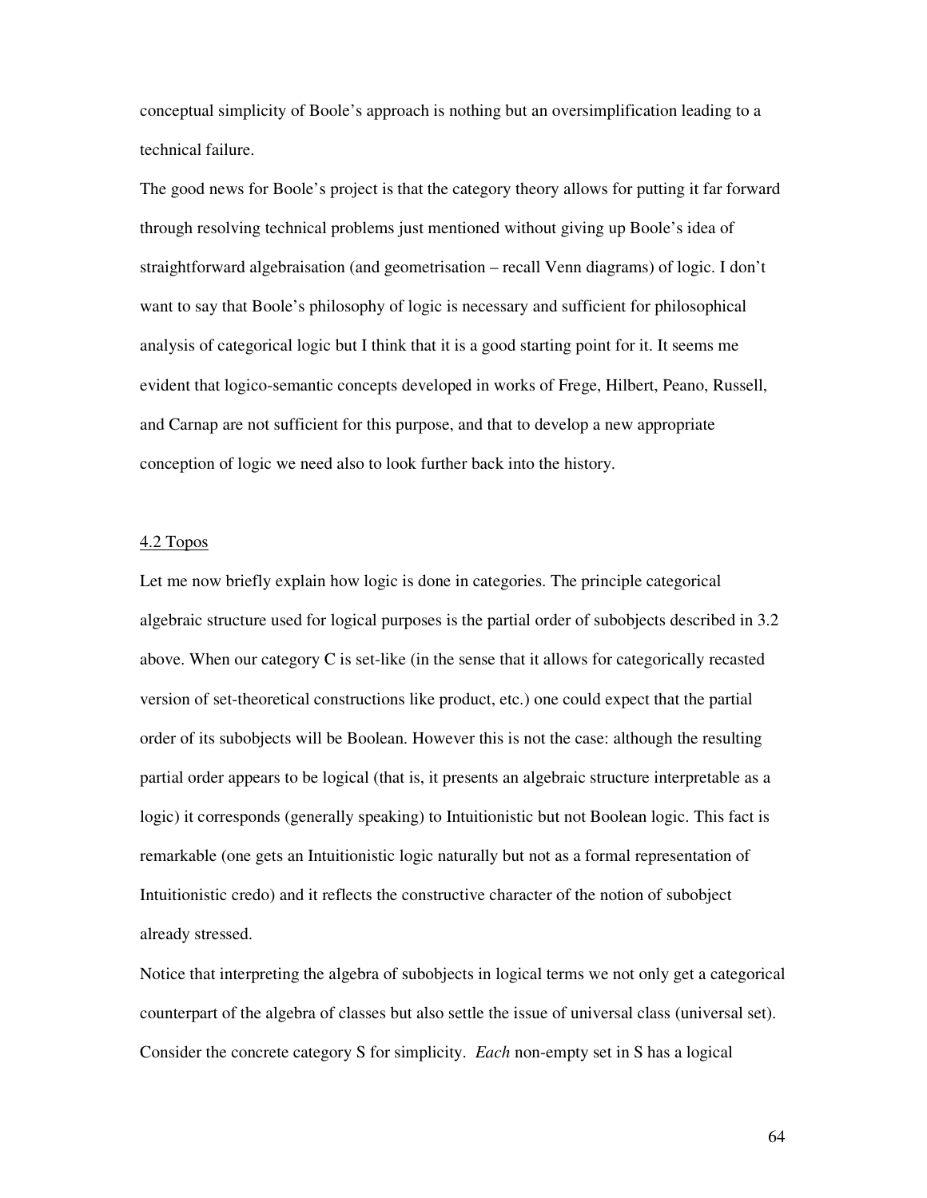conceptual simplicity of Boole's approach is nothing but an oversimplification leading to a technical failure.

The good news for Boole's project is that the category theory allows for putting it far forward through resolving technical problems just mentioned without giving up Boole's idea of straightforward algebraisation (and geometrisation – recall Venn diagrams) of logic. I don't want to say that Boole's philosophy of logic is necessary and sufficient for philosophical analysis of categorical logic but I think that it is a good starting point for it. It seems me evident that logico-semantic concepts developed in works of Frege, Hilbert, Peano, Russell, and Carnap are not sufficient for this purpose, and that to develop a new appropriate conception of logic we need also to look further back into the history.

## 4.2 Topos

Let me now briefly explain how logic is done in categories. The principle categorical algebraic structure used for logical purposes is the partial order of subobjects described in 3.2 above. When our category C is set-like (in the sense that it allows for categorically recasted version of set-theoretical constructions like product, etc.) one could expect that the partial order of its subobjects will be Boolean. However this is not the case: although the resulting partial order appears to be logical (that is, it presents an algebraic structure interpretable as a logic) it corresponds (generally speaking) to Intuitionistic but not Boolean logic. This fact is remarkable (one gets an Intuitionistic logic naturally but not as a formal representation of Intuitionistic credo) and it reflects the constructive character of the notion of subobject already stressed.

Notice that interpreting the algebra of subobjects in logical terms we not only get a categorical counterpart of the algebra of classes but also settle the issue of universal class (universal set). Consider the concrete category S for simplicity. *Each* non-empty set in S has a logical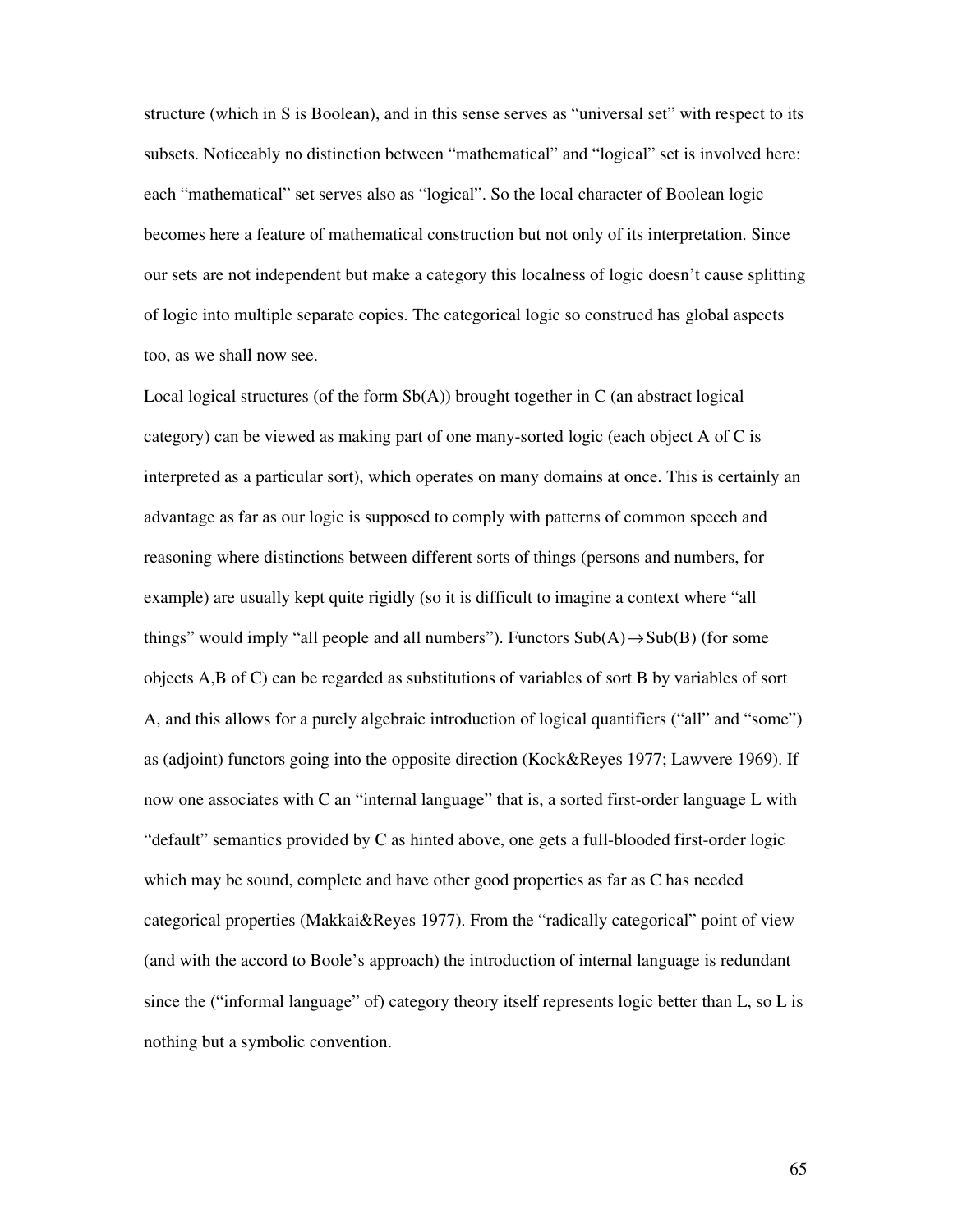structure (which in S is Boolean), and in this sense serves as "universal set" with respect to its subsets. Noticeably no distinction between "mathematical" and "logical" set is involved here: each "mathematical" set serves also as "logical". So the local character of Boolean logic becomes here a feature of mathematical construction but not only of its interpretation. Since our sets are not independent but make a category this localness of logic doesn't cause splitting of logic into multiple separate copies. The categorical logic so construed has global aspects too, as we shall now see.

Local logical structures (of the form Sb(A)) brought together in C (an abstract logical category) can be viewed as making part of one many-sorted logic (each object A of C is interpreted as a particular sort), which operates on many domains at once. This is certainly an advantage as far as our logic is supposed to comply with patterns of common speech and reasoning where distinctions between different sorts of things (persons and numbers, for example) are usually kept quite rigidly (so it is difficult to imagine a context where "all things" would imply "all people and all numbers"). Functors $Sub(A) \rightarrow Sub(B)$ (for some objects A,B of C) can be regarded as substitutions of variables of sort B by variables of sort A, and this allows for a purely algebraic introduction of logical quantifiers ("all" and "some") as (adjoint) functors going into the opposite direction (Kock&Reyes 1977; Lawvere 1969). If now one associates with C an "internal language" that is, a sorted first-order language L with "default" semantics provided by C as hinted above, one gets a full-blooded first-order logic which may be sound, complete and have other good properties as far as C has needed categorical properties (Makkai&Reyes 1977). From the "radically categorical" point of view (and with the accord to Boole's approach) the introduction of internal language is redundant since the ("informal language" of) category theory itself represents logic better than L, so L is nothing but a symbolic convention.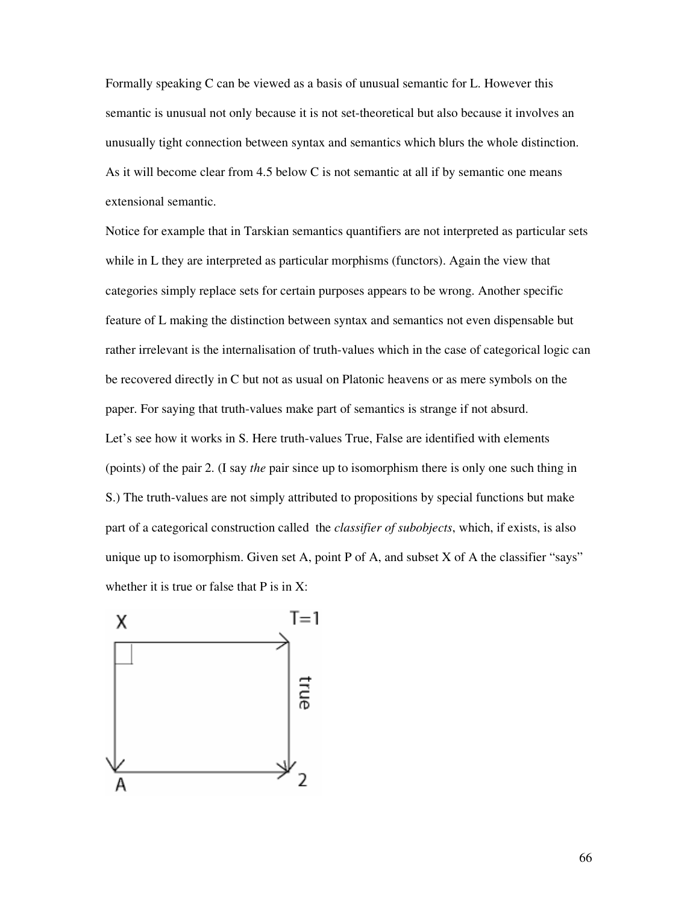Formally speaking C can be viewed as a basis of unusual semantic for L. However this semantic is unusual not only because it is not set-theoretical but also because it involves an unusually tight connection between syntax and semantics which blurs the whole distinction. As it will become clear from 4.5 below C is not semantic at all if by semantic one means extensional semantic.

Notice for example that in Tarskian semantics quantifiers are not interpreted as particular sets while in L they are interpreted as particular morphisms (functors). Again the view that categories simply replace sets for certain purposes appears to be wrong. Another specific feature of L making the distinction between syntax and semantics not even dispensable but rather irrelevant is the internalisation of truth-values which in the case of categorical logic can be recovered directly in C but not as usual on Platonic heavens or as mere symbols on the paper. For saying that truth-values make part of semantics is strange if not absurd.

Let's see how it works in S. Here truth-values True, False are identified with elements (points) of the pair 2. (I say *the* pair since up to isomorphism there is only one such thing in S.) The truth-values are not simply attributed to propositions by special functions but make part of a categorical construction called the *classifier of subobjects*, which, if exists, is also unique up to isomorphism. Given set A, point P of A, and subset X of A the classifier "says" whether it is true or false that P is in X:

$$
\begin{array}{ccc}
X & \longrightarrow & T=1 \\
\downarrow & & \downarrow \text{true} \\
A & \longrightarrow & 2
\end{array}
$$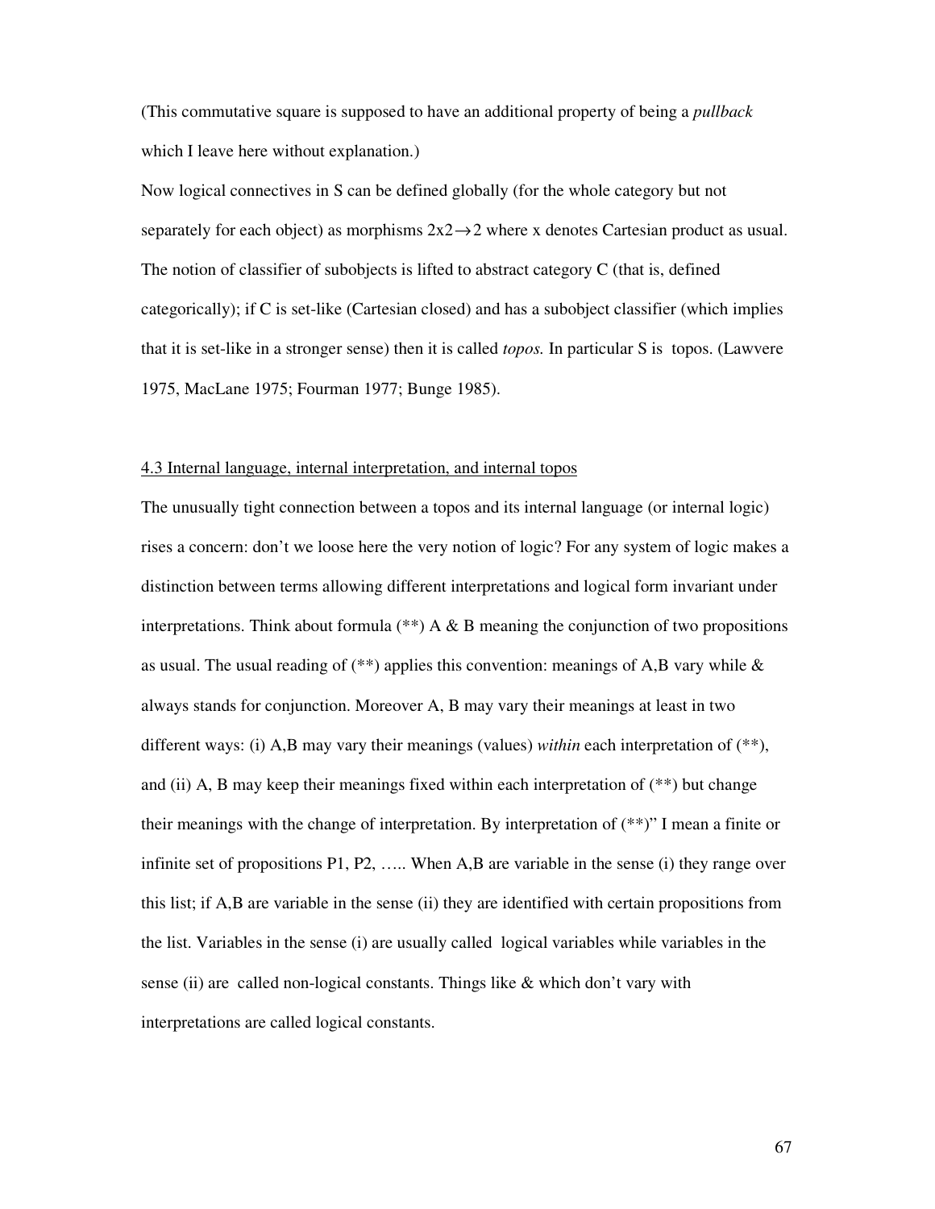(This commutative square is supposed to have an additional property of being a *pullback* which I leave here without explanation.)

Now logical connectives in S can be defined globally (for the whole category but not separately for each object) as morphisms $2x2 \rightarrow 2$ where x denotes Cartesian product as usual. The notion of classifier of subobjects is lifted to abstract category C (that is, defined categorically); if C is set-like (Cartesian closed) and has a subobject classifier (which implies that it is set-like in a stronger sense) then it is called *topos.* In particular S is topos. (Lawvere 1975, MacLane 1975; Fourman 1977; Bunge 1985).

## 4.3 Internal language, internal interpretation, and internal topos

The unusually tight connection between a topos and its internal language (or internal logic) rises a concern: don't we loose here the very notion of logic? For any system of logic makes a distinction between terms allowing different interpretations and logical form invariant under interpretations. Think about formula (**) A & B meaning the conjunction of two propositions as usual. The usual reading of (**) applies this convention: meanings of A,B vary while & always stands for conjunction. Moreover A, B may vary their meanings at least in two different ways: (i) A,B may vary their meanings (values) *within* each interpretation of (**), and (ii) A, B may keep their meanings fixed within each interpretation of (**) but change their meanings with the change of interpretation. By interpretation of (**)" I mean a finite or infinite set of propositions P1, P2, ….. When A,B are variable in the sense (i) they range over this list; if A,B are variable in the sense (ii) they are identified with certain propositions from the list. Variables in the sense (i) are usually called logical variables while variables in the sense (ii) are called non-logical constants. Things like & which don't vary with interpretations are called logical constants.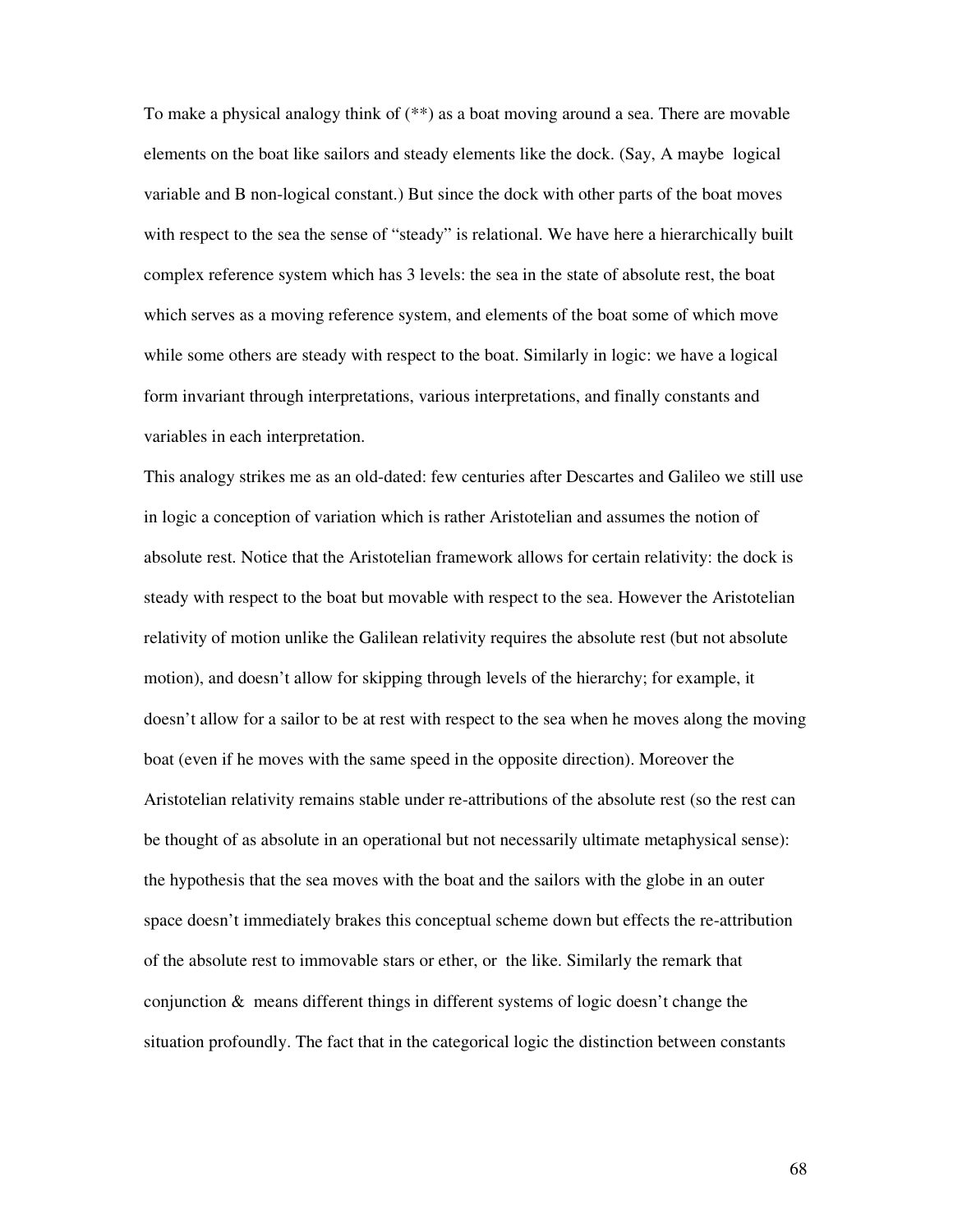To make a physical analogy think of (**) as a boat moving around a sea. There are movable elements on the boat like sailors and steady elements like the dock. (Say, A maybe logical variable and B non-logical constant.) But since the dock with other parts of the boat moves with respect to the sea the sense of "steady" is relational. We have here a hierarchically built complex reference system which has 3 levels: the sea in the state of absolute rest, the boat which serves as a moving reference system, and elements of the boat some of which move while some others are steady with respect to the boat. Similarly in logic: we have a logical form invariant through interpretations, various interpretations, and finally constants and variables in each interpretation.

This analogy strikes me as an old-dated: few centuries after Descartes and Galileo we still use in logic a conception of variation which is rather Aristotelian and assumes the notion of absolute rest. Notice that the Aristotelian framework allows for certain relativity: the dock is steady with respect to the boat but movable with respect to the sea. However the Aristotelian relativity of motion unlike the Galilean relativity requires the absolute rest (but not absolute motion), and doesn't allow for skipping through levels of the hierarchy; for example, it doesn't allow for a sailor to be at rest with respect to the sea when he moves along the moving boat (even if he moves with the same speed in the opposite direction). Moreover the Aristotelian relativity remains stable under re-attributions of the absolute rest (so the rest can be thought of as absolute in an operational but not necessarily ultimate metaphysical sense): the hypothesis that the sea moves with the boat and the sailors with the globe in an outer space doesn't immediately brakes this conceptual scheme down but effects the re-attribution of the absolute rest to immovable stars or ether, or the like. Similarly the remark that conjunction & means different things in different systems of logic doesn't change the situation profoundly. The fact that in the categorical logic the distinction between constants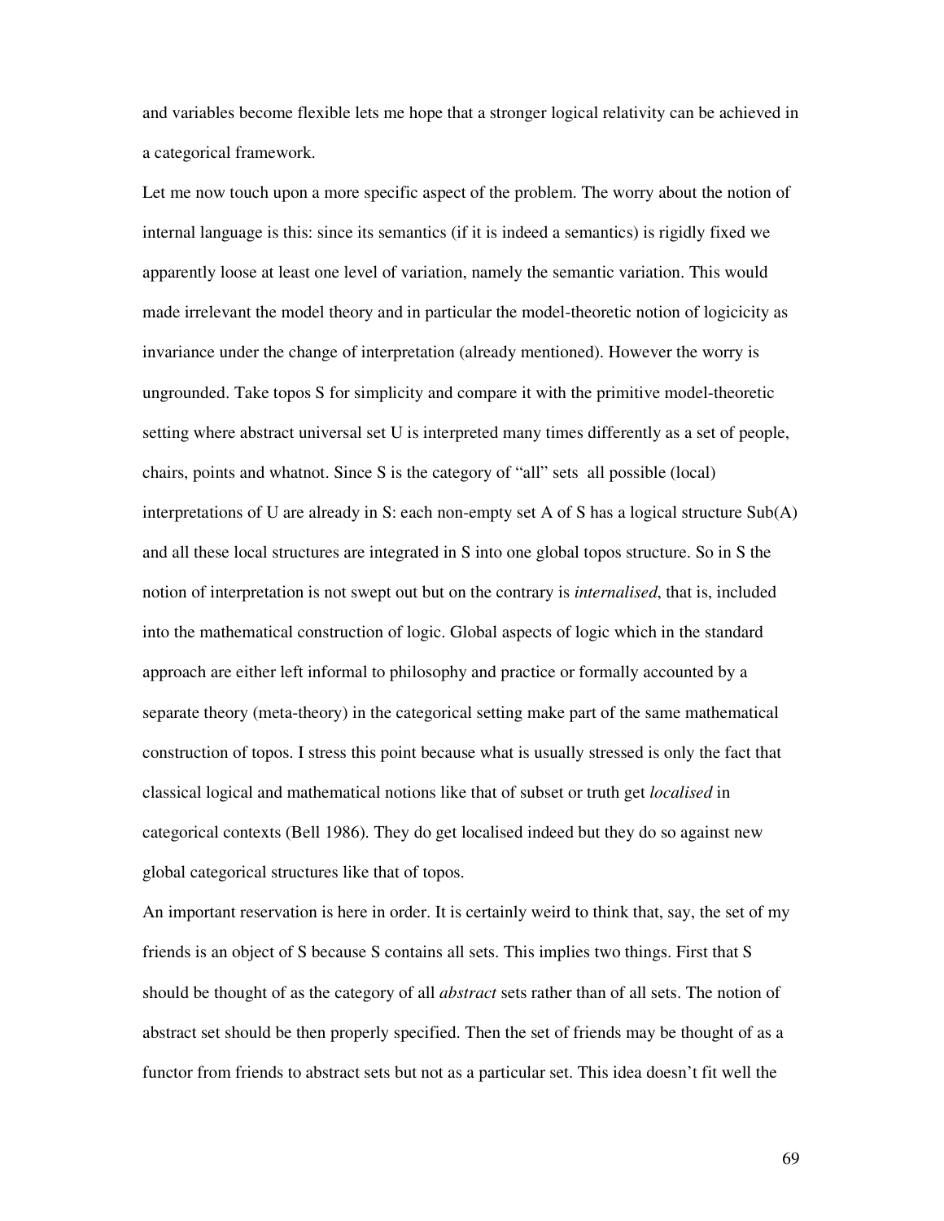and variables become flexible lets me hope that a stronger logical relativity can be achieved in a categorical framework.

Let me now touch upon a more specific aspect of the problem. The worry about the notion of internal language is this: since its semantics (if it is indeed a semantics) is rigidly fixed we apparently loose at least one level of variation, namely the semantic variation. This would made irrelevant the model theory and in particular the model-theoretic notion of logicicity as invariance under the change of interpretation (already mentioned). However the worry is ungrounded. Take topos S for simplicity and compare it with the primitive model-theoretic setting where abstract universal set U is interpreted many times differently as a set of people, chairs, points and whatnot. Since S is the category of "all" sets all possible (local) interpretations of U are already in S: each non-empty set A of S has a logical structure Sub(A) and all these local structures are integrated in S into one global topos structure. So in S the notion of interpretation is not swept out but on the contrary is *internalised*, that is, included into the mathematical construction of logic. Global aspects of logic which in the standard approach are either left informal to philosophy and practice or formally accounted by a separate theory (meta-theory) in the categorical setting make part of the same mathematical construction of topos. I stress this point because what is usually stressed is only the fact that classical logical and mathematical notions like that of subset or truth get *localised* in categorical contexts (Bell 1986). They do get localised indeed but they do so against new global categorical structures like that of topos.

An important reservation is here in order. It is certainly weird to think that, say, the set of my friends is an object of S because S contains all sets. This implies two things. First that S should be thought of as the category of all *abstract* sets rather than of all sets. The notion of abstract set should be then properly specified. Then the set of friends may be thought of as a functor from friends to abstract sets but not as a particular set. This idea doesn't fit well the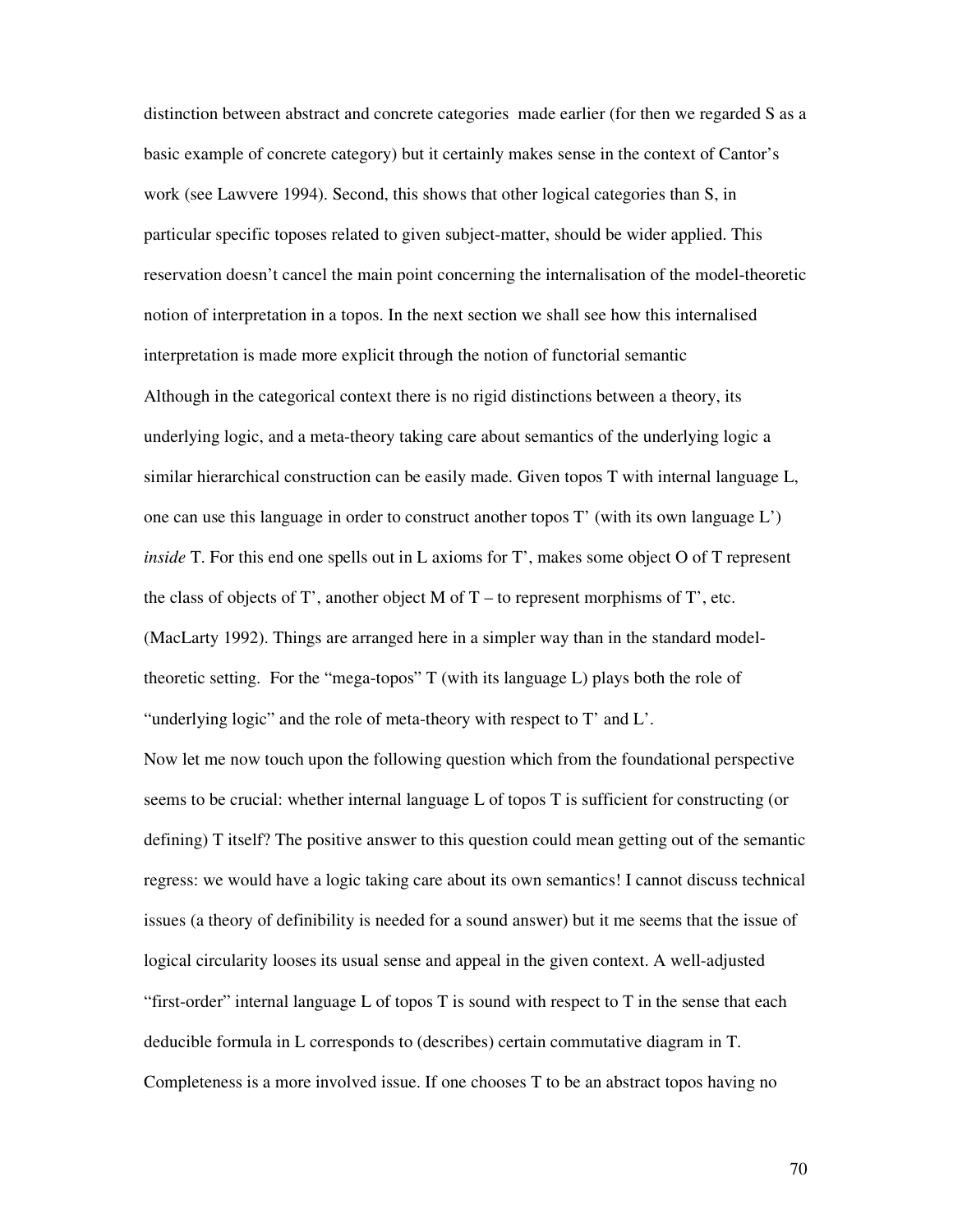distinction between abstract and concrete categories made earlier (for then we regarded S as a basic example of concrete category) but it certainly makes sense in the context of Cantor's work (see Lawvere 1994). Second, this shows that other logical categories than S, in particular specific toposes related to given subject-matter, should be wider applied. This reservation doesn't cancel the main point concerning the internalisation of the model-theoretic notion of interpretation in a topos. In the next section we shall see how this internalised interpretation is made more explicit through the notion of functorial semantic

Although in the categorical context there is no rigid distinctions between a theory, its underlying logic, and a meta-theory taking care about semantics of the underlying logic a similar hierarchical construction can be easily made. Given topos T with internal language L, one can use this language in order to construct another topos T' (with its own language L') *inside* T. For this end one spells out in L axioms for T', makes some object O of T represent the class of objects of T', another object M of T – to represent morphisms of T', etc. (MacLarty 1992). Things are arranged here in a simpler way than in the standard model-theoretic setting. For the "mega-topos" T (with its language L) plays both the role of "underlying logic" and the role of meta-theory with respect to T' and L'.

Now let me now touch upon the following question which from the foundational perspective seems to be crucial: whether internal language L of topos T is sufficient for constructing (or defining) T itself? The positive answer to this question could mean getting out of the semantic regress: we would have a logic taking care about its own semantics! I cannot discuss technical issues (a theory of definibility is needed for a sound answer) but it me seems that the issue of logical circularity looses its usual sense and appeal in the given context. A well-adjusted "first-order" internal language L of topos T is sound with respect to T in the sense that each deducible formula in L corresponds to (describes) certain commutative diagram in T. Completeness is a more involved issue. If one chooses T to be an abstract topos having no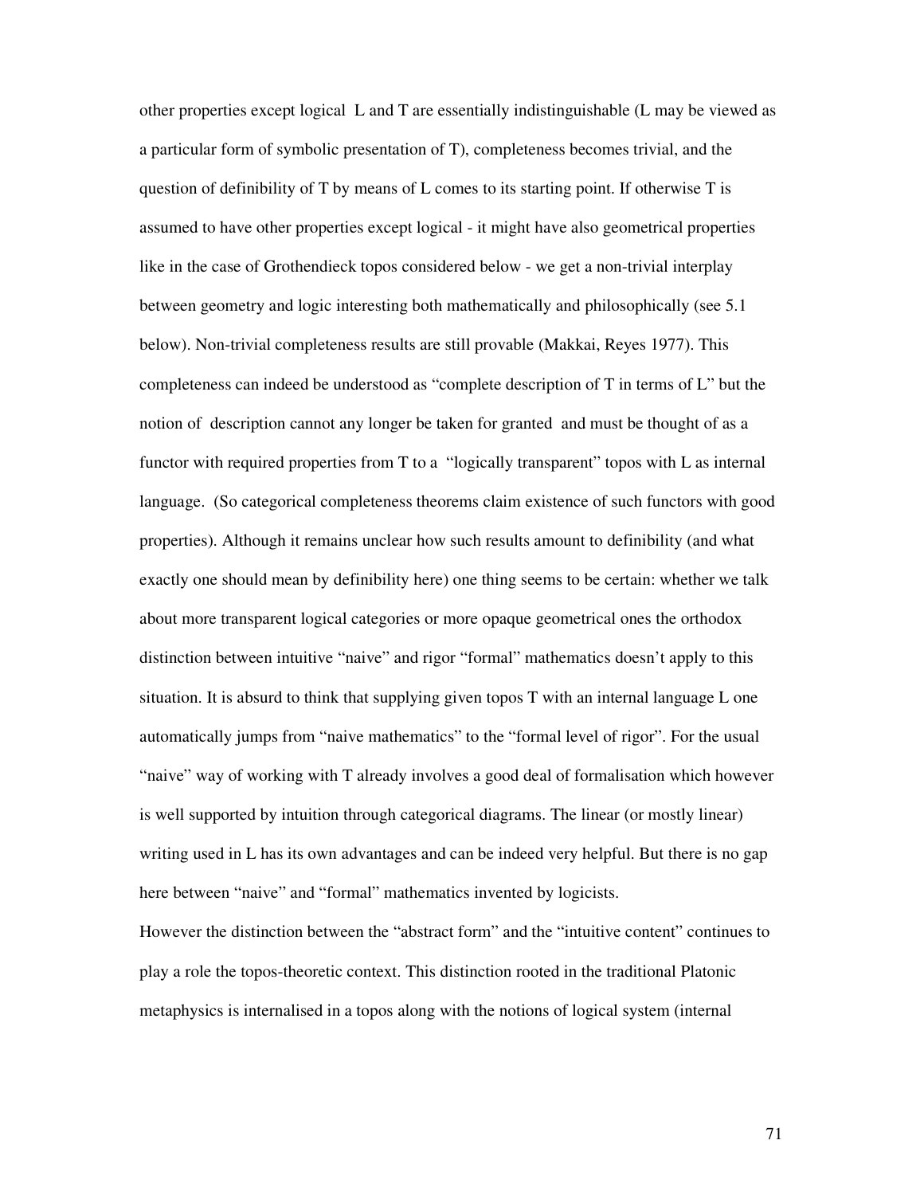other properties except logical L and T are essentially indistinguishable (L may be viewed as a particular form of symbolic presentation of T), completeness becomes trivial, and the question of definibility of T by means of L comes to its starting point. If otherwise T is assumed to have other properties except logical - it might have also geometrical properties like in the case of Grothendieck topos considered below - we get a non-trivial interplay between geometry and logic interesting both mathematically and philosophically (see 5.1 below). Non-trivial completeness results are still provable (Makkai, Reyes 1977). This completeness can indeed be understood as "complete description of T in terms of L" but the notion of description cannot any longer be taken for granted and must be thought of as a functor with required properties from T to a "logically transparent" topos with L as internal language. (So categorical completeness theorems claim existence of such functors with good properties). Although it remains unclear how such results amount to definibility (and what exactly one should mean by definibility here) one thing seems to be certain: whether we talk about more transparent logical categories or more opaque geometrical ones the orthodox distinction between intuitive "naive" and rigor "formal" mathematics doesn't apply to this situation. It is absurd to think that supplying given topos T with an internal language L one automatically jumps from "naive mathematics" to the "formal level of rigor". For the usual "naive" way of working with T already involves a good deal of formalisation which however is well supported by intuition through categorical diagrams. The linear (or mostly linear) writing used in L has its own advantages and can be indeed very helpful. But there is no gap here between "naive" and "formal" mathematics invented by logicists.

However the distinction between the "abstract form" and the "intuitive content" continues to play a role the topos-theoretic context. This distinction rooted in the traditional Platonic metaphysics is internalised in a topos along with the notions of logical system (internal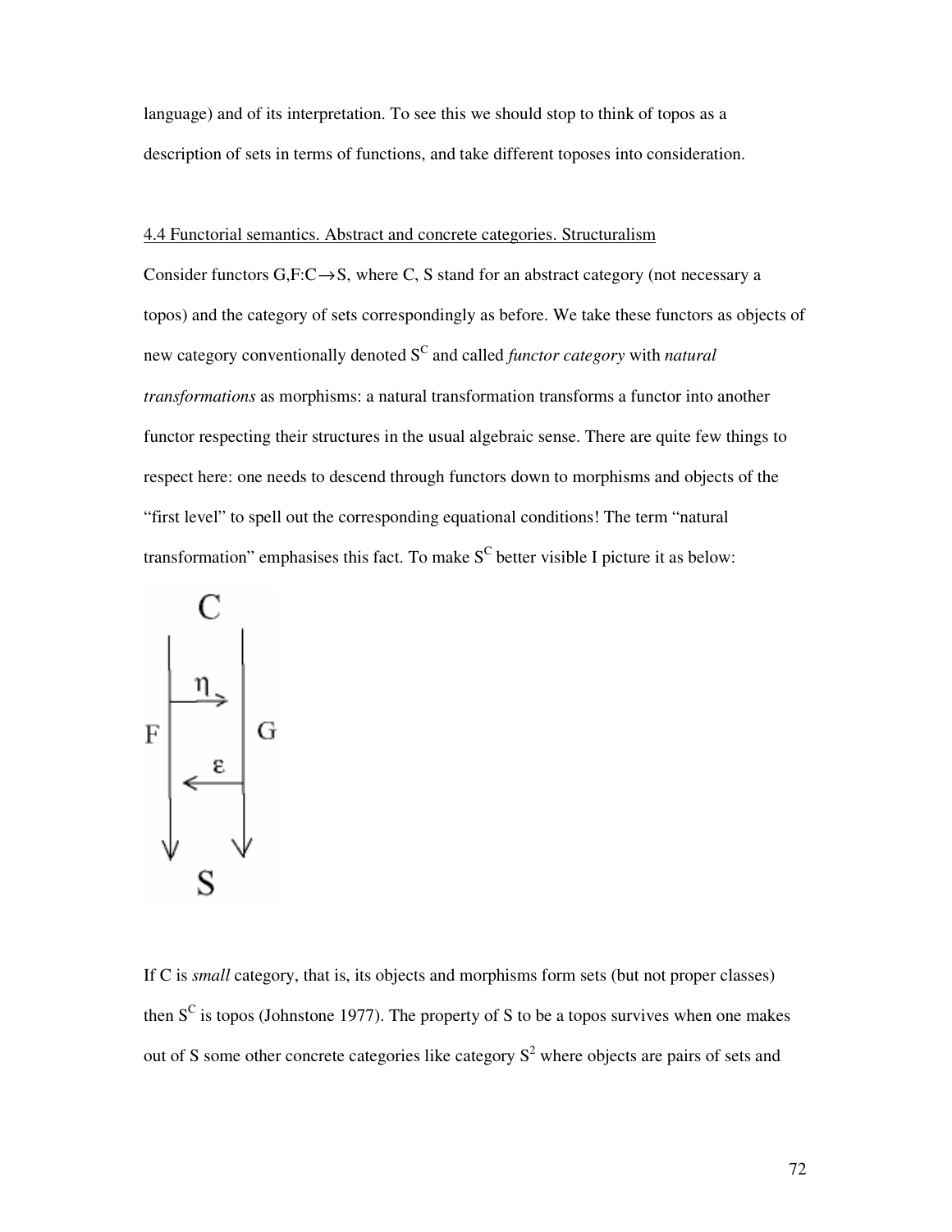language) and of its interpretation. To see this we should stop to think of topos as a description of sets in terms of functions, and take different toposes into consideration.

## 4.4 Functorial semantics. Abstract and concrete categories. Structuralism

Consider functors $G,F:C\rightarrow S$, where C, S stand for an abstract category (not necessary a topos) and the category of sets correspondingly as before. We take these functors as objects of new category conventionally denoted $S^C$ and called *functor category* with *natural transformations* as morphisms: a natural transformation transforms a functor into another functor respecting their structures in the usual algebraic sense. There are quite few things to respect here: one needs to descend through functors down to morphisms and objects of the "first level" to spell out the corresponding equational conditions! The term "natural transformation" emphasises this fact. To make $S^C$ better visible I picture it as below:

If C is *small* category, that is, its objects and morphisms form sets (but not proper classes) then $S^C$ is topos (Johnstone 1977). The property of S to be a topos survives when one makes out of S some other concrete categories like category $S^2$ where objects are pairs of sets and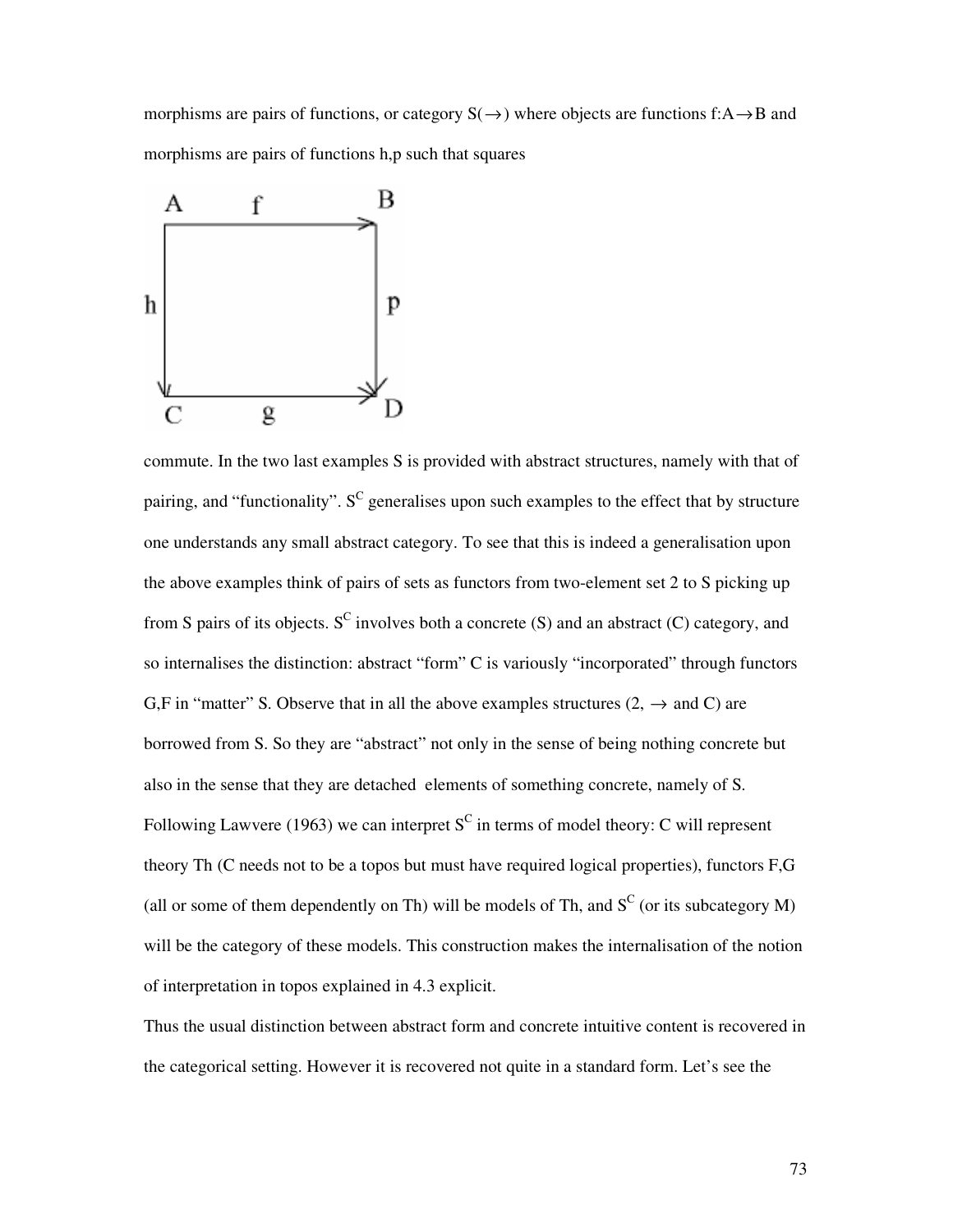morphisms are pairs of functions, or category $S(\rightarrow)$ where objects are functions $f:A\rightarrow B$ and morphisms are pairs of functions h,p such that squares

$$
\begin{array}{ccc}
A & \xrightarrow{f} & B \\
{\scriptstyle h}\downarrow & & \downarrow{\scriptstyle p} \\
C & \xrightarrow{g} & D
\end{array}
$$

commute. In the two last examples S is provided with abstract structures, namely with that of pairing, and "functionality". $S^C$ generalises upon such examples to the effect that by structure one understands any small abstract category. To see that this is indeed a generalisation upon the above examples think of pairs of sets as functors from two-element set 2 to S picking up from S pairs of its objects. $S^C$ involves both a concrete (S) and an abstract (C) category, and so internalises the distinction: abstract "form" C is variously "incorporated" through functors G,F in "matter" S. Observe that in all the above examples structures (2, $\rightarrow$ and C) are borrowed from S. So they are "abstract" not only in the sense of being nothing concrete but also in the sense that they are detached elements of something concrete, namely of S. Following Lawvere (1963) we can interpret $S^C$ in terms of model theory: C will represent theory Th (C needs not to be a topos but must have required logical properties), functors F,G (all or some of them dependently on Th) will be models of Th, and $S^C$ (or its subcategory M) will be the category of these models. This construction makes the internalisation of the notion of interpretation in topos explained in 4.3 explicit.

Thus the usual distinction between abstract form and concrete intuitive content is recovered in the categorical setting. However it is recovered not quite in a standard form. Let's see the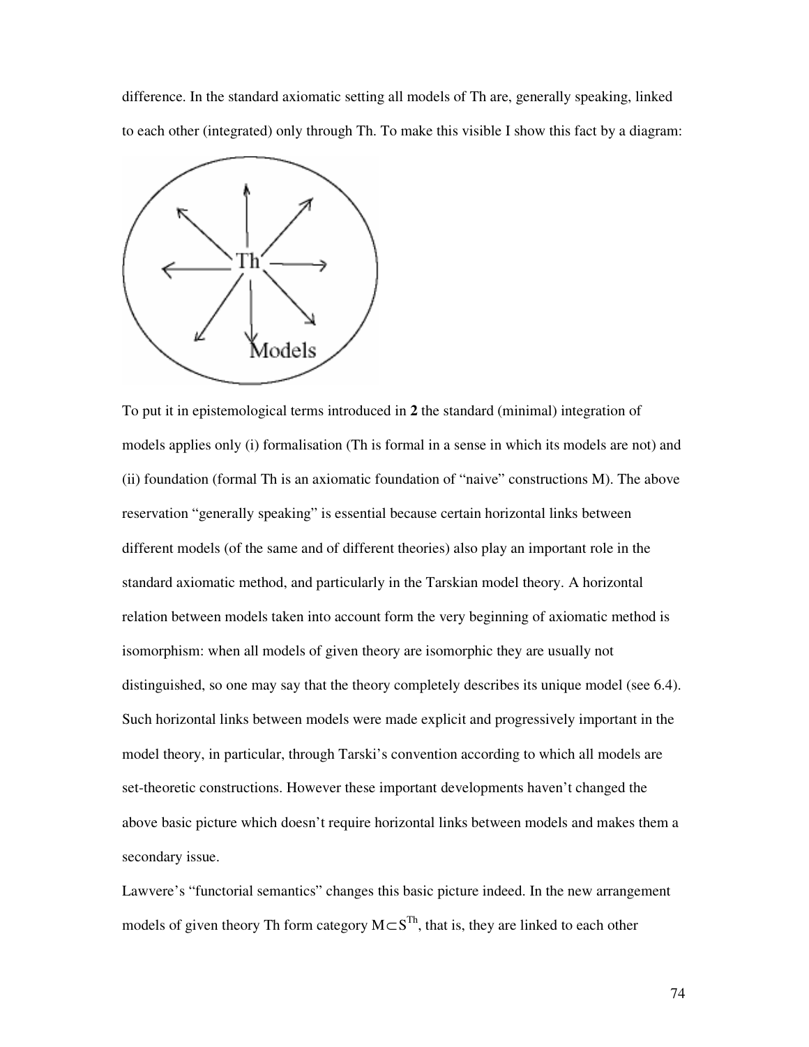difference. In the standard axiomatic setting all models of Th are, generally speaking, linked to each other (integrated) only through Th. To make this visible I show this fact by a diagram:

To put it in epistemological terms introduced in **2** the standard (minimal) integration of models applies only (i) formalisation (Th is formal in a sense in which its models are not) and (ii) foundation (formal Th is an axiomatic foundation of "naive" constructions M). The above reservation "generally speaking" is essential because certain horizontal links between different models (of the same and of different theories) also play an important role in the standard axiomatic method, and particularly in the Tarskian model theory. A horizontal relation between models taken into account form the very beginning of axiomatic method is isomorphism: when all models of given theory are isomorphic they are usually not distinguished, so one may say that the theory completely describes its unique model (see 6.4). Such horizontal links between models were made explicit and progressively important in the model theory, in particular, through Tarski's convention according to which all models are set-theoretic constructions. However these important developments haven't changed the above basic picture which doesn't require horizontal links between models and makes them a secondary issue.

Lawvere's "functorial semantics" changes this basic picture indeed. In the new arrangement models of given theory Th form category $M \subset S^{Th}$, that is, they are linked to each other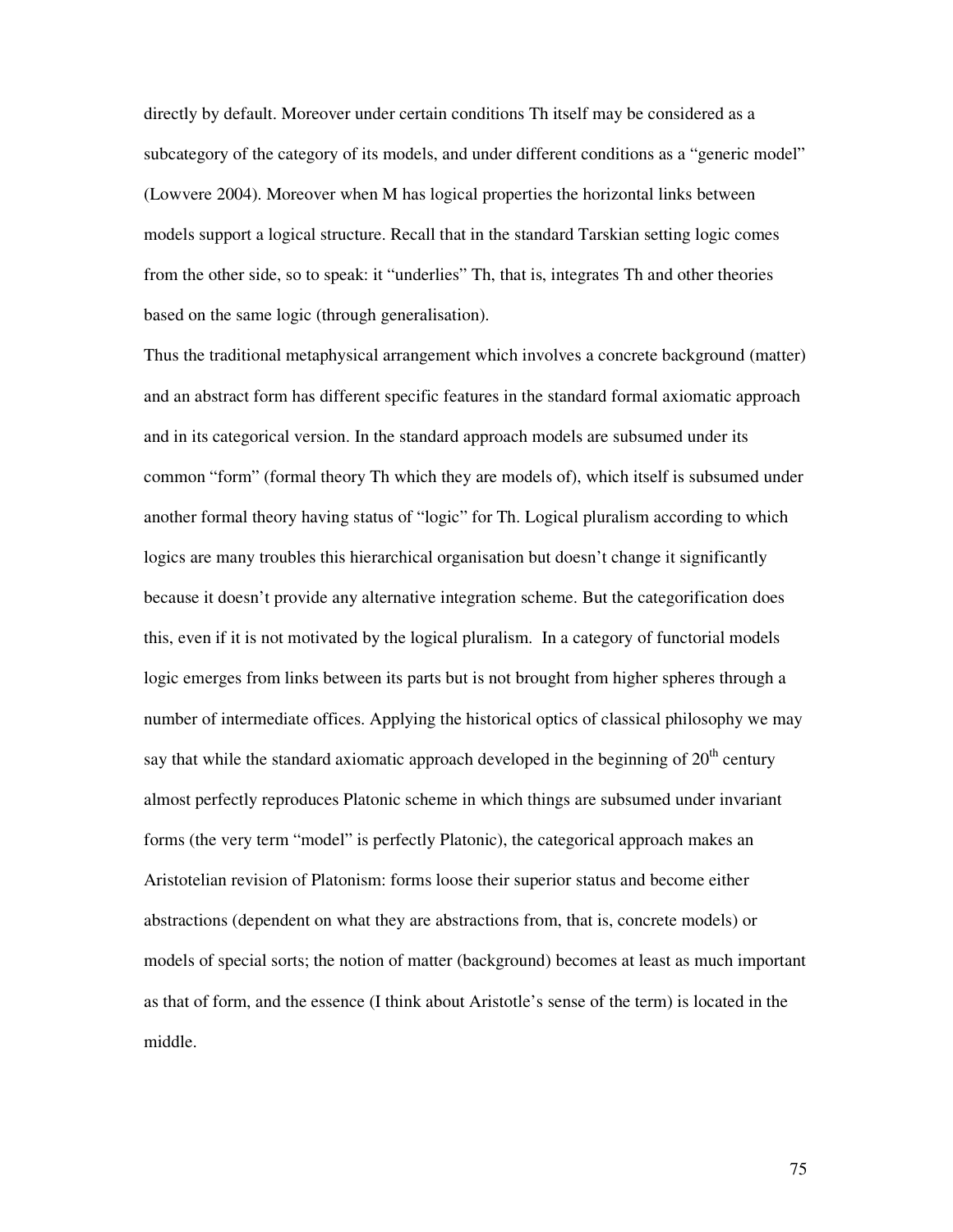directly by default. Moreover under certain conditions Th itself may be considered as a subcategory of the category of its models, and under different conditions as a "generic model" (Lowvere 2004). Moreover when M has logical properties the horizontal links between models support a logical structure. Recall that in the standard Tarskian setting logic comes from the other side, so to speak: it "underlies" Th, that is, integrates Th and other theories based on the same logic (through generalisation).

Thus the traditional metaphysical arrangement which involves a concrete background (matter) and an abstract form has different specific features in the standard formal axiomatic approach and in its categorical version. In the standard approach models are subsumed under its common "form" (formal theory Th which they are models of), which itself is subsumed under another formal theory having status of "logic" for Th. Logical pluralism according to which logics are many troubles this hierarchical organisation but doesn't change it significantly because it doesn't provide any alternative integration scheme. But the categorification does this, even if it is not motivated by the logical pluralism. In a category of functorial models logic emerges from links between its parts but is not brought from higher spheres through a number of intermediate offices. Applying the historical optics of classical philosophy we may say that while the standard axiomatic approach developed in the beginning of 20th century almost perfectly reproduces Platonic scheme in which things are subsumed under invariant forms (the very term "model" is perfectly Platonic), the categorical approach makes an Aristotelian revision of Platonism: forms loose their superior status and become either abstractions (dependent on what they are abstractions from, that is, concrete models) or models of special sorts; the notion of matter (background) becomes at least as much important as that of form, and the essence (I think about Aristotle's sense of the term) is located in the middle.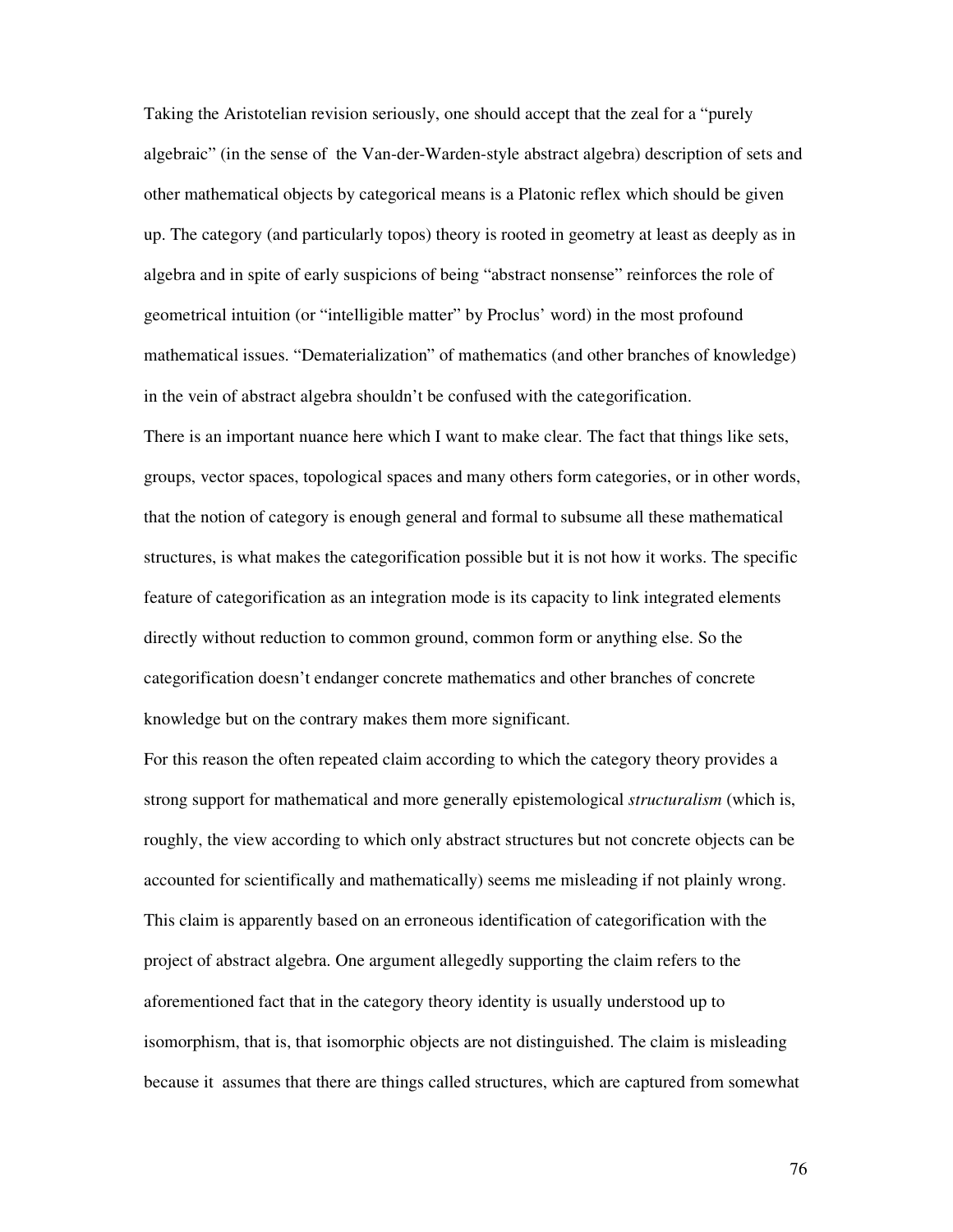Taking the Aristotelian revision seriously, one should accept that the zeal for a "purely algebraic" (in the sense of the Van-der-Warden-style abstract algebra) description of sets and other mathematical objects by categorical means is a Platonic reflex which should be given up. The category (and particularly topos) theory is rooted in geometry at least as deeply as in algebra and in spite of early suspicions of being "abstract nonsense" reinforces the role of geometrical intuition (or "intelligible matter" by Proclus' word) in the most profound mathematical issues. "Dematerialization" of mathematics (and other branches of knowledge) in the vein of abstract algebra shouldn't be confused with the categorification.

There is an important nuance here which I want to make clear. The fact that things like sets, groups, vector spaces, topological spaces and many others form categories, or in other words, that the notion of category is enough general and formal to subsume all these mathematical structures, is what makes the categorification possible but it is not how it works. The specific feature of categorification as an integration mode is its capacity to link integrated elements directly without reduction to common ground, common form or anything else. So the categorification doesn't endanger concrete mathematics and other branches of concrete knowledge but on the contrary makes them more significant.

For this reason the often repeated claim according to which the category theory provides a strong support for mathematical and more generally epistemological *structuralism* (which is, roughly, the view according to which only abstract structures but not concrete objects can be accounted for scientifically and mathematically) seems me misleading if not plainly wrong. This claim is apparently based on an erroneous identification of categorification with the project of abstract algebra. One argument allegedly supporting the claim refers to the aforementioned fact that in the category theory identity is usually understood up to isomorphism, that is, that isomorphic objects are not distinguished. The claim is misleading because it assumes that there are things called structures, which are captured from somewhat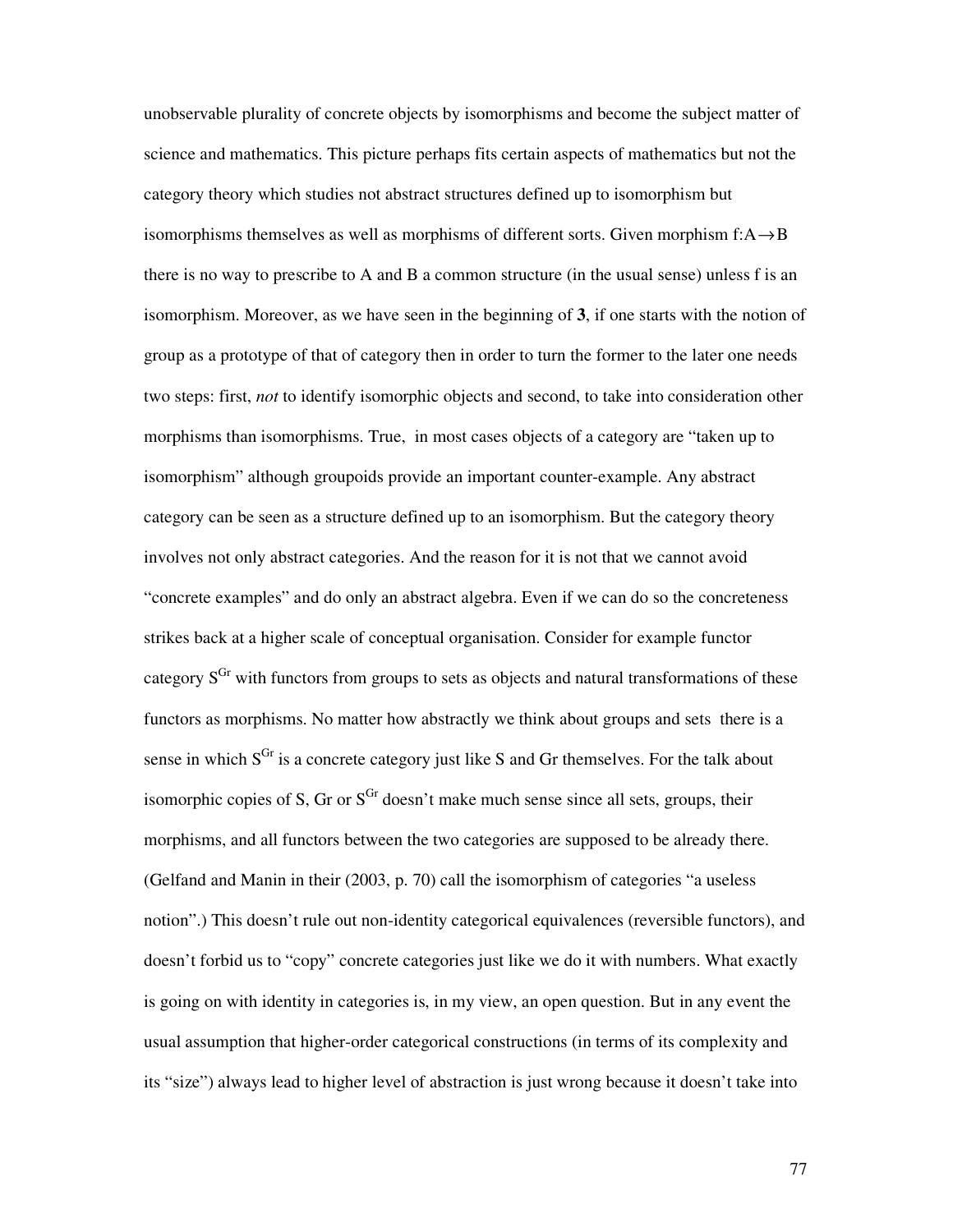unobservable plurality of concrete objects by isomorphisms and become the subject matter of science and mathematics. This picture perhaps fits certain aspects of mathematics but not the category theory which studies not abstract structures defined up to isomorphism but isomorphisms themselves as well as morphisms of different sorts. Given morphism $f:A \rightarrow B$ there is no way to prescribe to A and B a common structure (in the usual sense) unless f is an isomorphism. Moreover, as we have seen in the beginning of **3**, if one starts with the notion of group as a prototype of that of category then in order to turn the former to the later one needs two steps: first, *not* to identify isomorphic objects and second, to take into consideration other morphisms than isomorphisms. True, in most cases objects of a category are "taken up to isomorphism" although groupoids provide an important counter-example. Any abstract category can be seen as a structure defined up to an isomorphism. But the category theory involves not only abstract categories. And the reason for it is not that we cannot avoid "concrete examples" and do only an abstract algebra. Even if we can do so the concreteness strikes back at a higher scale of conceptual organisation. Consider for example functor category $S^{Gr}$ with functors from groups to sets as objects and natural transformations of these functors as morphisms. No matter how abstractly we think about groups and sets there is a sense in which $S^{Gr}$ is a concrete category just like S and Gr themselves. For the talk about isomorphic copies of S, Gr or $S^{Gr}$ doesn't make much sense since all sets, groups, their morphisms, and all functors between the two categories are supposed to be already there. (Gelfand and Manin in their (2003, p. 70) call the isomorphism of categories "a useless notion".) This doesn't rule out non-identity categorical equivalences (reversible functors), and doesn't forbid us to "copy" concrete categories just like we do it with numbers. What exactly is going on with identity in categories is, in my view, an open question. But in any event the usual assumption that higher-order categorical constructions (in terms of its complexity and its "size") always lead to higher level of abstraction is just wrong because it doesn't take into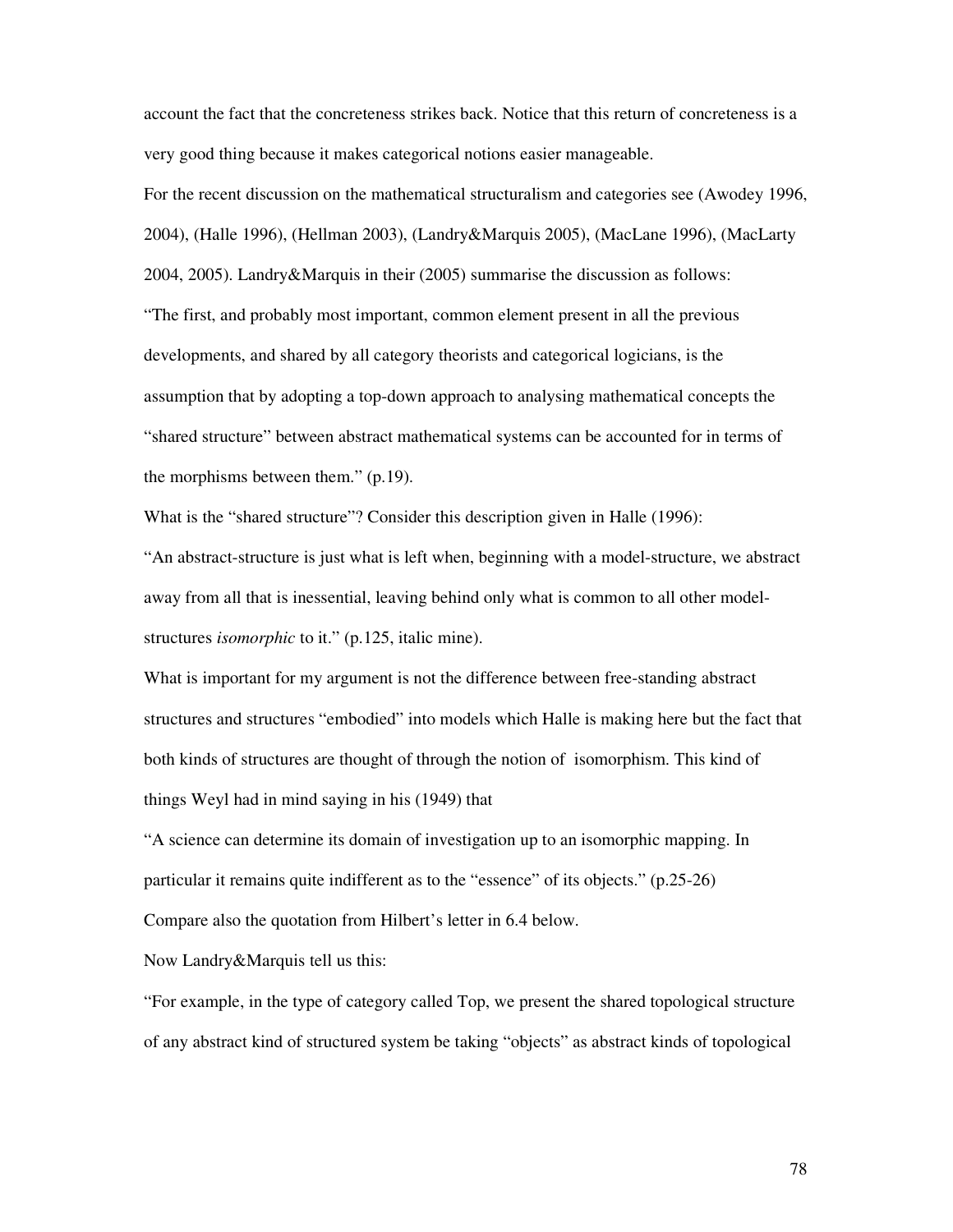account the fact that the concreteness strikes back. Notice that this return of concreteness is a very good thing because it makes categorical notions easier manageable.

For the recent discussion on the mathematical structuralism and categories see (Awodey 1996, 2004), (Halle 1996), (Hellman 2003), (Landry&Marquis 2005), (MacLane 1996), (MacLarty 2004, 2005). Landry&Marquis in their (2005) summarise the discussion as follows:

"The first, and probably most important, common element present in all the previous developments, and shared by all category theorists and categorical logicians, is the assumption that by adopting a top-down approach to analysing mathematical concepts the "shared structure" between abstract mathematical systems can be accounted for in terms of the morphisms between them." (p.19).

What is the "shared structure"? Consider this description given in Halle (1996):

"An abstract-structure is just what is left when, beginning with a model-structure, we abstract away from all that is inessential, leaving behind only what is common to all other model-structures *isomorphic* to it." (p.125, italic mine).

What is important for my argument is not the difference between free-standing abstract structures and structures "embodied" into models which Halle is making here but the fact that both kinds of structures are thought of through the notion of isomorphism. This kind of things Weyl had in mind saying in his (1949) that

"A science can determine its domain of investigation up to an isomorphic mapping. In particular it remains quite indifferent as to the "essence" of its objects." (p.25-26)

Compare also the quotation from Hilbert's letter in 6.4 below.

Now Landry&Marquis tell us this:

"For example, in the type of category called Top, we present the shared topological structure of any abstract kind of structured system be taking "objects" as abstract kinds of topological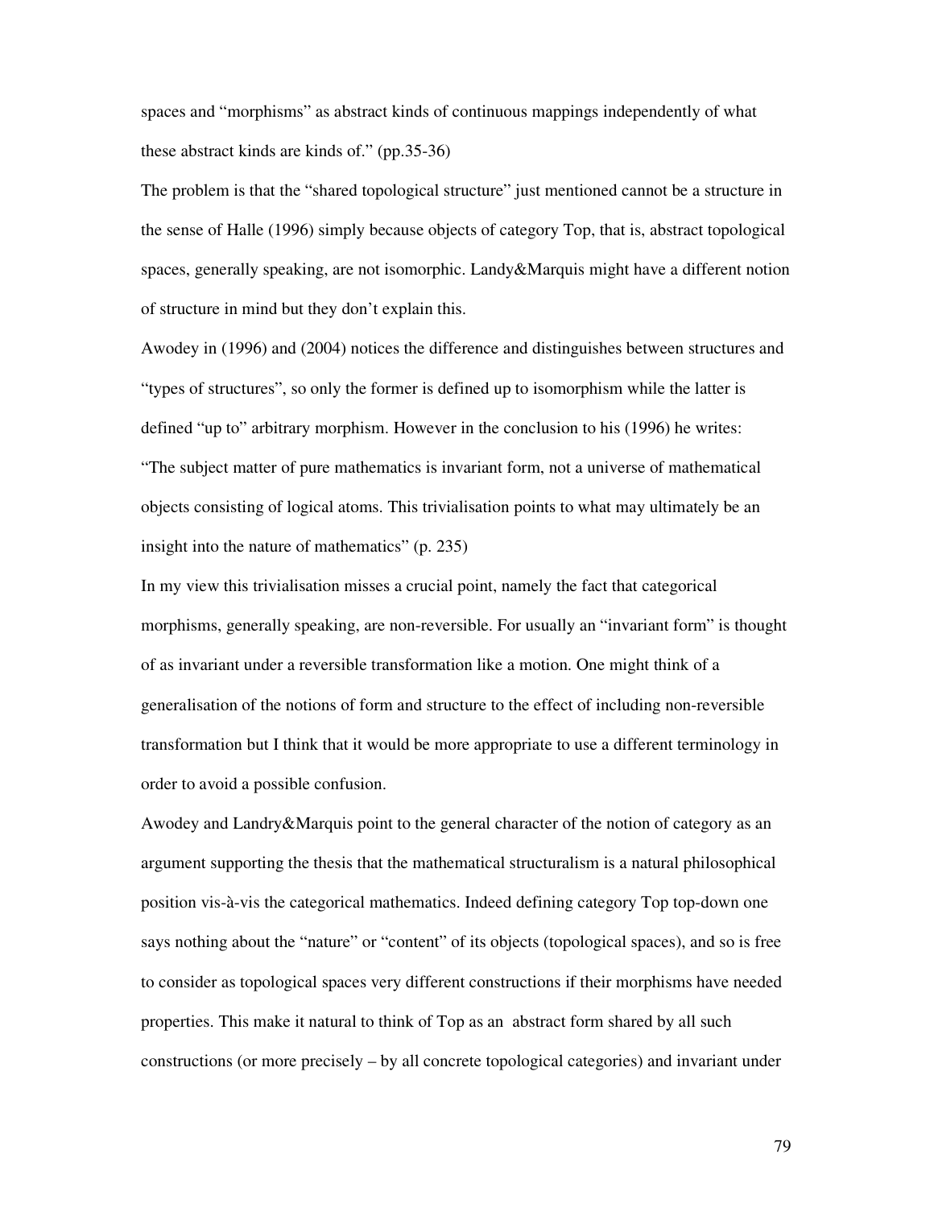spaces and "morphisms" as abstract kinds of continuous mappings independently of what these abstract kinds are kinds of." (pp.35-36)

The problem is that the "shared topological structure" just mentioned cannot be a structure in the sense of Halle (1996) simply because objects of category Top, that is, abstract topological spaces, generally speaking, are not isomorphic. Landy&Marquis might have a different notion of structure in mind but they don't explain this.

Awodey in (1996) and (2004) notices the difference and distinguishes between structures and "types of structures", so only the former is defined up to isomorphism while the latter is defined "up to" arbitrary morphism. However in the conclusion to his (1996) he writes:

"The subject matter of pure mathematics is invariant form, not a universe of mathematical objects consisting of logical atoms. This trivialisation points to what may ultimately be an insight into the nature of mathematics" (p. 235)

In my view this trivialisation misses a crucial point, namely the fact that categorical morphisms, generally speaking, are non-reversible. For usually an "invariant form" is thought of as invariant under a reversible transformation like a motion. One might think of a generalisation of the notions of form and structure to the effect of including non-reversible transformation but I think that it would be more appropriate to use a different terminology in order to avoid a possible confusion.

Awodey and Landry&Marquis point to the general character of the notion of category as an argument supporting the thesis that the mathematical structuralism is a natural philosophical position vis-à-vis the categorical mathematics. Indeed defining category Top top-down one says nothing about the "nature" or "content" of its objects (topological spaces), and so is free to consider as topological spaces very different constructions if their morphisms have needed properties. This make it natural to think of Top as an abstract form shared by all such constructions (or more precisely – by all concrete topological categories) and invariant under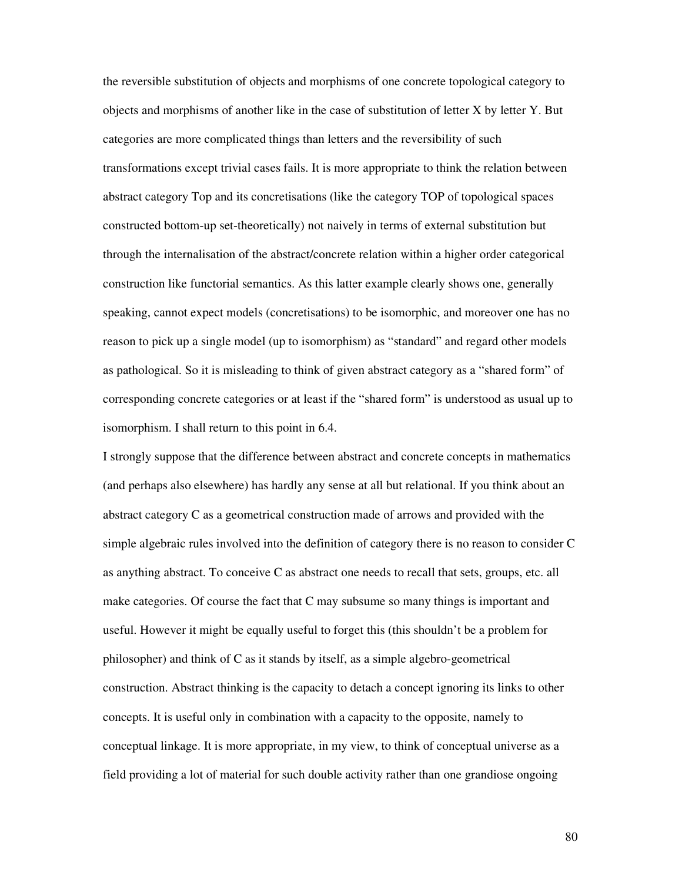the reversible substitution of objects and morphisms of one concrete topological category to objects and morphisms of another like in the case of substitution of letter X by letter Y. But categories are more complicated things than letters and the reversibility of such transformations except trivial cases fails. It is more appropriate to think the relation between abstract category Top and its concretisations (like the category TOP of topological spaces constructed bottom-up set-theoretically) not naively in terms of external substitution but through the internalisation of the abstract/concrete relation within a higher order categorical construction like functorial semantics. As this latter example clearly shows one, generally speaking, cannot expect models (concretisations) to be isomorphic, and moreover one has no reason to pick up a single model (up to isomorphism) as "standard" and regard other models as pathological. So it is misleading to think of given abstract category as a "shared form" of corresponding concrete categories or at least if the "shared form" is understood as usual up to isomorphism. I shall return to this point in 6.4.

I strongly suppose that the difference between abstract and concrete concepts in mathematics (and perhaps also elsewhere) has hardly any sense at all but relational. If you think about an abstract category C as a geometrical construction made of arrows and provided with the simple algebraic rules involved into the definition of category there is no reason to consider C as anything abstract. To conceive C as abstract one needs to recall that sets, groups, etc. all make categories. Of course the fact that C may subsume so many things is important and useful. However it might be equally useful to forget this (this shouldn't be a problem for philosopher) and think of C as it stands by itself, as a simple algebro-geometrical construction. Abstract thinking is the capacity to detach a concept ignoring its links to other concepts. It is useful only in combination with a capacity to the opposite, namely to conceptual linkage. It is more appropriate, in my view, to think of conceptual universe as a field providing a lot of material for such double activity rather than one grandiose ongoing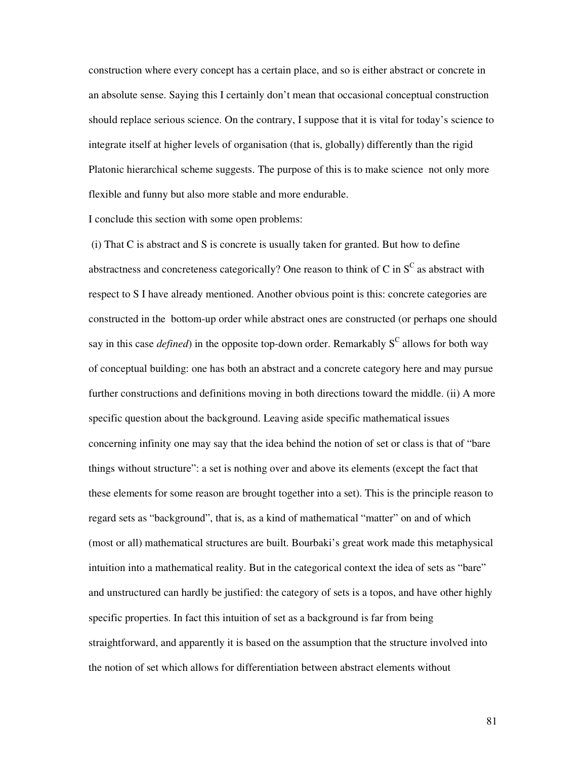construction where every concept has a certain place, and so is either abstract or concrete in an absolute sense. Saying this I certainly don't mean that occasional conceptual construction should replace serious science. On the contrary, I suppose that it is vital for today's science to integrate itself at higher levels of organisation (that is, globally) differently than the rigid Platonic hierarchical scheme suggests. The purpose of this is to make science not only more flexible and funny but also more stable and more endurable.

I conclude this section with some open problems:

(i) That C is abstract and S is concrete is usually taken for granted. But how to define abstractness and concreteness categorically? One reason to think of C in $S^C$ as abstract with respect to S I have already mentioned. Another obvious point is this: concrete categories are constructed in the bottom-up order while abstract ones are constructed (or perhaps one should say in this case *defined*) in the opposite top-down order. Remarkably $S^C$ allows for both way of conceptual building: one has both an abstract and a concrete category here and may pursue further constructions and definitions moving in both directions toward the middle. (ii) A more specific question about the background. Leaving aside specific mathematical issues concerning infinity one may say that the idea behind the notion of set or class is that of "bare things without structure": a set is nothing over and above its elements (except the fact that these elements for some reason are brought together into a set). This is the principle reason to regard sets as "background", that is, as a kind of mathematical "matter" on and of which (most or all) mathematical structures are built. Bourbaki's great work made this metaphysical intuition into a mathematical reality. But in the categorical context the idea of sets as "bare" and unstructured can hardly be justified: the category of sets is a topos, and have other highly specific properties. In fact this intuition of set as a background is far from being straightforward, and apparently it is based on the assumption that the structure involved into the notion of set which allows for differentiation between abstract elements without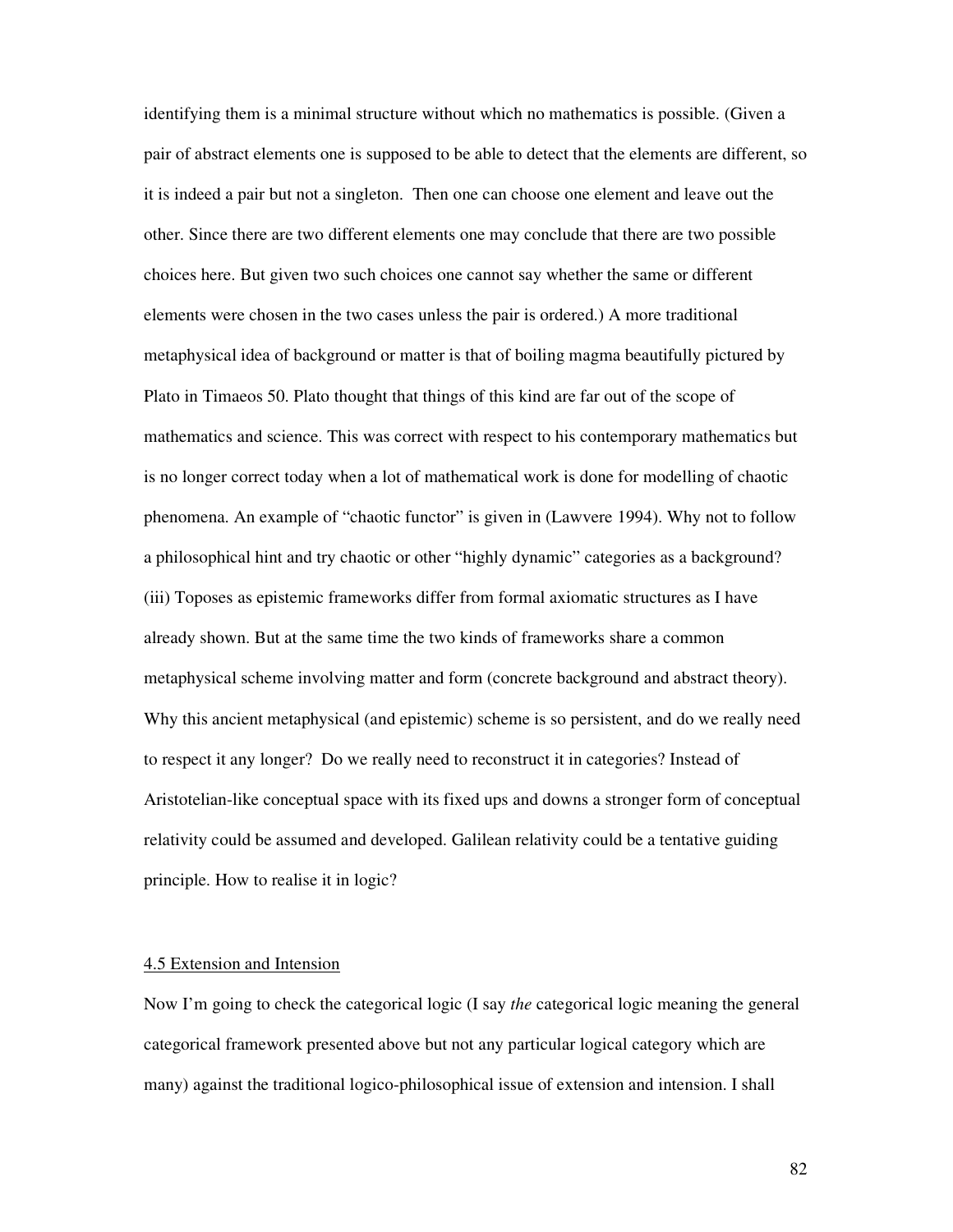identifying them is a minimal structure without which no mathematics is possible. (Given a pair of abstract elements one is supposed to be able to detect that the elements are different, so it is indeed a pair but not a singleton. Then one can choose one element and leave out the other. Since there are two different elements one may conclude that there are two possible choices here. But given two such choices one cannot say whether the same or different elements were chosen in the two cases unless the pair is ordered.) A more traditional metaphysical idea of background or matter is that of boiling magma beautifully pictured by Plato in Timaeos 50. Plato thought that things of this kind are far out of the scope of mathematics and science. This was correct with respect to his contemporary mathematics but is no longer correct today when a lot of mathematical work is done for modelling of chaotic phenomena. An example of "chaotic functor" is given in (Lawvere 1994). Why not to follow a philosophical hint and try chaotic or other "highly dynamic" categories as a background? (iii) Toposes as epistemic frameworks differ from formal axiomatic structures as I have already shown. But at the same time the two kinds of frameworks share a common metaphysical scheme involving matter and form (concrete background and abstract theory). Why this ancient metaphysical (and epistemic) scheme is so persistent, and do we really need to respect it any longer? Do we really need to reconstruct it in categories? Instead of Aristotelian-like conceptual space with its fixed ups and downs a stronger form of conceptual relativity could be assumed and developed. Galilean relativity could be a tentative guiding principle. How to realise it in logic?

### 4.5 Extension and Intension

Now I'm going to check the categorical logic (I say *the* categorical logic meaning the general categorical framework presented above but not any particular logical category which are many) against the traditional logico-philosophical issue of extension and intension. I shall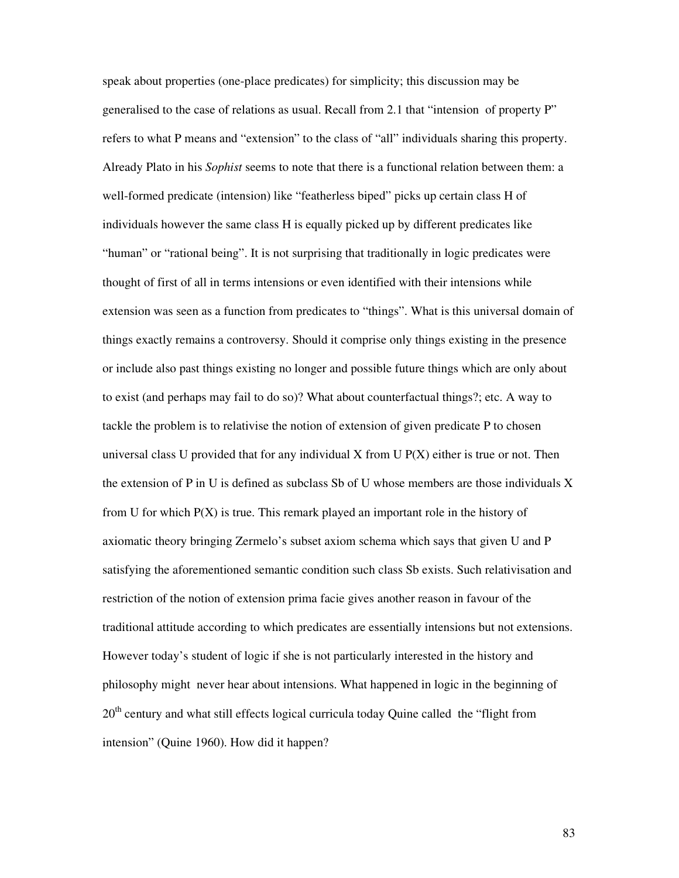speak about properties (one-place predicates) for simplicity; this discussion may be generalised to the case of relations as usual. Recall from 2.1 that "intension of property P" refers to what P means and "extension" to the class of "all" individuals sharing this property. Already Plato in his *Sophist* seems to note that there is a functional relation between them: a well-formed predicate (intension) like "featherless biped" picks up certain class H of individuals however the same class H is equally picked up by different predicates like "human" or "rational being". It is not surprising that traditionally in logic predicates were thought of first of all in terms intensions or even identified with their intensions while extension was seen as a function from predicates to "things". What is this universal domain of things exactly remains a controversy. Should it comprise only things existing in the presence or include also past things existing no longer and possible future things which are only about to exist (and perhaps may fail to do so)? What about counterfactual things?; etc. A way to tackle the problem is to relativise the notion of extension of given predicate P to chosen universal class U provided that for any individual X from U P(X) either is true or not. Then the extension of P in U is defined as subclass Sb of U whose members are those individuals X from U for which P(X) is true. This remark played an important role in the history of axiomatic theory bringing Zermelo's subset axiom schema which says that given U and P satisfying the aforementioned semantic condition such class Sb exists. Such relativisation and restriction of the notion of extension prima facie gives another reason in favour of the traditional attitude according to which predicates are essentially intensions but not extensions. However today's student of logic if she is not particularly interested in the history and philosophy might never hear about intensions. What happened in logic in the beginning of 20th century and what still effects logical curricula today Quine called the "flight from intension" (Quine 1960). How did it happen?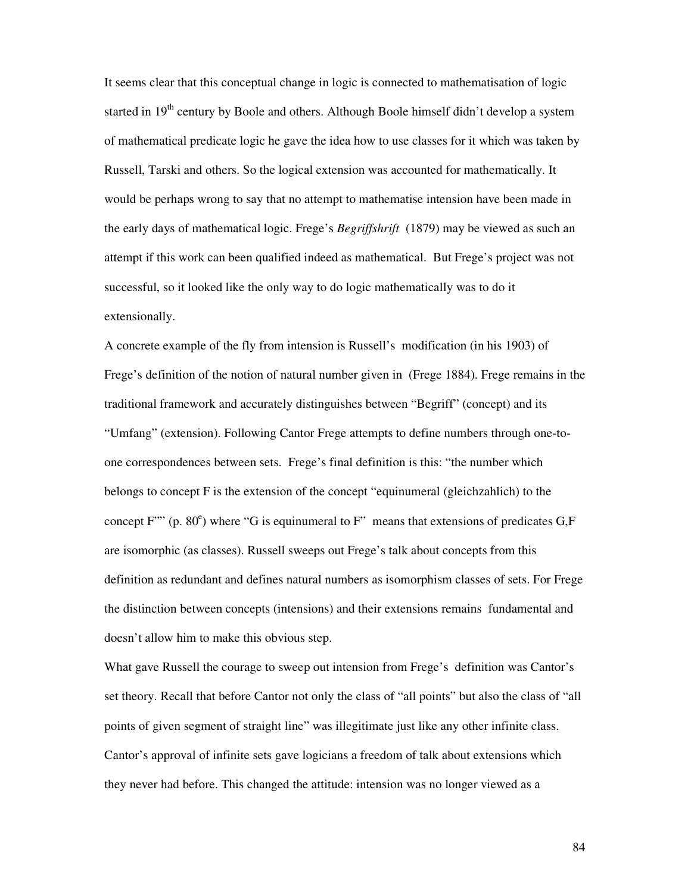It seems clear that this conceptual change in logic is connected to mathematisation of logic started in 19th century by Boole and others. Although Boole himself didn't develop a system of mathematical predicate logic he gave the idea how to use classes for it which was taken by Russell, Tarski and others. So the logical extension was accounted for mathematically. It would be perhaps wrong to say that no attempt to mathematise intension have been made in the early days of mathematical logic. Frege's *Begriffshrift* (1879) may be viewed as such an attempt if this work can been qualified indeed as mathematical. But Frege's project was not successful, so it looked like the only way to do logic mathematically was to do it extensionally.

A concrete example of the fly from intension is Russell's modification (in his 1903) of Frege's definition of the notion of natural number given in (Frege 1884). Frege remains in the traditional framework and accurately distinguishes between "Begriff" (concept) and its "Umfang" (extension). Following Cantor Frege attempts to define numbers through one-to-one correspondences between sets. Frege's final definition is this: "the number which belongs to concept F is the extension of the concept "equinumeral (gleichzahlich) to the concept F"" (p. 80e) where "G is equinumeral to F" means that extensions of predicates G,F are isomorphic (as classes). Russell sweeps out Frege's talk about concepts from this definition as redundant and defines natural numbers as isomorphism classes of sets. For Frege the distinction between concepts (intensions) and their extensions remains fundamental and doesn't allow him to make this obvious step.

What gave Russell the courage to sweep out intension from Frege's definition was Cantor's set theory. Recall that before Cantor not only the class of "all points" but also the class of "all points of given segment of straight line" was illegitimate just like any other infinite class. Cantor's approval of infinite sets gave logicians a freedom of talk about extensions which they never had before. This changed the attitude: intension was no longer viewed as a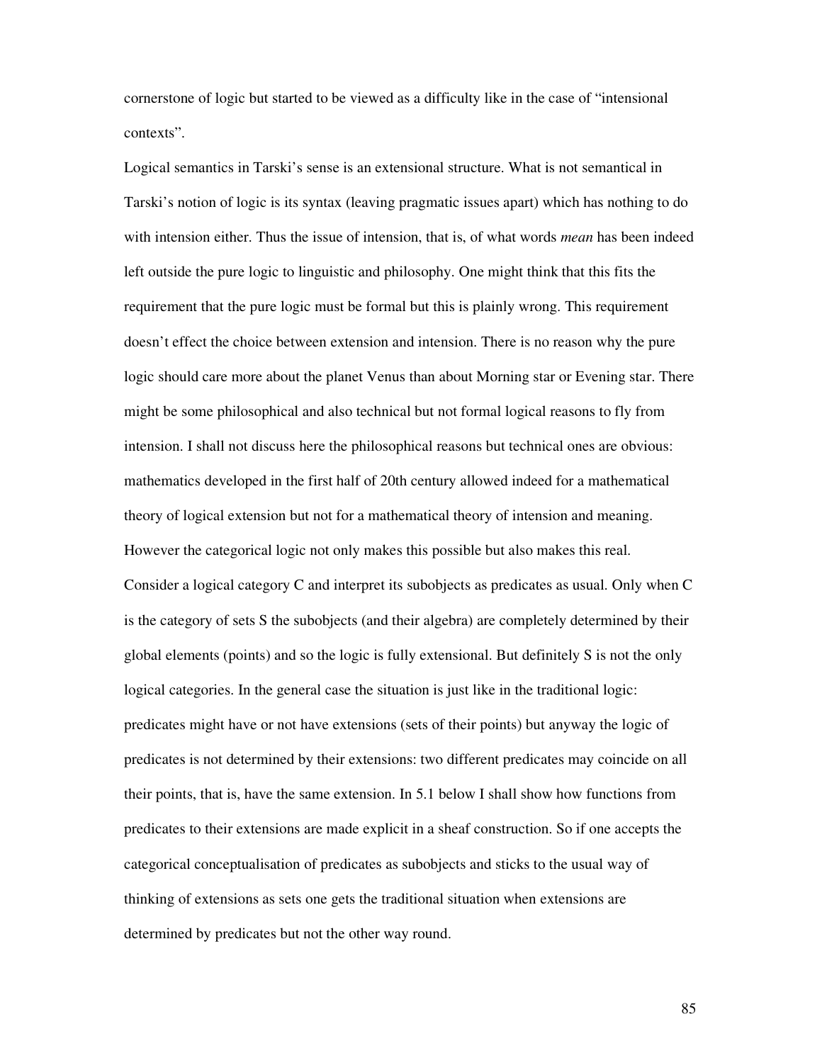cornerstone of logic but started to be viewed as a difficulty like in the case of "intensional contexts".

Logical semantics in Tarski's sense is an extensional structure. What is not semantical in Tarski's notion of logic is its syntax (leaving pragmatic issues apart) which has nothing to do with intension either. Thus the issue of intension, that is, of what words *mean* has been indeed left outside the pure logic to linguistic and philosophy. One might think that this fits the requirement that the pure logic must be formal but this is plainly wrong. This requirement doesn't effect the choice between extension and intension. There is no reason why the pure logic should care more about the planet Venus than about Morning star or Evening star. There might be some philosophical and also technical but not formal logical reasons to fly from intension. I shall not discuss here the philosophical reasons but technical ones are obvious: mathematics developed in the first half of 20th century allowed indeed for a mathematical theory of logical extension but not for a mathematical theory of intension and meaning. However the categorical logic not only makes this possible but also makes this real.

Consider a logical category C and interpret its subobjects as predicates as usual. Only when C is the category of sets S the subobjects (and their algebra) are completely determined by their global elements (points) and so the logic is fully extensional. But definitely S is not the only logical categories. In the general case the situation is just like in the traditional logic: predicates might have or not have extensions (sets of their points) but anyway the logic of predicates is not determined by their extensions: two different predicates may coincide on all their points, that is, have the same extension. In 5.1 below I shall show how functions from predicates to their extensions are made explicit in a sheaf construction. So if one accepts the categorical conceptualisation of predicates as subobjects and sticks to the usual way of thinking of extensions as sets one gets the traditional situation when extensions are determined by predicates but not the other way round.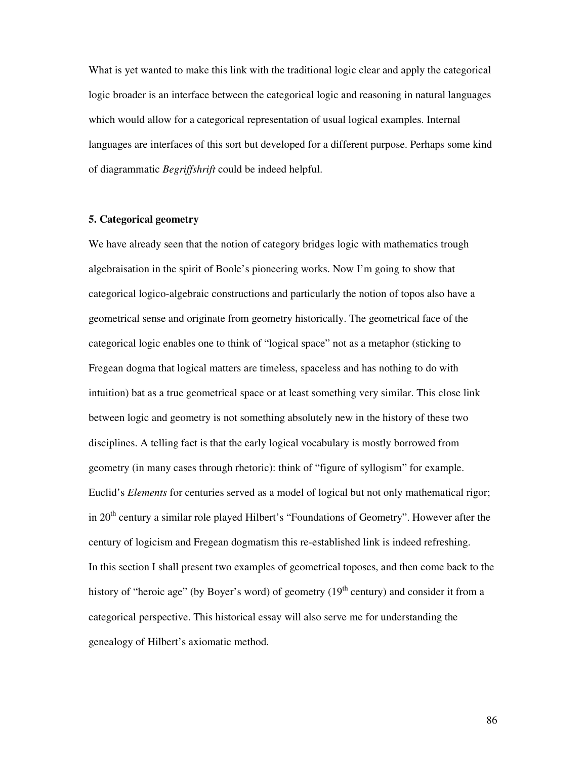What is yet wanted to make this link with the traditional logic clear and apply the categorical logic broader is an interface between the categorical logic and reasoning in natural languages which would allow for a categorical representation of usual logical examples. Internal languages are interfaces of this sort but developed for a different purpose. Perhaps some kind of diagrammatic *Begriffshrift* could be indeed helpful.

### 5. Categorical geometry

We have already seen that the notion of category bridges logic with mathematics trough algebraisation in the spirit of Boole's pioneering works. Now I'm going to show that categorical logico-algebraic constructions and particularly the notion of topos also have a geometrical sense and originate from geometry historically. The geometrical face of the categorical logic enables one to think of "logical space" not as a metaphor (sticking to Fregean dogma that logical matters are timeless, spaceless and has nothing to do with intuition) bat as a true geometrical space or at least something very similar. This close link between logic and geometry is not something absolutely new in the history of these two disciplines. A telling fact is that the early logical vocabulary is mostly borrowed from geometry (in many cases through rhetoric): think of "figure of syllogism" for example. Euclid's *Elements* for centuries served as a model of logical but not only mathematical rigor; in 20th century a similar role played Hilbert's "Foundations of Geometry". However after the century of logicism and Fregean dogmatism this re-established link is indeed refreshing.

In this section I shall present two examples of geometrical toposes, and then come back to the history of "heroic age" (by Boyer's word) of geometry (19th century) and consider it from a categorical perspective. This historical essay will also serve me for understanding the genealogy of Hilbert's axiomatic method.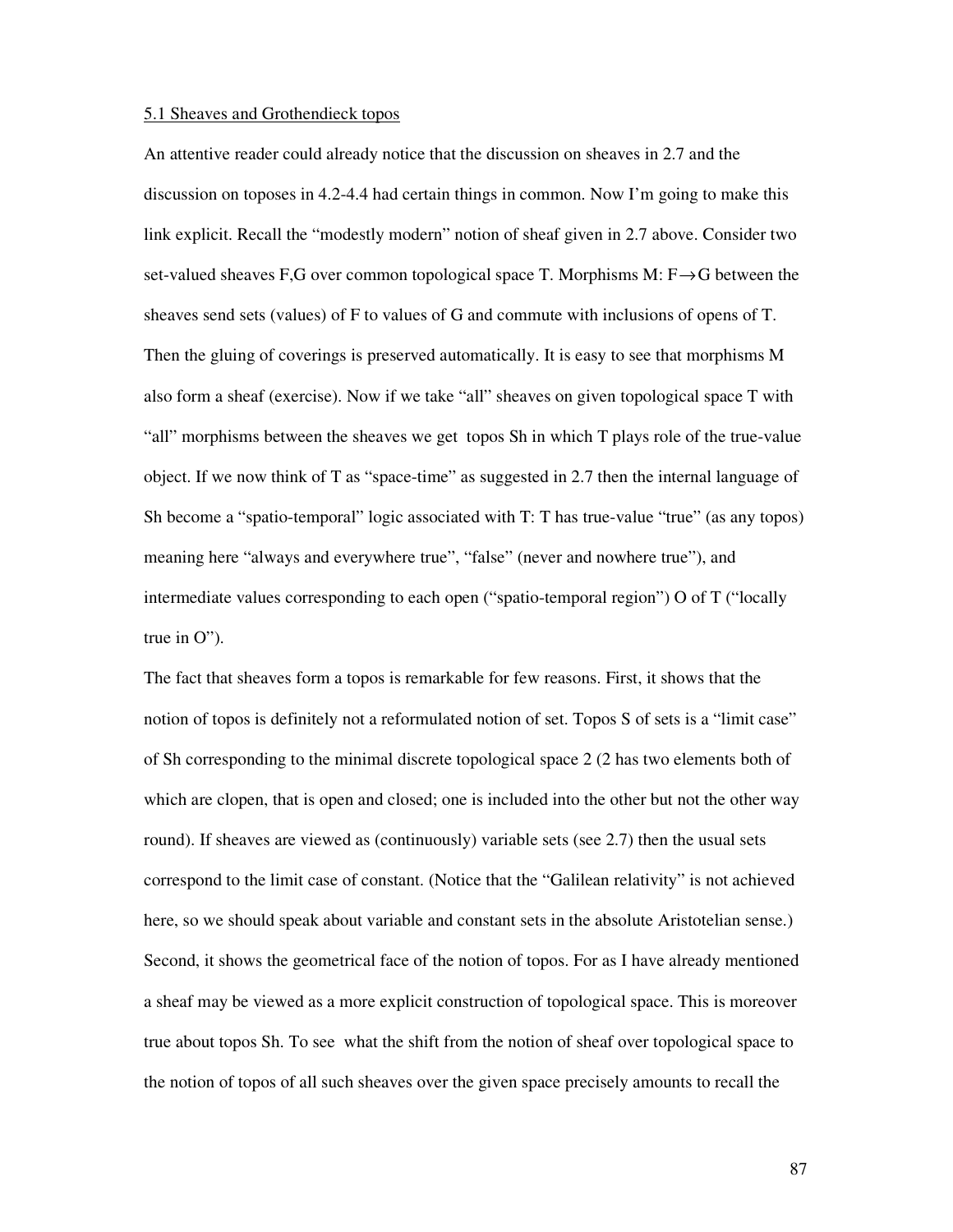5.1 Sheaves and Grothendieck topos

An attentive reader could already notice that the discussion on sheaves in 2.7 and the discussion on toposes in 4.2-4.4 had certain things in common. Now I'm going to make this link explicit. Recall the "modestly modern" notion of sheaf given in 2.7 above. Consider two set-valued sheaves F,G over common topological space T. Morphisms M: F→G between the sheaves send sets (values) of F to values of G and commute with inclusions of opens of T. Then the gluing of coverings is preserved automatically. It is easy to see that morphisms M also form a sheaf (exercise). Now if we take "all" sheaves on given topological space T with "all" morphisms between the sheaves we get topos Sh in which T plays role of the true-value object. If we now think of T as "space-time" as suggested in 2.7 then the internal language of Sh become a "spatio-temporal" logic associated with T: T has true-value "true" (as any topos) meaning here "always and everywhere true", "false" (never and nowhere true"), and intermediate values corresponding to each open ("spatio-temporal region") O of T ("locally true in O").

The fact that sheaves form a topos is remarkable for few reasons. First, it shows that the notion of topos is definitely not a reformulated notion of set. Topos S of sets is a "limit case" of Sh corresponding to the minimal discrete topological space 2 (2 has two elements both of which are clopen, that is open and closed; one is included into the other but not the other way round). If sheaves are viewed as (continuously) variable sets (see 2.7) then the usual sets correspond to the limit case of constant. (Notice that the "Galilean relativity" is not achieved here, so we should speak about variable and constant sets in the absolute Aristotelian sense.) Second, it shows the geometrical face of the notion of topos. For as I have already mentioned a sheaf may be viewed as a more explicit construction of topological space. This is moreover true about topos Sh. To see what the shift from the notion of sheaf over topological space to the notion of topos of all such sheaves over the given space precisely amounts to recall the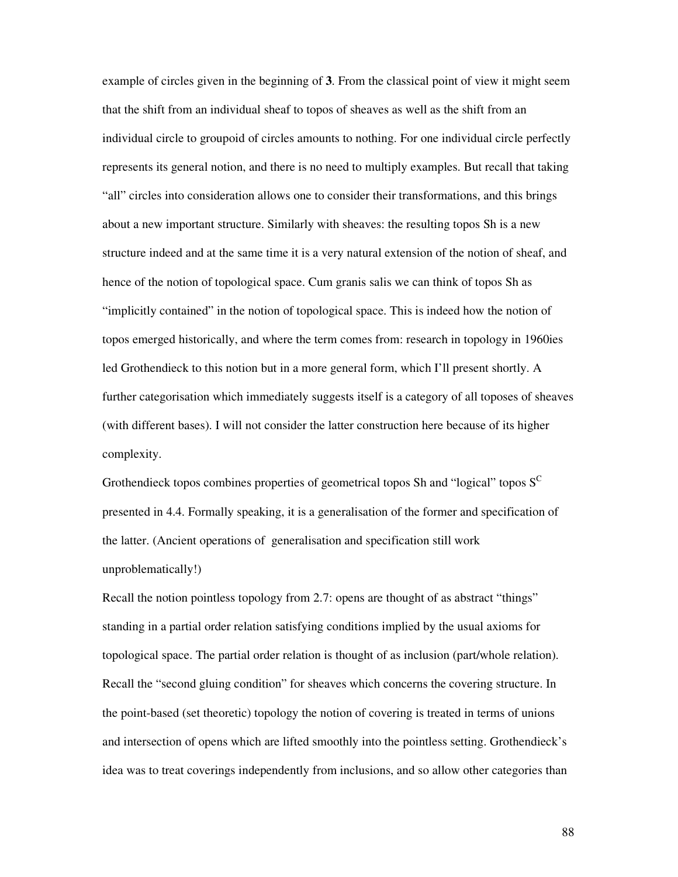example of circles given in the beginning of **3**. From the classical point of view it might seem that the shift from an individual sheaf to topos of sheaves as well as the shift from an individual circle to groupoid of circles amounts to nothing. For one individual circle perfectly represents its general notion, and there is no need to multiply examples. But recall that taking "all" circles into consideration allows one to consider their transformations, and this brings about a new important structure. Similarly with sheaves: the resulting topos Sh is a new structure indeed and at the same time it is a very natural extension of the notion of sheaf, and hence of the notion of topological space. Cum granis salis we can think of topos Sh as "implicitly contained" in the notion of topological space. This is indeed how the notion of topos emerged historically, and where the term comes from: research in topology in 1960ies led Grothendieck to this notion but in a more general form, which I'll present shortly. A further categorisation which immediately suggests itself is a category of all toposes of sheaves (with different bases). I will not consider the latter construction here because of its higher complexity.

Grothendieck topos combines properties of geometrical topos Sh and "logical" topos $S^C$ presented in 4.4. Formally speaking, it is a generalisation of the former and specification of the latter. (Ancient operations of generalisation and specification still work unproblematically!)

Recall the notion pointless topology from 2.7: opens are thought of as abstract "things" standing in a partial order relation satisfying conditions implied by the usual axioms for topological space. The partial order relation is thought of as inclusion (part/whole relation). Recall the "second gluing condition" for sheaves which concerns the covering structure. In the point-based (set theoretic) topology the notion of covering is treated in terms of unions and intersection of opens which are lifted smoothly into the pointless setting. Grothendieck's idea was to treat coverings independently from inclusions, and so allow other categories than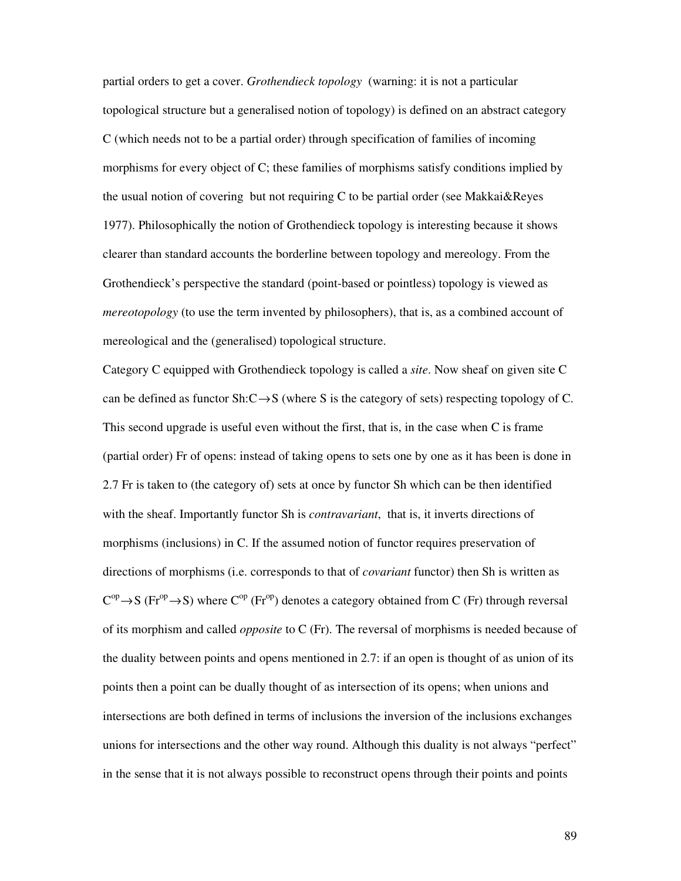partial orders to get a cover. *Grothendieck topology* (warning: it is not a particular topological structure but a generalised notion of topology) is defined on an abstract category C (which needs not to be a partial order) through specification of families of incoming morphisms for every object of C; these families of morphisms satisfy conditions implied by the usual notion of covering but not requiring C to be partial order (see Makkai&Reyes 1977). Philosophically the notion of Grothendieck topology is interesting because it shows clearer than standard accounts the borderline between topology and mereology. From the Grothendieck's perspective the standard (point-based or pointless) topology is viewed as *mereotopology* (to use the term invented by philosophers), that is, as a combined account of mereological and the (generalised) topological structure.

Category C equipped with Grothendieck topology is called a *site*. Now sheaf on given site C can be defined as functor $Sh: C \to S$ (where S is the category of sets) respecting topology of C. This second upgrade is useful even without the first, that is, in the case when C is frame (partial order) Fr of opens: instead of taking opens to sets one by one as it has been is done in 2.7 Fr is taken to (the category of) sets at once by functor Sh which can be then identified with the sheaf. Importantly functor Sh is *contravariant*, that is, it inverts directions of morphisms (inclusions) in C. If the assumed notion of functor requires preservation of directions of morphisms (i.e. corresponds to that of *covariant* functor) then Sh is written as $C^{op} \to S$ ($Fr^{op} \to S$) where $C^{op}$ ($Fr^{op}$) denotes a category obtained from C (Fr) through reversal of its morphism and called *opposite* to C (Fr). The reversal of morphisms is needed because of the duality between points and opens mentioned in 2.7: if an open is thought of as union of its points then a point can be dually thought of as intersection of its opens; when unions and intersections are both defined in terms of inclusions the inversion of the inclusions exchanges unions for intersections and the other way round. Although this duality is not always "perfect" in the sense that it is not always possible to reconstruct opens through their points and points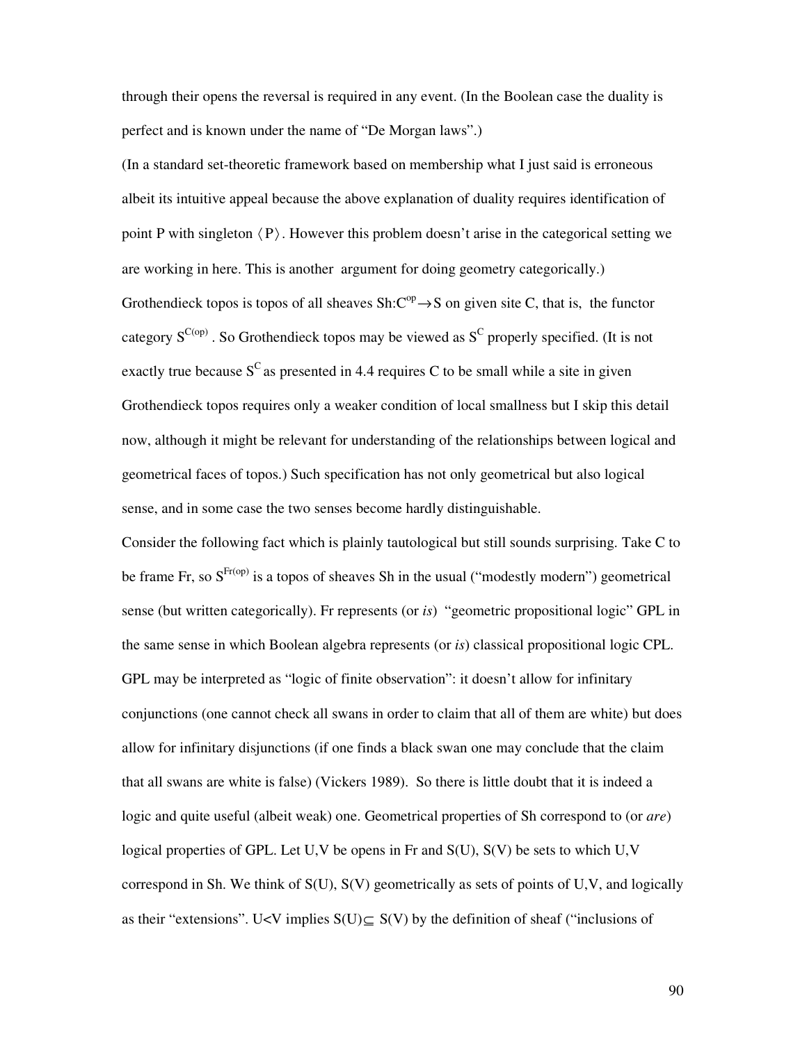through their opens the reversal is required in any event. (In the Boolean case the duality is perfect and is known under the name of "De Morgan laws".)

(In a standard set-theoretic framework based on membership what I just said is erroneous albeit its intuitive appeal because the above explanation of duality requires identification of point P with singleton $\langle P \rangle$. However this problem doesn't arise in the categorical setting we are working in here. This is another argument for doing geometry categorically.)

Grothendieck topos is topos of all sheaves $Sh{:}C^{op} \rightarrow S$ on given site C, that is, the functor category $S^{C(op)}$. So Grothendieck topos may be viewed as $S^C$ properly specified. (It is not exactly true because $S^C$ as presented in 4.4 requires C to be small while a site in given Grothendieck topos requires only a weaker condition of local smallness but I skip this detail now, although it might be relevant for understanding of the relationships between logical and geometrical faces of topos.) Such specification has not only geometrical but also logical sense, and in some case the two senses become hardly distinguishable.

Consider the following fact which is plainly tautological but still sounds surprising. Take C to be frame Fr, so $S^{Fr(op)}$ is a topos of sheaves Sh in the usual ("modestly modern") geometrical sense (but written categorically). Fr represents (or *is*) "geometric propositional logic" GPL in the same sense in which Boolean algebra represents (or *is*) classical propositional logic CPL. GPL may be interpreted as "logic of finite observation": it doesn't allow for infinitary conjunctions (one cannot check all swans in order to claim that all of them are white) but does allow for infinitary disjunctions (if one finds a black swan one may conclude that the claim that all swans are white is false) (Vickers 1989). So there is little doubt that it is indeed a logic and quite useful (albeit weak) one. Geometrical properties of Sh correspond to (or *are*) logical properties of GPL. Let U,V be opens in Fr and S(U), S(V) be sets to which U,V correspond in Sh. We think of S(U), S(V) geometrically as sets of points of U,V, and logically as their "extensions". $U<V$ implies $S(U) \subseteq S(V)$ by the definition of sheaf ("inclusions of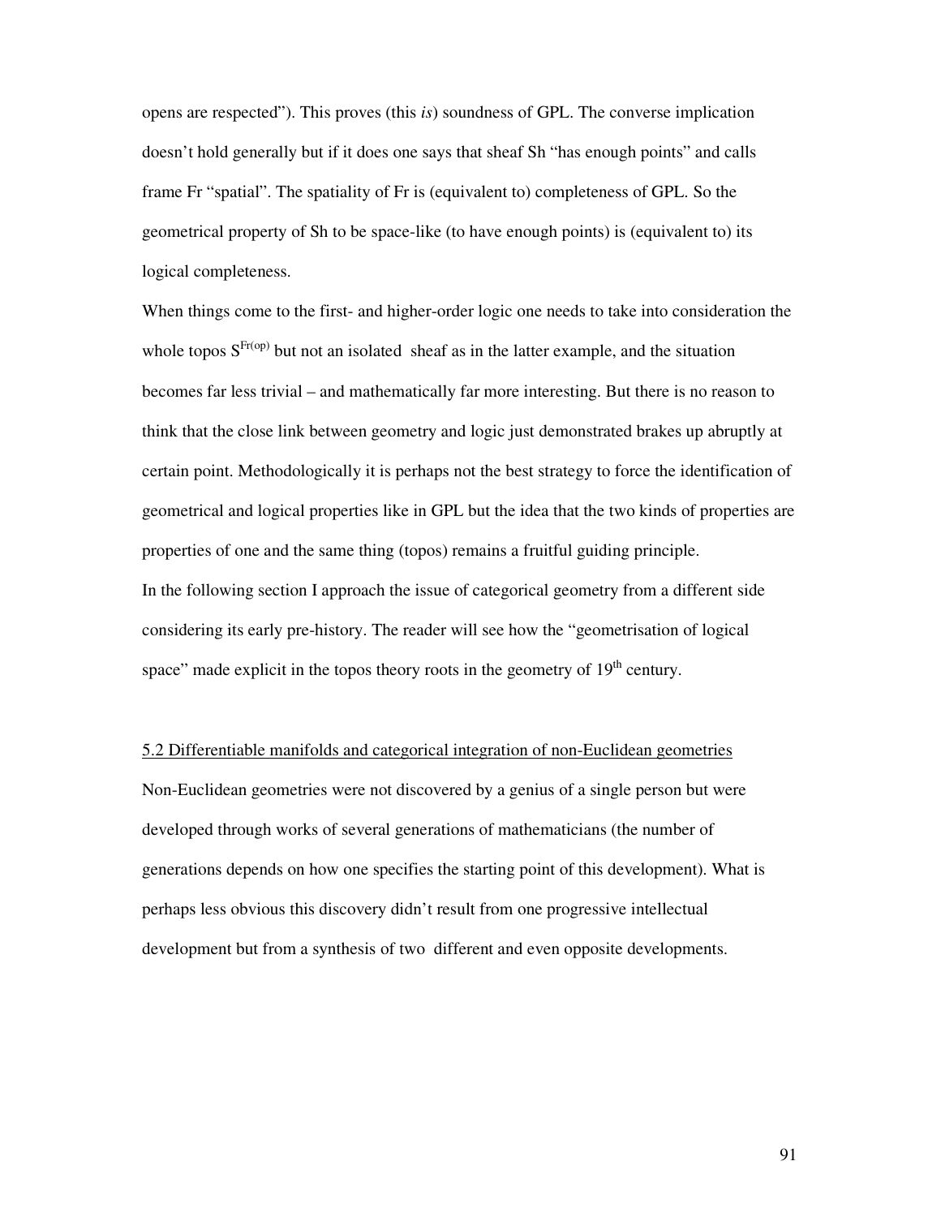opens are respected”). This proves (this *is*) soundness of GPL. The converse implication doesn’t hold generally but if it does one says that sheaf Sh “has enough points” and calls frame Fr “spatial”. The spatiality of Fr is (equivalent to) completeness of GPL. So the geometrical property of Sh to be space-like (to have enough points) is (equivalent to) its logical completeness.

When things come to the first- and higher-order logic one needs to take into consideration the whole topos $S^{Fr(op)}$ but not an isolated sheaf as in the latter example, and the situation becomes far less trivial – and mathematically far more interesting. But there is no reason to think that the close link between geometry and logic just demonstrated brakes up abruptly at certain point. Methodologically it is perhaps not the best strategy to force the identification of geometrical and logical properties like in GPL but the idea that the two kinds of properties are properties of one and the same thing (topos) remains a fruitful guiding principle.

In the following section I approach the issue of categorical geometry from a different side considering its early pre-history. The reader will see how the “geometrisation of logical space” made explicit in the topos theory roots in the geometry of 19th century.

## 5.2 Differentiable manifolds and categorical integration of non-Euclidean geometries

Non-Euclidean geometries were not discovered by a genius of a single person but were developed through works of several generations of mathematicians (the number of generations depends on how one specifies the starting point of this development). What is perhaps less obvious this discovery didn’t result from one progressive intellectual development but from a synthesis of two different and even opposite developments.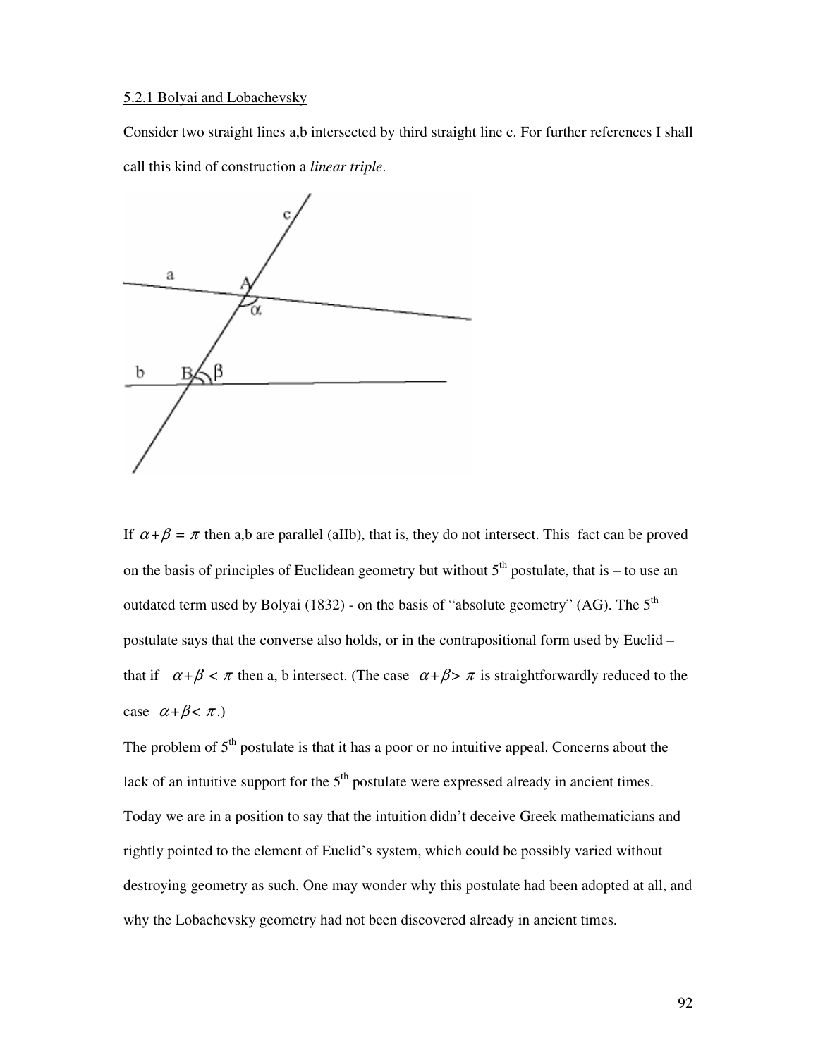5.2.1 Bolyai and Lobachevsky

Consider two straight lines a,b intersected by third straight line c. For further references I shall call this kind of construction a *linear triple*.

If $\alpha + \beta = \pi$ then a,b are parallel (aIIb), that is, they do not intersect. This fact can be proved on the basis of principles of Euclidean geometry but without 5[th] postulate, that is – to use an outdated term used by Bolyai (1832) - on the basis of "absolute geometry" (AG). The 5[th] postulate says that the converse also holds, or in the contrapositional form used by Euclid – that if $\alpha + \beta < \pi$ then a, b intersect. (The case $\alpha + \beta > \pi$ is straightforwardly reduced to the case $\alpha + \beta < \pi$.)

The problem of 5[th] postulate is that it has a poor or no intuitive appeal. Concerns about the lack of an intuitive support for the 5[th] postulate were expressed already in ancient times. Today we are in a position to say that the intuition didn't deceive Greek mathematicians and rightly pointed to the element of Euclid's system, which could be possibly varied without destroying geometry as such. One may wonder why this postulate had been adopted at all, and why the Lobachevsky geometry had not been discovered already in ancient times.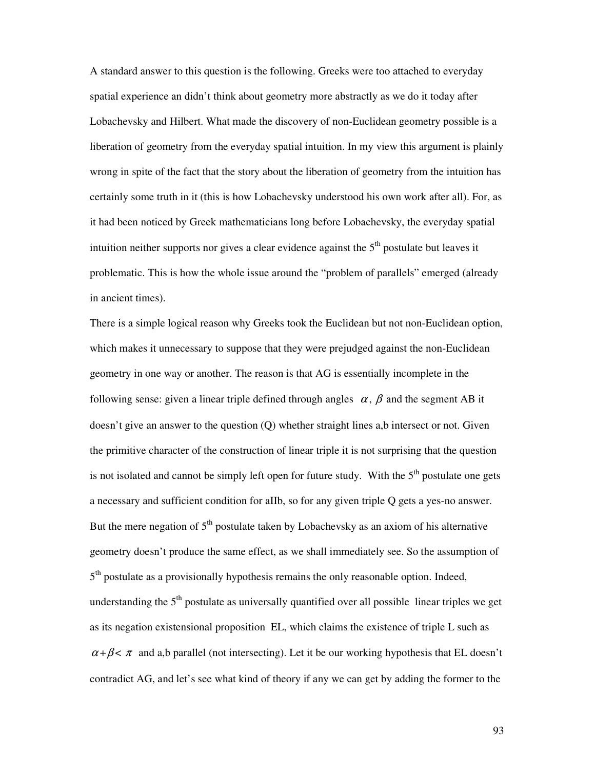A standard answer to this question is the following. Greeks were too attached to everyday spatial experience an didn't think about geometry more abstractly as we do it today after Lobachevsky and Hilbert. What made the discovery of non-Euclidean geometry possible is a liberation of geometry from the everyday spatial intuition. In my view this argument is plainly wrong in spite of the fact that the story about the liberation of geometry from the intuition has certainly some truth in it (this is how Lobachevsky understood his own work after all). For, as it had been noticed by Greek mathematicians long before Lobachevsky, the everyday spatial intuition neither supports nor gives a clear evidence against the 5th postulate but leaves it problematic. This is how the whole issue around the "problem of parallels" emerged (already in ancient times).

There is a simple logical reason why Greeks took the Euclidean but not non-Euclidean option, which makes it unnecessary to suppose that they were prejudged against the non-Euclidean geometry in one way or another. The reason is that AG is essentially incomplete in the following sense: given a linear triple defined through angles $\alpha$, $\beta$ and the segment AB it doesn't give an answer to the question (Q) whether straight lines a,b intersect or not. Given the primitive character of the construction of linear triple it is not surprising that the question is not isolated and cannot be simply left open for future study. With the 5th postulate one gets a necessary and sufficient condition for aIIb, so for any given triple Q gets a yes-no answer. But the mere negation of 5th postulate taken by Lobachevsky as an axiom of his alternative geometry doesn't produce the same effect, as we shall immediately see. So the assumption of 5th postulate as a provisionally hypothesis remains the only reasonable option. Indeed, understanding the 5th postulate as universally quantified over all possible linear triples we get as its negation existensional proposition EL, which claims the existence of triple L such as $\alpha+\beta<\pi$ and a,b parallel (not intersecting). Let it be our working hypothesis that EL doesn't contradict AG, and let's see what kind of theory if any we can get by adding the former to the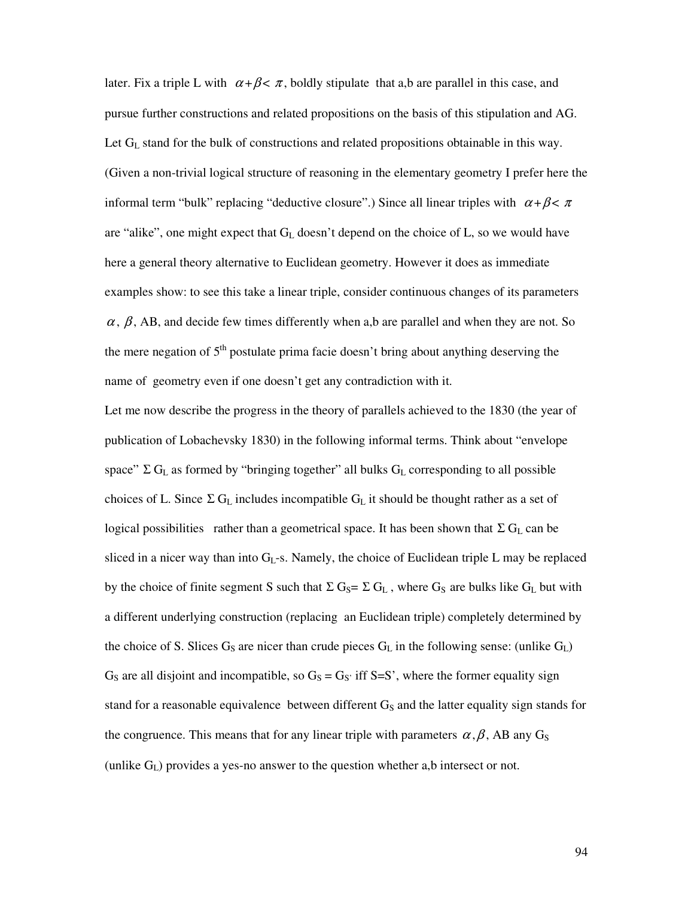later. Fix a triple L with $\alpha+\beta<\pi$, boldly stipulate that a,b are parallel in this case, and pursue further constructions and related propositions on the basis of this stipulation and AG. Let $G_L$ stand for the bulk of constructions and related propositions obtainable in this way. (Given a non-trivial logical structure of reasoning in the elementary geometry I prefer here the informal term "bulk" replacing "deductive closure".) Since all linear triples with $\alpha+\beta<\pi$ are "alike", one might expect that $G_L$ doesn't depend on the choice of L, so we would have here a general theory alternative to Euclidean geometry. However it does as immediate examples show: to see this take a linear triple, consider continuous changes of its parameters $\alpha$, $\beta$, AB, and decide few times differently when a,b are parallel and when they are not. So the mere negation of 5[th] postulate prima facie doesn't bring about anything deserving the name of geometry even if one doesn't get any contradiction with it.

Let me now describe the progress in the theory of parallels achieved to the 1830 (the year of publication of Lobachevsky 1830) in the following informal terms. Think about "envelope space" $\Sigma\, G_L$ as formed by "bringing together" all bulks $G_L$ corresponding to all possible choices of L. Since $\Sigma\, G_L$ includes incompatible $G_L$ it should be thought rather as a set of logical possibilities rather than a geometrical space. It has been shown that $\Sigma\, G_L$ can be sliced in a nicer way than into $G_L$-s. Namely, the choice of Euclidean triple L may be replaced by the choice of finite segment S such that $\Sigma\, G_S = \Sigma\, G_L$, where $G_S$ are bulks like $G_L$ but with a different underlying construction (replacing an Euclidean triple) completely determined by the choice of S. Slices $G_S$ are nicer than crude pieces $G_L$ in the following sense: (unlike $G_L$) $G_S$ are all disjoint and incompatible, so $G_S = G_{S'}$ iff S=S', where the former equality sign stand for a reasonable equivalence between different $G_S$ and the latter equality sign stands for the congruence. This means that for any linear triple with parameters $\alpha,\beta$, AB any $G_S$ (unlike $G_L$) provides a yes-no answer to the question whether a,b intersect or not.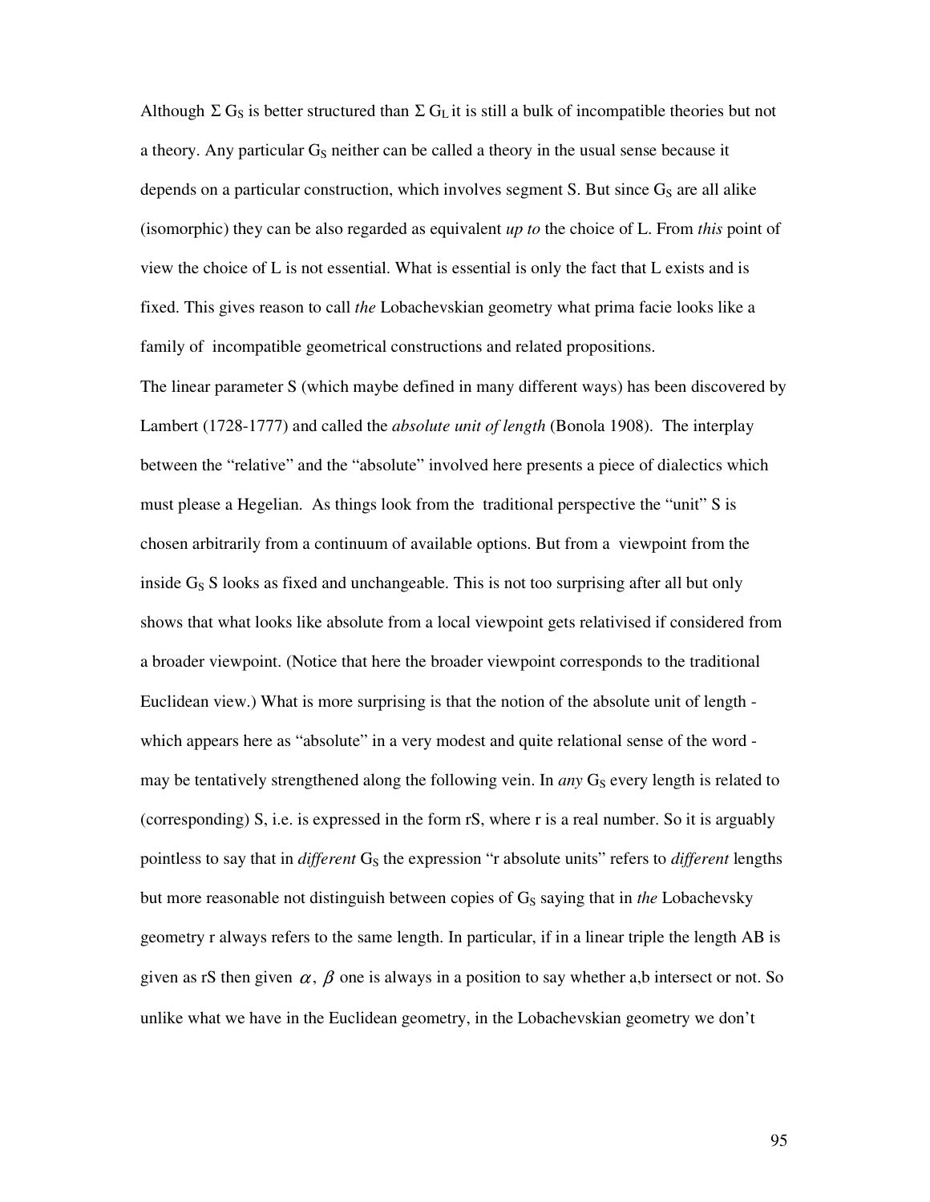Although $\Sigma G_S$ is better structured than $\Sigma G_L$ it is still a bulk of incompatible theories but not a theory. Any particular $G_S$ neither can be called a theory in the usual sense because it depends on a particular construction, which involves segment S. But since $G_S$ are all alike (isomorphic) they can be also regarded as equivalent *up to* the choice of L. From *this* point of view the choice of L is not essential. What is essential is only the fact that L exists and is fixed. This gives reason to call *the* Lobachevskian geometry what prima facie looks like a family of incompatible geometrical constructions and related propositions.

The linear parameter S (which maybe defined in many different ways) has been discovered by Lambert (1728-1777) and called the *absolute unit of length* (Bonola 1908). The interplay between the "relative" and the "absolute" involved here presents a piece of dialectics which must please a Hegelian. As things look from the traditional perspective the "unit" S is chosen arbitrarily from a continuum of available options. But from a viewpoint from the inside $G_S$ S looks as fixed and unchangeable. This is not too surprising after all but only shows that what looks like absolute from a local viewpoint gets relativised if considered from a broader viewpoint. (Notice that here the broader viewpoint corresponds to the traditional Euclidean view.) What is more surprising is that the notion of the absolute unit of length - which appears here as "absolute" in a very modest and quite relational sense of the word - may be tentatively strengthened along the following vein. In *any* $G_S$ every length is related to (corresponding) S, i.e. is expressed in the form rS, where r is a real number. So it is arguably pointless to say that in *different* $G_S$ the expression "r absolute units" refers to *different* lengths but more reasonable not distinguish between copies of $G_S$ saying that in *the* Lobachevsky geometry r always refers to the same length. In particular, if in a linear triple the length AB is given as rS then given $\alpha$, $\beta$ one is always in a position to say whether a,b intersect or not. So unlike what we have in the Euclidean geometry, in the Lobachevskian geometry we don't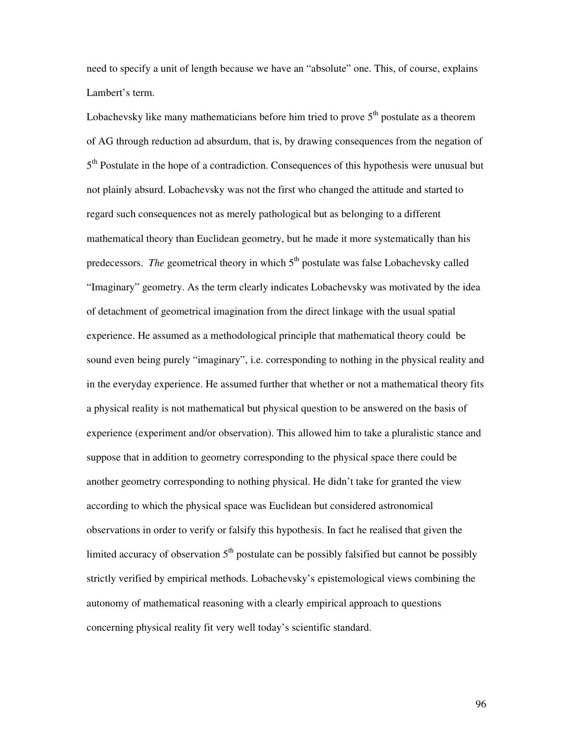need to specify a unit of length because we have an "absolute" one. This, of course, explains Lambert's term.

Lobachevsky like many mathematicians before him tried to prove 5th postulate as a theorem of AG through reduction ad absurdum, that is, by drawing consequences from the negation of 5th Postulate in the hope of a contradiction. Consequences of this hypothesis were unusual but not plainly absurd. Lobachevsky was not the first who changed the attitude and started to regard such consequences not as merely pathological but as belonging to a different mathematical theory than Euclidean geometry, but he made it more systematically than his predecessors. *The* geometrical theory in which 5th postulate was false Lobachevsky called "Imaginary" geometry. As the term clearly indicates Lobachevsky was motivated by the idea of detachment of geometrical imagination from the direct linkage with the usual spatial experience. He assumed as a methodological principle that mathematical theory could be sound even being purely "imaginary", i.e. corresponding to nothing in the physical reality and in the everyday experience. He assumed further that whether or not a mathematical theory fits a physical reality is not mathematical but physical question to be answered on the basis of experience (experiment and/or observation). This allowed him to take a pluralistic stance and suppose that in addition to geometry corresponding to the physical space there could be another geometry corresponding to nothing physical. He didn't take for granted the view according to which the physical space was Euclidean but considered astronomical observations in order to verify or falsify this hypothesis. In fact he realised that given the limited accuracy of observation 5th postulate can be possibly falsified but cannot be possibly strictly verified by empirical methods. Lobachevsky's epistemological views combining the autonomy of mathematical reasoning with a clearly empirical approach to questions concerning physical reality fit very well today's scientific standard.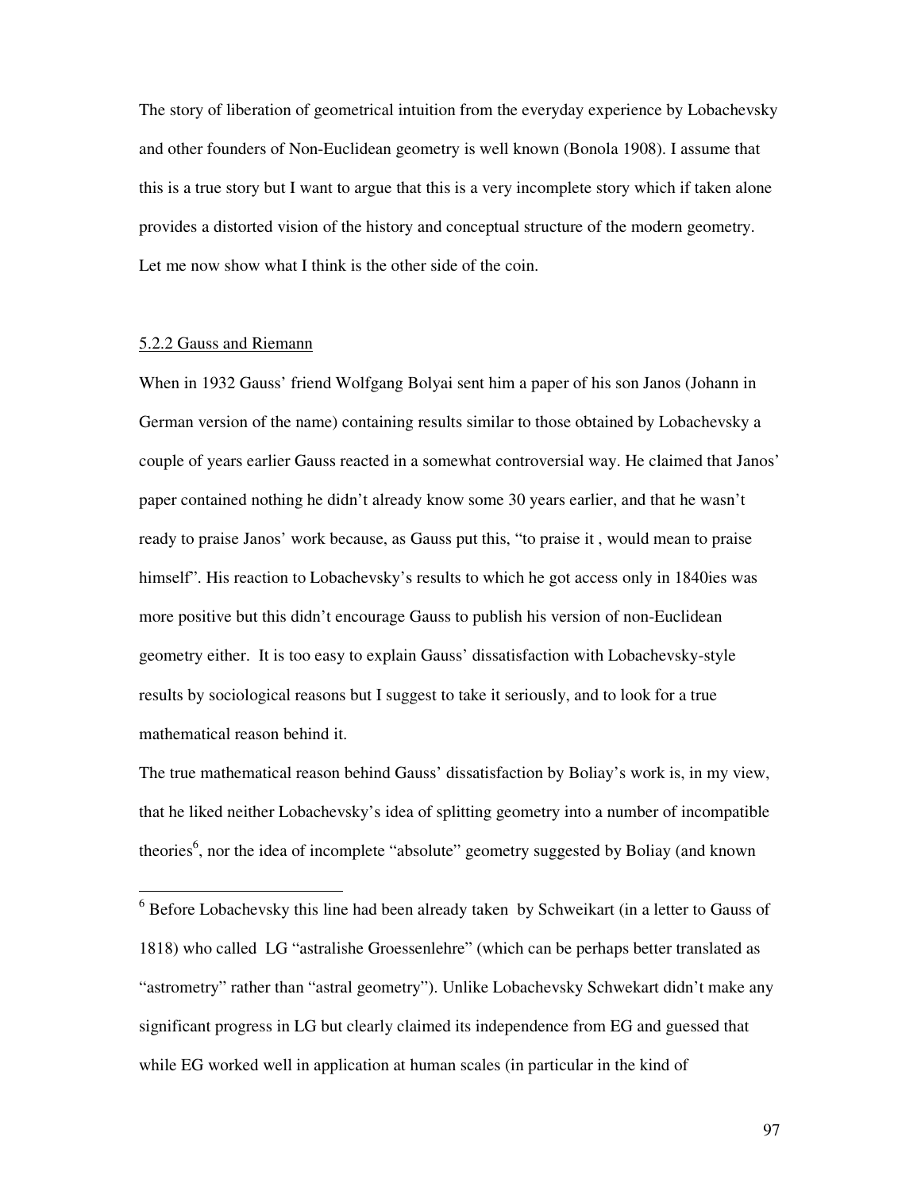The story of liberation of geometrical intuition from the everyday experience by Lobachevsky and other founders of Non-Euclidean geometry is well known (Bonola 1908). I assume that this is a true story but I want to argue that this is a very incomplete story which if taken alone provides a distorted vision of the history and conceptual structure of the modern geometry. Let me now show what I think is the other side of the coin.

### 5.2.2 Gauss and Riemann

When in 1932 Gauss' friend Wolfgang Bolyai sent him a paper of his son Janos (Johann in German version of the name) containing results similar to those obtained by Lobachevsky a couple of years earlier Gauss reacted in a somewhat controversial way. He claimed that Janos' paper contained nothing he didn't already know some 30 years earlier, and that he wasn't ready to praise Janos' work because, as Gauss put this, "to praise it , would mean to praise himself". His reaction to Lobachevsky's results to which he got access only in 1840ies was more positive but this didn't encourage Gauss to publish his version of non-Euclidean geometry either. It is too easy to explain Gauss' dissatisfaction with Lobachevsky-style results by sociological reasons but I suggest to take it seriously, and to look for a true mathematical reason behind it.

The true mathematical reason behind Gauss' dissatisfaction by Boliay's work is, in my view, that he liked neither Lobachevsky's idea of splitting geometry into a number of incompatible theories[6], nor the idea of incomplete "absolute" geometry suggested by Boliay (and known

---

[6] Before Lobachevsky this line had been already taken by Schweikart (in a letter to Gauss of 1818) who called LG "astralishe Groessenlehre" (which can be perhaps better translated as "astrometry" rather than "astral geometry"). Unlike Lobachevsky Schwekart didn't make any significant progress in LG but clearly claimed its independence from EG and guessed that while EG worked well in application at human scales (in particular in the kind of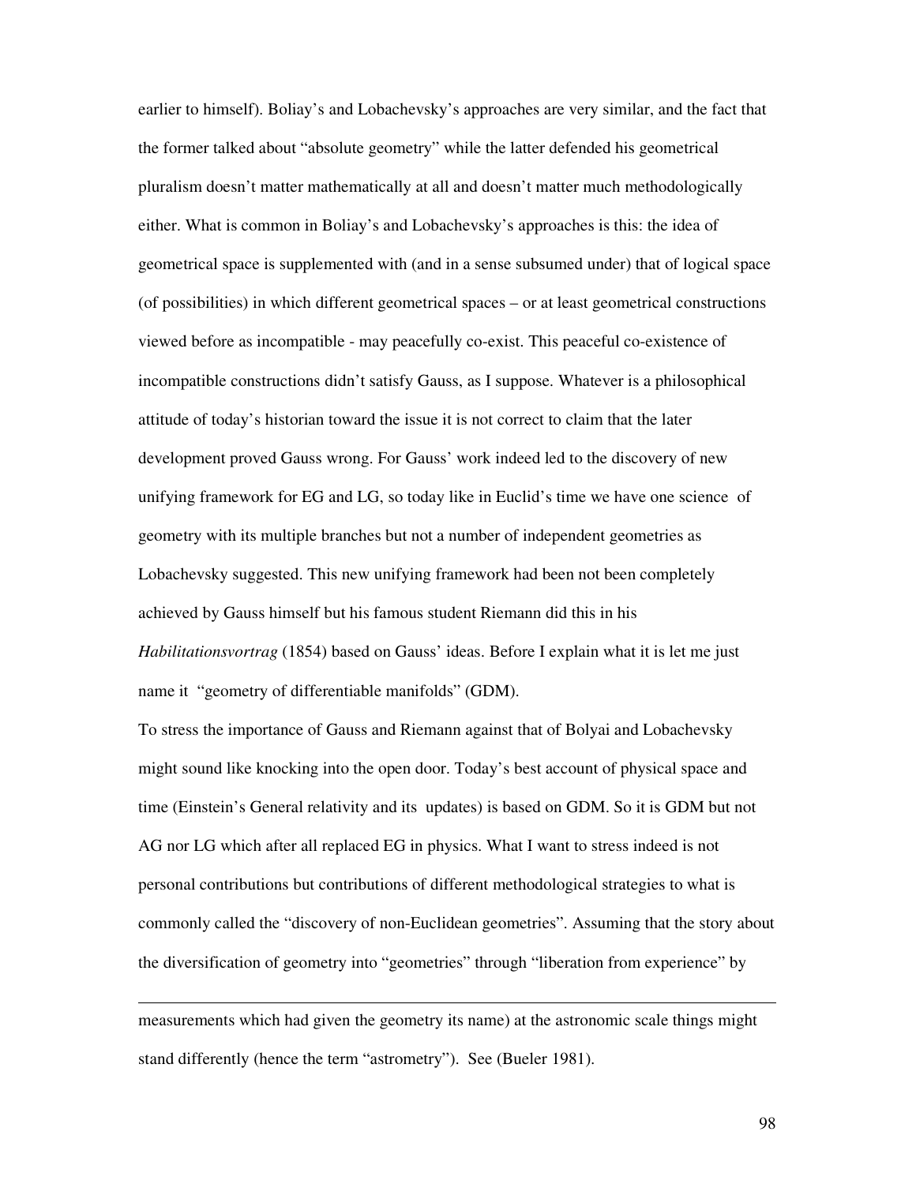earlier to himself). Boliay's and Lobachevsky's approaches are very similar, and the fact that the former talked about "absolute geometry" while the latter defended his geometrical pluralism doesn't matter mathematically at all and doesn't matter much methodologically either. What is common in Boliay's and Lobachevsky's approaches is this: the idea of geometrical space is supplemented with (and in a sense subsumed under) that of logical space (of possibilities) in which different geometrical spaces – or at least geometrical constructions viewed before as incompatible - may peacefully co-exist. This peaceful co-existence of incompatible constructions didn't satisfy Gauss, as I suppose. Whatever is a philosophical attitude of today's historian toward the issue it is not correct to claim that the later development proved Gauss wrong. For Gauss' work indeed led to the discovery of new unifying framework for EG and LG, so today like in Euclid's time we have one science of geometry with its multiple branches but not a number of independent geometries as Lobachevsky suggested. This new unifying framework had been not been completely achieved by Gauss himself but his famous student Riemann did this in his *Habilitationsvortrag* (1854) based on Gauss' ideas. Before I explain what it is let me just name it "geometry of differentiable manifolds" (GDM).

To stress the importance of Gauss and Riemann against that of Bolyai and Lobachevsky might sound like knocking into the open door. Today's best account of physical space and time (Einstein's General relativity and its updates) is based on GDM. So it is GDM but not AG nor LG which after all replaced EG in physics. What I want to stress indeed is not personal contributions but contributions of different methodological strategies to what is commonly called the "discovery of non-Euclidean geometries". Assuming that the story about the diversification of geometry into "geometries" through "liberation from experience" by

---

measurements which had given the geometry its name) at the astronomic scale things might stand differently (hence the term "astrometry"). See (Bueler 1981).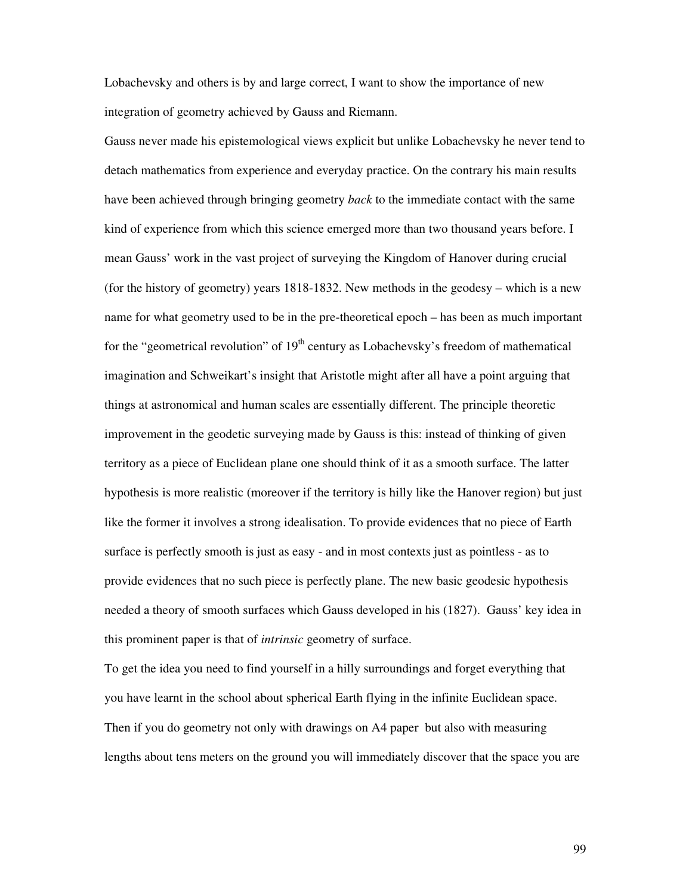Lobachevsky and others is by and large correct, I want to show the importance of new integration of geometry achieved by Gauss and Riemann.

Gauss never made his epistemological views explicit but unlike Lobachevsky he never tend to detach mathematics from experience and everyday practice. On the contrary his main results have been achieved through bringing geometry *back* to the immediate contact with the same kind of experience from which this science emerged more than two thousand years before. I mean Gauss' work in the vast project of surveying the Kingdom of Hanover during crucial (for the history of geometry) years 1818-1832. New methods in the geodesy – which is a new name for what geometry used to be in the pre-theoretical epoch – has been as much important for the "geometrical revolution" of 19th century as Lobachevsky's freedom of mathematical imagination and Schweikart's insight that Aristotle might after all have a point arguing that things at astronomical and human scales are essentially different. The principle theoretic improvement in the geodetic surveying made by Gauss is this: instead of thinking of given territory as a piece of Euclidean plane one should think of it as a smooth surface. The latter hypothesis is more realistic (moreover if the territory is hilly like the Hanover region) but just like the former it involves a strong idealisation. To provide evidences that no piece of Earth surface is perfectly smooth is just as easy - and in most contexts just as pointless - as to provide evidences that no such piece is perfectly plane. The new basic geodesic hypothesis needed a theory of smooth surfaces which Gauss developed in his (1827). Gauss' key idea in this prominent paper is that of *intrinsic* geometry of surface.

To get the idea you need to find yourself in a hilly surroundings and forget everything that you have learnt in the school about spherical Earth flying in the infinite Euclidean space. Then if you do geometry not only with drawings on A4 paper but also with measuring lengths about tens meters on the ground you will immediately discover that the space you are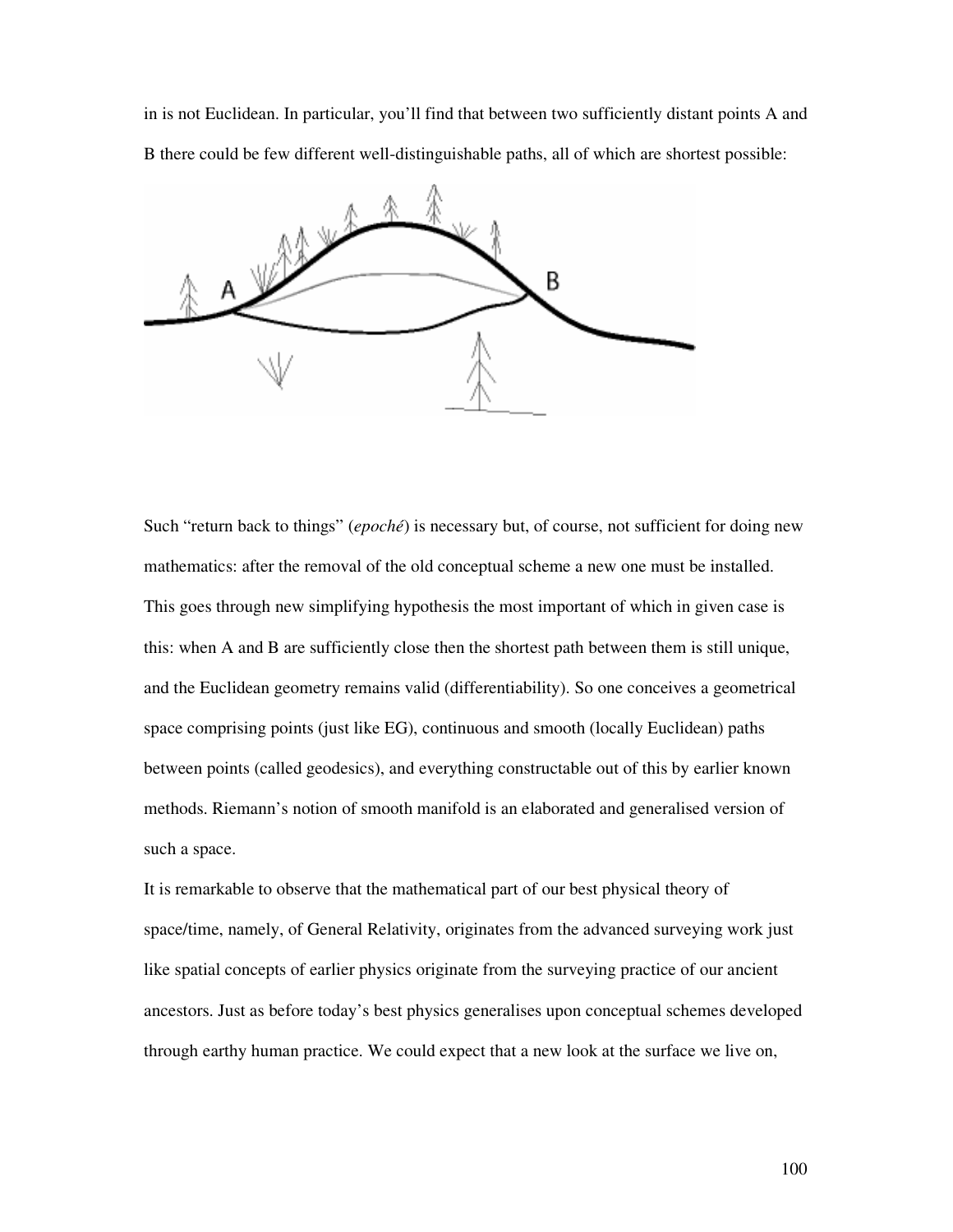in is not Euclidean. In particular, you'll find that between two sufficiently distant points A and B there could be few different well-distinguishable paths, all of which are shortest possible:

Such "return back to things" (*epoché*) is necessary but, of course, not sufficient for doing new mathematics: after the removal of the old conceptual scheme a new one must be installed. This goes through new simplifying hypothesis the most important of which in given case is this: when A and B are sufficiently close then the shortest path between them is still unique, and the Euclidean geometry remains valid (differentiability). So one conceives a geometrical space comprising points (just like EG), continuous and smooth (locally Euclidean) paths between points (called geodesics), and everything constructable out of this by earlier known methods. Riemann's notion of smooth manifold is an elaborated and generalised version of such a space.

It is remarkable to observe that the mathematical part of our best physical theory of space/time, namely, of General Relativity, originates from the advanced surveying work just like spatial concepts of earlier physics originate from the surveying practice of our ancient ancestors. Just as before today's best physics generalises upon conceptual schemes developed through earthy human practice. We could expect that a new look at the surface we live on,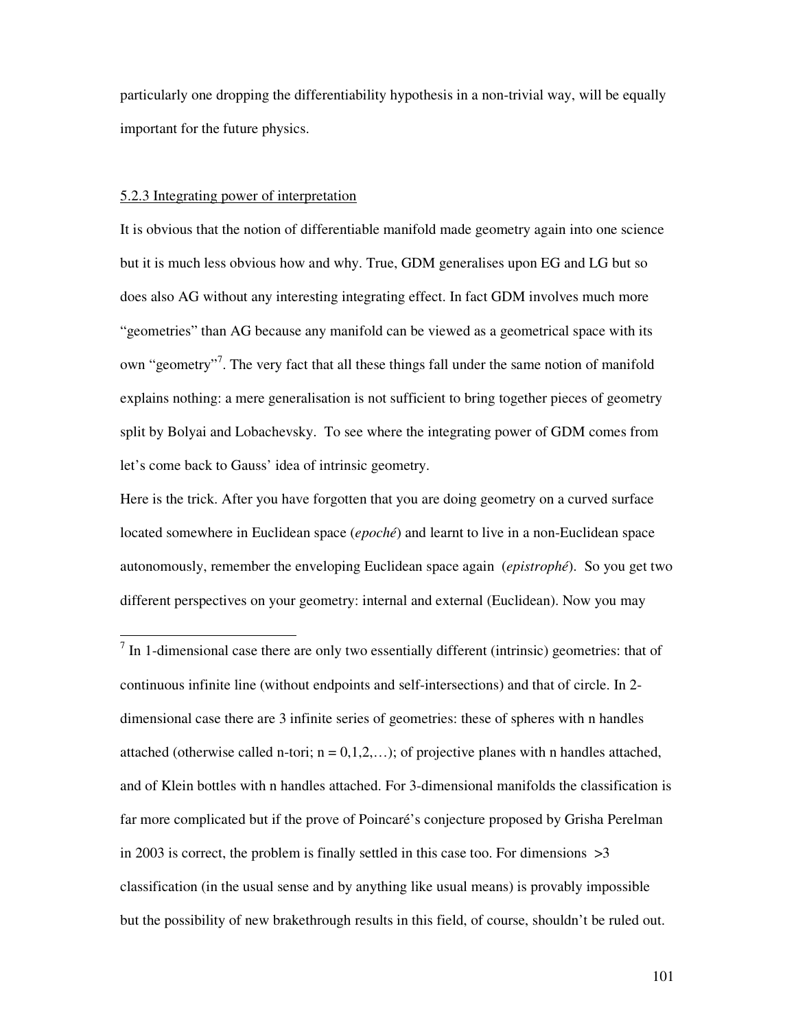particularly one dropping the differentiability hypothesis in a non-trivial way, will be equally important for the future physics.

### 5.2.3 Integrating power of interpretation

It is obvious that the notion of differentiable manifold made geometry again into one science but it is much less obvious how and why. True, GDM generalises upon EG and LG but so does also AG without any interesting integrating effect. In fact GDM involves much more "geometries" than AG because any manifold can be viewed as a geometrical space with its own "geometry"[7]. The very fact that all these things fall under the same notion of manifold explains nothing: a mere generalisation is not sufficient to bring together pieces of geometry split by Bolyai and Lobachevsky. To see where the integrating power of GDM comes from let's come back to Gauss' idea of intrinsic geometry.

Here is the trick. After you have forgotten that you are doing geometry on a curved surface located somewhere in Euclidean space (*epoché*) and learnt to live in a non-Euclidean space autonomously, remember the enveloping Euclidean space again (*epistrophé*). So you get two different perspectives on your geometry: internal and external (Euclidean). Now you may

---

[7] In 1-dimensional case there are only two essentially different (intrinsic) geometries: that of continuous infinite line (without endpoints and self-intersections) and that of circle. In 2-dimensional case there are 3 infinite series of geometries: these of spheres with n handles attached (otherwise called n-tori; n = 0,1,2,…); of projective planes with n handles attached, and of Klein bottles with n handles attached. For 3-dimensional manifolds the classification is far more complicated but if the prove of Poincaré's conjecture proposed by Grisha Perelman in 2003 is correct, the problem is finally settled in this case too. For dimensions >3 classification (in the usual sense and by anything like usual means) is provably impossible but the possibility of new brakethrough results in this field, of course, shouldn't be ruled out.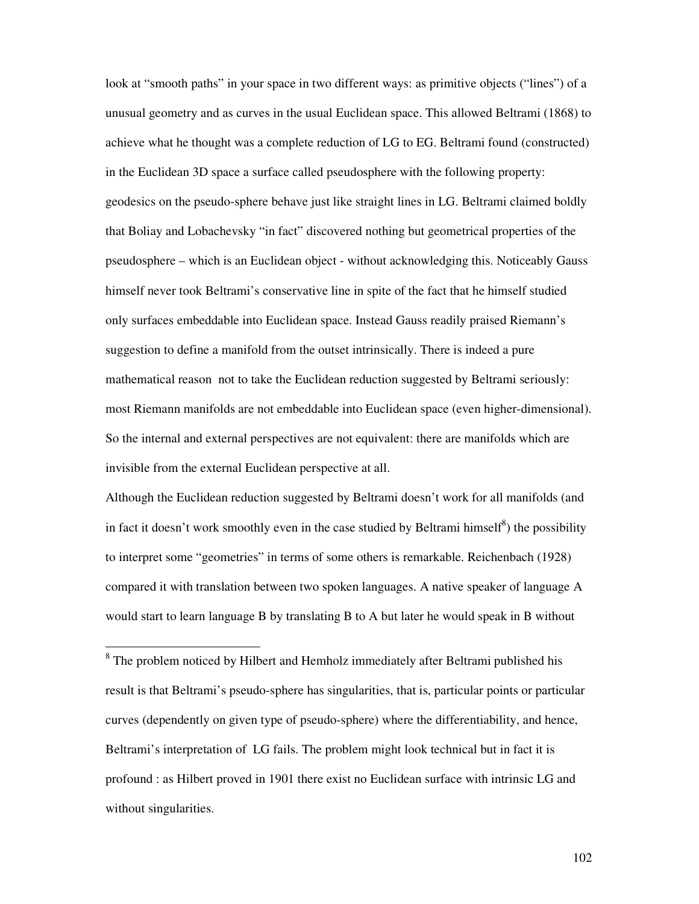look at “smooth paths” in your space in two different ways: as primitive objects (“lines”) of a unusual geometry and as curves in the usual Euclidean space. This allowed Beltrami (1868) to achieve what he thought was a complete reduction of LG to EG. Beltrami found (constructed) in the Euclidean 3D space a surface called pseudosphere with the following property: geodesics on the pseudo-sphere behave just like straight lines in LG. Beltrami claimed boldly that Boliay and Lobachevsky “in fact” discovered nothing but geometrical properties of the pseudosphere – which is an Euclidean object - without acknowledging this. Noticeably Gauss himself never took Beltrami’s conservative line in spite of the fact that he himself studied only surfaces embeddable into Euclidean space. Instead Gauss readily praised Riemann’s suggestion to define a manifold from the outset intrinsically. There is indeed a pure mathematical reason not to take the Euclidean reduction suggested by Beltrami seriously: most Riemann manifolds are not embeddable into Euclidean space (even higher-dimensional). So the internal and external perspectives are not equivalent: there are manifolds which are invisible from the external Euclidean perspective at all.

Although the Euclidean reduction suggested by Beltrami doesn’t work for all manifolds (and in fact it doesn’t work smoothly even in the case studied by Beltrami himself[8]) the possibility to interpret some “geometries” in terms of some others is remarkable. Reichenbach (1928) compared it with translation between two spoken languages. A native speaker of language A would start to learn language B by translating B to A but later he would speak in B without

---

[8] The problem noticed by Hilbert and Hemholz immediately after Beltrami published his result is that Beltrami’s pseudo-sphere has singularities, that is, particular points or particular curves (dependently on given type of pseudo-sphere) where the differentiability, and hence, Beltrami’s interpretation of LG fails. The problem might look technical but in fact it is profound : as Hilbert proved in 1901 there exist no Euclidean surface with intrinsic LG and without singularities.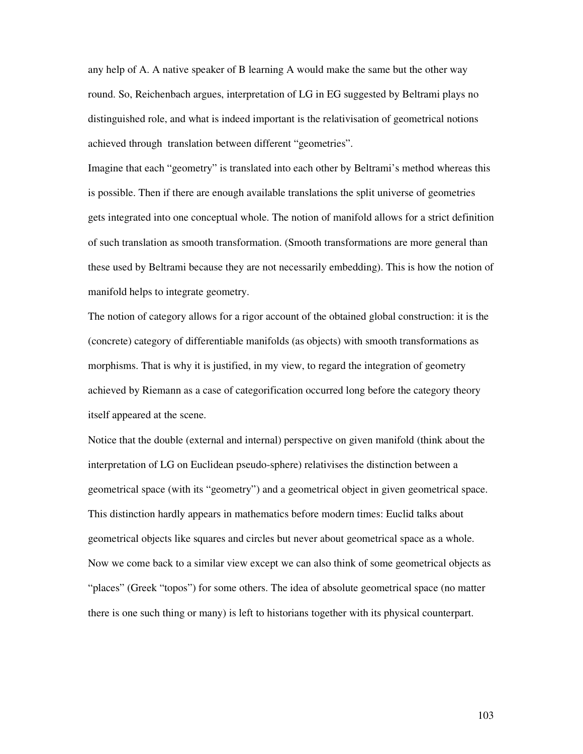any help of A. A native speaker of B learning A would make the same but the other way round. So, Reichenbach argues, interpretation of LG in EG suggested by Beltrami plays no distinguished role, and what is indeed important is the relativisation of geometrical notions achieved through translation between different "geometries".

Imagine that each "geometry" is translated into each other by Beltrami's method whereas this is possible. Then if there are enough available translations the split universe of geometries gets integrated into one conceptual whole. The notion of manifold allows for a strict definition of such translation as smooth transformation. (Smooth transformations are more general than these used by Beltrami because they are not necessarily embedding). This is how the notion of manifold helps to integrate geometry.

The notion of category allows for a rigor account of the obtained global construction: it is the (concrete) category of differentiable manifolds (as objects) with smooth transformations as morphisms. That is why it is justified, in my view, to regard the integration of geometry achieved by Riemann as a case of categorification occurred long before the category theory itself appeared at the scene.

Notice that the double (external and internal) perspective on given manifold (think about the interpretation of LG on Euclidean pseudo-sphere) relativises the distinction between a geometrical space (with its "geometry") and a geometrical object in given geometrical space. This distinction hardly appears in mathematics before modern times: Euclid talks about geometrical objects like squares and circles but never about geometrical space as a whole. Now we come back to a similar view except we can also think of some geometrical objects as "places" (Greek "topos") for some others. The idea of absolute geometrical space (no matter there is one such thing or many) is left to historians together with its physical counterpart.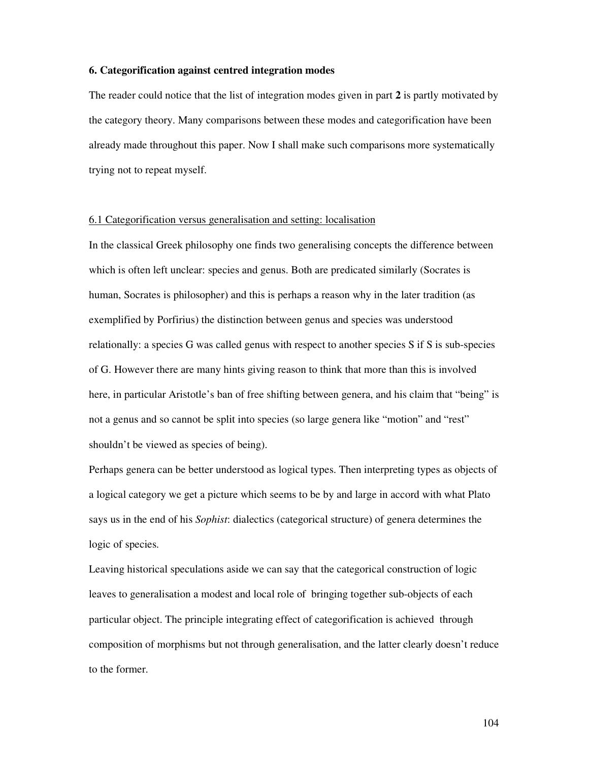### 6. Categorification against centred integration modes

The reader could notice that the list of integration modes given in part **2** is partly motivated by the category theory. Many comparisons between these modes and categorification have been already made throughout this paper. Now I shall make such comparisons more systematically trying not to repeat myself.

#### 6.1 Categorification versus generalisation and setting: localisation

In the classical Greek philosophy one finds two generalising concepts the difference between which is often left unclear: species and genus. Both are predicated similarly (Socrates is human, Socrates is philosopher) and this is perhaps a reason why in the later tradition (as exemplified by Porfirius) the distinction between genus and species was understood relationally: a species G was called genus with respect to another species S if S is sub-species of G. However there are many hints giving reason to think that more than this is involved here, in particular Aristotle's ban of free shifting between genera, and his claim that "being" is not a genus and so cannot be split into species (so large genera like "motion" and "rest" shouldn't be viewed as species of being).

Perhaps genera can be better understood as logical types. Then interpreting types as objects of a logical category we get a picture which seems to be by and large in accord with what Plato says us in the end of his *Sophist*: dialectics (categorical structure) of genera determines the logic of species.

Leaving historical speculations aside we can say that the categorical construction of logic leaves to generalisation a modest and local role of bringing together sub-objects of each particular object. The principle integrating effect of categorification is achieved through composition of morphisms but not through generalisation, and the latter clearly doesn't reduce to the former.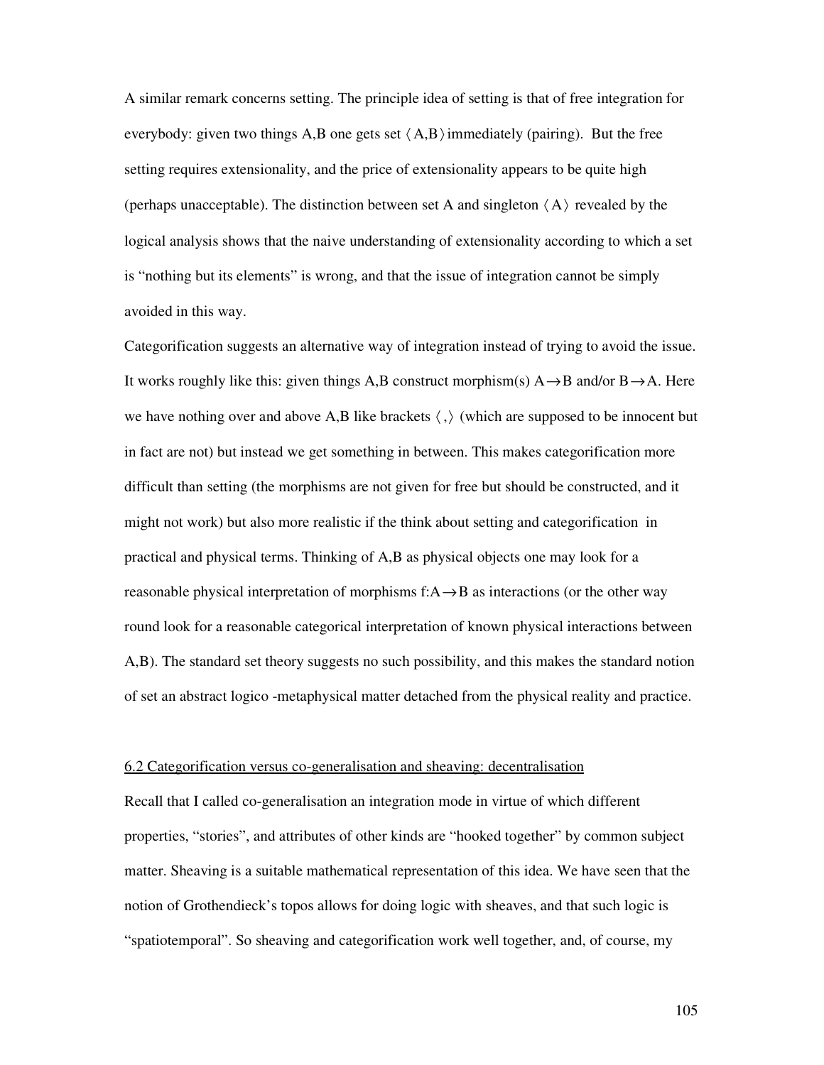A similar remark concerns setting. The principle idea of setting is that of free integration for everybody: given two things A,B one gets set $\langle A,B \rangle$ immediately (pairing). But the free setting requires extensionality, and the price of extensionality appears to be quite high (perhaps unacceptable). The distinction between set A and singleton $\langle A \rangle$ revealed by the logical analysis shows that the naive understanding of extensionality according to which a set is "nothing but its elements" is wrong, and that the issue of integration cannot be simply avoided in this way.

Categorification suggests an alternative way of integration instead of trying to avoid the issue. It works roughly like this: given things A,B construct morphism(s) $A \rightarrow B$ and/or $B \rightarrow A$. Here we have nothing over and above A,B like brackets $\langle , \rangle$ (which are supposed to be innocent but in fact are not) but instead we get something in between. This makes categorification more difficult than setting (the morphisms are not given for free but should be constructed, and it might not work) but also more realistic if the think about setting and categorification in practical and physical terms. Thinking of A,B as physical objects one may look for a reasonable physical interpretation of morphisms $f: A \rightarrow B$ as interactions (or the other way round look for a reasonable categorical interpretation of known physical interactions between A,B). The standard set theory suggests no such possibility, and this makes the standard notion of set an abstract logico -metaphysical matter detached from the physical reality and practice.

## 6.2 Categorification versus co-generalisation and sheaving: decentralisation

Recall that I called co-generalisation an integration mode in virtue of which different properties, "stories", and attributes of other kinds are "hooked together" by common subject matter. Sheaving is a suitable mathematical representation of this idea. We have seen that the notion of Grothendieck's topos allows for doing logic with sheaves, and that such logic is "spatiotemporal". So sheaving and categorification work well together, and, of course, my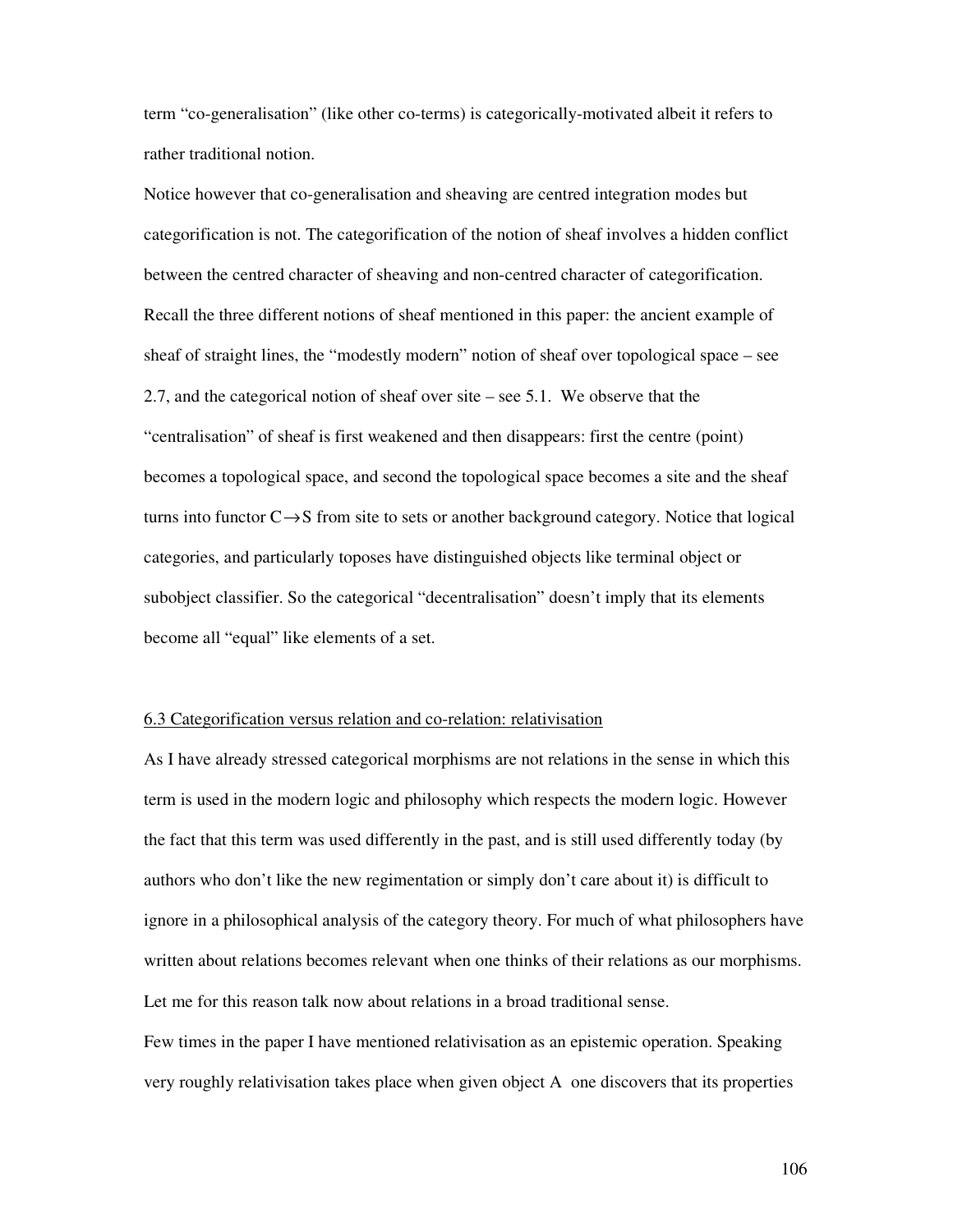term "co-generalisation" (like other co-terms) is categorically-motivated albeit it refers to rather traditional notion.

Notice however that co-generalisation and sheaving are centred integration modes but categorification is not. The categorification of the notion of sheaf involves a hidden conflict between the centred character of sheaving and non-centred character of categorification. Recall the three different notions of sheaf mentioned in this paper: the ancient example of sheaf of straight lines, the "modestly modern" notion of sheaf over topological space – see 2.7, and the categorical notion of sheaf over site – see 5.1. We observe that the "centralisation" of sheaf is first weakened and then disappears: first the centre (point) becomes a topological space, and second the topological space becomes a site and the sheaf turns into functor $C \rightarrow S$ from site to sets or another background category. Notice that logical categories, and particularly toposes have distinguished objects like terminal object or subobject classifier. So the categorical "decentralisation" doesn't imply that its elements become all "equal" like elements of a set.

## 6.3 Categorification versus relation and co-relation: relativisation

As I have already stressed categorical morphisms are not relations in the sense in which this term is used in the modern logic and philosophy which respects the modern logic. However the fact that this term was used differently in the past, and is still used differently today (by authors who don't like the new regimentation or simply don't care about it) is difficult to ignore in a philosophical analysis of the category theory. For much of what philosophers have written about relations becomes relevant when one thinks of their relations as our morphisms. Let me for this reason talk now about relations in a broad traditional sense.

Few times in the paper I have mentioned relativisation as an epistemic operation. Speaking very roughly relativisation takes place when given object A one discovers that its properties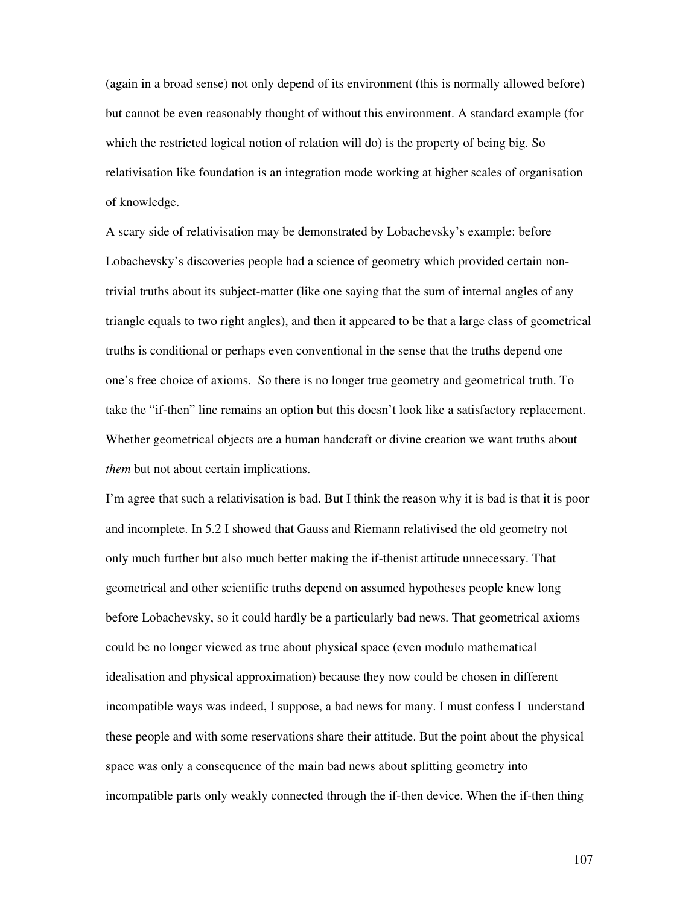(again in a broad sense) not only depend of its environment (this is normally allowed before) but cannot be even reasonably thought of without this environment. A standard example (for which the restricted logical notion of relation will do) is the property of being big. So relativisation like foundation is an integration mode working at higher scales of organisation of knowledge.

A scary side of relativisation may be demonstrated by Lobachevsky's example: before Lobachevsky's discoveries people had a science of geometry which provided certain non-trivial truths about its subject-matter (like one saying that the sum of internal angles of any triangle equals to two right angles), and then it appeared to be that a large class of geometrical truths is conditional or perhaps even conventional in the sense that the truths depend one one's free choice of axioms. So there is no longer true geometry and geometrical truth. To take the "if-then" line remains an option but this doesn't look like a satisfactory replacement. Whether geometrical objects are a human handcraft or divine creation we want truths about *them* but not about certain implications.

I'm agree that such a relativisation is bad. But I think the reason why it is bad is that it is poor and incomplete. In 5.2 I showed that Gauss and Riemann relativised the old geometry not only much further but also much better making the if-thenist attitude unnecessary. That geometrical and other scientific truths depend on assumed hypotheses people knew long before Lobachevsky, so it could hardly be a particularly bad news. That geometrical axioms could be no longer viewed as true about physical space (even modulo mathematical idealisation and physical approximation) because they now could be chosen in different incompatible ways was indeed, I suppose, a bad news for many. I must confess I understand these people and with some reservations share their attitude. But the point about the physical space was only a consequence of the main bad news about splitting geometry into incompatible parts only weakly connected through the if-then device. When the if-then thing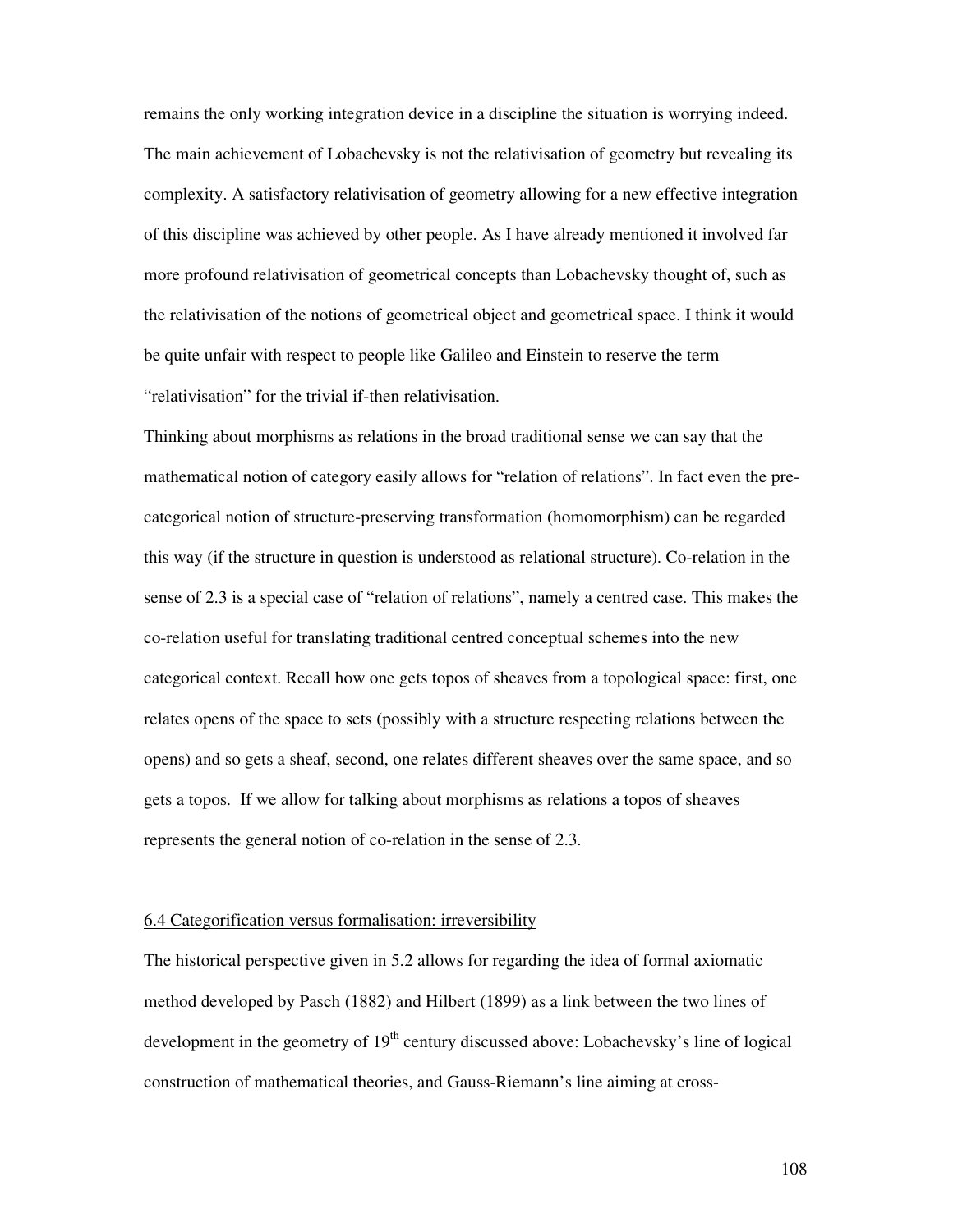remains the only working integration device in a discipline the situation is worrying indeed. The main achievement of Lobachevsky is not the relativisation of geometry but revealing its complexity. A satisfactory relativisation of geometry allowing for a new effective integration of this discipline was achieved by other people. As I have already mentioned it involved far more profound relativisation of geometrical concepts than Lobachevsky thought of, such as the relativisation of the notions of geometrical object and geometrical space. I think it would be quite unfair with respect to people like Galileo and Einstein to reserve the term "relativisation" for the trivial if-then relativisation.

Thinking about morphisms as relations in the broad traditional sense we can say that the mathematical notion of category easily allows for "relation of relations". In fact even the pre-categorical notion of structure-preserving transformation (homomorphism) can be regarded this way (if the structure in question is understood as relational structure). Co-relation in the sense of 2.3 is a special case of "relation of relations", namely a centred case. This makes the co-relation useful for translating traditional centred conceptual schemes into the new categorical context. Recall how one gets topos of sheaves from a topological space: first, one relates opens of the space to sets (possibly with a structure respecting relations between the opens) and so gets a sheaf, second, one relates different sheaves over the same space, and so gets a topos. If we allow for talking about morphisms as relations a topos of sheaves represents the general notion of co-relation in the sense of 2.3.

## 6.4 Categorification versus formalisation: irreversibility

The historical perspective given in 5.2 allows for regarding the idea of formal axiomatic method developed by Pasch (1882) and Hilbert (1899) as a link between the two lines of development in the geometry of 19th century discussed above: Lobachevsky's line of logical construction of mathematical theories, and Gauss-Riemann's line aiming at cross-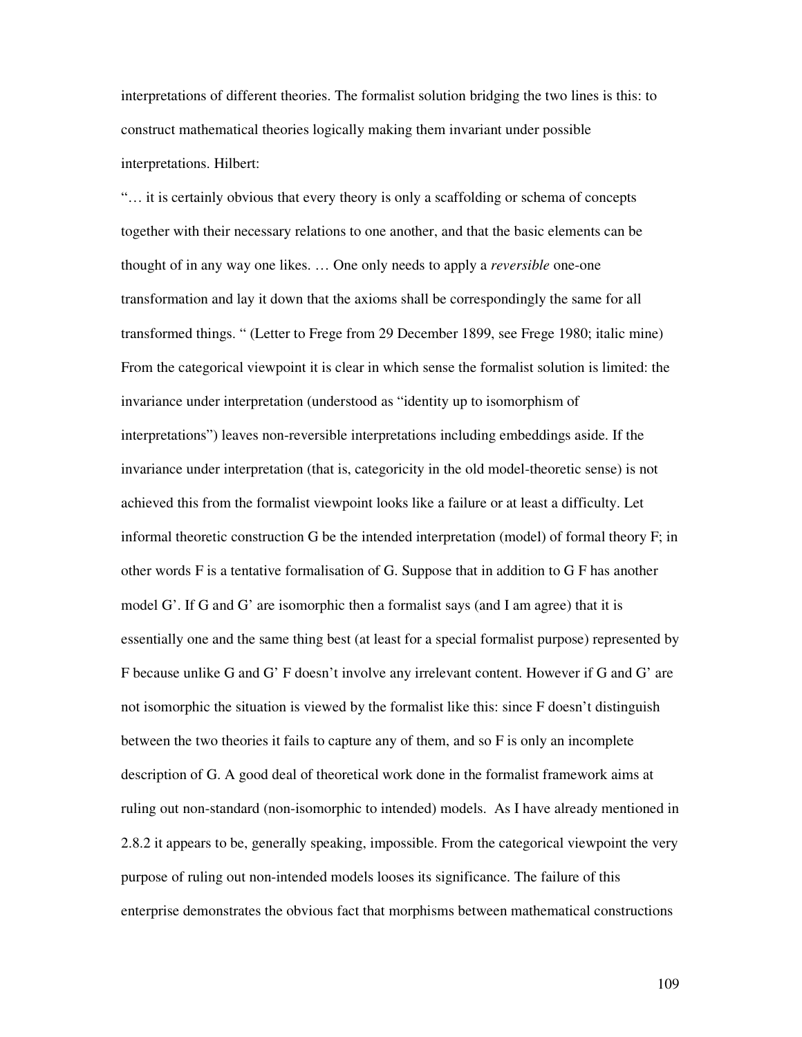interpretations of different theories. The formalist solution bridging the two lines is this: to construct mathematical theories logically making them invariant under possible interpretations. Hilbert:

"… it is certainly obvious that every theory is only a scaffolding or schema of concepts together with their necessary relations to one another, and that the basic elements can be thought of in any way one likes. … One only needs to apply a *reversible* one-one transformation and lay it down that the axioms shall be correspondingly the same for all transformed things. " (Letter to Frege from 29 December 1899, see Frege 1980; italic mine)

From the categorical viewpoint it is clear in which sense the formalist solution is limited: the invariance under interpretation (understood as "identity up to isomorphism of interpretations") leaves non-reversible interpretations including embeddings aside. If the invariance under interpretation (that is, categoricity in the old model-theoretic sense) is not achieved this from the formalist viewpoint looks like a failure or at least a difficulty. Let informal theoretic construction G be the intended interpretation (model) of formal theory F; in other words F is a tentative formalisation of G. Suppose that in addition to G F has another model G'. If G and G' are isomorphic then a formalist says (and I am agree) that it is essentially one and the same thing best (at least for a special formalist purpose) represented by F because unlike G and G' F doesn't involve any irrelevant content. However if G and G' are not isomorphic the situation is viewed by the formalist like this: since F doesn't distinguish between the two theories it fails to capture any of them, and so F is only an incomplete description of G. A good deal of theoretical work done in the formalist framework aims at ruling out non-standard (non-isomorphic to intended) models. As I have already mentioned in 2.8.2 it appears to be, generally speaking, impossible. From the categorical viewpoint the very purpose of ruling out non-intended models looses its significance. The failure of this enterprise demonstrates the obvious fact that morphisms between mathematical constructions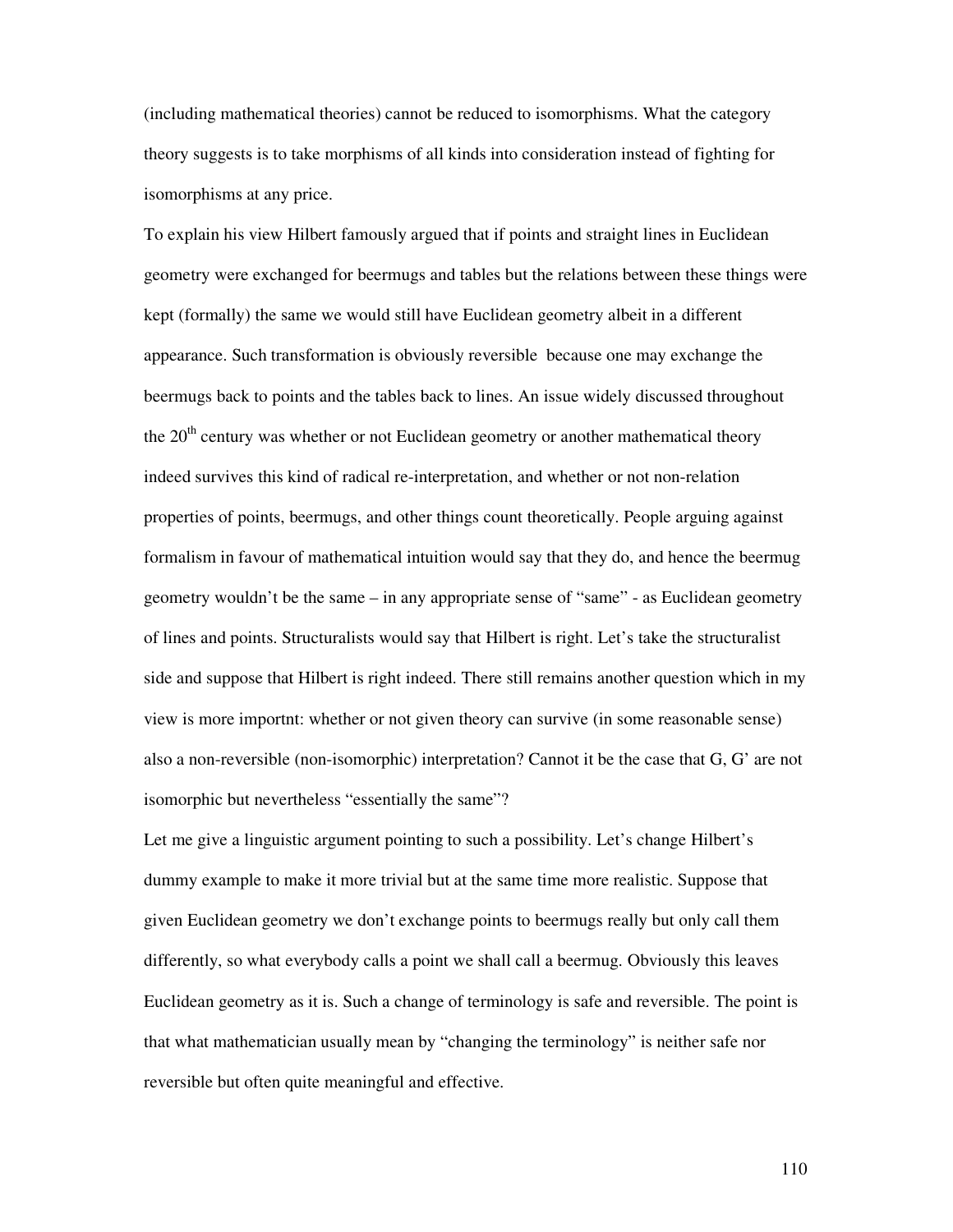(including mathematical theories) cannot be reduced to isomorphisms. What the category theory suggests is to take morphisms of all kinds into consideration instead of fighting for isomorphisms at any price.

To explain his view Hilbert famously argued that if points and straight lines in Euclidean geometry were exchanged for beermugs and tables but the relations between these things were kept (formally) the same we would still have Euclidean geometry albeit in a different appearance. Such transformation is obviously reversible because one may exchange the beermugs back to points and the tables back to lines. An issue widely discussed throughout the 20th century was whether or not Euclidean geometry or another mathematical theory indeed survives this kind of radical re-interpretation, and whether or not non-relation properties of points, beermugs, and other things count theoretically. People arguing against formalism in favour of mathematical intuition would say that they do, and hence the beermug geometry wouldn't be the same – in any appropriate sense of "same" - as Euclidean geometry of lines and points. Structuralists would say that Hilbert is right. Let's take the structuralist side and suppose that Hilbert is right indeed. There still remains another question which in my view is more importnt: whether or not given theory can survive (in some reasonable sense) also a non-reversible (non-isomorphic) interpretation? Cannot it be the case that G, G' are not isomorphic but nevertheless "essentially the same"?

Let me give a linguistic argument pointing to such a possibility. Let's change Hilbert's dummy example to make it more trivial but at the same time more realistic. Suppose that given Euclidean geometry we don't exchange points to beermugs really but only call them differently, so what everybody calls a point we shall call a beermug. Obviously this leaves Euclidean geometry as it is. Such a change of terminology is safe and reversible. The point is that what mathematician usually mean by "changing the terminology" is neither safe nor reversible but often quite meaningful and effective.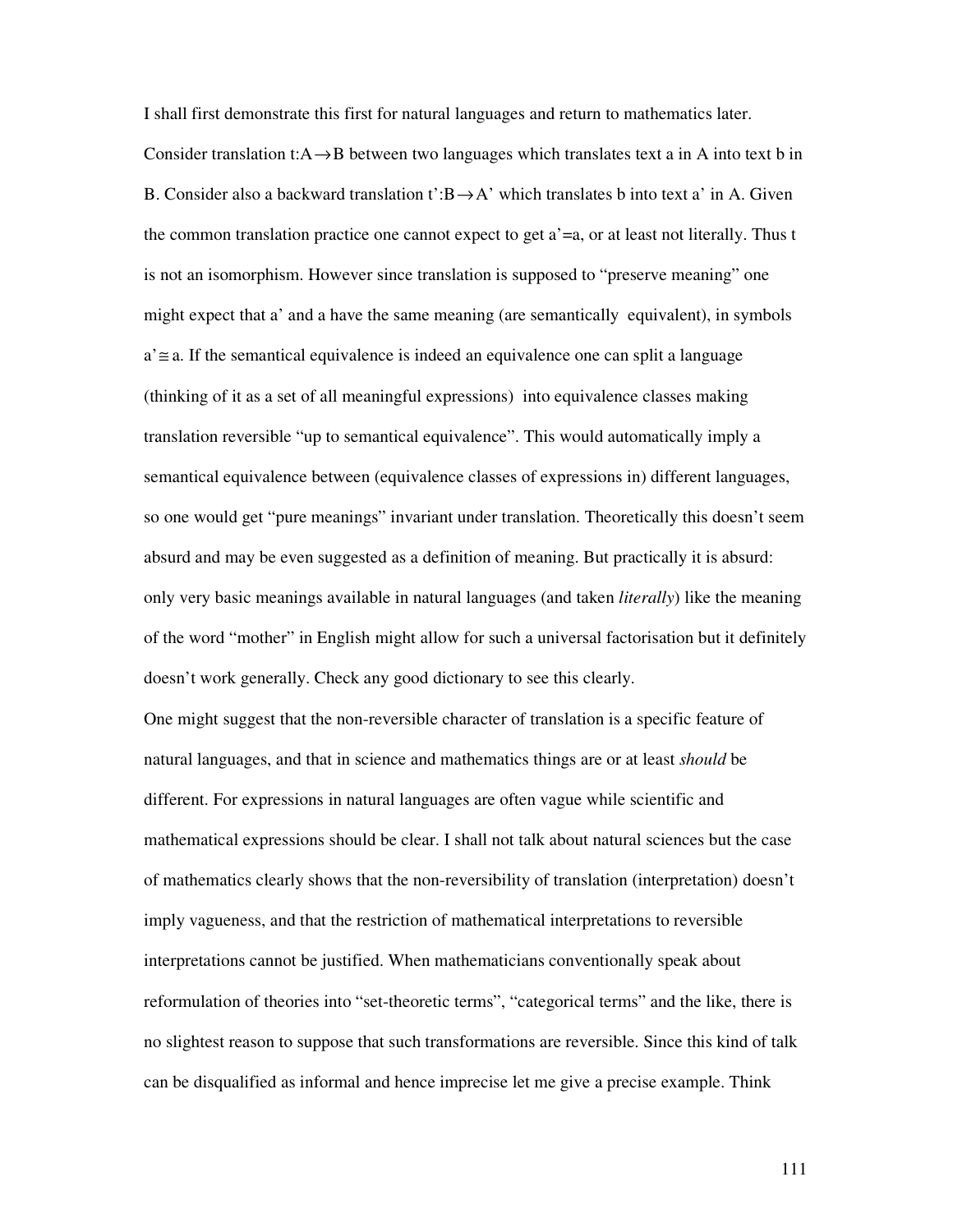I shall first demonstrate this first for natural languages and return to mathematics later. Consider translation $t:A\rightarrow B$ between two languages which translates text a in A into text b in B. Consider also a backward translation $t':B\rightarrow A'$ which translates b into text a' in A. Given the common translation practice one cannot expect to get $a'=a$, or at least not literally. Thus t is not an isomorphism. However since translation is supposed to "preserve meaning" one might expect that a' and a have the same meaning (are semantically equivalent), in symbols $a'\cong a$. If the semantical equivalence is indeed an equivalence one can split a language (thinking of it as a set of all meaningful expressions) into equivalence classes making translation reversible "up to semantical equivalence". This would automatically imply a semantical equivalence between (equivalence classes of expressions in) different languages, so one would get "pure meanings" invariant under translation. Theoretically this doesn't seem absurd and may be even suggested as a definition of meaning. But practically it is absurd: only very basic meanings available in natural languages (and taken *literally*) like the meaning of the word "mother" in English might allow for such a universal factorisation but it definitely doesn't work generally. Check any good dictionary to see this clearly.

One might suggest that the non-reversible character of translation is a specific feature of natural languages, and that in science and mathematics things are or at least *should* be different. For expressions in natural languages are often vague while scientific and mathematical expressions should be clear. I shall not talk about natural sciences but the case of mathematics clearly shows that the non-reversibility of translation (interpretation) doesn't imply vagueness, and that the restriction of mathematical interpretations to reversible interpretations cannot be justified. When mathematicians conventionally speak about reformulation of theories into "set-theoretic terms", "categorical terms" and the like, there is no slightest reason to suppose that such transformations are reversible. Since this kind of talk can be disqualified as informal and hence imprecise let me give a precise example. Think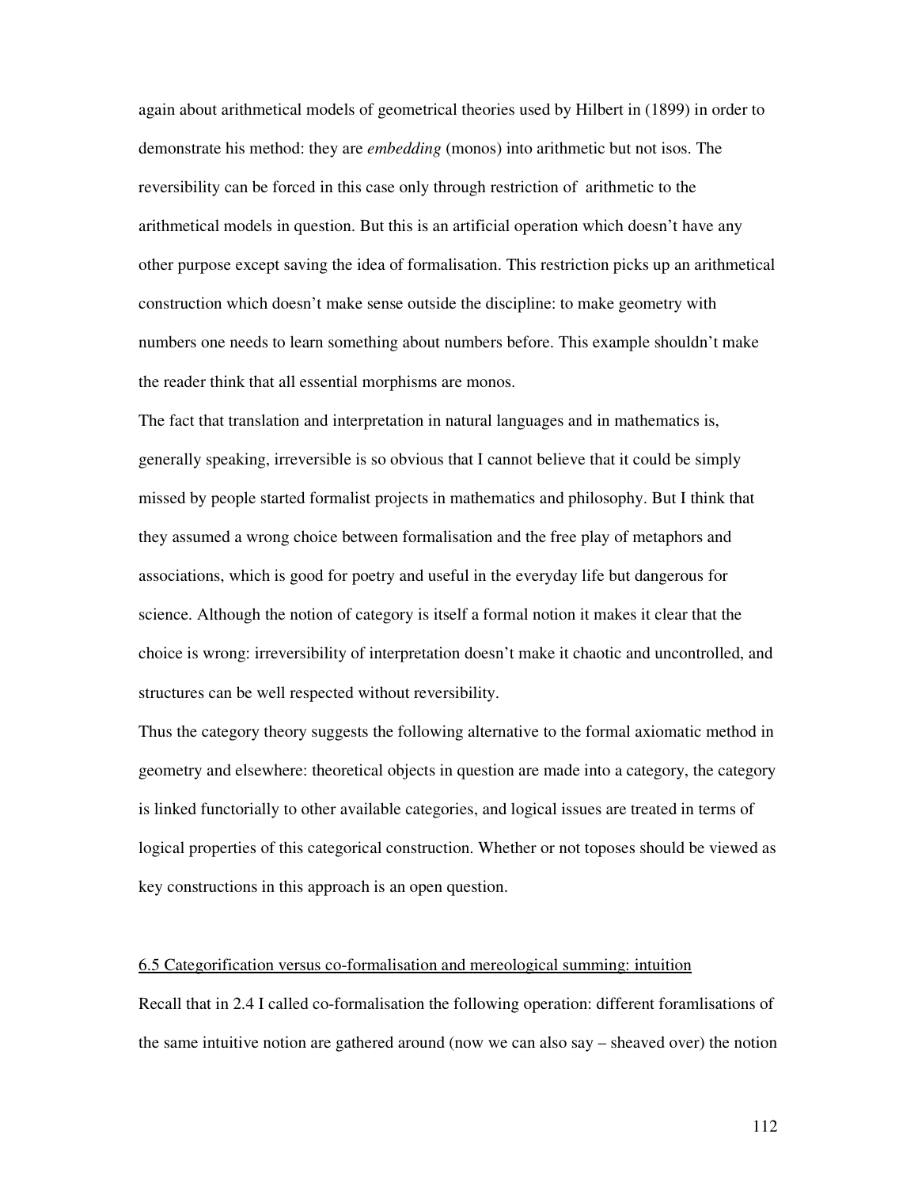again about arithmetical models of geometrical theories used by Hilbert in (1899) in order to demonstrate his method: they are *embedding* (monos) into arithmetic but not isos. The reversibility can be forced in this case only through restriction of arithmetic to the arithmetical models in question. But this is an artificial operation which doesn't have any other purpose except saving the idea of formalisation. This restriction picks up an arithmetical construction which doesn't make sense outside the discipline: to make geometry with numbers one needs to learn something about numbers before. This example shouldn't make the reader think that all essential morphisms are monos.

The fact that translation and interpretation in natural languages and in mathematics is, generally speaking, irreversible is so obvious that I cannot believe that it could be simply missed by people started formalist projects in mathematics and philosophy. But I think that they assumed a wrong choice between formalisation and the free play of metaphors and associations, which is good for poetry and useful in the everyday life but dangerous for science. Although the notion of category is itself a formal notion it makes it clear that the choice is wrong: irreversibility of interpretation doesn't make it chaotic and uncontrolled, and structures can be well respected without reversibility.

Thus the category theory suggests the following alternative to the formal axiomatic method in geometry and elsewhere: theoretical objects in question are made into a category, the category is linked functorially to other available categories, and logical issues are treated in terms of logical properties of this categorical construction. Whether or not toposes should be viewed as key constructions in this approach is an open question.

## 6.5 Categorification versus co-formalisation and mereological summing: intuition

Recall that in 2.4 I called co-formalisation the following operation: different foramlisations of the same intuitive notion are gathered around (now we can also say – sheaved over) the notion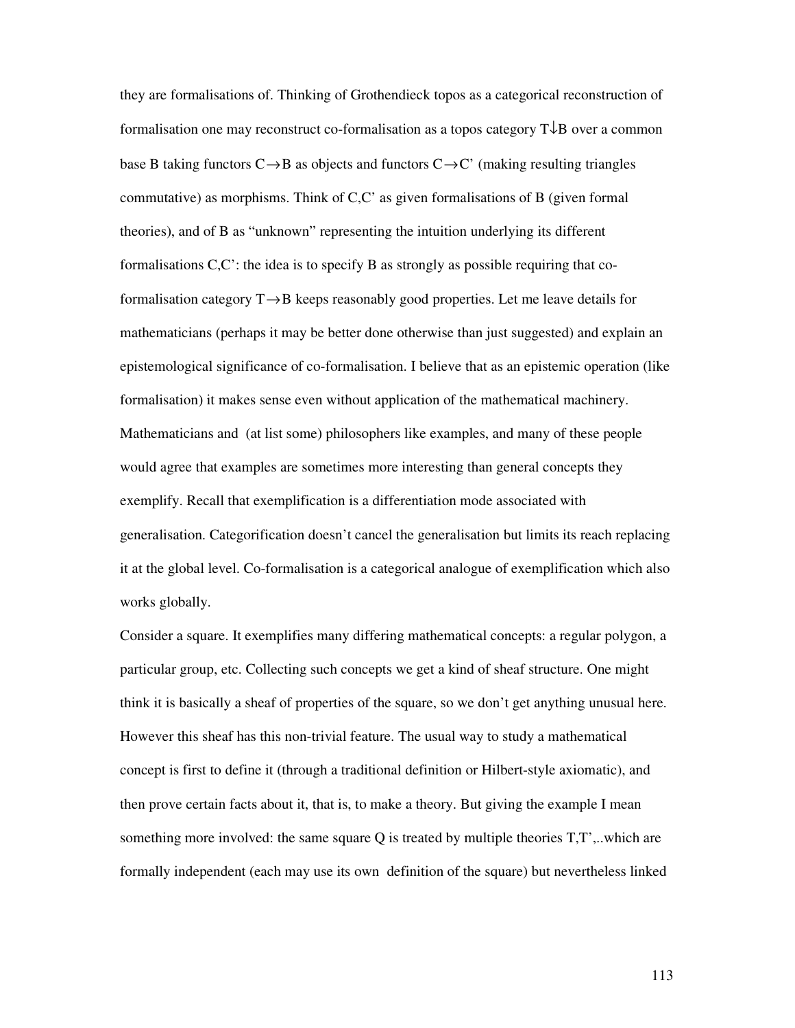they are formalisations of. Thinking of Grothendieck topos as a categorical reconstruction of formalisation one may reconstruct co-formalisation as a topos category $T\downarrow B$ over a common base B taking functors $C\rightarrow B$ as objects and functors $C\rightarrow C'$ (making resulting triangles commutative) as morphisms. Think of C,C' as given formalisations of B (given formal theories), and of B as "unknown" representing the intuition underlying its different formalisations C,C': the idea is to specify B as strongly as possible requiring that co-formalisation category $T\rightarrow B$ keeps reasonably good properties. Let me leave details for mathematicians (perhaps it may be better done otherwise than just suggested) and explain an epistemological significance of co-formalisation. I believe that as an epistemic operation (like formalisation) it makes sense even without application of the mathematical machinery. Mathematicians and (at list some) philosophers like examples, and many of these people would agree that examples are sometimes more interesting than general concepts they exemplify. Recall that exemplification is a differentiation mode associated with generalisation. Categorification doesn't cancel the generalisation but limits its reach replacing it at the global level. Co-formalisation is a categorical analogue of exemplification which also works globally.

Consider a square. It exemplifies many differing mathematical concepts: a regular polygon, a particular group, etc. Collecting such concepts we get a kind of sheaf structure. One might think it is basically a sheaf of properties of the square, so we don't get anything unusual here. However this sheaf has this non-trivial feature. The usual way to study a mathematical concept is first to define it (through a traditional definition or Hilbert-style axiomatic), and then prove certain facts about it, that is, to make a theory. But giving the example I mean something more involved: the same square Q is treated by multiple theories T,T',..which are formally independent (each may use its own definition of the square) but nevertheless linked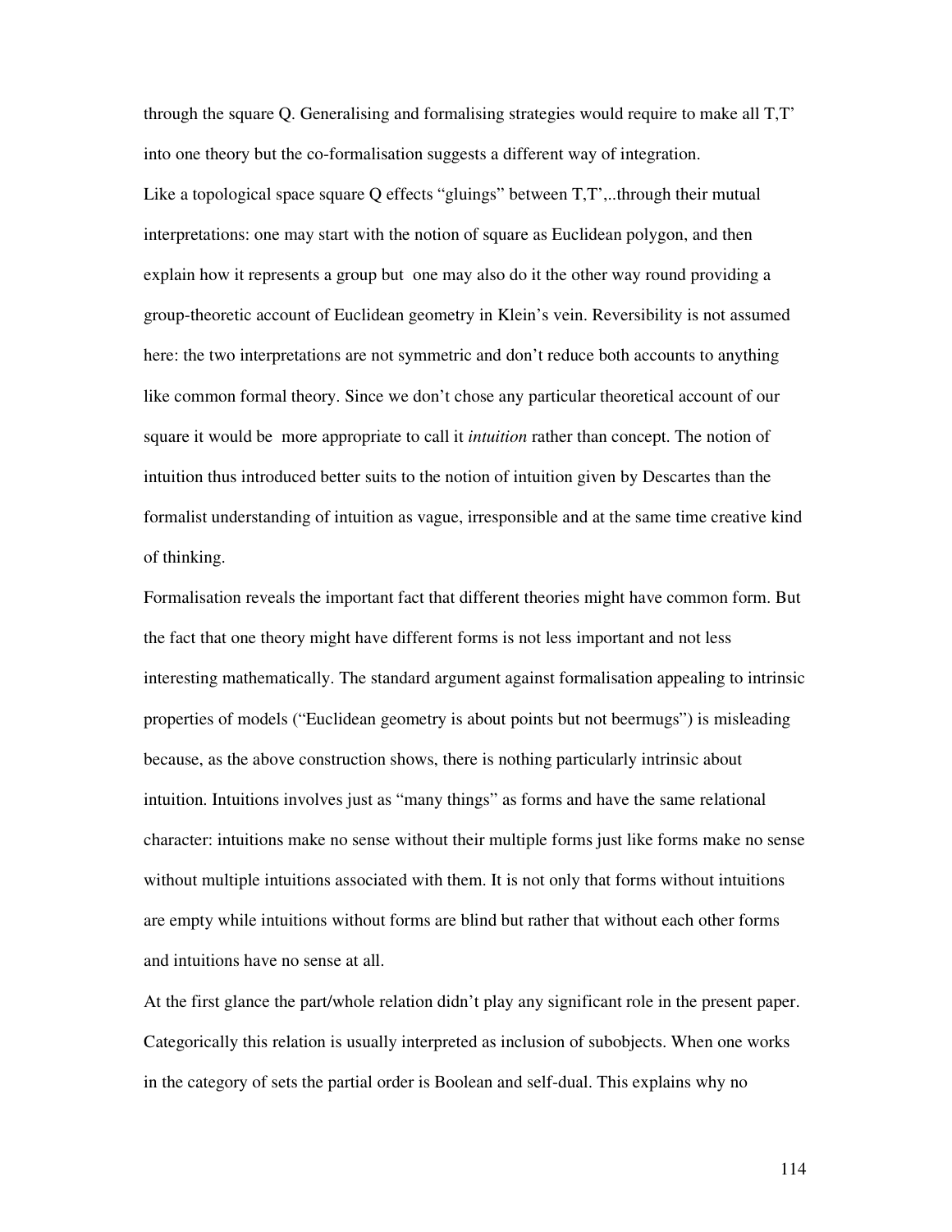through the square Q. Generalising and formalising strategies would require to make all T,T' into one theory but the co-formalisation suggests a different way of integration.

Like a topological space square Q effects "gluings" between T,T',..through their mutual interpretations: one may start with the notion of square as Euclidean polygon, and then explain how it represents a group but one may also do it the other way round providing a group-theoretic account of Euclidean geometry in Klein's vein. Reversibility is not assumed here: the two interpretations are not symmetric and don't reduce both accounts to anything like common formal theory. Since we don't chose any particular theoretical account of our square it would be more appropriate to call it *intuition* rather than concept. The notion of intuition thus introduced better suits to the notion of intuition given by Descartes than the formalist understanding of intuition as vague, irresponsible and at the same time creative kind of thinking.

Formalisation reveals the important fact that different theories might have common form. But the fact that one theory might have different forms is not less important and not less interesting mathematically. The standard argument against formalisation appealing to intrinsic properties of models ("Euclidean geometry is about points but not beermugs") is misleading because, as the above construction shows, there is nothing particularly intrinsic about intuition. Intuitions involves just as "many things" as forms and have the same relational character: intuitions make no sense without their multiple forms just like forms make no sense without multiple intuitions associated with them. It is not only that forms without intuitions are empty while intuitions without forms are blind but rather that without each other forms and intuitions have no sense at all.

At the first glance the part/whole relation didn't play any significant role in the present paper. Categorically this relation is usually interpreted as inclusion of subobjects. When one works in the category of sets the partial order is Boolean and self-dual. This explains why no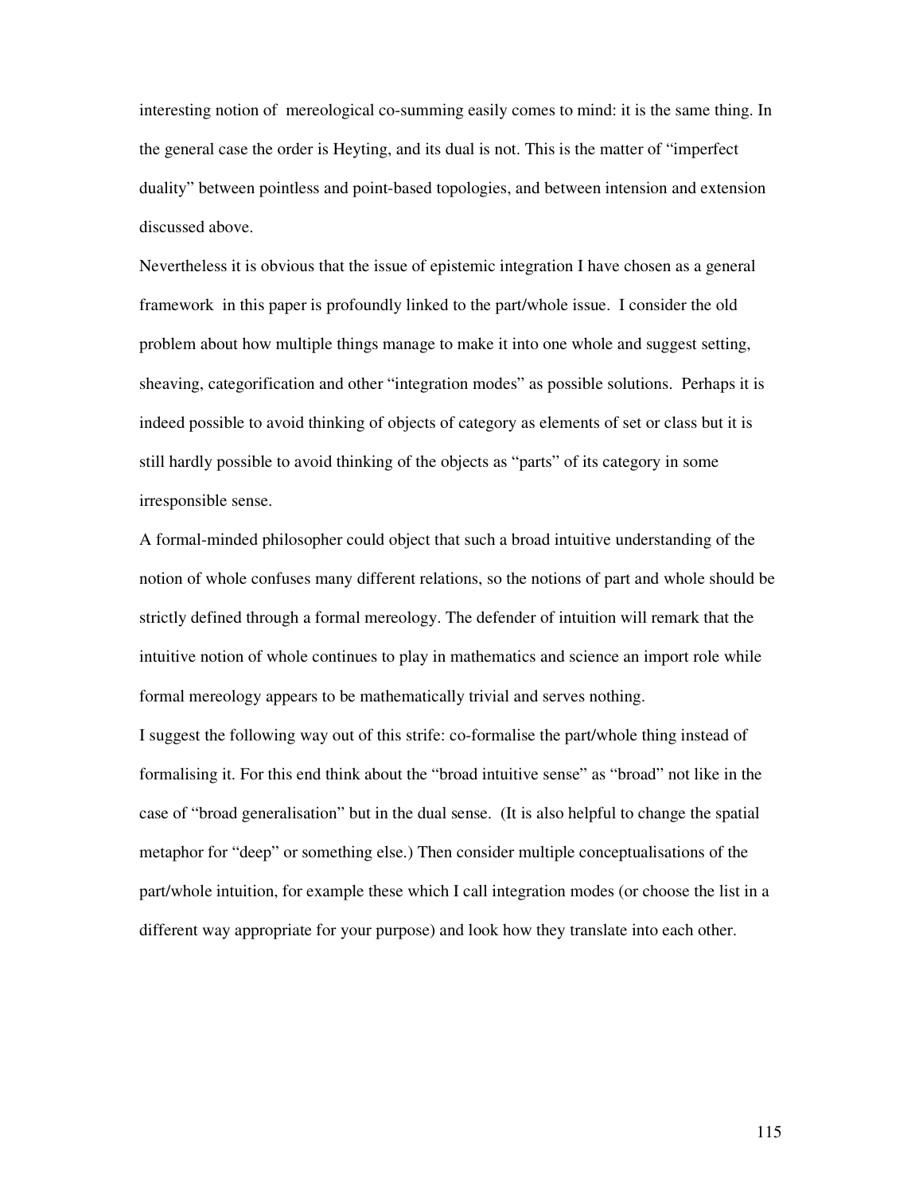interesting notion of mereological co-summing easily comes to mind: it is the same thing. In the general case the order is Heyting, and its dual is not. This is the matter of "imperfect duality" between pointless and point-based topologies, and between intension and extension discussed above.

Nevertheless it is obvious that the issue of epistemic integration I have chosen as a general framework in this paper is profoundly linked to the part/whole issue. I consider the old problem about how multiple things manage to make it into one whole and suggest setting, sheaving, categorification and other "integration modes" as possible solutions. Perhaps it is indeed possible to avoid thinking of objects of category as elements of set or class but it is still hardly possible to avoid thinking of the objects as "parts" of its category in some irresponsible sense.

A formal-minded philosopher could object that such a broad intuitive understanding of the notion of whole confuses many different relations, so the notions of part and whole should be strictly defined through a formal mereology. The defender of intuition will remark that the intuitive notion of whole continues to play in mathematics and science an import role while formal mereology appears to be mathematically trivial and serves nothing.

I suggest the following way out of this strife: co-formalise the part/whole thing instead of formalising it. For this end think about the "broad intuitive sense" as "broad" not like in the case of "broad generalisation" but in the dual sense. (It is also helpful to change the spatial metaphor for "deep" or something else.) Then consider multiple conceptualisations of the part/whole intuition, for example these which I call integration modes (or choose the list in a different way appropriate for your purpose) and look how they translate into each other.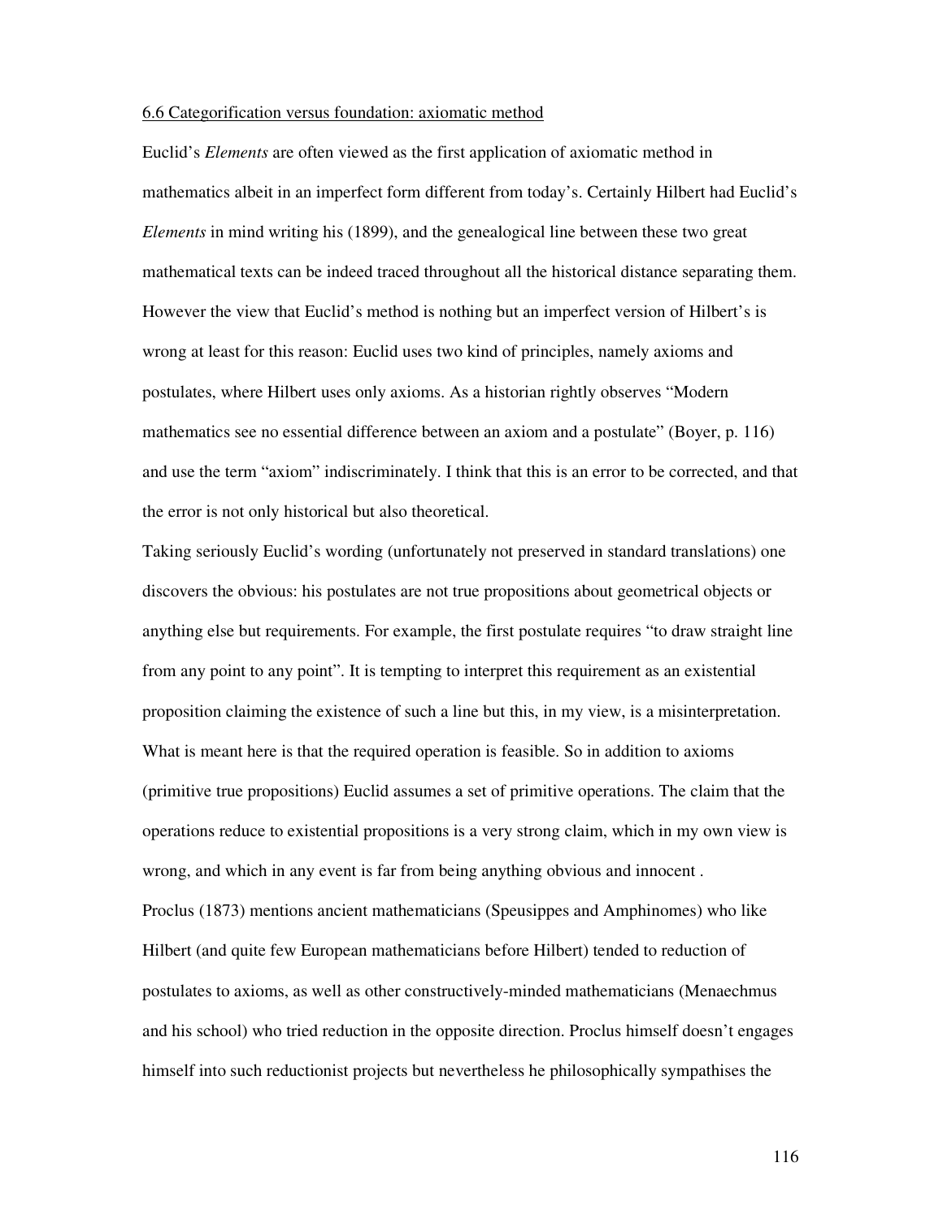## 6.6 Categorification versus foundation: axiomatic method

Euclid's *Elements* are often viewed as the first application of axiomatic method in mathematics albeit in an imperfect form different from today's. Certainly Hilbert had Euclid's *Elements* in mind writing his (1899), and the genealogical line between these two great mathematical texts can be indeed traced throughout all the historical distance separating them. However the view that Euclid's method is nothing but an imperfect version of Hilbert's is wrong at least for this reason: Euclid uses two kind of principles, namely axioms and postulates, where Hilbert uses only axioms. As a historian rightly observes "Modern mathematics see no essential difference between an axiom and a postulate" (Boyer, p. 116) and use the term "axiom" indiscriminately. I think that this is an error to be corrected, and that the error is not only historical but also theoretical.

Taking seriously Euclid's wording (unfortunately not preserved in standard translations) one discovers the obvious: his postulates are not true propositions about geometrical objects or anything else but requirements. For example, the first postulate requires "to draw straight line from any point to any point". It is tempting to interpret this requirement as an existential proposition claiming the existence of such a line but this, in my view, is a misinterpretation. What is meant here is that the required operation is feasible. So in addition to axioms (primitive true propositions) Euclid assumes a set of primitive operations. The claim that the operations reduce to existential propositions is a very strong claim, which in my own view is wrong, and which in any event is far from being anything obvious and innocent .

Proclus (1873) mentions ancient mathematicians (Speusippes and Amphinomes) who like Hilbert (and quite few European mathematicians before Hilbert) tended to reduction of postulates to axioms, as well as other constructively-minded mathematicians (Menaechmus and his school) who tried reduction in the opposite direction. Proclus himself doesn't engages himself into such reductionist projects but nevertheless he philosophically sympathises the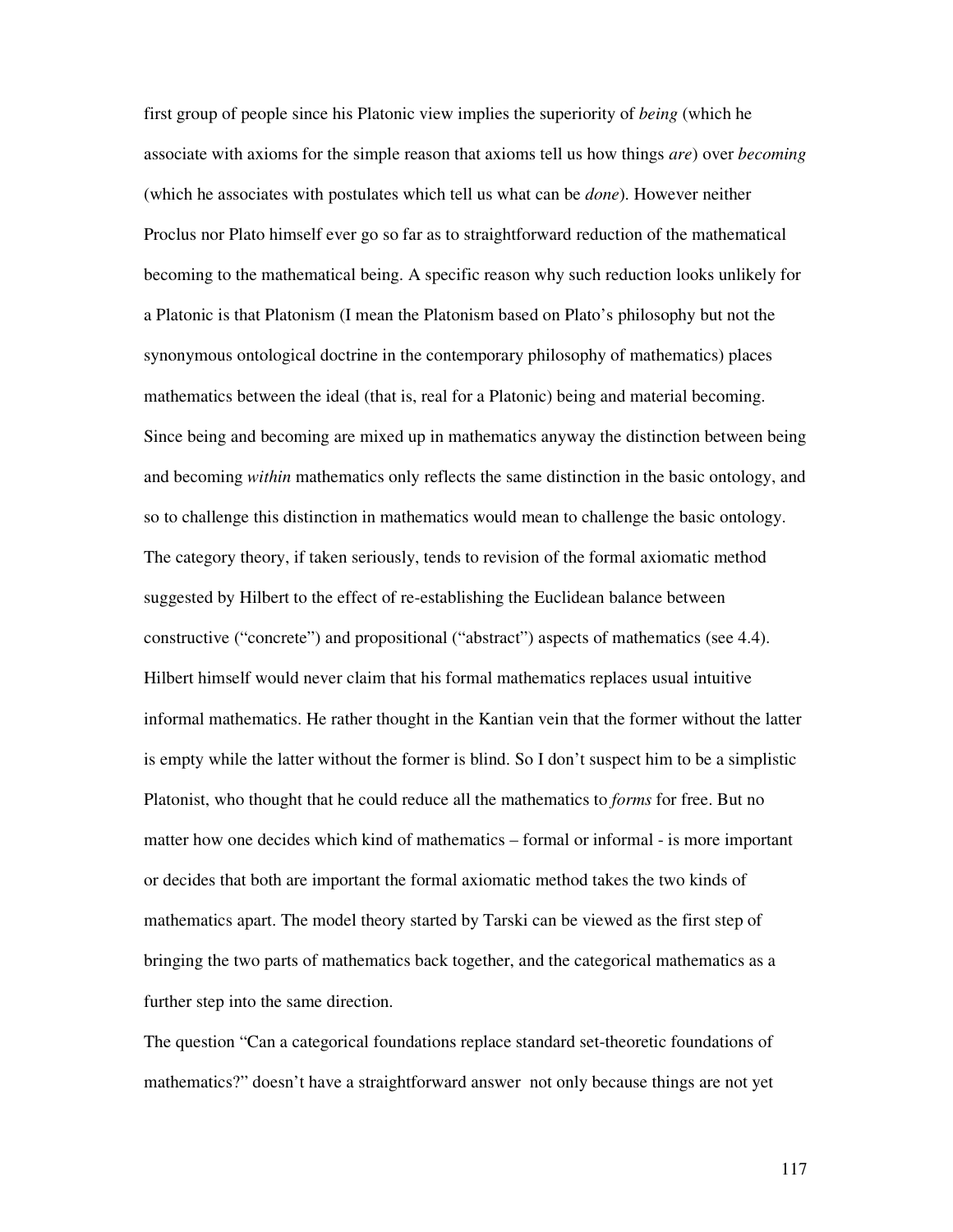first group of people since his Platonic view implies the superiority of *being* (which he associate with axioms for the simple reason that axioms tell us how things *are*) over *becoming* (which he associates with postulates which tell us what can be *done*). However neither Proclus nor Plato himself ever go so far as to straightforward reduction of the mathematical becoming to the mathematical being. A specific reason why such reduction looks unlikely for a Platonic is that Platonism (I mean the Platonism based on Plato's philosophy but not the synonymous ontological doctrine in the contemporary philosophy of mathematics) places mathematics between the ideal (that is, real for a Platonic) being and material becoming. Since being and becoming are mixed up in mathematics anyway the distinction between being and becoming *within* mathematics only reflects the same distinction in the basic ontology, and so to challenge this distinction in mathematics would mean to challenge the basic ontology. The category theory, if taken seriously, tends to revision of the formal axiomatic method suggested by Hilbert to the effect of re-establishing the Euclidean balance between constructive ("concrete") and propositional ("abstract") aspects of mathematics (see 4.4). Hilbert himself would never claim that his formal mathematics replaces usual intuitive informal mathematics. He rather thought in the Kantian vein that the former without the latter is empty while the latter without the former is blind. So I don't suspect him to be a simplistic Platonist, who thought that he could reduce all the mathematics to *forms* for free. But no matter how one decides which kind of mathematics – formal or informal - is more important or decides that both are important the formal axiomatic method takes the two kinds of mathematics apart. The model theory started by Tarski can be viewed as the first step of bringing the two parts of mathematics back together, and the categorical mathematics as a further step into the same direction.

The question "Can a categorical foundations replace standard set-theoretic foundations of mathematics?" doesn't have a straightforward answer not only because things are not yet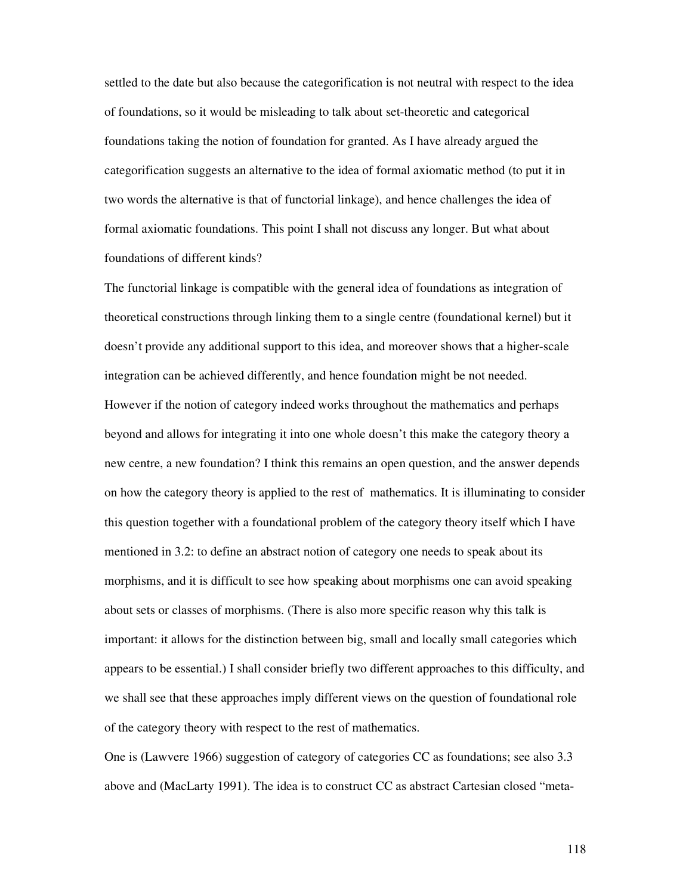settled to the date but also because the categorification is not neutral with respect to the idea of foundations, so it would be misleading to talk about set-theoretic and categorical foundations taking the notion of foundation for granted. As I have already argued the categorification suggests an alternative to the idea of formal axiomatic method (to put it in two words the alternative is that of functorial linkage), and hence challenges the idea of formal axiomatic foundations. This point I shall not discuss any longer. But what about foundations of different kinds?

The functorial linkage is compatible with the general idea of foundations as integration of theoretical constructions through linking them to a single centre (foundational kernel) but it doesn't provide any additional support to this idea, and moreover shows that a higher-scale integration can be achieved differently, and hence foundation might be not needed.

However if the notion of category indeed works throughout the mathematics and perhaps beyond and allows for integrating it into one whole doesn't this make the category theory a new centre, a new foundation? I think this remains an open question, and the answer depends on how the category theory is applied to the rest of mathematics. It is illuminating to consider this question together with a foundational problem of the category theory itself which I have mentioned in 3.2: to define an abstract notion of category one needs to speak about its morphisms, and it is difficult to see how speaking about morphisms one can avoid speaking about sets or classes of morphisms. (There is also more specific reason why this talk is important: it allows for the distinction between big, small and locally small categories which appears to be essential.) I shall consider briefly two different approaches to this difficulty, and we shall see that these approaches imply different views on the question of foundational role of the category theory with respect to the rest of mathematics.

One is (Lawvere 1966) suggestion of category of categories CC as foundations; see also 3.3 above and (MacLarty 1991). The idea is to construct CC as abstract Cartesian closed "meta-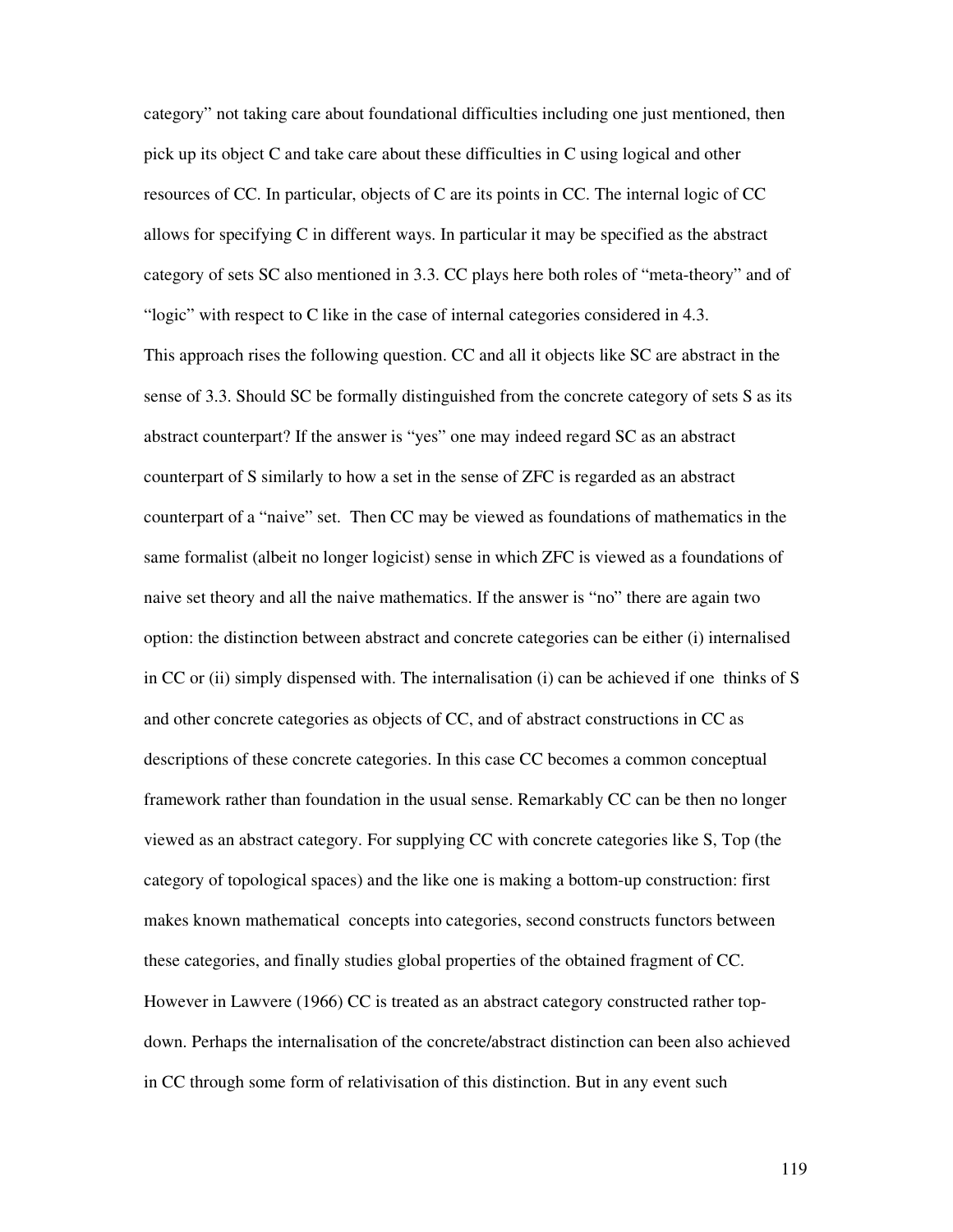category” not taking care about foundational difficulties including one just mentioned, then pick up its object C and take care about these difficulties in C using logical and other resources of CC. In particular, objects of C are its points in CC. The internal logic of CC allows for specifying C in different ways. In particular it may be specified as the abstract category of sets SC also mentioned in 3.3. CC plays here both roles of “meta-theory” and of “logic” with respect to C like in the case of internal categories considered in 4.3.

This approach rises the following question. CC and all it objects like SC are abstract in the sense of 3.3. Should SC be formally distinguished from the concrete category of sets S as its abstract counterpart? If the answer is “yes” one may indeed regard SC as an abstract counterpart of S similarly to how a set in the sense of ZFC is regarded as an abstract counterpart of a “naive” set. Then CC may be viewed as foundations of mathematics in the same formalist (albeit no longer logicist) sense in which ZFC is viewed as a foundations of naive set theory and all the naive mathematics. If the answer is “no” there are again two option: the distinction between abstract and concrete categories can be either (i) internalised in CC or (ii) simply dispensed with. The internalisation (i) can be achieved if one thinks of S and other concrete categories as objects of CC, and of abstract constructions in CC as descriptions of these concrete categories. In this case CC becomes a common conceptual framework rather than foundation in the usual sense. Remarkably CC can be then no longer viewed as an abstract category. For supplying CC with concrete categories like S, Top (the category of topological spaces) and the like one is making a bottom-up construction: first makes known mathematical concepts into categories, second constructs functors between these categories, and finally studies global properties of the obtained fragment of CC. However in Lawvere (1966) CC is treated as an abstract category constructed rather top-down. Perhaps the internalisation of the concrete/abstract distinction can been also achieved in CC through some form of relativisation of this distinction. But in any event such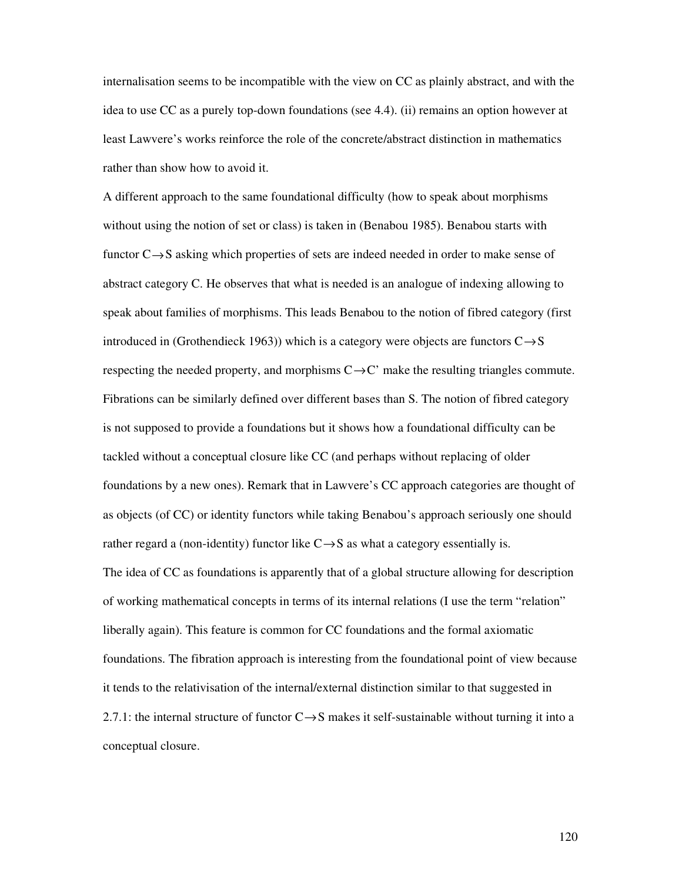internalisation seems to be incompatible with the view on CC as plainly abstract, and with the idea to use CC as a purely top-down foundations (see 4.4). (ii) remains an option however at least Lawvere's works reinforce the role of the concrete/abstract distinction in mathematics rather than show how to avoid it.

A different approach to the same foundational difficulty (how to speak about morphisms without using the notion of set or class) is taken in (Benabou 1985). Benabou starts with functor $C \rightarrow S$ asking which properties of sets are indeed needed in order to make sense of abstract category C. He observes that what is needed is an analogue of indexing allowing to speak about families of morphisms. This leads Benabou to the notion of fibred category (first introduced in (Grothendieck 1963)) which is a category were objects are functors $C \rightarrow S$ respecting the needed property, and morphisms $C \rightarrow C'$ make the resulting triangles commute. Fibrations can be similarly defined over different bases than S. The notion of fibred category is not supposed to provide a foundations but it shows how a foundational difficulty can be tackled without a conceptual closure like CC (and perhaps without replacing of older foundations by a new ones). Remark that in Lawvere's CC approach categories are thought of as objects (of CC) or identity functors while taking Benabou's approach seriously one should rather regard a (non-identity) functor like $C \rightarrow S$ as what a category essentially is.

The idea of CC as foundations is apparently that of a global structure allowing for description of working mathematical concepts in terms of its internal relations (I use the term "relation" liberally again). This feature is common for CC foundations and the formal axiomatic foundations. The fibration approach is interesting from the foundational point of view because it tends to the relativisation of the internal/external distinction similar to that suggested in 2.7.1: the internal structure of functor $C \rightarrow S$ makes it self-sustainable without turning it into a conceptual closure.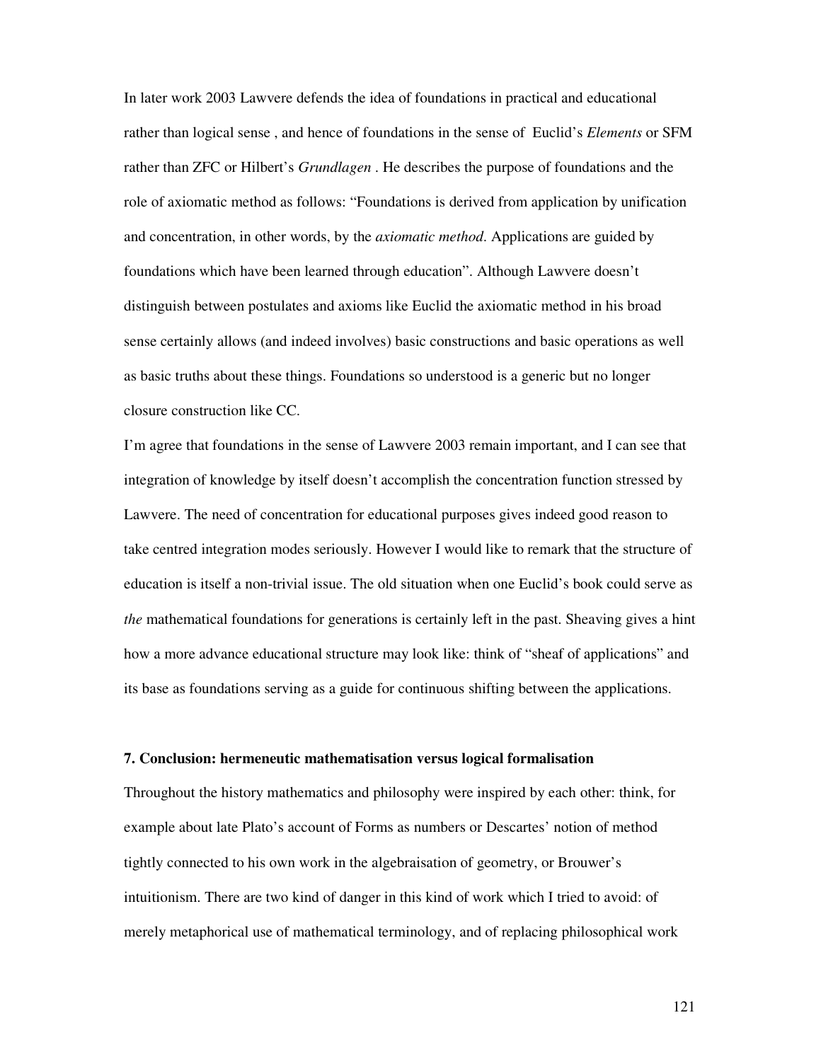In later work 2003 Lawvere defends the idea of foundations in practical and educational rather than logical sense , and hence of foundations in the sense of Euclid's *Elements* or SFM rather than ZFC or Hilbert's *Grundlagen* . He describes the purpose of foundations and the role of axiomatic method as follows: "Foundations is derived from application by unification and concentration, in other words, by the *axiomatic method*. Applications are guided by foundations which have been learned through education". Although Lawvere doesn't distinguish between postulates and axioms like Euclid the axiomatic method in his broad sense certainly allows (and indeed involves) basic constructions and basic operations as well as basic truths about these things. Foundations so understood is a generic but no longer closure construction like CC.

I'm agree that foundations in the sense of Lawvere 2003 remain important, and I can see that integration of knowledge by itself doesn't accomplish the concentration function stressed by Lawvere. The need of concentration for educational purposes gives indeed good reason to take centred integration modes seriously. However I would like to remark that the structure of education is itself a non-trivial issue. The old situation when one Euclid's book could serve as *the* mathematical foundations for generations is certainly left in the past. Sheaving gives a hint how a more advance educational structure may look like: think of "sheaf of applications" and its base as foundations serving as a guide for continuous shifting between the applications.

### 7. Conclusion: hermeneutic mathematisation versus logical formalisation

Throughout the history mathematics and philosophy were inspired by each other: think, for example about late Plato's account of Forms as numbers or Descartes' notion of method tightly connected to his own work in the algebraisation of geometry, or Brouwer's intuitionism. There are two kind of danger in this kind of work which I tried to avoid: of merely metaphorical use of mathematical terminology, and of replacing philosophical work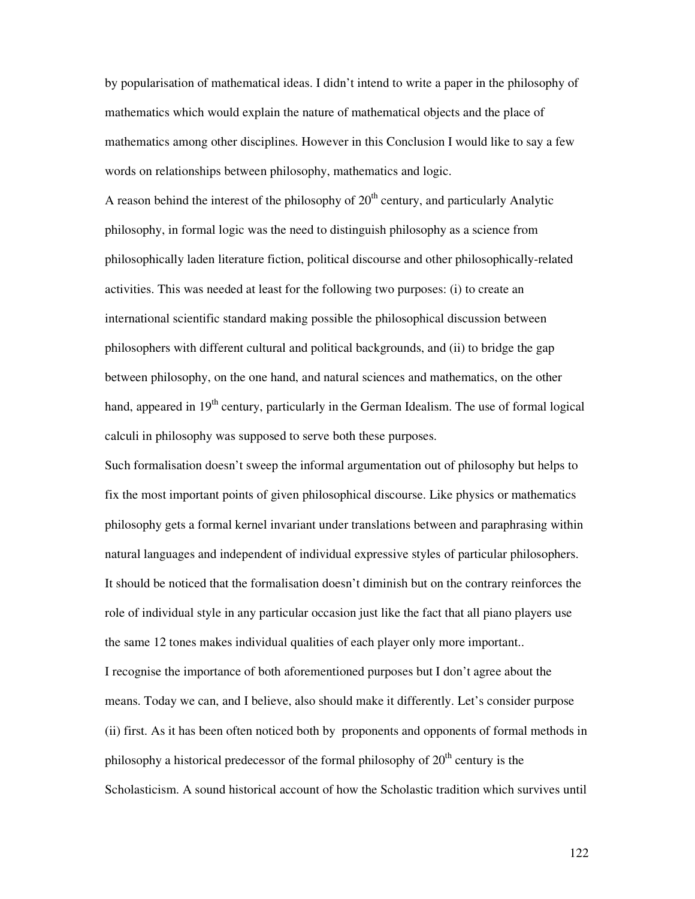by popularisation of mathematical ideas. I didn't intend to write a paper in the philosophy of mathematics which would explain the nature of mathematical objects and the place of mathematics among other disciplines. However in this Conclusion I would like to say a few words on relationships between philosophy, mathematics and logic.

A reason behind the interest of the philosophy of 20th century, and particularly Analytic philosophy, in formal logic was the need to distinguish philosophy as a science from philosophically laden literature fiction, political discourse and other philosophically-related activities. This was needed at least for the following two purposes: (i) to create an international scientific standard making possible the philosophical discussion between philosophers with different cultural and political backgrounds, and (ii) to bridge the gap between philosophy, on the one hand, and natural sciences and mathematics, on the other hand, appeared in 19th century, particularly in the German Idealism. The use of formal logical calculi in philosophy was supposed to serve both these purposes.

Such formalisation doesn't sweep the informal argumentation out of philosophy but helps to fix the most important points of given philosophical discourse. Like physics or mathematics philosophy gets a formal kernel invariant under translations between and paraphrasing within natural languages and independent of individual expressive styles of particular philosophers. It should be noticed that the formalisation doesn't diminish but on the contrary reinforces the role of individual style in any particular occasion just like the fact that all piano players use the same 12 tones makes individual qualities of each player only more important..

I recognise the importance of both aforementioned purposes but I don't agree about the means. Today we can, and I believe, also should make it differently. Let's consider purpose (ii) first. As it has been often noticed both by proponents and opponents of formal methods in philosophy a historical predecessor of the formal philosophy of 20th century is the Scholasticism. A sound historical account of how the Scholastic tradition which survives until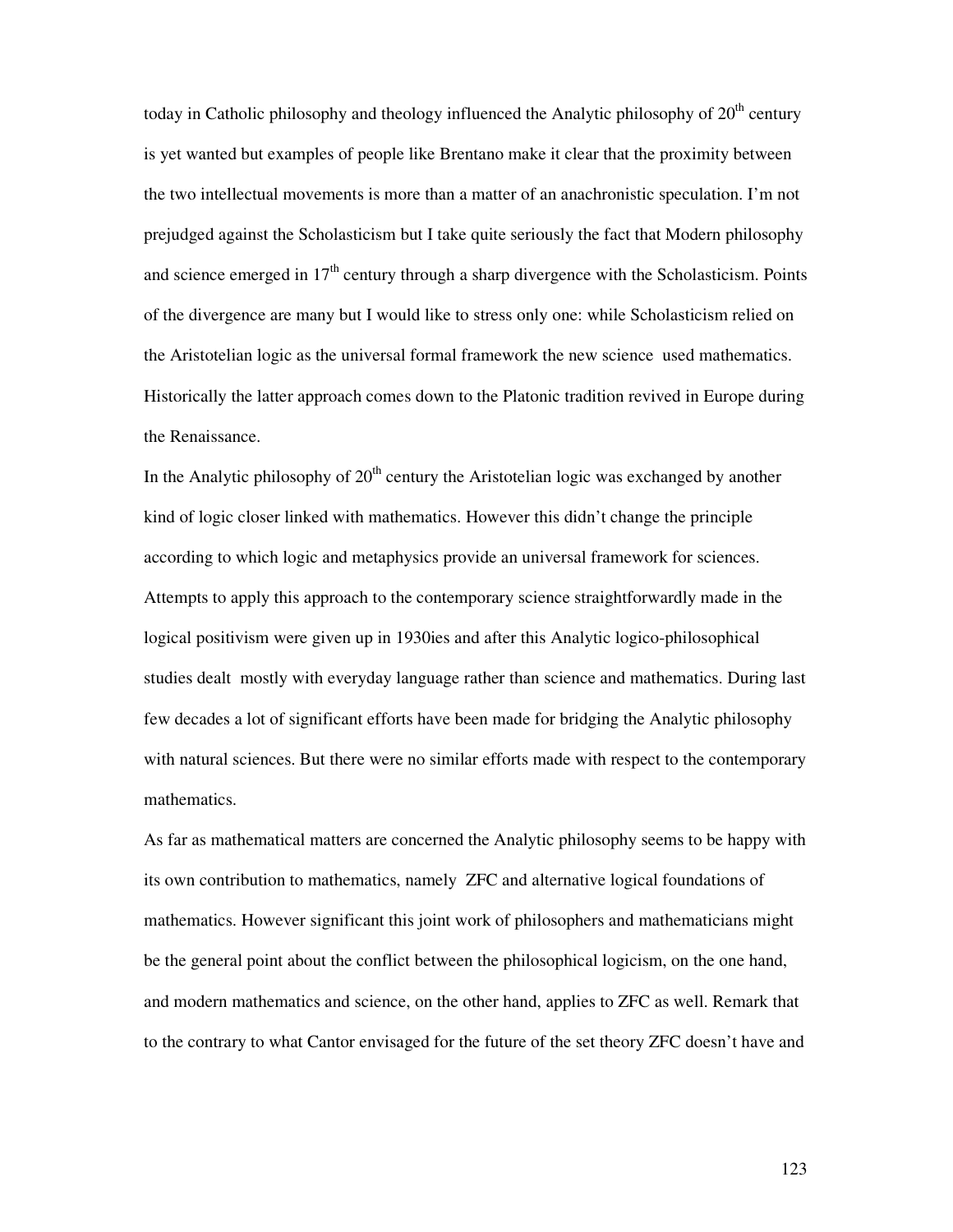today in Catholic philosophy and theology influenced the Analytic philosophy of 20th century is yet wanted but examples of people like Brentano make it clear that the proximity between the two intellectual movements is more than a matter of an anachronistic speculation. I'm not prejudged against the Scholasticism but I take quite seriously the fact that Modern philosophy and science emerged in 17th century through a sharp divergence with the Scholasticism. Points of the divergence are many but I would like to stress only one: while Scholasticism relied on the Aristotelian logic as the universal formal framework the new science used mathematics. Historically the latter approach comes down to the Platonic tradition revived in Europe during the Renaissance.

In the Analytic philosophy of 20th century the Aristotelian logic was exchanged by another kind of logic closer linked with mathematics. However this didn't change the principle according to which logic and metaphysics provide an universal framework for sciences. Attempts to apply this approach to the contemporary science straightforwardly made in the logical positivism were given up in 1930ies and after this Analytic logico-philosophical studies dealt mostly with everyday language rather than science and mathematics. During last few decades a lot of significant efforts have been made for bridging the Analytic philosophy with natural sciences. But there were no similar efforts made with respect to the contemporary mathematics.

As far as mathematical matters are concerned the Analytic philosophy seems to be happy with its own contribution to mathematics, namely ZFC and alternative logical foundations of mathematics. However significant this joint work of philosophers and mathematicians might be the general point about the conflict between the philosophical logicism, on the one hand, and modern mathematics and science, on the other hand, applies to ZFC as well. Remark that to the contrary to what Cantor envisaged for the future of the set theory ZFC doesn't have and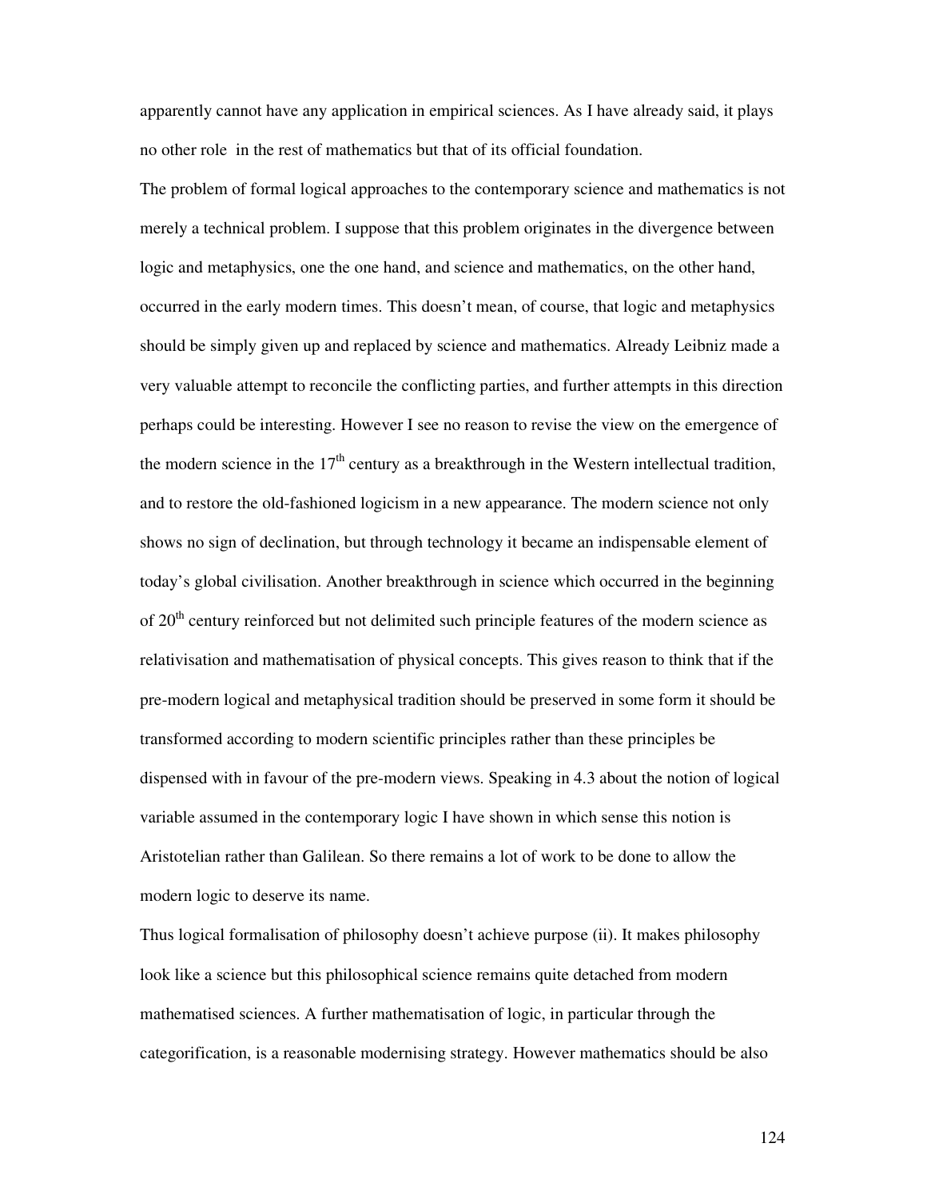apparently cannot have any application in empirical sciences. As I have already said, it plays no other role in the rest of mathematics but that of its official foundation.

The problem of formal logical approaches to the contemporary science and mathematics is not merely a technical problem. I suppose that this problem originates in the divergence between logic and metaphysics, one the one hand, and science and mathematics, on the other hand, occurred in the early modern times. This doesn't mean, of course, that logic and metaphysics should be simply given up and replaced by science and mathematics. Already Leibniz made a very valuable attempt to reconcile the conflicting parties, and further attempts in this direction perhaps could be interesting. However I see no reason to revise the view on the emergence of the modern science in the 17th century as a breakthrough in the Western intellectual tradition, and to restore the old-fashioned logicism in a new appearance. The modern science not only shows no sign of declination, but through technology it became an indispensable element of today's global civilisation. Another breakthrough in science which occurred in the beginning of 20th century reinforced but not delimited such principle features of the modern science as relativisation and mathematisation of physical concepts. This gives reason to think that if the pre-modern logical and metaphysical tradition should be preserved in some form it should be transformed according to modern scientific principles rather than these principles be dispensed with in favour of the pre-modern views. Speaking in 4.3 about the notion of logical variable assumed in the contemporary logic I have shown in which sense this notion is Aristotelian rather than Galilean. So there remains a lot of work to be done to allow the modern logic to deserve its name.

Thus logical formalisation of philosophy doesn't achieve purpose (ii). It makes philosophy look like a science but this philosophical science remains quite detached from modern mathematised sciences. A further mathematisation of logic, in particular through the categorification, is a reasonable modernising strategy. However mathematics should be also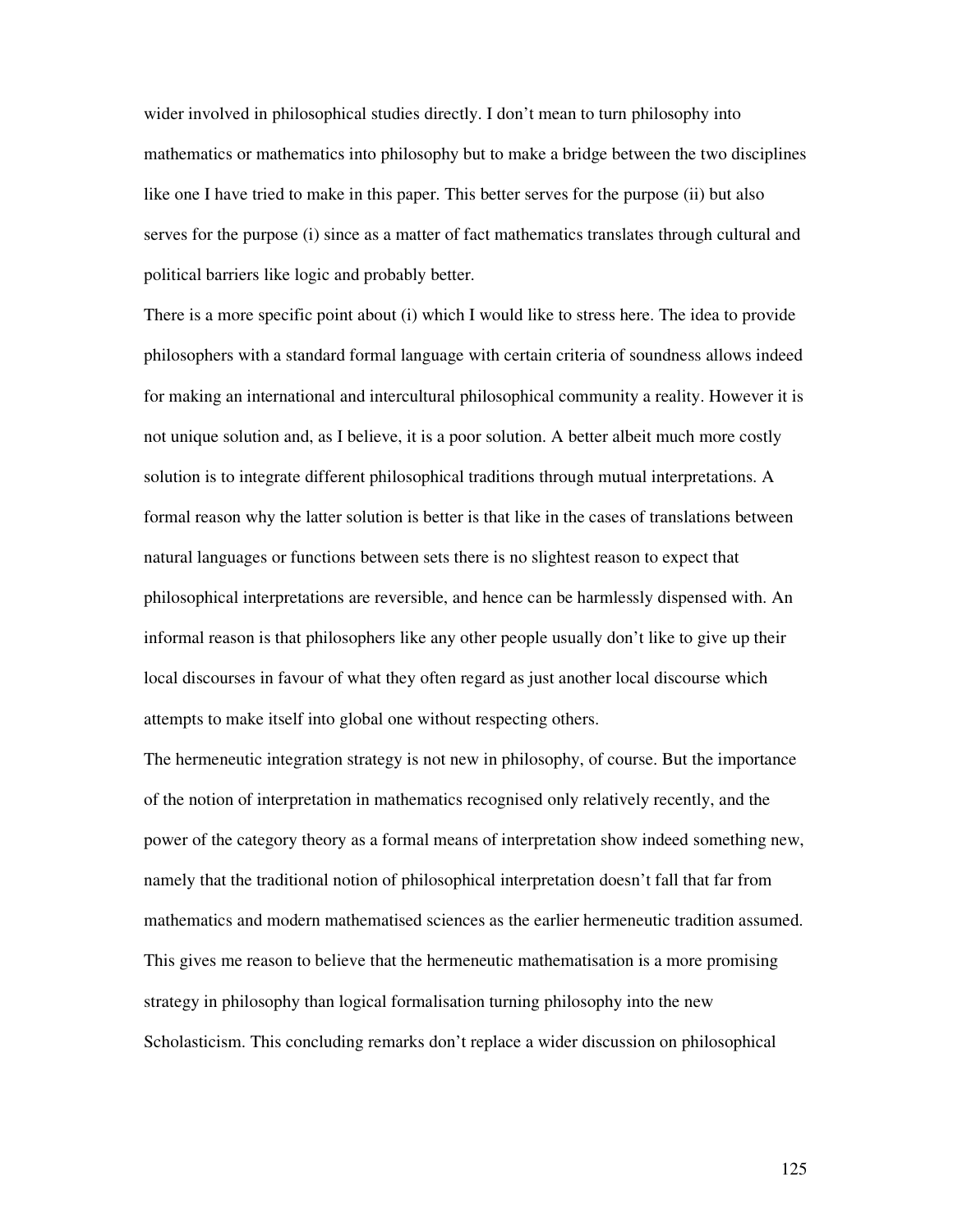wider involved in philosophical studies directly. I don't mean to turn philosophy into mathematics or mathematics into philosophy but to make a bridge between the two disciplines like one I have tried to make in this paper. This better serves for the purpose (ii) but also serves for the purpose (i) since as a matter of fact mathematics translates through cultural and political barriers like logic and probably better.

There is a more specific point about (i) which I would like to stress here. The idea to provide philosophers with a standard formal language with certain criteria of soundness allows indeed for making an international and intercultural philosophical community a reality. However it is not unique solution and, as I believe, it is a poor solution. A better albeit much more costly solution is to integrate different philosophical traditions through mutual interpretations. A formal reason why the latter solution is better is that like in the cases of translations between natural languages or functions between sets there is no slightest reason to expect that philosophical interpretations are reversible, and hence can be harmlessly dispensed with. An informal reason is that philosophers like any other people usually don't like to give up their local discourses in favour of what they often regard as just another local discourse which attempts to make itself into global one without respecting others.

The hermeneutic integration strategy is not new in philosophy, of course. But the importance of the notion of interpretation in mathematics recognised only relatively recently, and the power of the category theory as a formal means of interpretation show indeed something new, namely that the traditional notion of philosophical interpretation doesn't fall that far from mathematics and modern mathematised sciences as the earlier hermeneutic tradition assumed. This gives me reason to believe that the hermeneutic mathematisation is a more promising strategy in philosophy than logical formalisation turning philosophy into the new Scholasticism. This concluding remarks don't replace a wider discussion on philosophical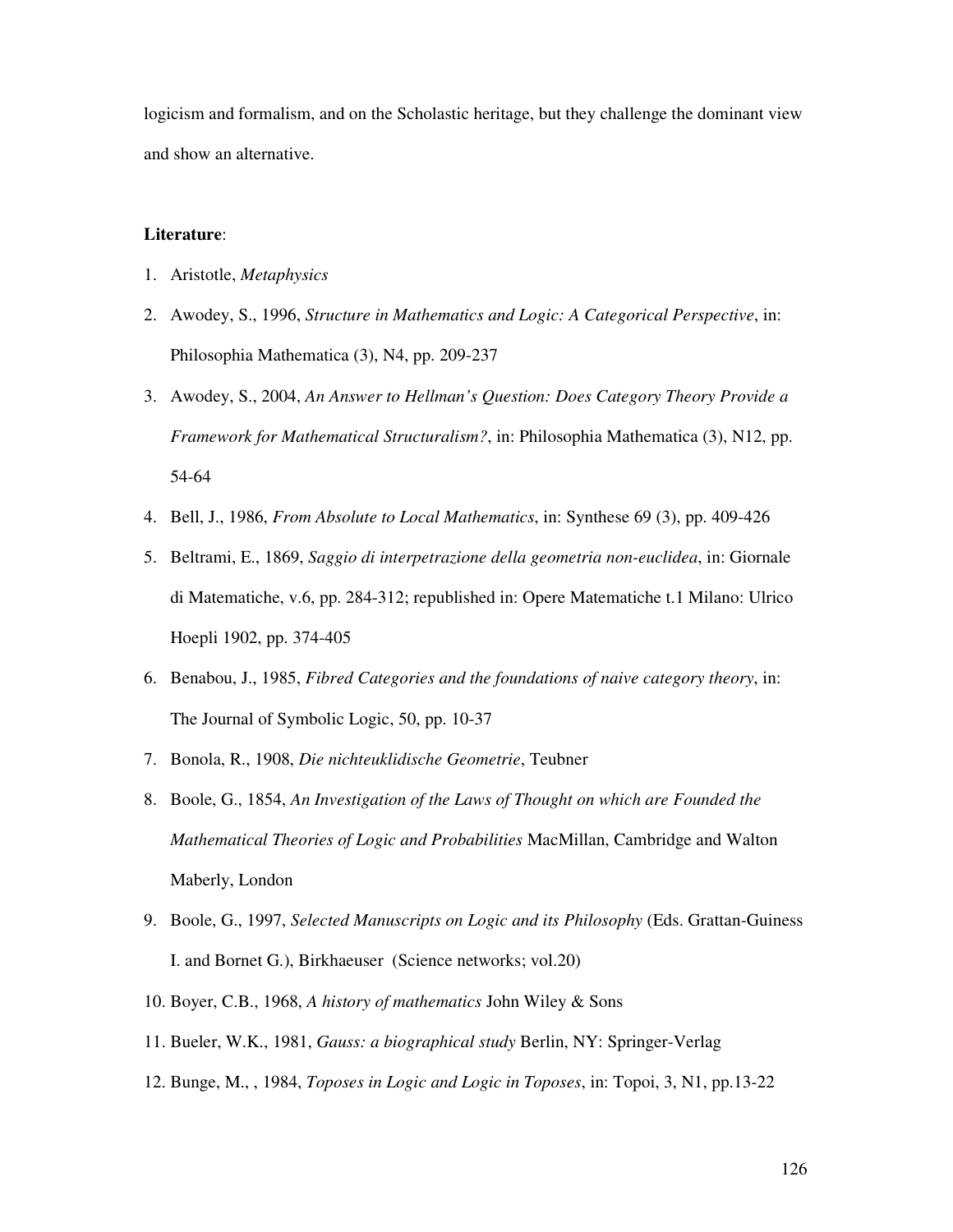logicism and formalism, and on the Scholastic heritage, but they challenge the dominant view and show an alternative.

**Literature**:

1. Aristotle, *Metaphysics*
2. Awodey, S., 1996, *Structure in Mathematics and Logic: A Categorical Perspective*, in: Philosophia Mathematica (3), N4, pp. 209-237
3. Awodey, S., 2004, *An Answer to Hellman's Question: Does Category Theory Provide a Framework for Mathematical Structuralism?*, in: Philosophia Mathematica (3), N12, pp. 54-64
4. Bell, J., 1986, *From Absolute to Local Mathematics*, in: Synthese 69 (3), pp. 409-426
5. Beltrami, E., 1869, *Saggio di interpetrazione della geometria non-euclidea*, in: Giornale di Matematiche, v.6, pp. 284-312; republished in: Opere Matematiche t.1 Milano: Ulrico Hoepli 1902, pp. 374-405
6. Benabou, J., 1985, *Fibred Categories and the foundations of naive category theory*, in: The Journal of Symbolic Logic, 50, pp. 10-37
7. Bonola, R., 1908, *Die nichteuklidische Geometrie*, Teubner
8. Boole, G., 1854, *An Investigation of the Laws of Thought on which are Founded the Mathematical Theories of Logic and Probabilities* MacMillan, Cambridge and Walton Maberly, London
9. Boole, G., 1997, *Selected Manuscripts on Logic and its Philosophy* (Eds. Grattan-Guiness I. and Bornet G.), Birkhaeuser (Science networks; vol.20)
10. Boyer, C.B., 1968, *A history of mathematics* John Wiley & Sons
11. Bueler, W.K., 1981, *Gauss: a biographical study* Berlin, NY: Springer-Verlag
12. Bunge, M., , 1984, *Toposes in Logic and Logic in Toposes*, in: Topoi, 3, N1, pp.13-22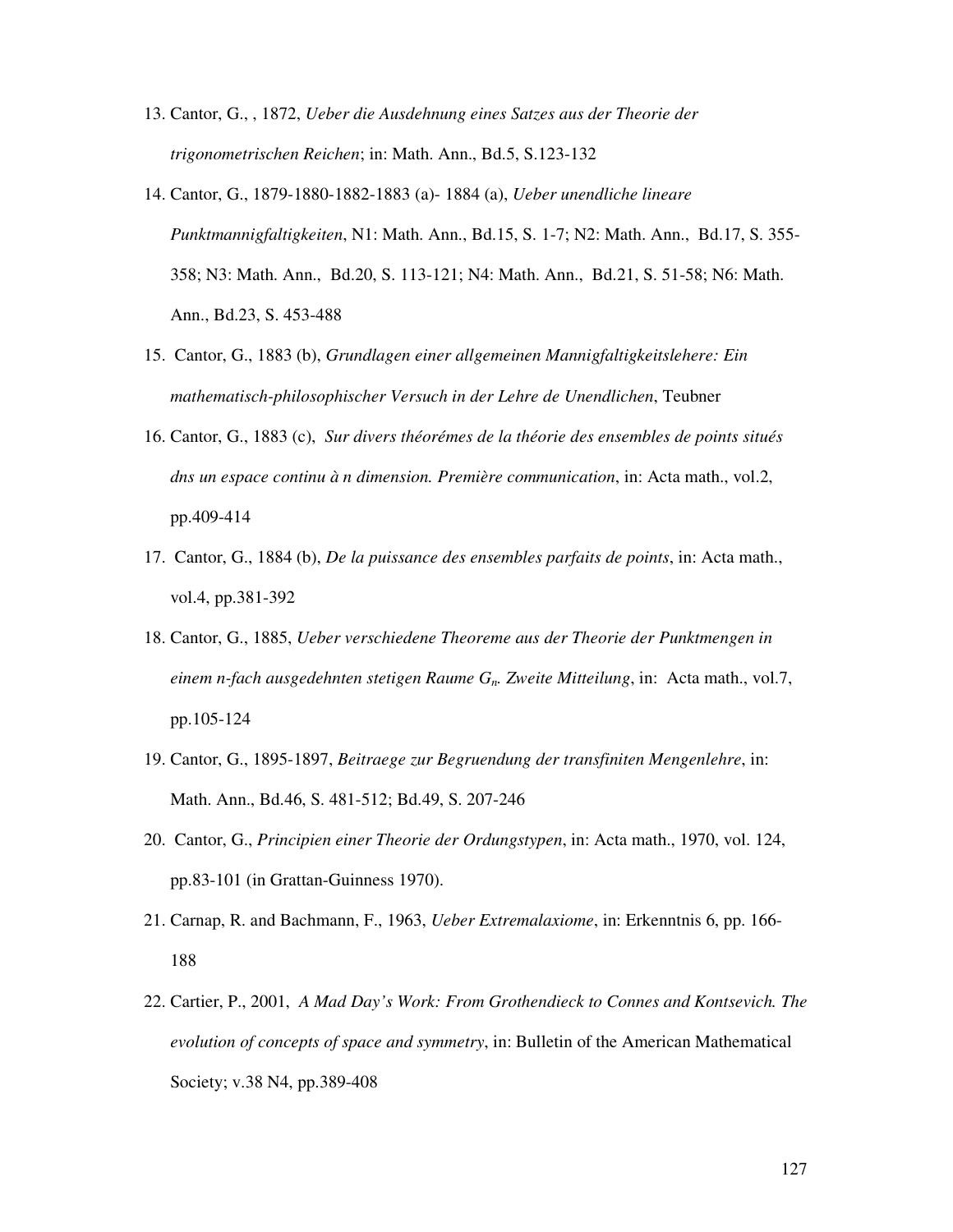13. Cantor, G., , 1872, *Ueber die Ausdehnung eines Satzes aus der Theorie der trigonometrischen Reichen*; in: Math. Ann., Bd.5, S.123-132

14. Cantor, G., 1879-1880-1882-1883 (a)- 1884 (a), *Ueber unendliche lineare Punktmannigfaltigkeiten*, N1: Math. Ann., Bd.15, S. 1-7; N2: Math. Ann., Bd.17, S. 355-358; N3: Math. Ann., Bd.20, S. 113-121; N4: Math. Ann., Bd.21, S. 51-58; N6: Math. Ann., Bd.23, S. 453-488

15. Cantor, G., 1883 (b), *Grundlagen einer allgemeinen Mannigfaltigkeitslehere: Ein mathematisch-philosophischer Versuch in der Lehre de Unendlichen*, Teubner

16. Cantor, G., 1883 (c), *Sur divers théorémes de la théorie des ensembles de points situés dns un espace continu à n dimension. Première communication*, in: Acta math., vol.2, pp.409-414

17. Cantor, G., 1884 (b), *De la puissance des ensembles parfaits de points*, in: Acta math., vol.4, pp.381-392

18. Cantor, G., 1885, *Ueber verschiedene Theoreme aus der Theorie der Punktmengen in einem n-fach ausgedehnten stetigen Raume $G_n$. Zweite Mitteilung*, in: Acta math., vol.7, pp.105-124

19. Cantor, G., 1895-1897, *Beitraege zur Begruendung der transfiniten Mengenlehre*, in: Math. Ann., Bd.46, S. 481-512; Bd.49, S. 207-246

20. Cantor, G., *Principien einer Theorie der Ordungstypen*, in: Acta math., 1970, vol. 124, pp.83-101 (in Grattan-Guinness 1970).

21. Carnap, R. and Bachmann, F., 1963, *Ueber Extremalaxiome*, in: Erkenntnis 6, pp. 166-188

22. Cartier, P., 2001, *A Mad Day's Work: From Grothendieck to Connes and Kontsevich. The evolution of concepts of space and symmetry*, in: Bulletin of the American Mathematical Society; v.38 N4, pp.389-408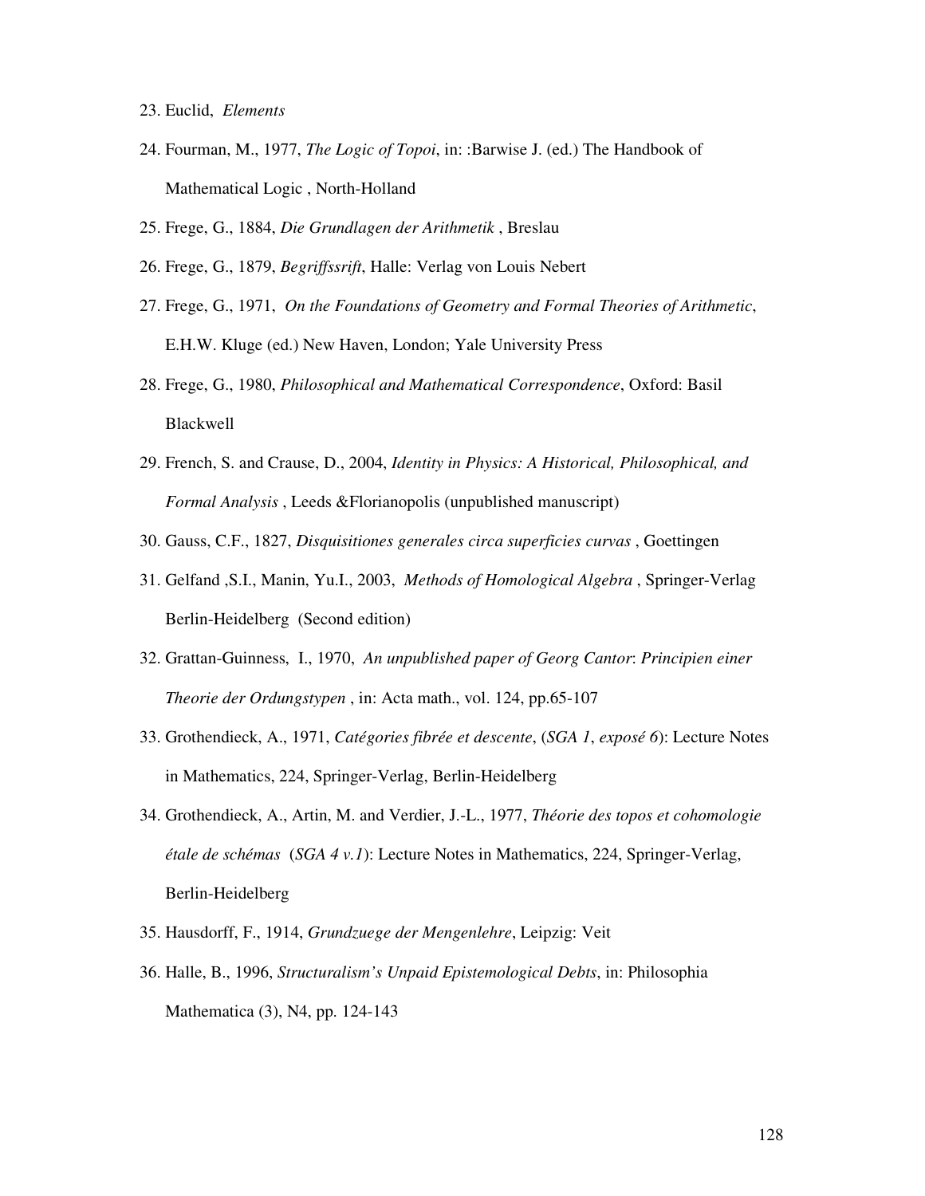23. Euclid, *Elements*

24. Fourman, M., 1977, *The Logic of Topoi*, in: :Barwise J. (ed.) The Handbook of Mathematical Logic , North-Holland

25. Frege, G., 1884, *Die Grundlagen der Arithmetik* , Breslau

26. Frege, G., 1879, *Begriffssrift*, Halle: Verlag von Louis Nebert

27. Frege, G., 1971, *On the Foundations of Geometry and Formal Theories of Arithmetic*, E.H.W. Kluge (ed.) New Haven, London; Yale University Press

28. Frege, G., 1980, *Philosophical and Mathematical Correspondence*, Oxford: Basil Blackwell

29. French, S. and Crause, D., 2004, *Identity in Physics: A Historical, Philosophical, and Formal Analysis* , Leeds &Florianopolis (unpublished manuscript)

30. Gauss, C.F., 1827, *Disquisitiones generales circa superficies curvas* , Goettingen

31. Gelfand ,S.I., Manin, Yu.I., 2003, *Methods of Homological Algebra* , Springer-Verlag Berlin-Heidelberg (Second edition)

32. Grattan-Guinness, I., 1970, *An unpublished paper of Georg Cantor*: *Principien einer Theorie der Ordungstypen* , in: Acta math., vol. 124, pp.65-107

33. Grothendieck, A., 1971, *Catégories fibrée et descente*, (*SGA 1*, *exposé 6*): Lecture Notes in Mathematics, 224, Springer-Verlag, Berlin-Heidelberg

34. Grothendieck, A., Artin, M. and Verdier, J.-L., 1977, *Théorie des topos et cohomologie étale de schémas* (*SGA 4 v.1*): Lecture Notes in Mathematics, 224, Springer-Verlag, Berlin-Heidelberg

35. Hausdorff, F., 1914, *Grundzuege der Mengenlehre*, Leipzig: Veit

36. Halle, B., 1996, *Structuralism's Unpaid Epistemological Debts*, in: Philosophia Mathematica (3), N4, pp. 124-143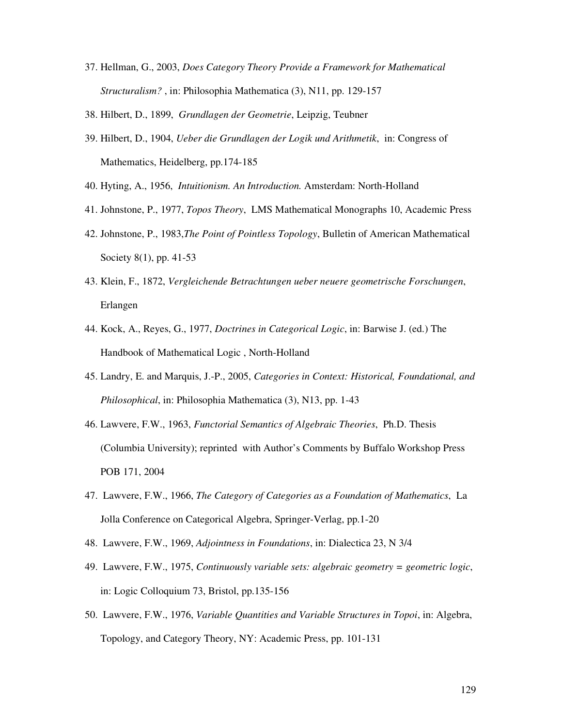37. Hellman, G., 2003, *Does Category Theory Provide a Framework for Mathematical Structuralism?* , in: Philosophia Mathematica (3), N11, pp. 129-157
38. Hilbert, D., 1899, *Grundlagen der Geometrie*, Leipzig, Teubner
39. Hilbert, D., 1904, *Ueber die Grundlagen der Logik und Arithmetik*, in: Congress of Mathematics, Heidelberg, pp.174-185
40. Hyting, A., 1956, *Intuitionism. An Introduction.* Amsterdam: North-Holland
41. Johnstone, P., 1977, *Topos Theory*, LMS Mathematical Monographs 10, Academic Press
42. Johnstone, P., 1983,*The Point of Pointless Topology*, Bulletin of American Mathematical Society 8(1), pp. 41-53
43. Klein, F., 1872, *Vergleichende Betrachtungen ueber neuere geometrische Forschungen*, Erlangen
44. Kock, A., Reyes, G., 1977, *Doctrines in Categorical Logic*, in: Barwise J. (ed.) The Handbook of Mathematical Logic , North-Holland
45. Landry, E. and Marquis, J.-P., 2005, *Categories in Context: Historical, Foundational, and Philosophical*, in: Philosophia Mathematica (3), N13, pp. 1-43
46. Lawvere, F.W., 1963, *Functorial Semantics of Algebraic Theories*, Ph.D. Thesis (Columbia University); reprinted with Author's Comments by Buffalo Workshop Press POB 171, 2004
47. Lawvere, F.W., 1966, *The Category of Categories as a Foundation of Mathematics*, La Jolla Conference on Categorical Algebra, Springer-Verlag, pp.1-20
48. Lawvere, F.W., 1969, *Adjointness in Foundations*, in: Dialectica 23, N 3/4
49. Lawvere, F.W., 1975, *Continuously variable sets: algebraic geometry = geometric logic*, in: Logic Colloquium 73, Bristol, pp.135-156
50. Lawvere, F.W., 1976, *Variable Quantities and Variable Structures in Topoi*, in: Algebra, Topology, and Category Theory, NY: Academic Press, pp. 101-131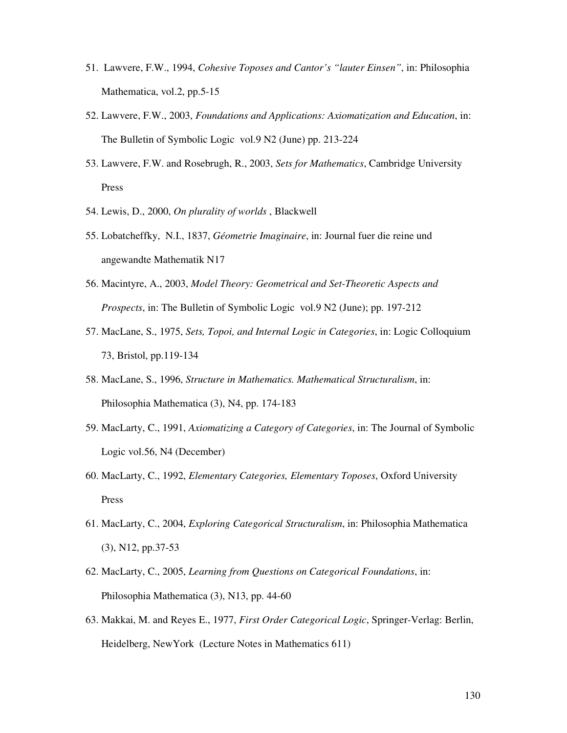51. Lawvere, F.W., 1994, *Cohesive Toposes and Cantor's "lauter Einsen"*, in: Philosophia Mathematica, vol.2, pp.5-15

52. Lawvere, F.W., 2003, *Foundations and Applications: Axiomatization and Education*, in: The Bulletin of Symbolic Logic vol.9 N2 (June) pp. 213-224

53. Lawvere, F.W. and Rosebrugh, R., 2003, *Sets for Mathematics*, Cambridge University Press

54. Lewis, D., 2000, *On plurality of worlds* , Blackwell

55. Lobatcheffky, N.I., 1837, *Géometrie Imaginaire*, in: Journal fuer die reine und angewandte Mathematik N17

56. Macintyre, A., 2003, *Model Theory: Geometrical and Set-Theoretic Aspects and Prospects*, in: The Bulletin of Symbolic Logic vol.9 N2 (June); pp. 197-212

57. MacLane, S., 1975, *Sets, Topoi, and Internal Logic in Categories*, in: Logic Colloquium 73, Bristol, pp.119-134

58. MacLane, S., 1996, *Structure in Mathematics. Mathematical Structuralism*, in: Philosophia Mathematica (3), N4, pp. 174-183

59. MacLarty, C., 1991, *Axiomatizing a Category of Categories*, in: The Journal of Symbolic Logic vol.56, N4 (December)

60. MacLarty, C., 1992, *Elementary Categories, Elementary Toposes*, Oxford University Press

61. MacLarty, C., 2004, *Exploring Categorical Structuralism*, in: Philosophia Mathematica (3), N12, pp.37-53

62. MacLarty, C., 2005, *Learning from Questions on Categorical Foundations*, in: Philosophia Mathematica (3), N13, pp. 44-60

63. Makkai, M. and Reyes E., 1977, *First Order Categorical Logic*, Springer-Verlag: Berlin, Heidelberg, NewYork (Lecture Notes in Mathematics 611)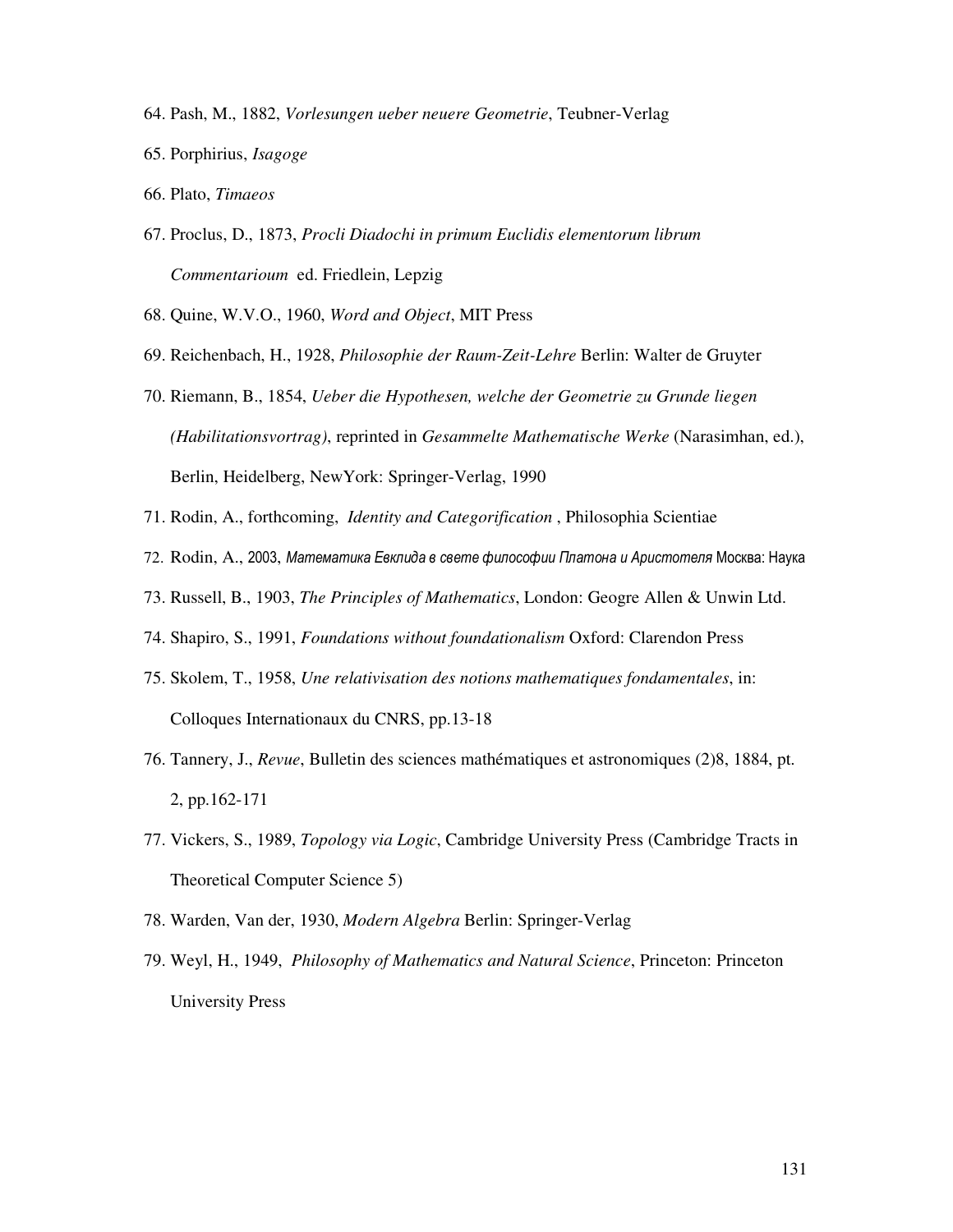64. Pash, M., 1882, *Vorlesungen ueber neuere Geometrie*, Teubner-Verlag

65. Porphirius, *Isagoge*

66. Plato, *Timaeos*

67. Proclus, D., 1873, *Procli Diadochi in primum Euclidis elementorum librum Commentarioum* ed. Friedlein, Lepzig

68. Quine, W.V.O., 1960, *Word and Object*, MIT Press

69. Reichenbach, H., 1928, *Philosophie der Raum-Zeit-Lehre* Berlin: Walter de Gruyter

70. Riemann, B., 1854, *Ueber die Hypothesen, welche der Geometrie zu Grunde liegen (Habilitationsvortrag)*, reprinted in *Gesammelte Mathematische Werke* (Narasimhan, ed.), Berlin, Heidelberg, NewYork: Springer-Verlag, 1990

71. Rodin, A., forthcoming, *Identity and Categorification* , Philosophia Scientiae

72. Rodin, A., 2003, *Математика Евклида в свете философии Платона и Аристотеля* Москва: Наука

73. Russell, B., 1903, *The Principles of Mathematics*, London: Geogre Allen & Unwin Ltd.

74. Shapiro, S., 1991, *Foundations without foundationalism* Oxford: Clarendon Press

75. Skolem, T., 1958, *Une relativisation des notions mathematiques fondamentales*, in: Colloques Internationaux du CNRS, pp.13-18

76. Tannery, J., *Revue*, Bulletin des sciences mathématiques et astronomiques (2)8, 1884, pt. 2, pp.162-171

77. Vickers, S., 1989, *Topology via Logic*, Cambridge University Press (Cambridge Tracts in Theoretical Computer Science 5)

78. Warden, Van der, 1930, *Modern Algebra* Berlin: Springer-Verlag

79. Weyl, H., 1949, *Philosophy of Mathematics and Natural Science*, Princeton: Princeton University Press